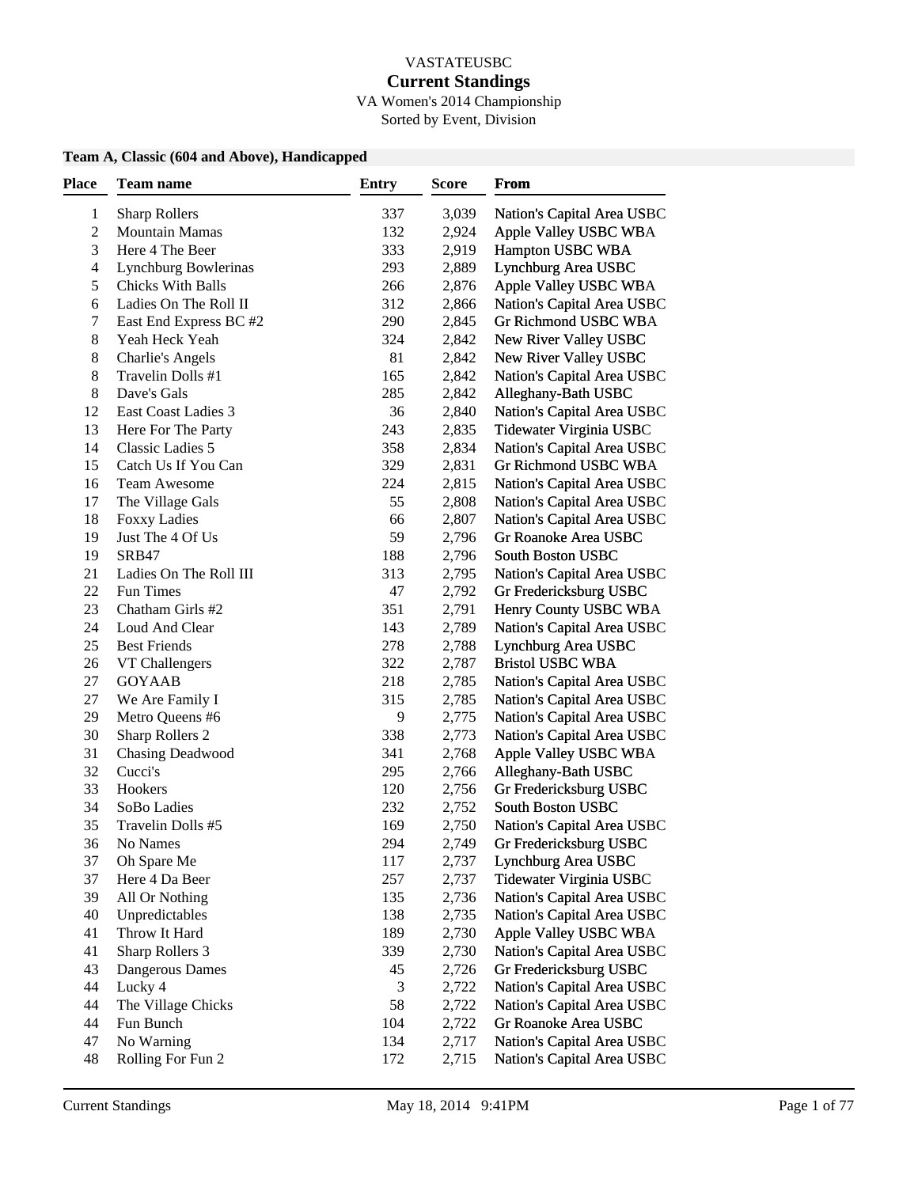VASTATEUSBC

# Current Standings

VA Women's 2014 Championship

Sorted by Event, Division

## Team A, Classic (604 and Above), Handicapped

| Place | Team name | Entry | Score | From |
|---|---|---|---|---|
| 1 | Sharp Rollers | 337 | 3,039 | Nation's Capital Area USBC |
| 2 | Mountain Mamas | 132 | 2,924 | Apple Valley USBC WBA |
| 3 | Here 4 The Beer | 333 | 2,919 | Hampton USBC WBA |
| 4 | Lynchburg Bowlerinas | 293 | 2,889 | Lynchburg Area USBC |
| 5 | Chicks With Balls | 266 | 2,876 | Apple Valley USBC WBA |
| 6 | Ladies On The Roll II | 312 | 2,866 | Nation's Capital Area USBC |
| 7 | East End Express BC #2 | 290 | 2,845 | Gr Richmond USBC WBA |
| 8 | Yeah Heck Yeah | 324 | 2,842 | New River Valley USBC |
| 8 | Charlie's Angels | 81 | 2,842 | New River Valley USBC |
| 8 | Travelin Dolls #1 | 165 | 2,842 | Nation's Capital Area USBC |
| 8 | Dave's Gals | 285 | 2,842 | Alleghany-Bath USBC |
| 12 | East Coast Ladies 3 | 36 | 2,840 | Nation's Capital Area USBC |
| 13 | Here For The Party | 243 | 2,835 | Tidewater Virginia USBC |
| 14 | Classic Ladies 5 | 358 | 2,834 | Nation's Capital Area USBC |
| 15 | Catch Us If You Can | 329 | 2,831 | Gr Richmond USBC WBA |
| 16 | Team Awesome | 224 | 2,815 | Nation's Capital Area USBC |
| 17 | The Village Gals | 55 | 2,808 | Nation's Capital Area USBC |
| 18 | Foxxy Ladies | 66 | 2,807 | Nation's Capital Area USBC |
| 19 | Just The 4 Of Us | 59 | 2,796 | Gr Roanoke Area USBC |
| 19 | SRB47 | 188 | 2,796 | South Boston USBC |
| 21 | Ladies On The Roll III | 313 | 2,795 | Nation's Capital Area USBC |
| 22 | Fun Times | 47 | 2,792 | Gr Fredericksburg USBC |
| 23 | Chatham Girls #2 | 351 | 2,791 | Henry County USBC WBA |
| 24 | Loud And Clear | 143 | 2,789 | Nation's Capital Area USBC |
| 25 | Best Friends | 278 | 2,788 | Lynchburg Area USBC |
| 26 | VT Challengers | 322 | 2,787 | Bristol USBC WBA |
| 27 | GOYAAB | 218 | 2,785 | Nation's Capital Area USBC |
| 27 | We Are Family I | 315 | 2,785 | Nation's Capital Area USBC |
| 29 | Metro Queens #6 | 9 | 2,775 | Nation's Capital Area USBC |
| 30 | Sharp Rollers 2 | 338 | 2,773 | Nation's Capital Area USBC |
| 31 | Chasing Deadwood | 341 | 2,768 | Apple Valley USBC WBA |
| 32 | Cucci's | 295 | 2,766 | Alleghany-Bath USBC |
| 33 | Hookers | 120 | 2,756 | Gr Fredericksburg USBC |
| 34 | SoBo Ladies | 232 | 2,752 | South Boston USBC |
| 35 | Travelin Dolls #5 | 169 | 2,750 | Nation's Capital Area USBC |
| 36 | No Names | 294 | 2,749 | Gr Fredericksburg USBC |
| 37 | Oh Spare Me | 117 | 2,737 | Lynchburg Area USBC |
| 37 | Here 4 Da Beer | 257 | 2,737 | Tidewater Virginia USBC |
| 39 | All Or Nothing | 135 | 2,736 | Nation's Capital Area USBC |
| 40 | Unpredictables | 138 | 2,735 | Nation's Capital Area USBC |
| 41 | Throw It Hard | 189 | 2,730 | Apple Valley USBC WBA |
| 41 | Sharp Rollers 3 | 339 | 2,730 | Nation's Capital Area USBC |
| 43 | Dangerous Dames | 45 | 2,726 | Gr Fredericksburg USBC |
| 44 | Lucky 4 | 3 | 2,722 | Nation's Capital Area USBC |
| 44 | The Village Chicks | 58 | 2,722 | Nation's Capital Area USBC |
| 44 | Fun Bunch | 104 | 2,722 | Gr Roanoke Area USBC |
| 47 | No Warning | 134 | 2,717 | Nation's Capital Area USBC |
| 48 | Rolling For Fun 2 | 172 | 2,715 | Nation's Capital Area USBC |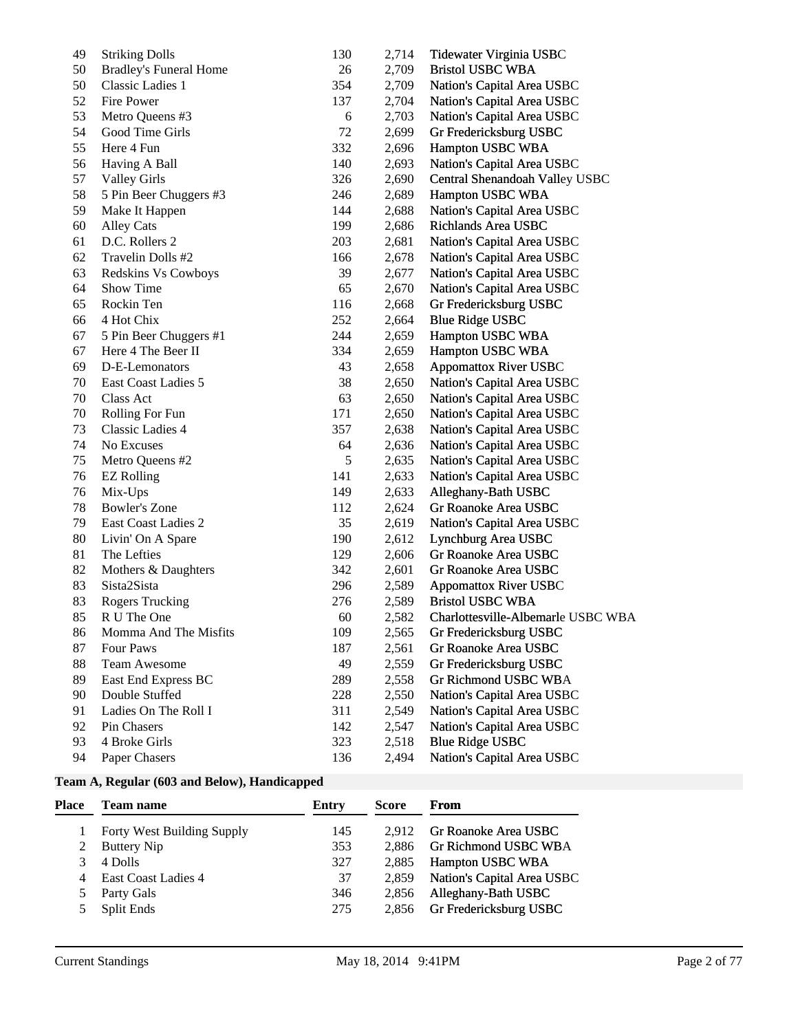| | | | | |
|---|---|---|---|---|
| 49 | Striking Dolls | 130 | 2,714 | Tidewater Virginia USBC |
| 50 | Bradley's Funeral Home | 26 | 2,709 | Bristol USBC WBA |
| 50 | Classic Ladies 1 | 354 | 2,709 | Nation's Capital Area USBC |
| 52 | Fire Power | 137 | 2,704 | Nation's Capital Area USBC |
| 53 | Metro Queens #3 | 6 | 2,703 | Nation's Capital Area USBC |
| 54 | Good Time Girls | 72 | 2,699 | Gr Fredericksburg USBC |
| 55 | Here 4 Fun | 332 | 2,696 | Hampton USBC WBA |
| 56 | Having A Ball | 140 | 2,693 | Nation's Capital Area USBC |
| 57 | Valley Girls | 326 | 2,690 | Central Shenandoah Valley USBC |
| 58 | 5 Pin Beer Chuggers #3 | 246 | 2,689 | Hampton USBC WBA |
| 59 | Make It Happen | 144 | 2,688 | Nation's Capital Area USBC |
| 60 | Alley Cats | 199 | 2,686 | Richlands Area USBC |
| 61 | D.C. Rollers 2 | 203 | 2,681 | Nation's Capital Area USBC |
| 62 | Travelin Dolls #2 | 166 | 2,678 | Nation's Capital Area USBC |
| 63 | Redskins Vs Cowboys | 39 | 2,677 | Nation's Capital Area USBC |
| 64 | Show Time | 65 | 2,670 | Nation's Capital Area USBC |
| 65 | Rockin Ten | 116 | 2,668 | Gr Fredericksburg USBC |
| 66 | 4 Hot Chix | 252 | 2,664 | Blue Ridge USBC |
| 67 | 5 Pin Beer Chuggers #1 | 244 | 2,659 | Hampton USBC WBA |
| 67 | Here 4 The Beer II | 334 | 2,659 | Hampton USBC WBA |
| 69 | D-E-Lemonators | 43 | 2,658 | Appomattox River USBC |
| 70 | East Coast Ladies 5 | 38 | 2,650 | Nation's Capital Area USBC |
| 70 | Class Act | 63 | 2,650 | Nation's Capital Area USBC |
| 70 | Rolling For Fun | 171 | 2,650 | Nation's Capital Area USBC |
| 73 | Classic Ladies 4 | 357 | 2,638 | Nation's Capital Area USBC |
| 74 | No Excuses | 64 | 2,636 | Nation's Capital Area USBC |
| 75 | Metro Queens #2 | 5 | 2,635 | Nation's Capital Area USBC |
| 76 | EZ Rolling | 141 | 2,633 | Nation's Capital Area USBC |
| 76 | Mix-Ups | 149 | 2,633 | Alleghany-Bath USBC |
| 78 | Bowler's Zone | 112 | 2,624 | Gr Roanoke Area USBC |
| 79 | East Coast Ladies 2 | 35 | 2,619 | Nation's Capital Area USBC |
| 80 | Livin' On A Spare | 190 | 2,612 | Lynchburg Area USBC |
| 81 | The Lefties | 129 | 2,606 | Gr Roanoke Area USBC |
| 82 | Mothers & Daughters | 342 | 2,601 | Gr Roanoke Area USBC |
| 83 | Sista2Sista | 296 | 2,589 | Appomattox River USBC |
| 83 | Rogers Trucking | 276 | 2,589 | Bristol USBC WBA |
| 85 | R U The One | 60 | 2,582 | Charlottesville-Albemarle USBC WBA |
| 86 | Momma And The Misfits | 109 | 2,565 | Gr Fredericksburg USBC |
| 87 | Four Paws | 187 | 2,561 | Gr Roanoke Area USBC |
| 88 | Team Awesome | 49 | 2,559 | Gr Fredericksburg USBC |
| 89 | East End Express BC | 289 | 2,558 | Gr Richmond USBC WBA |
| 90 | Double Stuffed | 228 | 2,550 | Nation's Capital Area USBC |
| 91 | Ladies On The Roll I | 311 | 2,549 | Nation's Capital Area USBC |
| 92 | Pin Chasers | 142 | 2,547 | Nation's Capital Area USBC |
| 93 | 4 Broke Girls | 323 | 2,518 | Blue Ridge USBC |
| 94 | Paper Chasers | 136 | 2,494 | Nation's Capital Area USBC |

### Team A, Regular (603 and Below), Handicapped

| Place | Team name | Entry | Score | From |
|---|---|---|---|---|
| 1 | Forty West Building Supply | 145 | 2,912 | Gr Roanoke Area USBC |
| 2 | Buttery Nip | 353 | 2,886 | Gr Richmond USBC WBA |
| 3 | 4 Dolls | 327 | 2,885 | Hampton USBC WBA |
| 4 | East Coast Ladies 4 | 37 | 2,859 | Nation's Capital Area USBC |
| 5 | Party Gals | 346 | 2,856 | Alleghany-Bath USBC |
| 5 | Split Ends | 275 | 2,856 | Gr Fredericksburg USBC |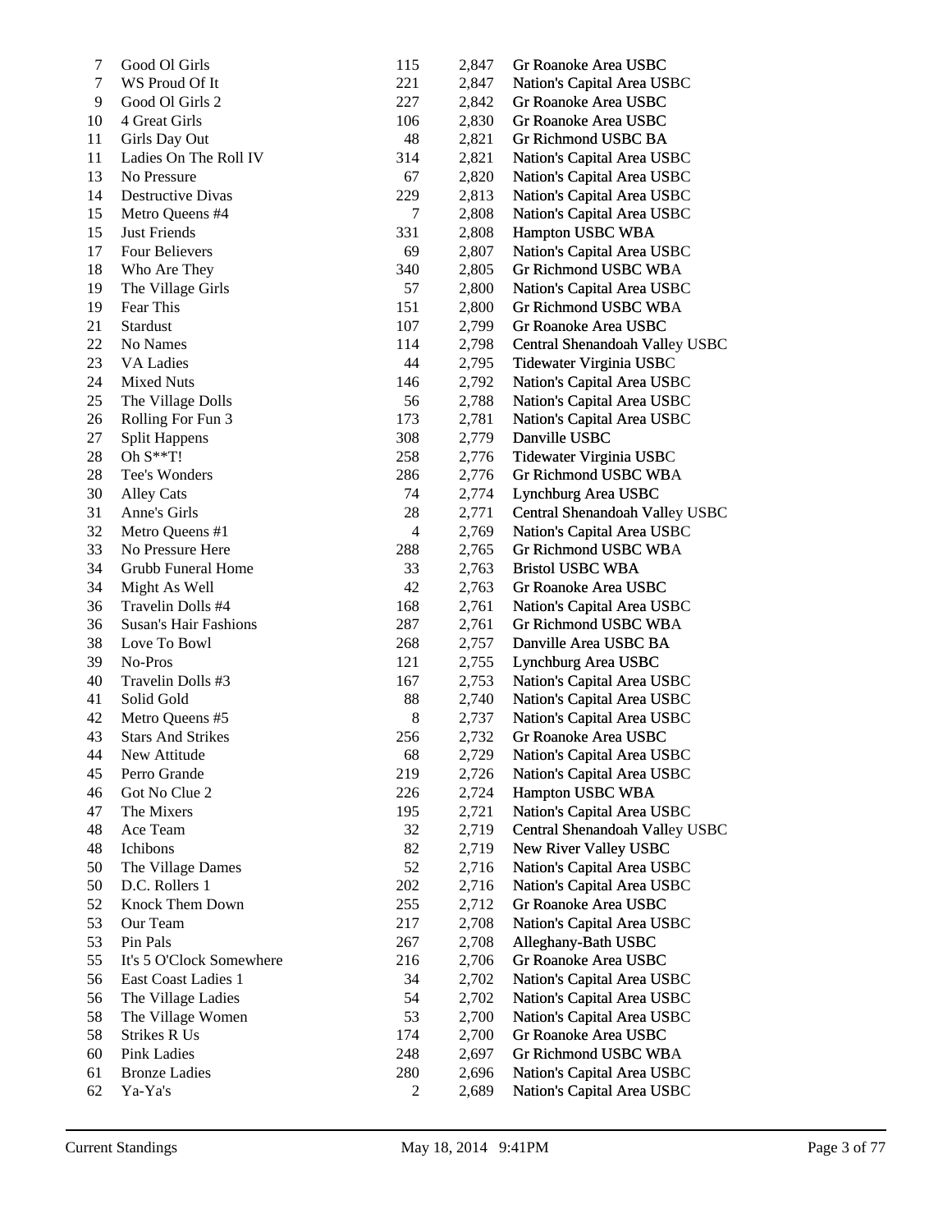| | | | | |
|---|---|---|---|---|
| 7 | Good Ol Girls | 115 | 2,847 | Gr Roanoke Area USBC |
| 7 | WS Proud Of It | 221 | 2,847 | Nation's Capital Area USBC |
| 9 | Good Ol Girls 2 | 227 | 2,842 | Gr Roanoke Area USBC |
| 10 | 4 Great Girls | 106 | 2,830 | Gr Roanoke Area USBC |
| 11 | Girls Day Out | 48 | 2,821 | Gr Richmond USBC BA |
| 11 | Ladies On The Roll IV | 314 | 2,821 | Nation's Capital Area USBC |
| 13 | No Pressure | 67 | 2,820 | Nation's Capital Area USBC |
| 14 | Destructive Divas | 229 | 2,813 | Nation's Capital Area USBC |
| 15 | Metro Queens #4 | 7 | 2,808 | Nation's Capital Area USBC |
| 15 | Just Friends | 331 | 2,808 | Hampton USBC WBA |
| 17 | Four Believers | 69 | 2,807 | Nation's Capital Area USBC |
| 18 | Who Are They | 340 | 2,805 | Gr Richmond USBC WBA |
| 19 | The Village Girls | 57 | 2,800 | Nation's Capital Area USBC |
| 19 | Fear This | 151 | 2,800 | Gr Richmond USBC WBA |
| 21 | Stardust | 107 | 2,799 | Gr Roanoke Area USBC |
| 22 | No Names | 114 | 2,798 | Central Shenandoah Valley USBC |
| 23 | VA Ladies | 44 | 2,795 | Tidewater Virginia USBC |
| 24 | Mixed Nuts | 146 | 2,792 | Nation's Capital Area USBC |
| 25 | The Village Dolls | 56 | 2,788 | Nation's Capital Area USBC |
| 26 | Rolling For Fun 3 | 173 | 2,781 | Nation's Capital Area USBC |
| 27 | Split Happens | 308 | 2,779 | Danville USBC |
| 28 | Oh S**T! | 258 | 2,776 | Tidewater Virginia USBC |
| 28 | Tee's Wonders | 286 | 2,776 | Gr Richmond USBC WBA |
| 30 | Alley Cats | 74 | 2,774 | Lynchburg Area USBC |
| 31 | Anne's Girls | 28 | 2,771 | Central Shenandoah Valley USBC |
| 32 | Metro Queens #1 | 4 | 2,769 | Nation's Capital Area USBC |
| 33 | No Pressure Here | 288 | 2,765 | Gr Richmond USBC WBA |
| 34 | Grubb Funeral Home | 33 | 2,763 | Bristol USBC WBA |
| 34 | Might As Well | 42 | 2,763 | Gr Roanoke Area USBC |
| 36 | Travelin Dolls #4 | 168 | 2,761 | Nation's Capital Area USBC |
| 36 | Susan's Hair Fashions | 287 | 2,761 | Gr Richmond USBC WBA |
| 38 | Love To Bowl | 268 | 2,757 | Danville Area USBC BA |
| 39 | No-Pros | 121 | 2,755 | Lynchburg Area USBC |
| 40 | Travelin Dolls #3 | 167 | 2,753 | Nation's Capital Area USBC |
| 41 | Solid Gold | 88 | 2,740 | Nation's Capital Area USBC |
| 42 | Metro Queens #5 | 8 | 2,737 | Nation's Capital Area USBC |
| 43 | Stars And Strikes | 256 | 2,732 | Gr Roanoke Area USBC |
| 44 | New Attitude | 68 | 2,729 | Nation's Capital Area USBC |
| 45 | Perro Grande | 219 | 2,726 | Nation's Capital Area USBC |
| 46 | Got No Clue 2 | 226 | 2,724 | Hampton USBC WBA |
| 47 | The Mixers | 195 | 2,721 | Nation's Capital Area USBC |
| 48 | Ace Team | 32 | 2,719 | Central Shenandoah Valley USBC |
| 48 | Ichibons | 82 | 2,719 | New River Valley USBC |
| 50 | The Village Dames | 52 | 2,716 | Nation's Capital Area USBC |
| 50 | D.C. Rollers 1 | 202 | 2,716 | Nation's Capital Area USBC |
| 52 | Knock Them Down | 255 | 2,712 | Gr Roanoke Area USBC |
| 53 | Our Team | 217 | 2,708 | Nation's Capital Area USBC |
| 53 | Pin Pals | 267 | 2,708 | Alleghany-Bath USBC |
| 55 | It's 5 O'Clock Somewhere | 216 | 2,706 | Gr Roanoke Area USBC |
| 56 | East Coast Ladies 1 | 34 | 2,702 | Nation's Capital Area USBC |
| 56 | The Village Ladies | 54 | 2,702 | Nation's Capital Area USBC |
| 58 | The Village Women | 53 | 2,700 | Nation's Capital Area USBC |
| 58 | Strikes R Us | 174 | 2,700 | Gr Roanoke Area USBC |
| 60 | Pink Ladies | 248 | 2,697 | Gr Richmond USBC WBA |
| 61 | Bronze Ladies | 280 | 2,696 | Nation's Capital Area USBC |
| 62 | Ya-Ya's | 2 | 2,689 | Nation's Capital Area USBC |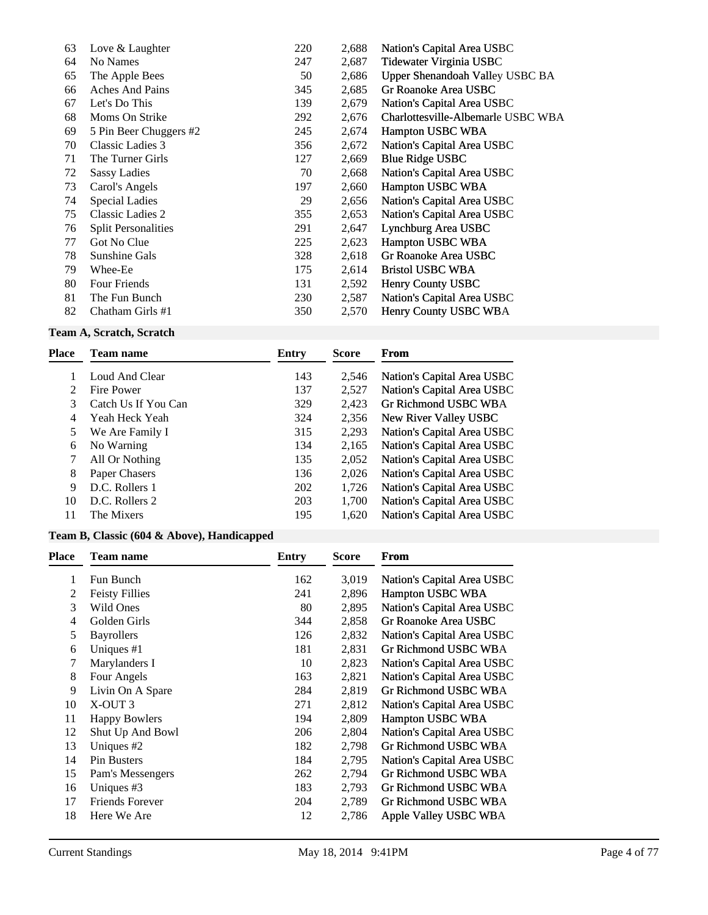| Place | Team name | Entry | Score | From |
|---|---|---|---|---|
| 63 | Love & Laughter | 220 | 2,688 | Nation's Capital Area USBC |
| 64 | No Names | 247 | 2,687 | Tidewater Virginia USBC |
| 65 | The Apple Bees | 50 | 2,686 | Upper Shenandoah Valley USBC BA |
| 66 | Aches And Pains | 345 | 2,685 | Gr Roanoke Area USBC |
| 67 | Let's Do This | 139 | 2,679 | Nation's Capital Area USBC |
| 68 | Moms On Strike | 292 | 2,676 | Charlottesville-Albemarle USBC WBA |
| 69 | 5 Pin Beer Chuggers #2 | 245 | 2,674 | Hampton USBC WBA |
| 70 | Classic Ladies 3 | 356 | 2,672 | Nation's Capital Area USBC |
| 71 | The Turner Girls | 127 | 2,669 | Blue Ridge USBC |
| 72 | Sassy Ladies | 70 | 2,668 | Nation's Capital Area USBC |
| 73 | Carol's Angels | 197 | 2,660 | Hampton USBC WBA |
| 74 | Special Ladies | 29 | 2,656 | Nation's Capital Area USBC |
| 75 | Classic Ladies 2 | 355 | 2,653 | Nation's Capital Area USBC |
| 76 | Split Personalities | 291 | 2,647 | Lynchburg Area USBC |
| 77 | Got No Clue | 225 | 2,623 | Hampton USBC WBA |
| 78 | Sunshine Gals | 328 | 2,618 | Gr Roanoke Area USBC |
| 79 | Whee-Ee | 175 | 2,614 | Bristol USBC WBA |
| 80 | Four Friends | 131 | 2,592 | Henry County USBC |
| 81 | The Fun Bunch | 230 | 2,587 | Nation's Capital Area USBC |
| 82 | Chatham Girls #1 | 350 | 2,570 | Henry County USBC WBA |

### Team A, Scratch, Scratch

| Place | Team name | Entry | Score | From |
|---|---|---|---|---|
| 1 | Loud And Clear | 143 | 2,546 | Nation's Capital Area USBC |
| 2 | Fire Power | 137 | 2,527 | Nation's Capital Area USBC |
| 3 | Catch Us If You Can | 329 | 2,423 | Gr Richmond USBC WBA |
| 4 | Yeah Heck Yeah | 324 | 2,356 | New River Valley USBC |
| 5 | We Are Family I | 315 | 2,293 | Nation's Capital Area USBC |
| 6 | No Warning | 134 | 2,165 | Nation's Capital Area USBC |
| 7 | All Or Nothing | 135 | 2,052 | Nation's Capital Area USBC |
| 8 | Paper Chasers | 136 | 2,026 | Nation's Capital Area USBC |
| 9 | D.C. Rollers 1 | 202 | 1,726 | Nation's Capital Area USBC |
| 10 | D.C. Rollers 2 | 203 | 1,700 | Nation's Capital Area USBC |
| 11 | The Mixers | 195 | 1,620 | Nation's Capital Area USBC |

### Team B, Classic (604 & Above), Handicapped

| Place | Team name | Entry | Score | From |
|---|---|---|---|---|
| 1 | Fun Bunch | 162 | 3,019 | Nation's Capital Area USBC |
| 2 | Feisty Fillies | 241 | 2,896 | Hampton USBC WBA |
| 3 | Wild Ones | 80 | 2,895 | Nation's Capital Area USBC |
| 4 | Golden Girls | 344 | 2,858 | Gr Roanoke Area USBC |
| 5 | Bayrollers | 126 | 2,832 | Nation's Capital Area USBC |
| 6 | Uniques #1 | 181 | 2,831 | Gr Richmond USBC WBA |
| 7 | Marylanders I | 10 | 2,823 | Nation's Capital Area USBC |
| 8 | Four Angels | 163 | 2,821 | Nation's Capital Area USBC |
| 9 | Livin On A Spare | 284 | 2,819 | Gr Richmond USBC WBA |
| 10 | X-OUT 3 | 271 | 2,812 | Nation's Capital Area USBC |
| 11 | Happy Bowlers | 194 | 2,809 | Hampton USBC WBA |
| 12 | Shut Up And Bowl | 206 | 2,804 | Nation's Capital Area USBC |
| 13 | Uniques #2 | 182 | 2,798 | Gr Richmond USBC WBA |
| 14 | Pin Busters | 184 | 2,795 | Nation's Capital Area USBC |
| 15 | Pam's Messengers | 262 | 2,794 | Gr Richmond USBC WBA |
| 16 | Uniques #3 | 183 | 2,793 | Gr Richmond USBC WBA |
| 17 | Friends Forever | 204 | 2,789 | Gr Richmond USBC WBA |
| 18 | Here We Are | 12 | 2,786 | Apple Valley USBC WBA |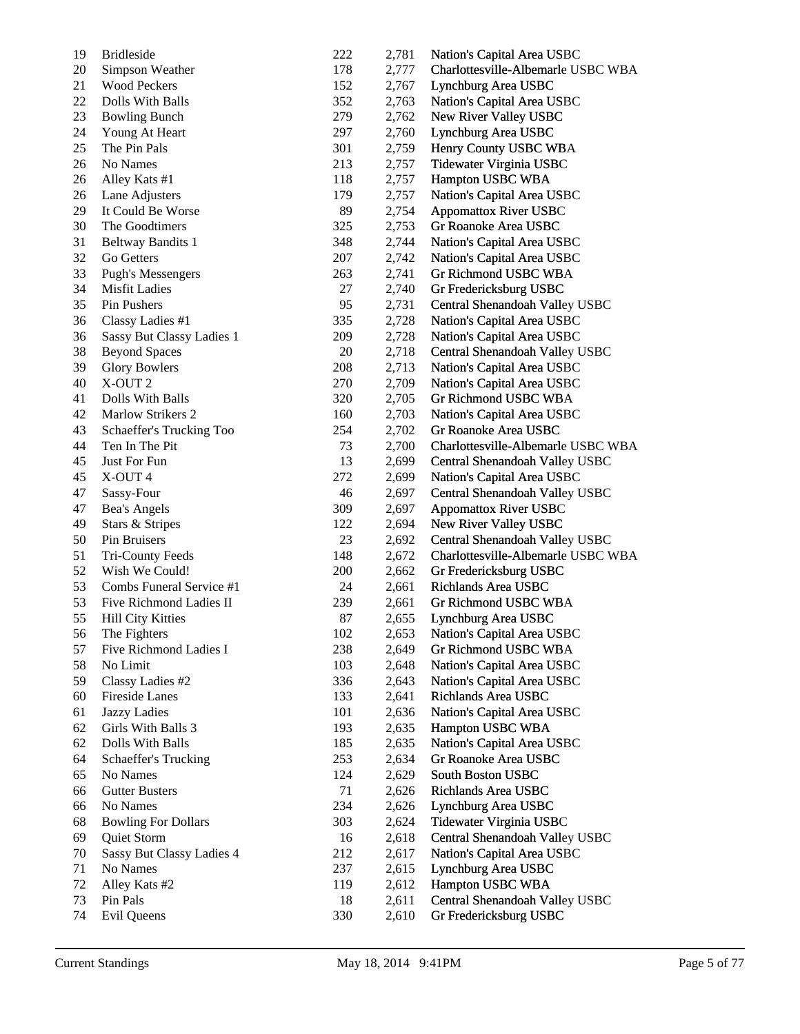| | | | | |
|---|---|---|---|---|
| 19 | Bridleside | 222 | 2,781 | Nation's Capital Area USBC |
| 20 | Simpson Weather | 178 | 2,777 | Charlottesville-Albemarle USBC WBA |
| 21 | Wood Peckers | 152 | 2,767 | Lynchburg Area USBC |
| 22 | Dolls With Balls | 352 | 2,763 | Nation's Capital Area USBC |
| 23 | Bowling Bunch | 279 | 2,762 | New River Valley USBC |
| 24 | Young At Heart | 297 | 2,760 | Lynchburg Area USBC |
| 25 | The Pin Pals | 301 | 2,759 | Henry County USBC WBA |
| 26 | No Names | 213 | 2,757 | Tidewater Virginia USBC |
| 26 | Alley Kats #1 | 118 | 2,757 | Hampton USBC WBA |
| 26 | Lane Adjusters | 179 | 2,757 | Nation's Capital Area USBC |
| 29 | It Could Be Worse | 89 | 2,754 | Appomattox River USBC |
| 30 | The Goodtimers | 325 | 2,753 | Gr Roanoke Area USBC |
| 31 | Beltway Bandits 1 | 348 | 2,744 | Nation's Capital Area USBC |
| 32 | Go Getters | 207 | 2,742 | Nation's Capital Area USBC |
| 33 | Pugh's Messengers | 263 | 2,741 | Gr Richmond USBC WBA |
| 34 | Misfit Ladies | 27 | 2,740 | Gr Fredericksburg USBC |
| 35 | Pin Pushers | 95 | 2,731 | Central Shenandoah Valley USBC |
| 36 | Classy Ladies #1 | 335 | 2,728 | Nation's Capital Area USBC |
| 36 | Sassy But Classy Ladies 1 | 209 | 2,728 | Nation's Capital Area USBC |
| 38 | Beyond Spaces | 20 | 2,718 | Central Shenandoah Valley USBC |
| 39 | Glory Bowlers | 208 | 2,713 | Nation's Capital Area USBC |
| 40 | X-OUT 2 | 270 | 2,709 | Nation's Capital Area USBC |
| 41 | Dolls With Balls | 320 | 2,705 | Gr Richmond USBC WBA |
| 42 | Marlow Strikers 2 | 160 | 2,703 | Nation's Capital Area USBC |
| 43 | Schaeffer's Trucking Too | 254 | 2,702 | Gr Roanoke Area USBC |
| 44 | Ten In The Pit | 73 | 2,700 | Charlottesville-Albemarle USBC WBA |
| 45 | Just For Fun | 13 | 2,699 | Central Shenandoah Valley USBC |
| 45 | X-OUT 4 | 272 | 2,699 | Nation's Capital Area USBC |
| 47 | Sassy-Four | 46 | 2,697 | Central Shenandoah Valley USBC |
| 47 | Bea's Angels | 309 | 2,697 | Appomattox River USBC |
| 49 | Stars & Stripes | 122 | 2,694 | New River Valley USBC |
| 50 | Pin Bruisers | 23 | 2,692 | Central Shenandoah Valley USBC |
| 51 | Tri-County Feeds | 148 | 2,672 | Charlottesville-Albemarle USBC WBA |
| 52 | Wish We Could! | 200 | 2,662 | Gr Fredericksburg USBC |
| 53 | Combs Funeral Service #1 | 24 | 2,661 | Richlands Area USBC |
| 53 | Five Richmond Ladies II | 239 | 2,661 | Gr Richmond USBC WBA |
| 55 | Hill City Kitties | 87 | 2,655 | Lynchburg Area USBC |
| 56 | The Fighters | 102 | 2,653 | Nation's Capital Area USBC |
| 57 | Five Richmond Ladies I | 238 | 2,649 | Gr Richmond USBC WBA |
| 58 | No Limit | 103 | 2,648 | Nation's Capital Area USBC |
| 59 | Classy Ladies #2 | 336 | 2,643 | Nation's Capital Area USBC |
| 60 | Fireside Lanes | 133 | 2,641 | Richlands Area USBC |
| 61 | Jazzy Ladies | 101 | 2,636 | Nation's Capital Area USBC |
| 62 | Girls With Balls 3 | 193 | 2,635 | Hampton USBC WBA |
| 62 | Dolls With Balls | 185 | 2,635 | Nation's Capital Area USBC |
| 64 | Schaeffer's Trucking | 253 | 2,634 | Gr Roanoke Area USBC |
| 65 | No Names | 124 | 2,629 | South Boston USBC |
| 66 | Gutter Busters | 71 | 2,626 | Richlands Area USBC |
| 66 | No Names | 234 | 2,626 | Lynchburg Area USBC |
| 68 | Bowling For Dollars | 303 | 2,624 | Tidewater Virginia USBC |
| 69 | Quiet Storm | 16 | 2,618 | Central Shenandoah Valley USBC |
| 70 | Sassy But Classy Ladies 4 | 212 | 2,617 | Nation's Capital Area USBC |
| 71 | No Names | 237 | 2,615 | Lynchburg Area USBC |
| 72 | Alley Kats #2 | 119 | 2,612 | Hampton USBC WBA |
| 73 | Pin Pals | 18 | 2,611 | Central Shenandoah Valley USBC |
| 74 | Evil Queens | 330 | 2,610 | Gr Fredericksburg USBC |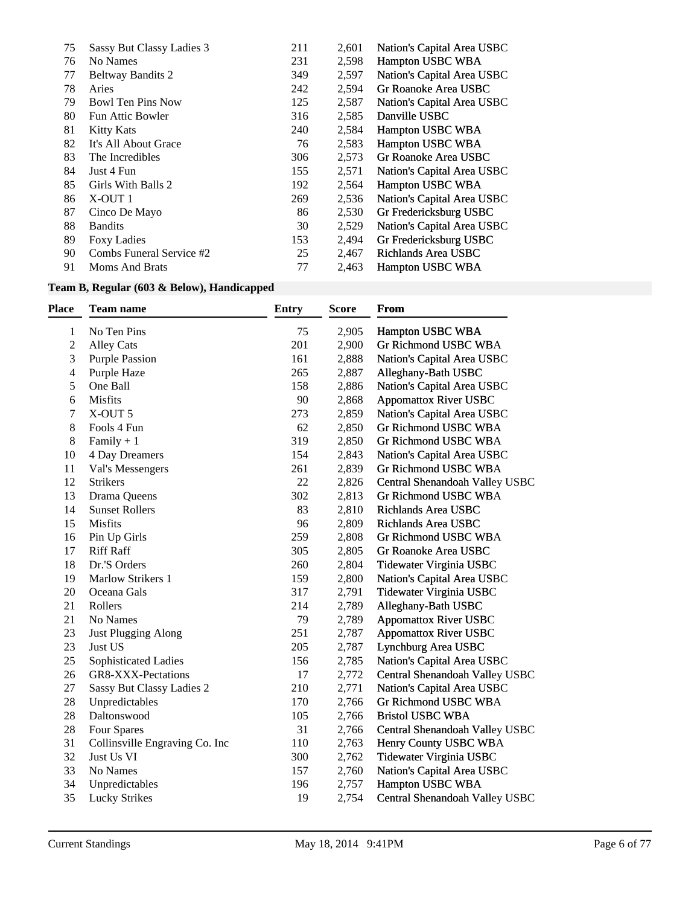| | | | | |
|---|---|---|---|---|
| 75 | Sassy But Classy Ladies 3 | 211 | 2,601 | Nation's Capital Area USBC |
| 76 | No Names | 231 | 2,598 | Hampton USBC WBA |
| 77 | Beltway Bandits 2 | 349 | 2,597 | Nation's Capital Area USBC |
| 78 | Aries | 242 | 2,594 | Gr Roanoke Area USBC |
| 79 | Bowl Ten Pins Now | 125 | 2,587 | Nation's Capital Area USBC |
| 80 | Fun Attic Bowler | 316 | 2,585 | Danville USBC |
| 81 | Kitty Kats | 240 | 2,584 | Hampton USBC WBA |
| 82 | It's All About Grace | 76 | 2,583 | Hampton USBC WBA |
| 83 | The Incredibles | 306 | 2,573 | Gr Roanoke Area USBC |
| 84 | Just 4 Fun | 155 | 2,571 | Nation's Capital Area USBC |
| 85 | Girls With Balls 2 | 192 | 2,564 | Hampton USBC WBA |
| 86 | X-OUT 1 | 269 | 2,536 | Nation's Capital Area USBC |
| 87 | Cinco De Mayo | 86 | 2,530 | Gr Fredericksburg USBC |
| 88 | Bandits | 30 | 2,529 | Nation's Capital Area USBC |
| 89 | Foxy Ladies | 153 | 2,494 | Gr Fredericksburg USBC |
| 90 | Combs Funeral Service #2 | 25 | 2,467 | Richlands Area USBC |
| 91 | Moms And Brats | 77 | 2,463 | Hampton USBC WBA |

**Team B, Regular (603 & Below), Handicapped**

| Place | Team name | Entry | Score | From |
|---|---|---|---|---|
| 1 | No Ten Pins | 75 | 2,905 | Hampton USBC WBA |
| 2 | Alley Cats | 201 | 2,900 | Gr Richmond USBC WBA |
| 3 | Purple Passion | 161 | 2,888 | Nation's Capital Area USBC |
| 4 | Purple Haze | 265 | 2,887 | Alleghany-Bath USBC |
| 5 | One Ball | 158 | 2,886 | Nation's Capital Area USBC |
| 6 | Misfits | 90 | 2,868 | Appomattox River USBC |
| 7 | X-OUT 5 | 273 | 2,859 | Nation's Capital Area USBC |
| 8 | Fools 4 Fun | 62 | 2,850 | Gr Richmond USBC WBA |
| 8 | Family + 1 | 319 | 2,850 | Gr Richmond USBC WBA |
| 10 | 4 Day Dreamers | 154 | 2,843 | Nation's Capital Area USBC |
| 11 | Val's Messengers | 261 | 2,839 | Gr Richmond USBC WBA |
| 12 | Strikers | 22 | 2,826 | Central Shenandoah Valley USBC |
| 13 | Drama Queens | 302 | 2,813 | Gr Richmond USBC WBA |
| 14 | Sunset Rollers | 83 | 2,810 | Richlands Area USBC |
| 15 | Misfits | 96 | 2,809 | Richlands Area USBC |
| 16 | Pin Up Girls | 259 | 2,808 | Gr Richmond USBC WBA |
| 17 | Riff Raff | 305 | 2,805 | Gr Roanoke Area USBC |
| 18 | Dr.'S Orders | 260 | 2,804 | Tidewater Virginia USBC |
| 19 | Marlow Strikers 1 | 159 | 2,800 | Nation's Capital Area USBC |
| 20 | Oceana Gals | 317 | 2,791 | Tidewater Virginia USBC |
| 21 | Rollers | 214 | 2,789 | Alleghany-Bath USBC |
| 21 | No Names | 79 | 2,789 | Appomattox River USBC |
| 23 | Just Plugging Along | 251 | 2,787 | Appomattox River USBC |
| 23 | Just US | 205 | 2,787 | Lynchburg Area USBC |
| 25 | Sophisticated Ladies | 156 | 2,785 | Nation's Capital Area USBC |
| 26 | GR8-XXX-Pectations | 17 | 2,772 | Central Shenandoah Valley USBC |
| 27 | Sassy But Classy Ladies 2 | 210 | 2,771 | Nation's Capital Area USBC |
| 28 | Unpredictables | 170 | 2,766 | Gr Richmond USBC WBA |
| 28 | Daltonswood | 105 | 2,766 | Bristol USBC WBA |
| 28 | Four Spares | 31 | 2,766 | Central Shenandoah Valley USBC |
| 31 | Collinsville Engraving Co. Inc | 110 | 2,763 | Henry County USBC WBA |
| 32 | Just Us VI | 300 | 2,762 | Tidewater Virginia USBC |
| 33 | No Names | 157 | 2,760 | Nation's Capital Area USBC |
| 34 | Unpredictables | 196 | 2,757 | Hampton USBC WBA |
| 35 | Lucky Strikes | 19 | 2,754 | Central Shenandoah Valley USBC |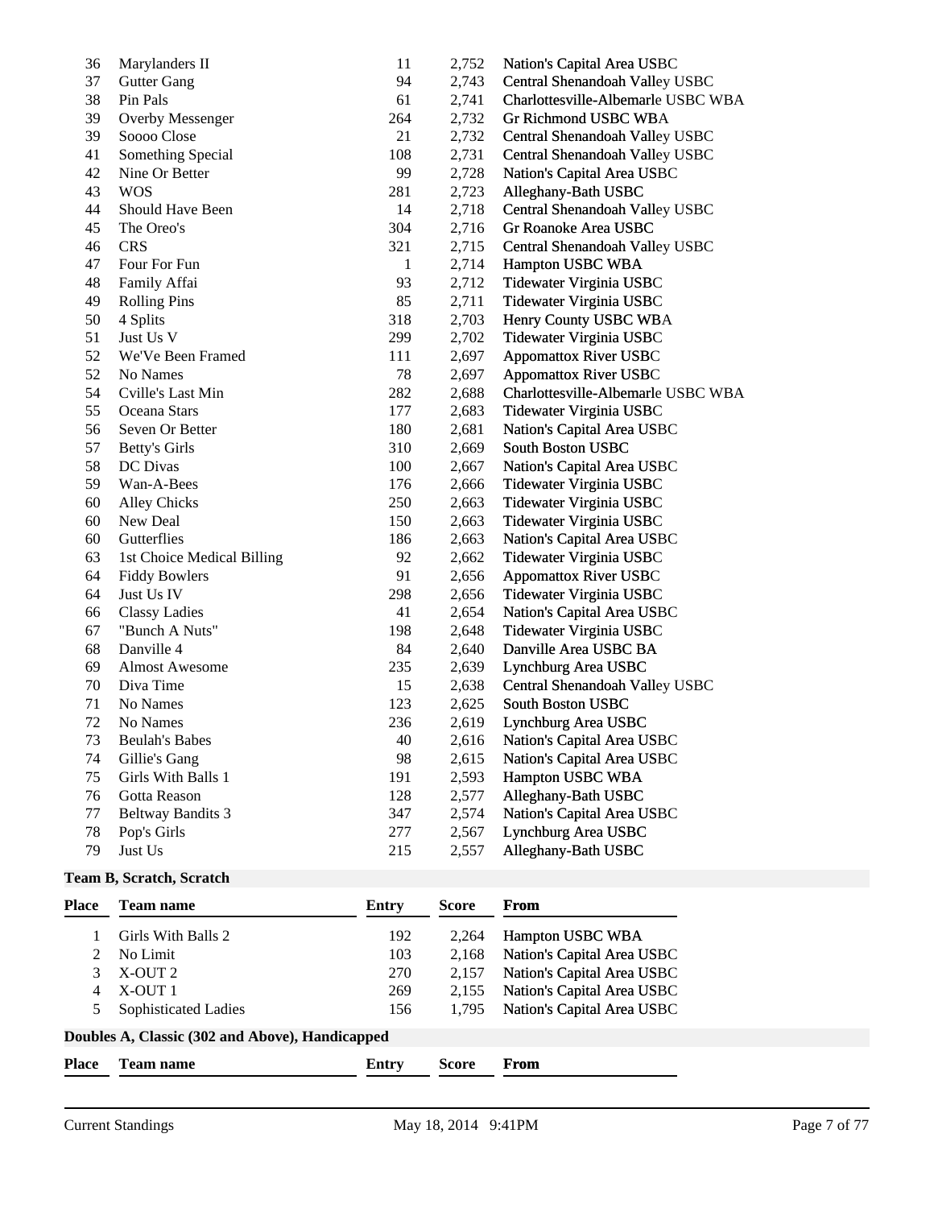| Place | Team name | Entry | Score | From |
|---|---|---|---|---|
| 36 | Marylanders II | 11 | 2,752 | Nation's Capital Area USBC |
| 37 | Gutter Gang | 94 | 2,743 | Central Shenandoah Valley USBC |
| 38 | Pin Pals | 61 | 2,741 | Charlottesville-Albemarle USBC WBA |
| 39 | Overby Messenger | 264 | 2,732 | Gr Richmond USBC WBA |
| 39 | Soooo Close | 21 | 2,732 | Central Shenandoah Valley USBC |
| 41 | Something Special | 108 | 2,731 | Central Shenandoah Valley USBC |
| 42 | Nine Or Better | 99 | 2,728 | Nation's Capital Area USBC |
| 43 | WOS | 281 | 2,723 | Alleghany-Bath USBC |
| 44 | Should Have Been | 14 | 2,718 | Central Shenandoah Valley USBC |
| 45 | The Oreo's | 304 | 2,716 | Gr Roanoke Area USBC |
| 46 | CRS | 321 | 2,715 | Central Shenandoah Valley USBC |
| 47 | Four For Fun | 1 | 2,714 | Hampton USBC WBA |
| 48 | Family Affai | 93 | 2,712 | Tidewater Virginia USBC |
| 49 | Rolling Pins | 85 | 2,711 | Tidewater Virginia USBC |
| 50 | 4 Splits | 318 | 2,703 | Henry County USBC WBA |
| 51 | Just Us V | 299 | 2,702 | Tidewater Virginia USBC |
| 52 | We'Ve Been Framed | 111 | 2,697 | Appomattox River USBC |
| 52 | No Names | 78 | 2,697 | Appomattox River USBC |
| 54 | Cville's Last Min | 282 | 2,688 | Charlottesville-Albemarle USBC WBA |
| 55 | Oceana Stars | 177 | 2,683 | Tidewater Virginia USBC |
| 56 | Seven Or Better | 180 | 2,681 | Nation's Capital Area USBC |
| 57 | Betty's Girls | 310 | 2,669 | South Boston USBC |
| 58 | DC Divas | 100 | 2,667 | Nation's Capital Area USBC |
| 59 | Wan-A-Bees | 176 | 2,666 | Tidewater Virginia USBC |
| 60 | Alley Chicks | 250 | 2,663 | Tidewater Virginia USBC |
| 60 | New Deal | 150 | 2,663 | Tidewater Virginia USBC |
| 60 | Gutterflies | 186 | 2,663 | Nation's Capital Area USBC |
| 63 | 1st Choice Medical Billing | 92 | 2,662 | Tidewater Virginia USBC |
| 64 | Fiddy Bowlers | 91 | 2,656 | Appomattox River USBC |
| 64 | Just Us IV | 298 | 2,656 | Tidewater Virginia USBC |
| 66 | Classy Ladies | 41 | 2,654 | Nation's Capital Area USBC |
| 67 | "Bunch A Nuts" | 198 | 2,648 | Tidewater Virginia USBC |
| 68 | Danville 4 | 84 | 2,640 | Danville Area USBC BA |
| 69 | Almost Awesome | 235 | 2,639 | Lynchburg Area USBC |
| 70 | Diva Time | 15 | 2,638 | Central Shenandoah Valley USBC |
| 71 | No Names | 123 | 2,625 | South Boston USBC |
| 72 | No Names | 236 | 2,619 | Lynchburg Area USBC |
| 73 | Beulah's Babes | 40 | 2,616 | Nation's Capital Area USBC |
| 74 | Gillie's Gang | 98 | 2,615 | Nation's Capital Area USBC |
| 75 | Girls With Balls 1 | 191 | 2,593 | Hampton USBC WBA |
| 76 | Gotta Reason | 128 | 2,577 | Alleghany-Bath USBC |
| 77 | Beltway Bandits 3 | 347 | 2,574 | Nation's Capital Area USBC |
| 78 | Pop's Girls | 277 | 2,567 | Lynchburg Area USBC |
| 79 | Just Us | 215 | 2,557 | Alleghany-Bath USBC |

### Team B, Scratch, Scratch

| Place | Team name | Entry | Score | From |
|---|---|---|---|---|
| 1 | Girls With Balls 2 | 192 | 2,264 | Hampton USBC WBA |
| 2 | No Limit | 103 | 2,168 | Nation's Capital Area USBC |
| 3 | X-OUT 2 | 270 | 2,157 | Nation's Capital Area USBC |
| 4 | X-OUT 1 | 269 | 2,155 | Nation's Capital Area USBC |
| 5 | Sophisticated Ladies | 156 | 1,795 | Nation's Capital Area USBC |

### Doubles A, Classic (302 and Above), Handicapped

| Place | Team name | Entry | Score | From |
|---|---|---|---|---|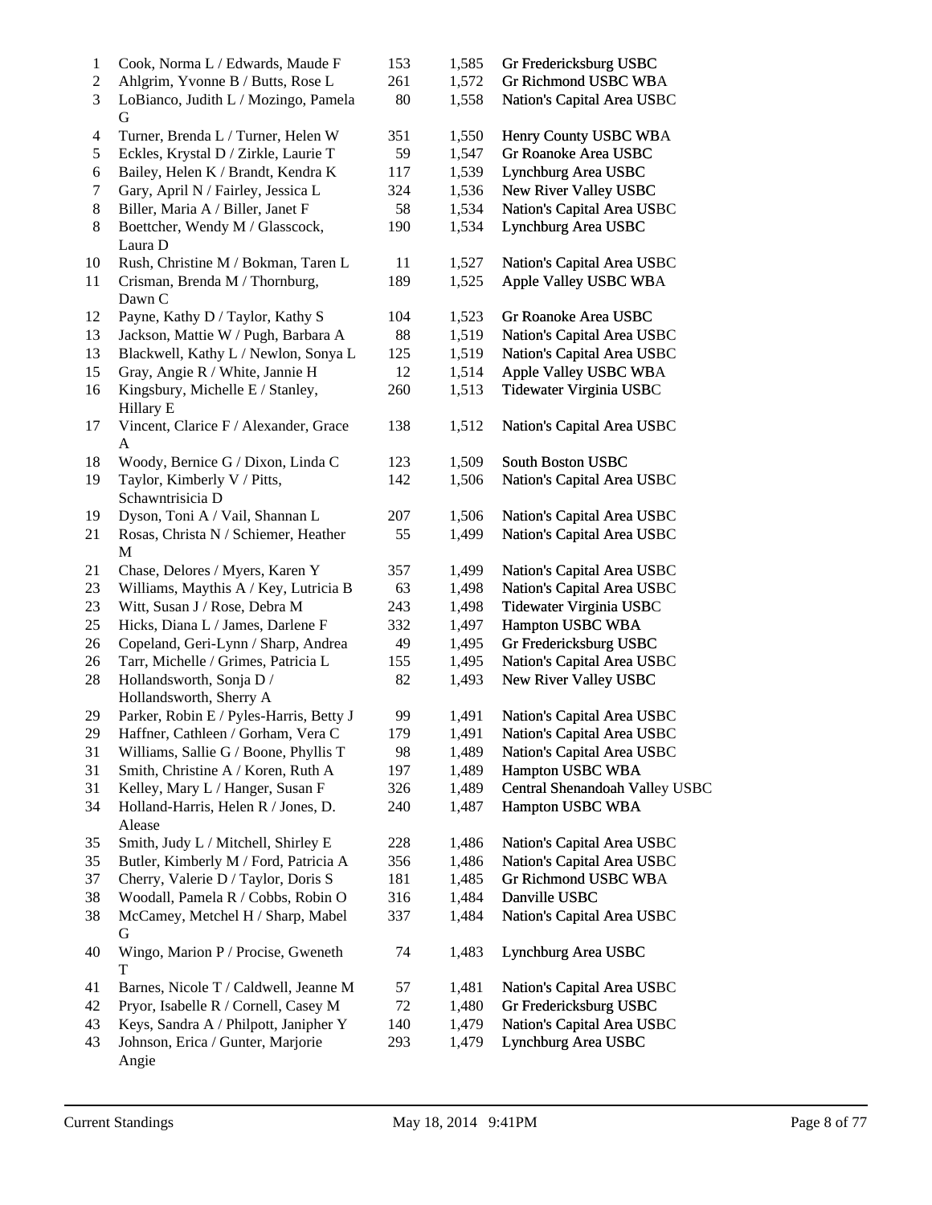| | | | | |
|---|---|---|---|---|
| 1 | Cook, Norma L / Edwards, Maude F | 153 | 1,585 | Gr Fredericksburg USBC |
| 2 | Ahlgrim, Yvonne B / Butts, Rose L | 261 | 1,572 | Gr Richmond USBC WBA |
| 3 | LoBianco, Judith L / Mozingo, Pamela G | 80 | 1,558 | Nation's Capital Area USBC |
| 4 | Turner, Brenda L / Turner, Helen W | 351 | 1,550 | Henry County USBC WBA |
| 5 | Eckles, Krystal D / Zirkle, Laurie T | 59 | 1,547 | Gr Roanoke Area USBC |
| 6 | Bailey, Helen K / Brandt, Kendra K | 117 | 1,539 | Lynchburg Area USBC |
| 7 | Gary, April N / Fairley, Jessica L | 324 | 1,536 | New River Valley USBC |
| 8 | Biller, Maria A / Biller, Janet F | 58 | 1,534 | Nation's Capital Area USBC |
| 8 | Boettcher, Wendy M / Glasscock, Laura D | 190 | 1,534 | Lynchburg Area USBC |
| 10 | Rush, Christine M / Bokman, Taren L | 11 | 1,527 | Nation's Capital Area USBC |
| 11 | Crisman, Brenda M / Thornburg, Dawn C | 189 | 1,525 | Apple Valley USBC WBA |
| 12 | Payne, Kathy D / Taylor, Kathy S | 104 | 1,523 | Gr Roanoke Area USBC |
| 13 | Jackson, Mattie W / Pugh, Barbara A | 88 | 1,519 | Nation's Capital Area USBC |
| 13 | Blackwell, Kathy L / Newlon, Sonya L | 125 | 1,519 | Nation's Capital Area USBC |
| 15 | Gray, Angie R / White, Jannie H | 12 | 1,514 | Apple Valley USBC WBA |
| 16 | Kingsbury, Michelle E / Stanley, Hillary E | 260 | 1,513 | Tidewater Virginia USBC |
| 17 | Vincent, Clarice F / Alexander, Grace A | 138 | 1,512 | Nation's Capital Area USBC |
| 18 | Woody, Bernice G / Dixon, Linda C | 123 | 1,509 | South Boston USBC |
| 19 | Taylor, Kimberly V / Pitts, Schawntrisicia D | 142 | 1,506 | Nation's Capital Area USBC |
| 19 | Dyson, Toni A / Vail, Shannan L | 207 | 1,506 | Nation's Capital Area USBC |
| 21 | Rosas, Christa N / Schiemer, Heather M | 55 | 1,499 | Nation's Capital Area USBC |
| 21 | Chase, Delores / Myers, Karen Y | 357 | 1,499 | Nation's Capital Area USBC |
| 23 | Williams, Maythis A / Key, Lutricia B | 63 | 1,498 | Nation's Capital Area USBC |
| 23 | Witt, Susan J / Rose, Debra M | 243 | 1,498 | Tidewater Virginia USBC |
| 25 | Hicks, Diana L / James, Darlene F | 332 | 1,497 | Hampton USBC WBA |
| 26 | Copeland, Geri-Lynn / Sharp, Andrea | 49 | 1,495 | Gr Fredericksburg USBC |
| 26 | Tarr, Michelle / Grimes, Patricia L | 155 | 1,495 | Nation's Capital Area USBC |
| 28 | Hollandsworth, Sonja D / Hollandsworth, Sherry A | 82 | 1,493 | New River Valley USBC |
| 29 | Parker, Robin E / Pyles-Harris, Betty J | 99 | 1,491 | Nation's Capital Area USBC |
| 29 | Haffner, Cathleen / Gorham, Vera C | 179 | 1,491 | Nation's Capital Area USBC |
| 31 | Williams, Sallie G / Boone, Phyllis T | 98 | 1,489 | Nation's Capital Area USBC |
| 31 | Smith, Christine A / Koren, Ruth A | 197 | 1,489 | Hampton USBC WBA |
| 31 | Kelley, Mary L / Hanger, Susan F | 326 | 1,489 | Central Shenandoah Valley USBC |
| 34 | Holland-Harris, Helen R / Jones, D. Alease | 240 | 1,487 | Hampton USBC WBA |
| 35 | Smith, Judy L / Mitchell, Shirley E | 228 | 1,486 | Nation's Capital Area USBC |
| 35 | Butler, Kimberly M / Ford, Patricia A | 356 | 1,486 | Nation's Capital Area USBC |
| 37 | Cherry, Valerie D / Taylor, Doris S | 181 | 1,485 | Gr Richmond USBC WBA |
| 38 | Woodall, Pamela R / Cobbs, Robin O | 316 | 1,484 | Danville USBC |
| 38 | McCamey, Metchel H / Sharp, Mabel G | 337 | 1,484 | Nation's Capital Area USBC |
| 40 | Wingo, Marion P / Procise, Gweneth T | 74 | 1,483 | Lynchburg Area USBC |
| 41 | Barnes, Nicole T / Caldwell, Jeanne M | 57 | 1,481 | Nation's Capital Area USBC |
| 42 | Pryor, Isabelle R / Cornell, Casey M | 72 | 1,480 | Gr Fredericksburg USBC |
| 43 | Keys, Sandra A / Philpott, Janipher Y | 140 | 1,479 | Nation's Capital Area USBC |
| 43 | Johnson, Erica / Gunter, Marjorie Angie | 293 | 1,479 | Lynchburg Area USBC |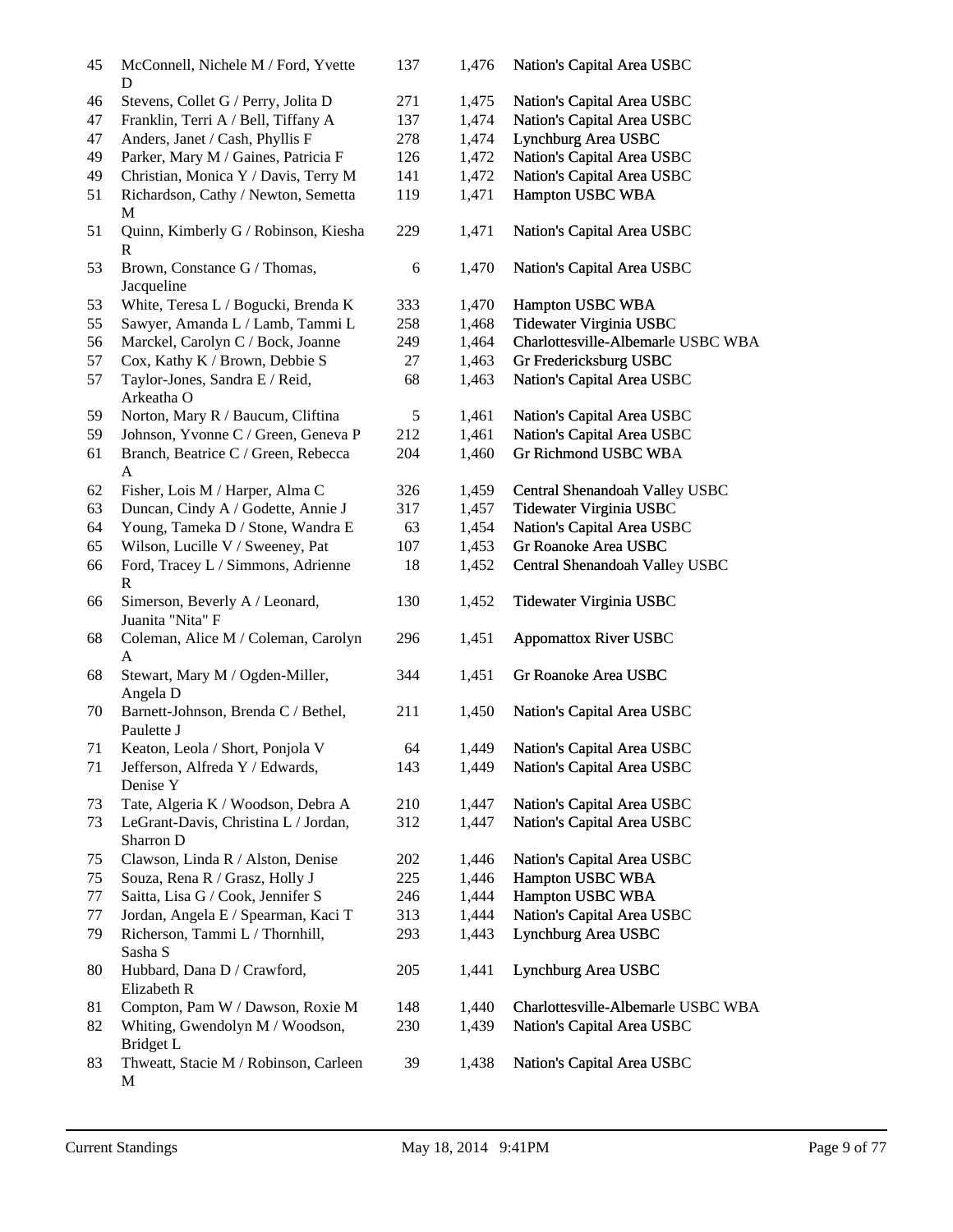| | | | | |
|---|---|---|---|---|
| 45 | McConnell, Nichele M / Ford, Yvette D | 137 | 1,476 | Nation's Capital Area USBC |
| 46 | Stevens, Collet G / Perry, Jolita D | 271 | 1,475 | Nation's Capital Area USBC |
| 47 | Franklin, Terri A / Bell, Tiffany A | 137 | 1,474 | Nation's Capital Area USBC |
| 47 | Anders, Janet / Cash, Phyllis F | 278 | 1,474 | Lynchburg Area USBC |
| 49 | Parker, Mary M / Gaines, Patricia F | 126 | 1,472 | Nation's Capital Area USBC |
| 49 | Christian, Monica Y / Davis, Terry M | 141 | 1,472 | Nation's Capital Area USBC |
| 51 | Richardson, Cathy / Newton, Semetta M | 119 | 1,471 | Hampton USBC WBA |
| 51 | Quinn, Kimberly G / Robinson, Kiesha R | 229 | 1,471 | Nation's Capital Area USBC |
| 53 | Brown, Constance G / Thomas, Jacqueline | 6 | 1,470 | Nation's Capital Area USBC |
| 53 | White, Teresa L / Bogucki, Brenda K | 333 | 1,470 | Hampton USBC WBA |
| 55 | Sawyer, Amanda L / Lamb, Tammi L | 258 | 1,468 | Tidewater Virginia USBC |
| 56 | Marckel, Carolyn C / Bock, Joanne | 249 | 1,464 | Charlottesville-Albemarle USBC WBA |
| 57 | Cox, Kathy K / Brown, Debbie S | 27 | 1,463 | Gr Fredericksburg USBC |
| 57 | Taylor-Jones, Sandra E / Reid, Arkeatha O | 68 | 1,463 | Nation's Capital Area USBC |
| 59 | Norton, Mary R / Baucum, Cliftina | 5 | 1,461 | Nation's Capital Area USBC |
| 59 | Johnson, Yvonne C / Green, Geneva P | 212 | 1,461 | Nation's Capital Area USBC |
| 61 | Branch, Beatrice C / Green, Rebecca A | 204 | 1,460 | Gr Richmond USBC WBA |
| 62 | Fisher, Lois M / Harper, Alma C | 326 | 1,459 | Central Shenandoah Valley USBC |
| 63 | Duncan, Cindy A / Godette, Annie J | 317 | 1,457 | Tidewater Virginia USBC |
| 64 | Young, Tameka D / Stone, Wandra E | 63 | 1,454 | Nation's Capital Area USBC |
| 65 | Wilson, Lucille V / Sweeney, Pat | 107 | 1,453 | Gr Roanoke Area USBC |
| 66 | Ford, Tracey L / Simmons, Adrienne R | 18 | 1,452 | Central Shenandoah Valley USBC |
| 66 | Simerson, Beverly A / Leonard, Juanita "Nita" F | 130 | 1,452 | Tidewater Virginia USBC |
| 68 | Coleman, Alice M / Coleman, Carolyn A | 296 | 1,451 | Appomattox River USBC |
| 68 | Stewart, Mary M / Ogden-Miller, Angela D | 344 | 1,451 | Gr Roanoke Area USBC |
| 70 | Barnett-Johnson, Brenda C / Bethel, Paulette J | 211 | 1,450 | Nation's Capital Area USBC |
| 71 | Keaton, Leola / Short, Ponjola V | 64 | 1,449 | Nation's Capital Area USBC |
| 71 | Jefferson, Alfreda Y / Edwards, Denise Y | 143 | 1,449 | Nation's Capital Area USBC |
| 73 | Tate, Algeria K / Woodson, Debra A | 210 | 1,447 | Nation's Capital Area USBC |
| 73 | LeGrant-Davis, Christina L / Jordan, Sharron D | 312 | 1,447 | Nation's Capital Area USBC |
| 75 | Clawson, Linda R / Alston, Denise | 202 | 1,446 | Nation's Capital Area USBC |
| 75 | Souza, Rena R / Grasz, Holly J | 225 | 1,446 | Hampton USBC WBA |
| 77 | Saitta, Lisa G / Cook, Jennifer S | 246 | 1,444 | Hampton USBC WBA |
| 77 | Jordan, Angela E / Spearman, Kaci T | 313 | 1,444 | Nation's Capital Area USBC |
| 79 | Richerson, Tammi L / Thornhill, Sasha S | 293 | 1,443 | Lynchburg Area USBC |
| 80 | Hubbard, Dana D / Crawford, Elizabeth R | 205 | 1,441 | Lynchburg Area USBC |
| 81 | Compton, Pam W / Dawson, Roxie M | 148 | 1,440 | Charlottesville-Albemarle USBC WBA |
| 82 | Whiting, Gwendolyn M / Woodson, Bridget L | 230 | 1,439 | Nation's Capital Area USBC |
| 83 | Thweatt, Stacie M / Robinson, Carleen M | 39 | 1,438 | Nation's Capital Area USBC |

Current Standings May 18, 2014 9:41PM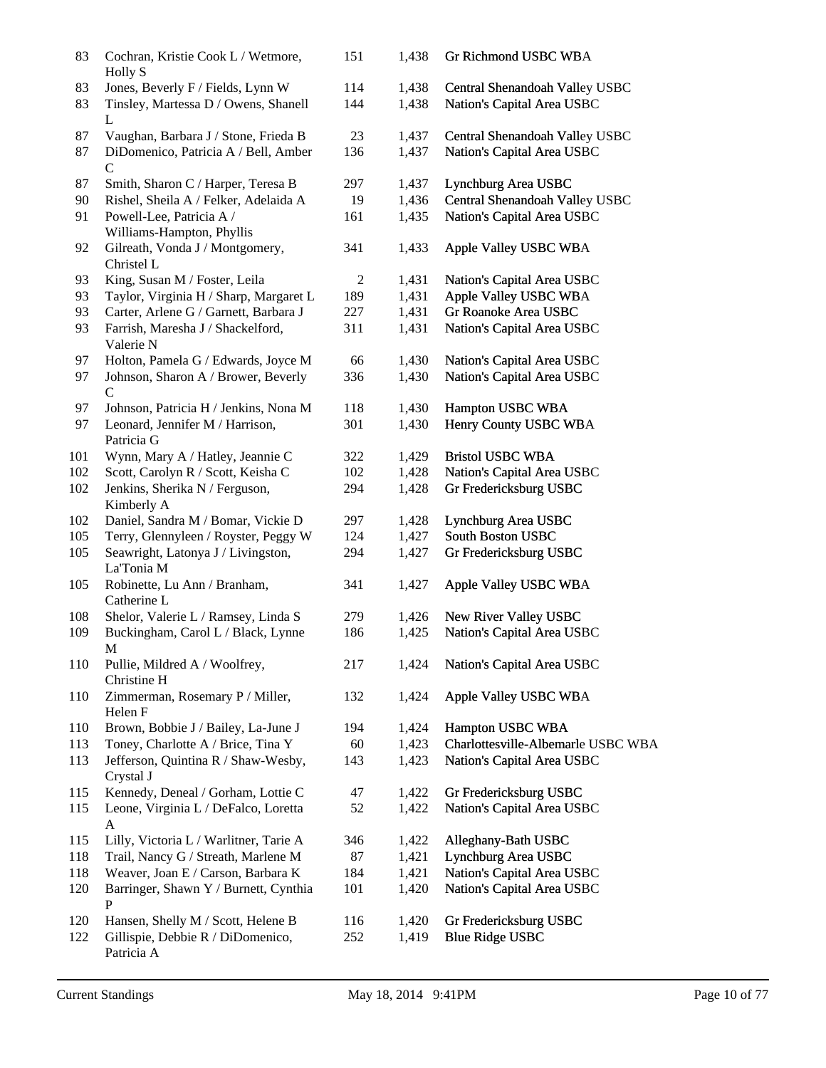| | | | | |
|---|---|---|---|---|
| 83 | Cochran, Kristie Cook L / Wetmore, Holly S | 151 | 1,438 | Gr Richmond USBC WBA |
| 83 | Jones, Beverly F / Fields, Lynn W | 114 | 1,438 | Central Shenandoah Valley USBC |
| 83 | Tinsley, Martessa D / Owens, Shanell L | 144 | 1,438 | Nation's Capital Area USBC |
| 87 | Vaughan, Barbara J / Stone, Frieda B | 23 | 1,437 | Central Shenandoah Valley USBC |
| 87 | DiDomenico, Patricia A / Bell, Amber C | 136 | 1,437 | Nation's Capital Area USBC |
| 87 | Smith, Sharon C / Harper, Teresa B | 297 | 1,437 | Lynchburg Area USBC |
| 90 | Rishel, Sheila A / Felker, Adelaida A | 19 | 1,436 | Central Shenandoah Valley USBC |
| 91 | Powell-Lee, Patricia A / Williams-Hampton, Phyllis | 161 | 1,435 | Nation's Capital Area USBC |
| 92 | Gilreath, Vonda J / Montgomery, Christel L | 341 | 1,433 | Apple Valley USBC WBA |
| 93 | King, Susan M / Foster, Leila | 2 | 1,431 | Nation's Capital Area USBC |
| 93 | Taylor, Virginia H / Sharp, Margaret L | 189 | 1,431 | Apple Valley USBC WBA |
| 93 | Carter, Arlene G / Garnett, Barbara J | 227 | 1,431 | Gr Roanoke Area USBC |
| 93 | Farrish, Maresha J / Shackelford, Valerie N | 311 | 1,431 | Nation's Capital Area USBC |
| 97 | Holton, Pamela G / Edwards, Joyce M | 66 | 1,430 | Nation's Capital Area USBC |
| 97 | Johnson, Sharon A / Brower, Beverly C | 336 | 1,430 | Nation's Capital Area USBC |
| 97 | Johnson, Patricia H / Jenkins, Nona M | 118 | 1,430 | Hampton USBC WBA |
| 97 | Leonard, Jennifer M / Harrison, Patricia G | 301 | 1,430 | Henry County USBC WBA |
| 101 | Wynn, Mary A / Hatley, Jeannie C | 322 | 1,429 | Bristol USBC WBA |
| 102 | Scott, Carolyn R / Scott, Keisha C | 102 | 1,428 | Nation's Capital Area USBC |
| 102 | Jenkins, Sherika N / Ferguson, Kimberly A | 294 | 1,428 | Gr Fredericksburg USBC |
| 102 | Daniel, Sandra M / Bomar, Vickie D | 297 | 1,428 | Lynchburg Area USBC |
| 105 | Terry, Glennyleen / Royster, Peggy W | 124 | 1,427 | South Boston USBC |
| 105 | Seawright, Latonya J / Livingston, La'Tonia M | 294 | 1,427 | Gr Fredericksburg USBC |
| 105 | Robinette, Lu Ann / Branham, Catherine L | 341 | 1,427 | Apple Valley USBC WBA |
| 108 | Shelor, Valerie L / Ramsey, Linda S | 279 | 1,426 | New River Valley USBC |
| 109 | Buckingham, Carol L / Black, Lynne M | 186 | 1,425 | Nation's Capital Area USBC |
| 110 | Pullie, Mildred A / Woolfrey, Christine H | 217 | 1,424 | Nation's Capital Area USBC |
| 110 | Zimmerman, Rosemary P / Miller, Helen F | 132 | 1,424 | Apple Valley USBC WBA |
| 110 | Brown, Bobbie J / Bailey, La-June J | 194 | 1,424 | Hampton USBC WBA |
| 113 | Toney, Charlotte A / Brice, Tina Y | 60 | 1,423 | Charlottesville-Albemarle USBC WBA |
| 113 | Jefferson, Quintina R / Shaw-Wesby, Crystal J | 143 | 1,423 | Nation's Capital Area USBC |
| 115 | Kennedy, Deneal / Gorham, Lottie C | 47 | 1,422 | Gr Fredericksburg USBC |
| 115 | Leone, Virginia L / DeFalco, Loretta A | 52 | 1,422 | Nation's Capital Area USBC |
| 115 | Lilly, Victoria L / Warlitner, Tarie A | 346 | 1,422 | Alleghany-Bath USBC |
| 118 | Trail, Nancy G / Streath, Marlene M | 87 | 1,421 | Lynchburg Area USBC |
| 118 | Weaver, Joan E / Carson, Barbara K | 184 | 1,421 | Nation's Capital Area USBC |
| 120 | Barringer, Shawn Y / Burnett, Cynthia P | 101 | 1,420 | Nation's Capital Area USBC |
| 120 | Hansen, Shelly M / Scott, Helene B | 116 | 1,420 | Gr Fredericksburg USBC |
| 122 | Gillispie, Debbie R / DiDomenico, Patricia A | 252 | 1,419 | Blue Ridge USBC |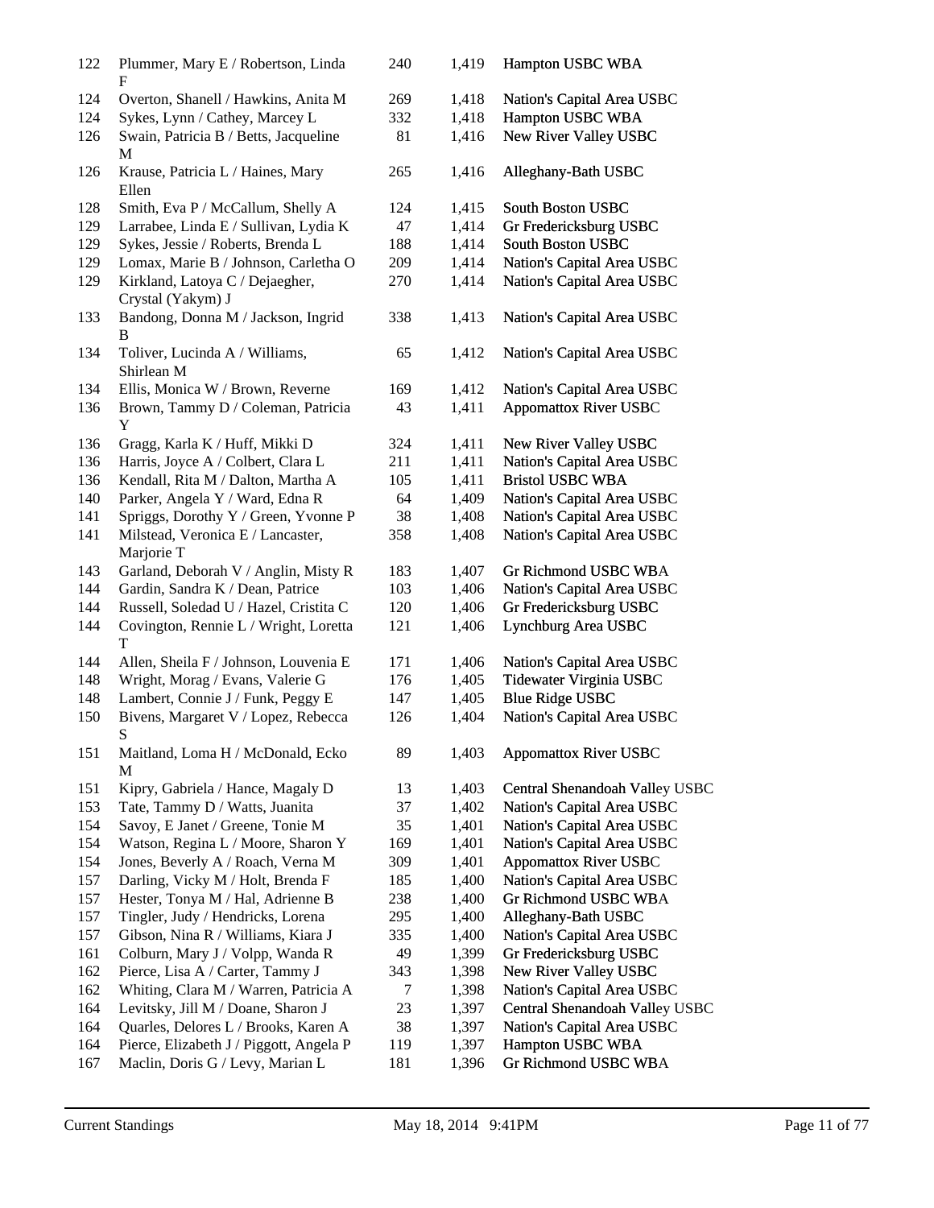| | | | | |
|---|---|---|---|---|
| 122 | Plummer, Mary E / Robertson, Linda F | 240 | 1,419 | Hampton USBC WBA |
| 124 | Overton, Shanell / Hawkins, Anita M | 269 | 1,418 | Nation's Capital Area USBC |
| 124 | Sykes, Lynn / Cathey, Marcey L | 332 | 1,418 | Hampton USBC WBA |
| 126 | Swain, Patricia B / Betts, Jacqueline M | 81 | 1,416 | New River Valley USBC |
| 126 | Krause, Patricia L / Haines, Mary Ellen | 265 | 1,416 | Alleghany-Bath USBC |
| 128 | Smith, Eva P / McCallum, Shelly A | 124 | 1,415 | South Boston USBC |
| 129 | Larrabee, Linda E / Sullivan, Lydia K | 47 | 1,414 | Gr Fredericksburg USBC |
| 129 | Sykes, Jessie / Roberts, Brenda L | 188 | 1,414 | South Boston USBC |
| 129 | Lomax, Marie B / Johnson, Carletha O | 209 | 1,414 | Nation's Capital Area USBC |
| 129 | Kirkland, Latoya C / Dejaegher, Crystal (Yakym) J | 270 | 1,414 | Nation's Capital Area USBC |
| 133 | Bandong, Donna M / Jackson, Ingrid B | 338 | 1,413 | Nation's Capital Area USBC |
| 134 | Toliver, Lucinda A / Williams, Shirlean M | 65 | 1,412 | Nation's Capital Area USBC |
| 134 | Ellis, Monica W / Brown, Reverne | 169 | 1,412 | Nation's Capital Area USBC |
| 136 | Brown, Tammy D / Coleman, Patricia Y | 43 | 1,411 | Appomattox River USBC |
| 136 | Gragg, Karla K / Huff, Mikki D | 324 | 1,411 | New River Valley USBC |
| 136 | Harris, Joyce A / Colbert, Clara L | 211 | 1,411 | Nation's Capital Area USBC |
| 136 | Kendall, Rita M / Dalton, Martha A | 105 | 1,411 | Bristol USBC WBA |
| 140 | Parker, Angela Y / Ward, Edna R | 64 | 1,409 | Nation's Capital Area USBC |
| 141 | Spriggs, Dorothy Y / Green, Yvonne P | 38 | 1,408 | Nation's Capital Area USBC |
| 141 | Milstead, Veronica E / Lancaster, Marjorie T | 358 | 1,408 | Nation's Capital Area USBC |
| 143 | Garland, Deborah V / Anglin, Misty R | 183 | 1,407 | Gr Richmond USBC WBA |
| 144 | Gardin, Sandra K / Dean, Patrice | 103 | 1,406 | Nation's Capital Area USBC |
| 144 | Russell, Soledad U / Hazel, Cristita C | 120 | 1,406 | Gr Fredericksburg USBC |
| 144 | Covington, Rennie L / Wright, Loretta T | 121 | 1,406 | Lynchburg Area USBC |
| 144 | Allen, Sheila F / Johnson, Louvenia E | 171 | 1,406 | Nation's Capital Area USBC |
| 148 | Wright, Morag / Evans, Valerie G | 176 | 1,405 | Tidewater Virginia USBC |
| 148 | Lambert, Connie J / Funk, Peggy E | 147 | 1,405 | Blue Ridge USBC |
| 150 | Bivens, Margaret V / Lopez, Rebecca S | 126 | 1,404 | Nation's Capital Area USBC |
| 151 | Maitland, Loma H / McDonald, Ecko M | 89 | 1,403 | Appomattox River USBC |
| 151 | Kipry, Gabriela / Hance, Magaly D | 13 | 1,403 | Central Shenandoah Valley USBC |
| 153 | Tate, Tammy D / Watts, Juanita | 37 | 1,402 | Nation's Capital Area USBC |
| 154 | Savoy, E Janet / Greene, Tonie M | 35 | 1,401 | Nation's Capital Area USBC |
| 154 | Watson, Regina L / Moore, Sharon Y | 169 | 1,401 | Nation's Capital Area USBC |
| 154 | Jones, Beverly A / Roach, Verna M | 309 | 1,401 | Appomattox River USBC |
| 157 | Darling, Vicky M / Holt, Brenda F | 185 | 1,400 | Nation's Capital Area USBC |
| 157 | Hester, Tonya M / Hal, Adrienne B | 238 | 1,400 | Gr Richmond USBC WBA |
| 157 | Tingler, Judy / Hendricks, Lorena | 295 | 1,400 | Alleghany-Bath USBC |
| 157 | Gibson, Nina R / Williams, Kiara J | 335 | 1,400 | Nation's Capital Area USBC |
| 161 | Colburn, Mary J / Volpp, Wanda R | 49 | 1,399 | Gr Fredericksburg USBC |
| 162 | Pierce, Lisa A / Carter, Tammy J | 343 | 1,398 | New River Valley USBC |
| 162 | Whiting, Clara M / Warren, Patricia A | 7 | 1,398 | Nation's Capital Area USBC |
| 164 | Levitsky, Jill M / Doane, Sharon J | 23 | 1,397 | Central Shenandoah Valley USBC |
| 164 | Quarles, Delores L / Brooks, Karen A | 38 | 1,397 | Nation's Capital Area USBC |
| 164 | Pierce, Elizabeth J / Piggott, Angela P | 119 | 1,397 | Hampton USBC WBA |
| 167 | Maclin, Doris G / Levy, Marian L | 181 | 1,396 | Gr Richmond USBC WBA |

Current Standings May 18, 2014 9:41PM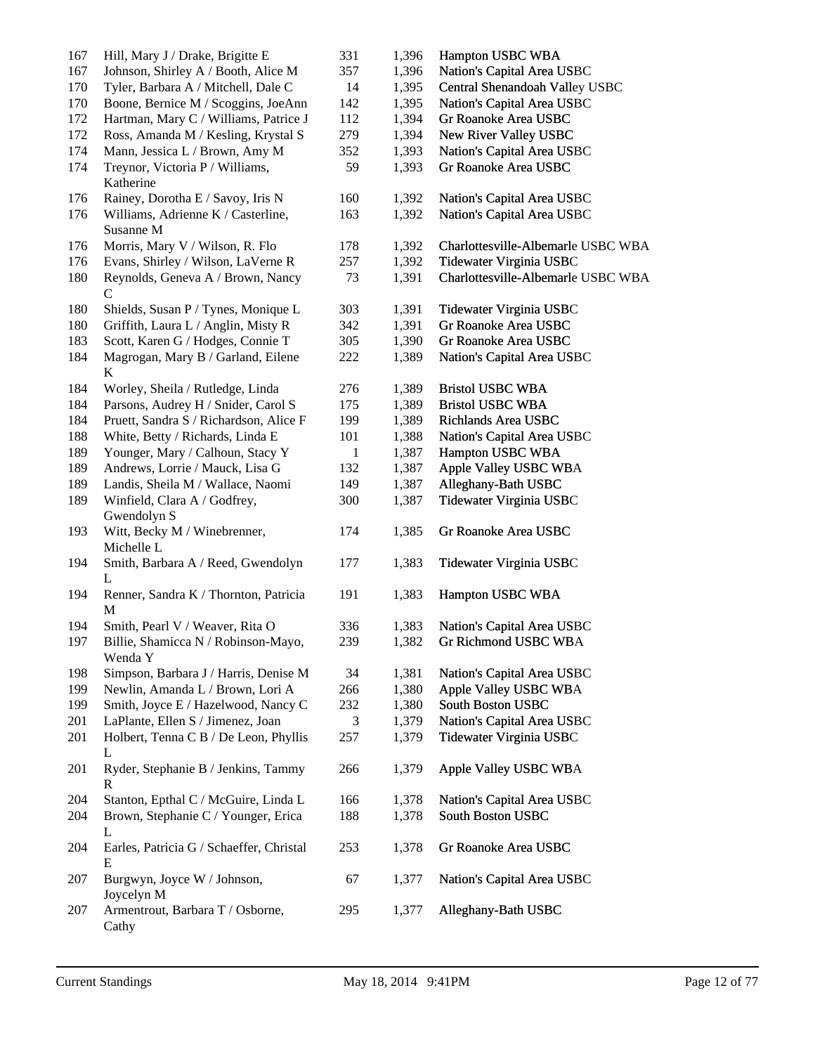| | | | | |
|---|---|---|---|---|
| 167 | Hill, Mary J / Drake, Brigitte E | 331 | 1,396 | Hampton USBC WBA |
| 167 | Johnson, Shirley A / Booth, Alice M | 357 | 1,396 | Nation's Capital Area USBC |
| 170 | Tyler, Barbara A / Mitchell, Dale C | 14 | 1,395 | Central Shenandoah Valley USBC |
| 170 | Boone, Bernice M / Scoggins, JoeAnn | 142 | 1,395 | Nation's Capital Area USBC |
| 172 | Hartman, Mary C / Williams, Patrice J | 112 | 1,394 | Gr Roanoke Area USBC |
| 172 | Ross, Amanda M / Kesling, Krystal S | 279 | 1,394 | New River Valley USBC |
| 174 | Mann, Jessica L / Brown, Amy M | 352 | 1,393 | Nation's Capital Area USBC |
| 174 | Treynor, Victoria P / Williams, Katherine | 59 | 1,393 | Gr Roanoke Area USBC |
| 176 | Rainey, Dorotha E / Savoy, Iris N | 160 | 1,392 | Nation's Capital Area USBC |
| 176 | Williams, Adrienne K / Casterline, Susanne M | 163 | 1,392 | Nation's Capital Area USBC |
| 176 | Morris, Mary V / Wilson, R. Flo | 178 | 1,392 | Charlottesville-Albemarle USBC WBA |
| 176 | Evans, Shirley / Wilson, LaVerne R | 257 | 1,392 | Tidewater Virginia USBC |
| 180 | Reynolds, Geneva A / Brown, Nancy C | 73 | 1,391 | Charlottesville-Albemarle USBC WBA |
| 180 | Shields, Susan P / Tynes, Monique L | 303 | 1,391 | Tidewater Virginia USBC |
| 180 | Griffith, Laura L / Anglin, Misty R | 342 | 1,391 | Gr Roanoke Area USBC |
| 183 | Scott, Karen G / Hodges, Connie T | 305 | 1,390 | Gr Roanoke Area USBC |
| 184 | Magrogan, Mary B / Garland, Eilene K | 222 | 1,389 | Nation's Capital Area USBC |
| 184 | Worley, Sheila / Rutledge, Linda | 276 | 1,389 | Bristol USBC WBA |
| 184 | Parsons, Audrey H / Snider, Carol S | 175 | 1,389 | Bristol USBC WBA |
| 184 | Pruett, Sandra S / Richardson, Alice F | 199 | 1,389 | Richlands Area USBC |
| 188 | White, Betty / Richards, Linda E | 101 | 1,388 | Nation's Capital Area USBC |
| 189 | Younger, Mary / Calhoun, Stacy Y | 1 | 1,387 | Hampton USBC WBA |
| 189 | Andrews, Lorrie / Mauck, Lisa G | 132 | 1,387 | Apple Valley USBC WBA |
| 189 | Landis, Sheila M / Wallace, Naomi | 149 | 1,387 | Alleghany-Bath USBC |
| 189 | Winfield, Clara A / Godfrey, Gwendolyn S | 300 | 1,387 | Tidewater Virginia USBC |
| 193 | Witt, Becky M / Winebrenner, Michelle L | 174 | 1,385 | Gr Roanoke Area USBC |
| 194 | Smith, Barbara A / Reed, Gwendolyn L | 177 | 1,383 | Tidewater Virginia USBC |
| 194 | Renner, Sandra K / Thornton, Patricia M | 191 | 1,383 | Hampton USBC WBA |
| 194 | Smith, Pearl V / Weaver, Rita O | 336 | 1,383 | Nation's Capital Area USBC |
| 197 | Billie, Shamicca N / Robinson-Mayo, Wenda Y | 239 | 1,382 | Gr Richmond USBC WBA |
| 198 | Simpson, Barbara J / Harris, Denise M | 34 | 1,381 | Nation's Capital Area USBC |
| 199 | Newlin, Amanda L / Brown, Lori A | 266 | 1,380 | Apple Valley USBC WBA |
| 199 | Smith, Joyce E / Hazelwood, Nancy C | 232 | 1,380 | South Boston USBC |
| 201 | LaPlante, Ellen S / Jimenez, Joan | 3 | 1,379 | Nation's Capital Area USBC |
| 201 | Holbert, Tenna C B / De Leon, Phyllis L | 257 | 1,379 | Tidewater Virginia USBC |
| 201 | Ryder, Stephanie B / Jenkins, Tammy R | 266 | 1,379 | Apple Valley USBC WBA |
| 204 | Stanton, Epthal C / McGuire, Linda L | 166 | 1,378 | Nation's Capital Area USBC |
| 204 | Brown, Stephanie C / Younger, Erica L | 188 | 1,378 | South Boston USBC |
| 204 | Earles, Patricia G / Schaeffer, Christal E | 253 | 1,378 | Gr Roanoke Area USBC |
| 207 | Burgwyn, Joyce W / Johnson, Joycelyn M | 67 | 1,377 | Nation's Capital Area USBC |
| 207 | Armentrout, Barbara T / Osborne, Cathy | 295 | 1,377 | Alleghany-Bath USBC |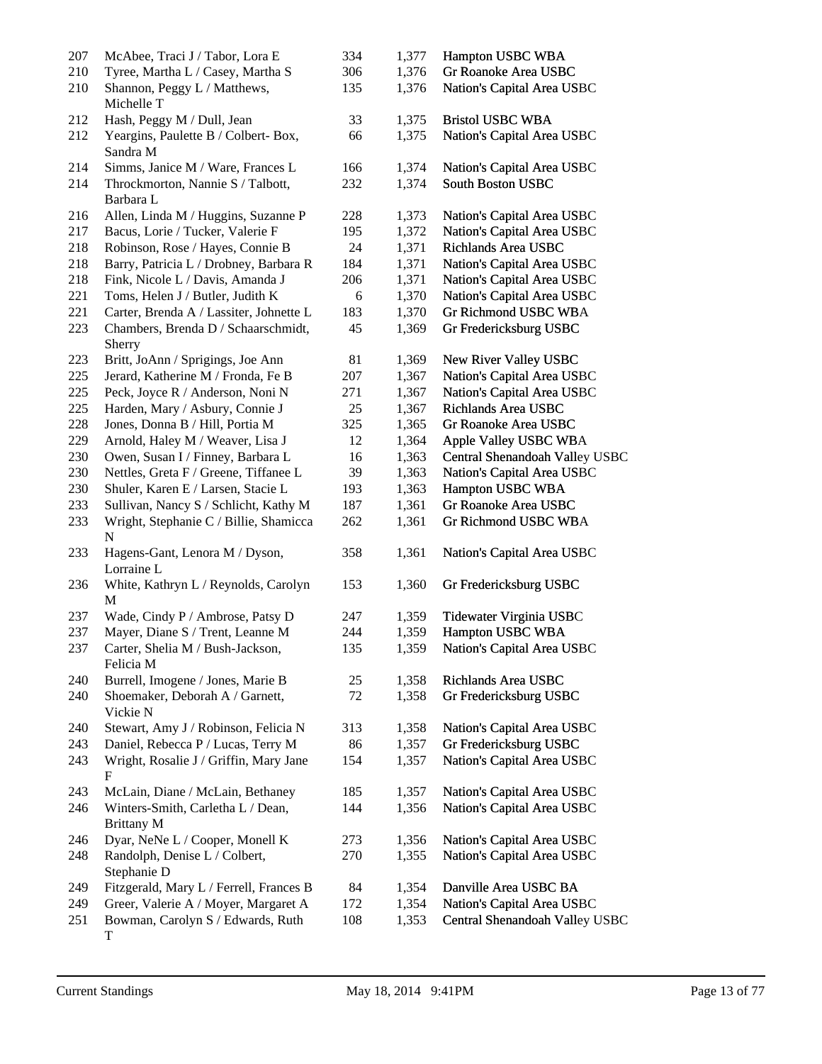| | | | | |
|---|---|---|---|---|
| 207 | McAbee, Traci J / Tabor, Lora E | 334 | 1,377 | Hampton USBC WBA |
| 210 | Tyree, Martha L / Casey, Martha S | 306 | 1,376 | Gr Roanoke Area USBC |
| 210 | Shannon, Peggy L / Matthews, Michelle T | 135 | 1,376 | Nation's Capital Area USBC |
| 212 | Hash, Peggy M / Dull, Jean | 33 | 1,375 | Bristol USBC WBA |
| 212 | Yeargins, Paulette B / Colbert- Box, Sandra M | 66 | 1,375 | Nation's Capital Area USBC |
| 214 | Simms, Janice M / Ware, Frances L | 166 | 1,374 | Nation's Capital Area USBC |
| 214 | Throckmorton, Nannie S / Talbott, Barbara L | 232 | 1,374 | South Boston USBC |
| 216 | Allen, Linda M / Huggins, Suzanne P | 228 | 1,373 | Nation's Capital Area USBC |
| 217 | Bacus, Lorie / Tucker, Valerie F | 195 | 1,372 | Nation's Capital Area USBC |
| 218 | Robinson, Rose / Hayes, Connie B | 24 | 1,371 | Richlands Area USBC |
| 218 | Barry, Patricia L / Drobney, Barbara R | 184 | 1,371 | Nation's Capital Area USBC |
| 218 | Fink, Nicole L / Davis, Amanda J | 206 | 1,371 | Nation's Capital Area USBC |
| 221 | Toms, Helen J / Butler, Judith K | 6 | 1,370 | Nation's Capital Area USBC |
| 221 | Carter, Brenda A / Lassiter, Johnette L | 183 | 1,370 | Gr Richmond USBC WBA |
| 223 | Chambers, Brenda D / Schaarschmidt, Sherry | 45 | 1,369 | Gr Fredericksburg USBC |
| 223 | Britt, JoAnn / Sprigings, Joe Ann | 81 | 1,369 | New River Valley USBC |
| 225 | Jerard, Katherine M / Fronda, Fe B | 207 | 1,367 | Nation's Capital Area USBC |
| 225 | Peck, Joyce R / Anderson, Noni N | 271 | 1,367 | Nation's Capital Area USBC |
| 225 | Harden, Mary / Asbury, Connie J | 25 | 1,367 | Richlands Area USBC |
| 228 | Jones, Donna B / Hill, Portia M | 325 | 1,365 | Gr Roanoke Area USBC |
| 229 | Arnold, Haley M / Weaver, Lisa J | 12 | 1,364 | Apple Valley USBC WBA |
| 230 | Owen, Susan I / Finney, Barbara L | 16 | 1,363 | Central Shenandoah Valley USBC |
| 230 | Nettles, Greta F / Greene, Tiffanee L | 39 | 1,363 | Nation's Capital Area USBC |
| 230 | Shuler, Karen E / Larsen, Stacie L | 193 | 1,363 | Hampton USBC WBA |
| 233 | Sullivan, Nancy S / Schlicht, Kathy M | 187 | 1,361 | Gr Roanoke Area USBC |
| 233 | Wright, Stephanie C / Billie, Shamicca N | 262 | 1,361 | Gr Richmond USBC WBA |
| 233 | Hagens-Gant, Lenora M / Dyson, Lorraine L | 358 | 1,361 | Nation's Capital Area USBC |
| 236 | White, Kathryn L / Reynolds, Carolyn M | 153 | 1,360 | Gr Fredericksburg USBC |
| 237 | Wade, Cindy P / Ambrose, Patsy D | 247 | 1,359 | Tidewater Virginia USBC |
| 237 | Mayer, Diane S / Trent, Leanne M | 244 | 1,359 | Hampton USBC WBA |
| 237 | Carter, Shelia M / Bush-Jackson, Felicia M | 135 | 1,359 | Nation's Capital Area USBC |
| 240 | Burrell, Imogene / Jones, Marie B | 25 | 1,358 | Richlands Area USBC |
| 240 | Shoemaker, Deborah A / Garnett, Vickie N | 72 | 1,358 | Gr Fredericksburg USBC |
| 240 | Stewart, Amy J / Robinson, Felicia N | 313 | 1,358 | Nation's Capital Area USBC |
| 243 | Daniel, Rebecca P / Lucas, Terry M | 86 | 1,357 | Gr Fredericksburg USBC |
| 243 | Wright, Rosalie J / Griffin, Mary Jane F | 154 | 1,357 | Nation's Capital Area USBC |
| 243 | McLain, Diane / McLain, Bethaney | 185 | 1,357 | Nation's Capital Area USBC |
| 246 | Winters-Smith, Carletha L / Dean, Brittany M | 144 | 1,356 | Nation's Capital Area USBC |
| 246 | Dyar, NeNe L / Cooper, Monell K | 273 | 1,356 | Nation's Capital Area USBC |
| 248 | Randolph, Denise L / Colbert, Stephanie D | 270 | 1,355 | Nation's Capital Area USBC |
| 249 | Fitzgerald, Mary L / Ferrell, Frances B | 84 | 1,354 | Danville Area USBC BA |
| 249 | Greer, Valerie A / Moyer, Margaret A | 172 | 1,354 | Nation's Capital Area USBC |
| 251 | Bowman, Carolyn S / Edwards, Ruth T | 108 | 1,353 | Central Shenandoah Valley USBC |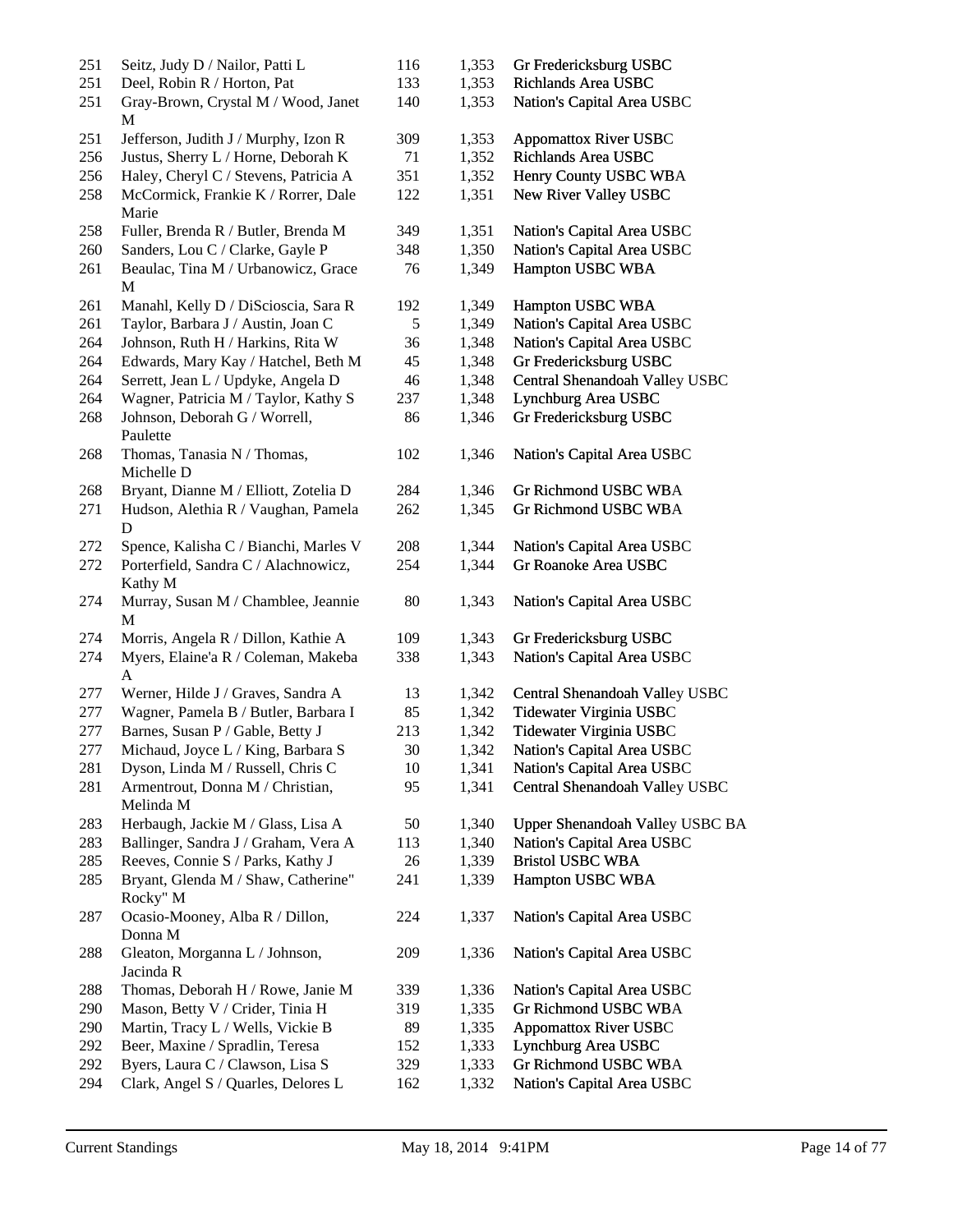| | | | | |
|---|---|---|---|---|
| 251 | Seitz, Judy D / Nailor, Patti L | 116 | 1,353 | Gr Fredericksburg USBC |
| 251 | Deel, Robin R / Horton, Pat | 133 | 1,353 | Richlands Area USBC |
| 251 | Gray-Brown, Crystal M / Wood, Janet M | 140 | 1,353 | Nation's Capital Area USBC |
| 251 | Jefferson, Judith J / Murphy, Izon R | 309 | 1,353 | Appomattox River USBC |
| 256 | Justus, Sherry L / Horne, Deborah K | 71 | 1,352 | Richlands Area USBC |
| 256 | Haley, Cheryl C / Stevens, Patricia A | 351 | 1,352 | Henry County USBC WBA |
| 258 | McCormick, Frankie K / Rorrer, Dale Marie | 122 | 1,351 | New River Valley USBC |
| 258 | Fuller, Brenda R / Butler, Brenda M | 349 | 1,351 | Nation's Capital Area USBC |
| 260 | Sanders, Lou C / Clarke, Gayle P | 348 | 1,350 | Nation's Capital Area USBC |
| 261 | Beaulac, Tina M / Urbanowicz, Grace M | 76 | 1,349 | Hampton USBC WBA |
| 261 | Manahl, Kelly D / DiScioscia, Sara R | 192 | 1,349 | Hampton USBC WBA |
| 261 | Taylor, Barbara J / Austin, Joan C | 5 | 1,349 | Nation's Capital Area USBC |
| 264 | Johnson, Ruth H / Harkins, Rita W | 36 | 1,348 | Nation's Capital Area USBC |
| 264 | Edwards, Mary Kay / Hatchel, Beth M | 45 | 1,348 | Gr Fredericksburg USBC |
| 264 | Serrett, Jean L / Updyke, Angela D | 46 | 1,348 | Central Shenandoah Valley USBC |
| 264 | Wagner, Patricia M / Taylor, Kathy S | 237 | 1,348 | Lynchburg Area USBC |
| 268 | Johnson, Deborah G / Worrell, Paulette | 86 | 1,346 | Gr Fredericksburg USBC |
| 268 | Thomas, Tanasia N / Thomas, Michelle D | 102 | 1,346 | Nation's Capital Area USBC |
| 268 | Bryant, Dianne M / Elliott, Zotelia D | 284 | 1,346 | Gr Richmond USBC WBA |
| 271 | Hudson, Alethia R / Vaughan, Pamela D | 262 | 1,345 | Gr Richmond USBC WBA |
| 272 | Spence, Kalisha C / Bianchi, Marles V | 208 | 1,344 | Nation's Capital Area USBC |
| 272 | Porterfield, Sandra C / Alachnowicz, Kathy M | 254 | 1,344 | Gr Roanoke Area USBC |
| 274 | Murray, Susan M / Chamblee, Jeannie M | 80 | 1,343 | Nation's Capital Area USBC |
| 274 | Morris, Angela R / Dillon, Kathie A | 109 | 1,343 | Gr Fredericksburg USBC |
| 274 | Myers, Elaine'a R / Coleman, Makeba A | 338 | 1,343 | Nation's Capital Area USBC |
| 277 | Werner, Hilde J / Graves, Sandra A | 13 | 1,342 | Central Shenandoah Valley USBC |
| 277 | Wagner, Pamela B / Butler, Barbara I | 85 | 1,342 | Tidewater Virginia USBC |
| 277 | Barnes, Susan P / Gable, Betty J | 213 | 1,342 | Tidewater Virginia USBC |
| 277 | Michaud, Joyce L / King, Barbara S | 30 | 1,342 | Nation's Capital Area USBC |
| 281 | Dyson, Linda M / Russell, Chris C | 10 | 1,341 | Nation's Capital Area USBC |
| 281 | Armentrout, Donna M / Christian, Melinda M | 95 | 1,341 | Central Shenandoah Valley USBC |
| 283 | Herbaugh, Jackie M / Glass, Lisa A | 50 | 1,340 | Upper Shenandoah Valley USBC BA |
| 283 | Ballinger, Sandra J / Graham, Vera A | 113 | 1,340 | Nation's Capital Area USBC |
| 285 | Reeves, Connie S / Parks, Kathy J | 26 | 1,339 | Bristol USBC WBA |
| 285 | Bryant, Glenda M / Shaw, Catherine" Rocky" M | 241 | 1,339 | Hampton USBC WBA |
| 287 | Ocasio-Mooney, Alba R / Dillon, Donna M | 224 | 1,337 | Nation's Capital Area USBC |
| 288 | Gleaton, Morganna L / Johnson, Jacinda R | 209 | 1,336 | Nation's Capital Area USBC |
| 288 | Thomas, Deborah H / Rowe, Janie M | 339 | 1,336 | Nation's Capital Area USBC |
| 290 | Mason, Betty V / Crider, Tinia H | 319 | 1,335 | Gr Richmond USBC WBA |
| 290 | Martin, Tracy L / Wells, Vickie B | 89 | 1,335 | Appomattox River USBC |
| 292 | Beer, Maxine / Spradlin, Teresa | 152 | 1,333 | Lynchburg Area USBC |
| 292 | Byers, Laura C / Clawson, Lisa S | 329 | 1,333 | Gr Richmond USBC WBA |
| 294 | Clark, Angel S / Quarles, Delores L | 162 | 1,332 | Nation's Capital Area USBC |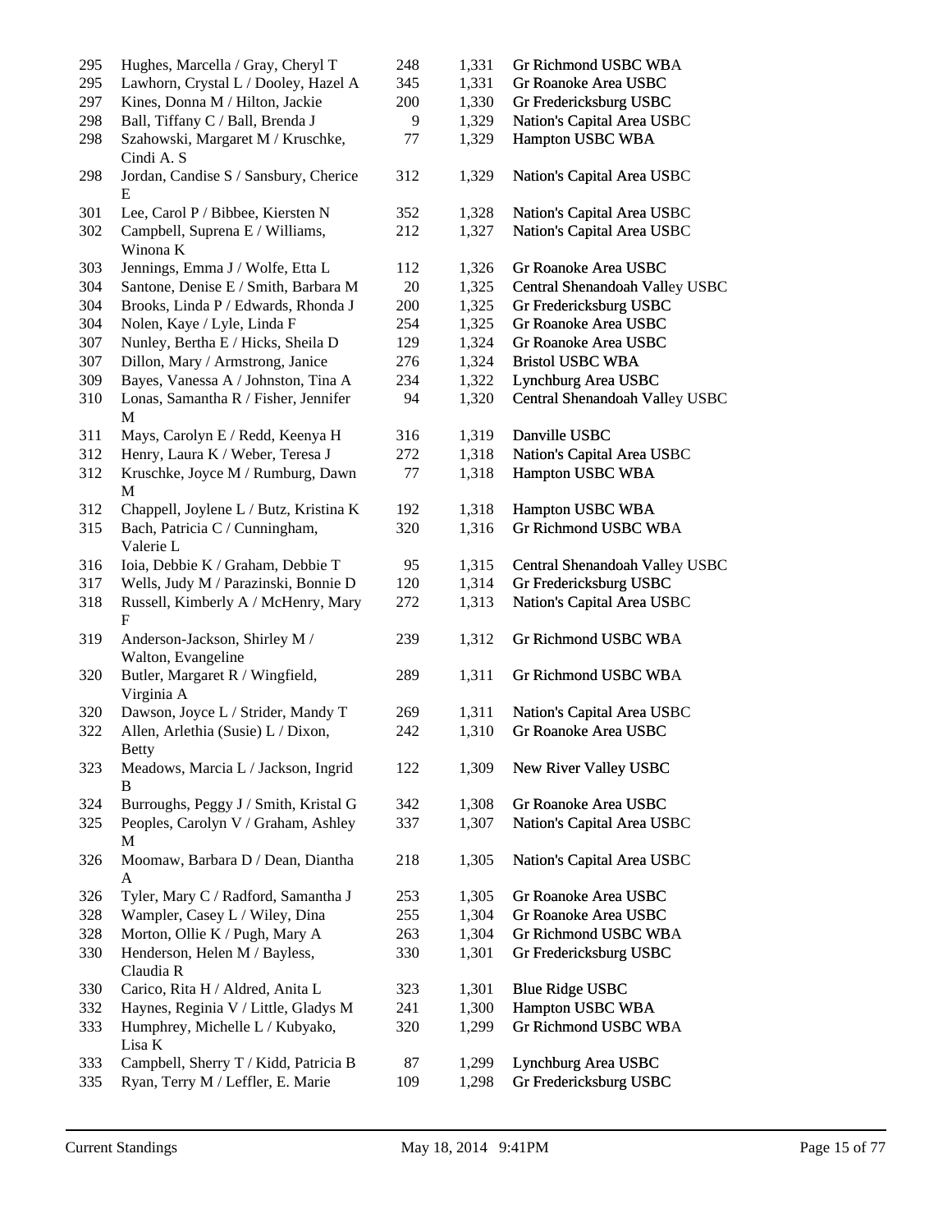| | | | | |
|---|---|---|---|---|
| 295 | Hughes, Marcella / Gray, Cheryl T | 248 | 1,331 | Gr Richmond USBC WBA |
| 295 | Lawhorn, Crystal L / Dooley, Hazel A | 345 | 1,331 | Gr Roanoke Area USBC |
| 297 | Kines, Donna M / Hilton, Jackie | 200 | 1,330 | Gr Fredericksburg USBC |
| 298 | Ball, Tiffany C / Ball, Brenda J | 9 | 1,329 | Nation's Capital Area USBC |
| 298 | Szahowski, Margaret M / Kruschke, Cindi A. S | 77 | 1,329 | Hampton USBC WBA |
| 298 | Jordan, Candise S / Sansbury, Cherice E | 312 | 1,329 | Nation's Capital Area USBC |
| 301 | Lee, Carol P / Bibbee, Kiersten N | 352 | 1,328 | Nation's Capital Area USBC |
| 302 | Campbell, Suprena E / Williams, Winona K | 212 | 1,327 | Nation's Capital Area USBC |
| 303 | Jennings, Emma J / Wolfe, Etta L | 112 | 1,326 | Gr Roanoke Area USBC |
| 304 | Santone, Denise E / Smith, Barbara M | 20 | 1,325 | Central Shenandoah Valley USBC |
| 304 | Brooks, Linda P / Edwards, Rhonda J | 200 | 1,325 | Gr Fredericksburg USBC |
| 304 | Nolen, Kaye / Lyle, Linda F | 254 | 1,325 | Gr Roanoke Area USBC |
| 307 | Nunley, Bertha E / Hicks, Sheila D | 129 | 1,324 | Gr Roanoke Area USBC |
| 307 | Dillon, Mary / Armstrong, Janice | 276 | 1,324 | Bristol USBC WBA |
| 309 | Bayes, Vanessa A / Johnston, Tina A | 234 | 1,322 | Lynchburg Area USBC |
| 310 | Lonas, Samantha R / Fisher, Jennifer M | 94 | 1,320 | Central Shenandoah Valley USBC |
| 311 | Mays, Carolyn E / Redd, Keenya H | 316 | 1,319 | Danville USBC |
| 312 | Henry, Laura K / Weber, Teresa J | 272 | 1,318 | Nation's Capital Area USBC |
| 312 | Kruschke, Joyce M / Rumburg, Dawn M | 77 | 1,318 | Hampton USBC WBA |
| 312 | Chappell, Joylene L / Butz, Kristina K | 192 | 1,318 | Hampton USBC WBA |
| 315 | Bach, Patricia C / Cunningham, Valerie L | 320 | 1,316 | Gr Richmond USBC WBA |
| 316 | Ioia, Debbie K / Graham, Debbie T | 95 | 1,315 | Central Shenandoah Valley USBC |
| 317 | Wells, Judy M / Parazinski, Bonnie D | 120 | 1,314 | Gr Fredericksburg USBC |
| 318 | Russell, Kimberly A / McHenry, Mary F | 272 | 1,313 | Nation's Capital Area USBC |
| 319 | Anderson-Jackson, Shirley M / Walton, Evangeline | 239 | 1,312 | Gr Richmond USBC WBA |
| 320 | Butler, Margaret R / Wingfield, Virginia A | 289 | 1,311 | Gr Richmond USBC WBA |
| 320 | Dawson, Joyce L / Strider, Mandy T | 269 | 1,311 | Nation's Capital Area USBC |
| 322 | Allen, Arlethia (Susie) L / Dixon, Betty | 242 | 1,310 | Gr Roanoke Area USBC |
| 323 | Meadows, Marcia L / Jackson, Ingrid B | 122 | 1,309 | New River Valley USBC |
| 324 | Burroughs, Peggy J / Smith, Kristal G | 342 | 1,308 | Gr Roanoke Area USBC |
| 325 | Peoples, Carolyn V / Graham, Ashley M | 337 | 1,307 | Nation's Capital Area USBC |
| 326 | Moomaw, Barbara D / Dean, Diantha A | 218 | 1,305 | Nation's Capital Area USBC |
| 326 | Tyler, Mary C / Radford, Samantha J | 253 | 1,305 | Gr Roanoke Area USBC |
| 328 | Wampler, Casey L / Wiley, Dina | 255 | 1,304 | Gr Roanoke Area USBC |
| 328 | Morton, Ollie K / Pugh, Mary A | 263 | 1,304 | Gr Richmond USBC WBA |
| 330 | Henderson, Helen M / Bayless, Claudia R | 330 | 1,301 | Gr Fredericksburg USBC |
| 330 | Carico, Rita H / Aldred, Anita L | 323 | 1,301 | Blue Ridge USBC |
| 332 | Haynes, Reginia V / Little, Gladys M | 241 | 1,300 | Hampton USBC WBA |
| 333 | Humphrey, Michelle L / Kubyako, Lisa K | 320 | 1,299 | Gr Richmond USBC WBA |
| 333 | Campbell, Sherry T / Kidd, Patricia B | 87 | 1,299 | Lynchburg Area USBC |
| 335 | Ryan, Terry M / Leffler, E. Marie | 109 | 1,298 | Gr Fredericksburg USBC |

Current Standings May 18, 2014 9:41PM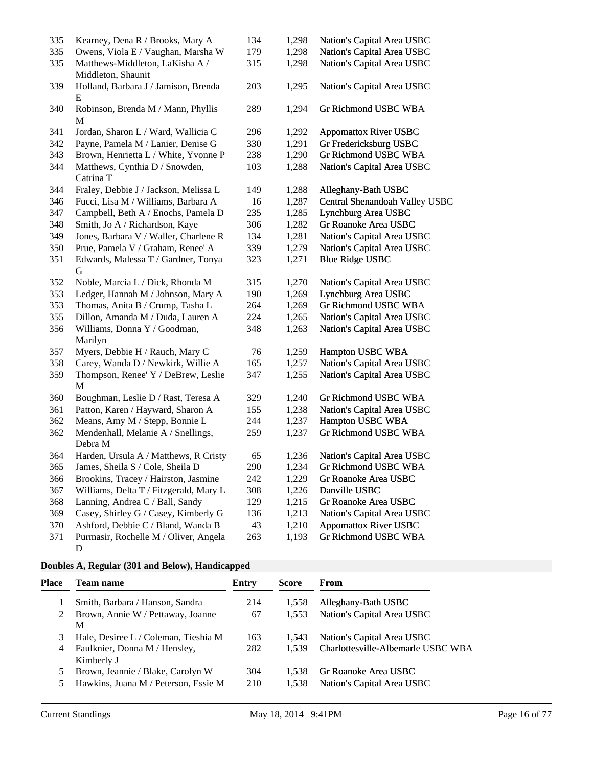| | | | | |
|---|---|---|---|---|
| 335 | Kearney, Dena R / Brooks, Mary A | 134 | 1,298 | Nation's Capital Area USBC |
| 335 | Owens, Viola E / Vaughan, Marsha W | 179 | 1,298 | Nation's Capital Area USBC |
| 335 | Matthews-Middleton, LaKisha A / Middleton, Shaunit | 315 | 1,298 | Nation's Capital Area USBC |
| 339 | Holland, Barbara J / Jamison, Brenda E | 203 | 1,295 | Nation's Capital Area USBC |
| 340 | Robinson, Brenda M / Mann, Phyllis M | 289 | 1,294 | Gr Richmond USBC WBA |
| 341 | Jordan, Sharon L / Ward, Wallicia C | 296 | 1,292 | Appomattox River USBC |
| 342 | Payne, Pamela M / Lanier, Denise G | 330 | 1,291 | Gr Fredericksburg USBC |
| 343 | Brown, Henrietta L / White, Yvonne P | 238 | 1,290 | Gr Richmond USBC WBA |
| 344 | Matthews, Cynthia D / Snowden, Catrina T | 103 | 1,288 | Nation's Capital Area USBC |
| 344 | Fraley, Debbie J / Jackson, Melissa L | 149 | 1,288 | Alleghany-Bath USBC |
| 346 | Fucci, Lisa M / Williams, Barbara A | 16 | 1,287 | Central Shenandoah Valley USBC |
| 347 | Campbell, Beth A / Enochs, Pamela D | 235 | 1,285 | Lynchburg Area USBC |
| 348 | Smith, Jo A / Richardson, Kaye | 306 | 1,282 | Gr Roanoke Area USBC |
| 349 | Jones, Barbara V / Waller, Charlene R | 134 | 1,281 | Nation's Capital Area USBC |
| 350 | Prue, Pamela V / Graham, Renee' A | 339 | 1,279 | Nation's Capital Area USBC |
| 351 | Edwards, Malessa T / Gardner, Tonya G | 323 | 1,271 | Blue Ridge USBC |
| 352 | Noble, Marcia L / Dick, Rhonda M | 315 | 1,270 | Nation's Capital Area USBC |
| 353 | Ledger, Hannah M / Johnson, Mary A | 190 | 1,269 | Lynchburg Area USBC |
| 353 | Thomas, Anita B / Crump, Tasha L | 264 | 1,269 | Gr Richmond USBC WBA |
| 355 | Dillon, Amanda M / Duda, Lauren A | 224 | 1,265 | Nation's Capital Area USBC |
| 356 | Williams, Donna Y / Goodman, Marilyn | 348 | 1,263 | Nation's Capital Area USBC |
| 357 | Myers, Debbie H / Rauch, Mary C | 76 | 1,259 | Hampton USBC WBA |
| 358 | Carey, Wanda D / Newkirk, Willie A | 165 | 1,257 | Nation's Capital Area USBC |
| 359 | Thompson, Renee' Y / DeBrew, Leslie M | 347 | 1,255 | Nation's Capital Area USBC |
| 360 | Boughman, Leslie D / Rast, Teresa A | 329 | 1,240 | Gr Richmond USBC WBA |
| 361 | Patton, Karen / Hayward, Sharon A | 155 | 1,238 | Nation's Capital Area USBC |
| 362 | Means, Amy M / Stepp, Bonnie L | 244 | 1,237 | Hampton USBC WBA |
| 362 | Mendenhall, Melanie A / Snellings, Debra M | 259 | 1,237 | Gr Richmond USBC WBA |
| 364 | Harden, Ursula A / Matthews, R Cristy | 65 | 1,236 | Nation's Capital Area USBC |
| 365 | James, Sheila S / Cole, Sheila D | 290 | 1,234 | Gr Richmond USBC WBA |
| 366 | Brookins, Tracey / Hairston, Jasmine | 242 | 1,229 | Gr Roanoke Area USBC |
| 367 | Williams, Delta T / Fitzgerald, Mary L | 308 | 1,226 | Danville USBC |
| 368 | Lanning, Andrea C / Ball, Sandy | 129 | 1,215 | Gr Roanoke Area USBC |
| 369 | Casey, Shirley G / Casey, Kimberly G | 136 | 1,213 | Nation's Capital Area USBC |
| 370 | Ashford, Debbie C / Bland, Wanda B | 43 | 1,210 | Appomattox River USBC |
| 371 | Purmasir, Rochelle M / Oliver, Angela D | 263 | 1,193 | Gr Richmond USBC WBA |

### Doubles A, Regular (301 and Below), Handicapped

| Place | Team name | Entry | Score | From |
|---|---|---|---|---|
| 1 | Smith, Barbara / Hanson, Sandra | 214 | 1,558 | Alleghany-Bath USBC |
| 2 | Brown, Annie W / Pettaway, Joanne M | 67 | 1,553 | Nation's Capital Area USBC |
| 3 | Hale, Desiree L / Coleman, Tieshia M | 163 | 1,543 | Nation's Capital Area USBC |
| 4 | Faulknier, Donna M / Hensley, Kimberly J | 282 | 1,539 | Charlottesville-Albemarle USBC WBA |
| 5 | Brown, Jeannie / Blake, Carolyn W | 304 | 1,538 | Gr Roanoke Area USBC |
| 5 | Hawkins, Juana M / Peterson, Essie M | 210 | 1,538 | Nation's Capital Area USBC |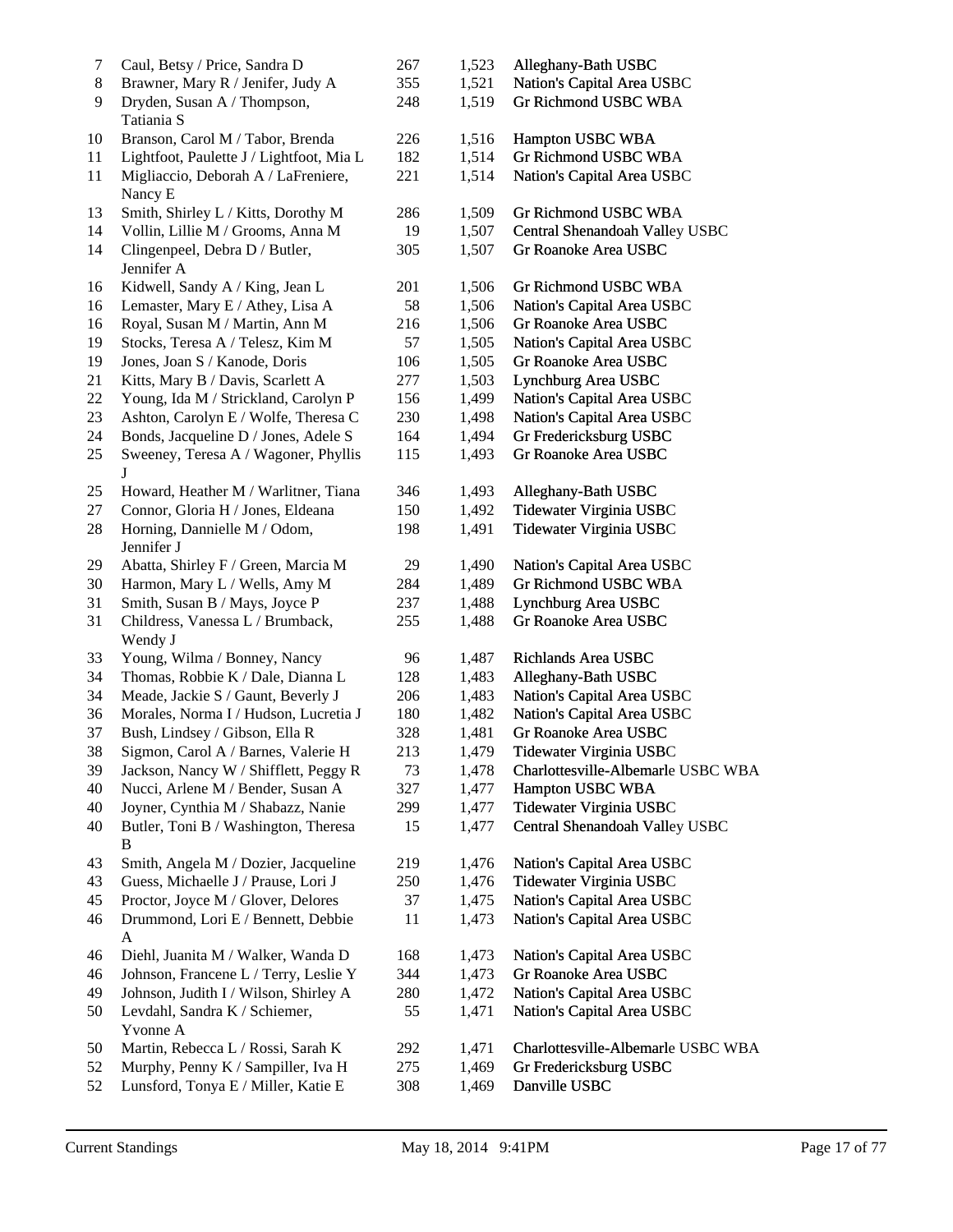| | | | | |
|---|---|---|---|---|
| 7 | Caul, Betsy / Price, Sandra D | 267 | 1,523 | Alleghany-Bath USBC |
| 8 | Brawner, Mary R / Jenifer, Judy A | 355 | 1,521 | Nation's Capital Area USBC |
| 9 | Dryden, Susan A / Thompson, Tatiania S | 248 | 1,519 | Gr Richmond USBC WBA |
| 10 | Branson, Carol M / Tabor, Brenda | 226 | 1,516 | Hampton USBC WBA |
| 11 | Lightfoot, Paulette J / Lightfoot, Mia L | 182 | 1,514 | Gr Richmond USBC WBA |
| 11 | Migliaccio, Deborah A / LaFreniere, Nancy E | 221 | 1,514 | Nation's Capital Area USBC |
| 13 | Smith, Shirley L / Kitts, Dorothy M | 286 | 1,509 | Gr Richmond USBC WBA |
| 14 | Vollin, Lillie M / Grooms, Anna M | 19 | 1,507 | Central Shenandoah Valley USBC |
| 14 | Clingenpeel, Debra D / Butler, Jennifer A | 305 | 1,507 | Gr Roanoke Area USBC |
| 16 | Kidwell, Sandy A / King, Jean L | 201 | 1,506 | Gr Richmond USBC WBA |
| 16 | Lemaster, Mary E / Athey, Lisa A | 58 | 1,506 | Nation's Capital Area USBC |
| 16 | Royal, Susan M / Martin, Ann M | 216 | 1,506 | Gr Roanoke Area USBC |
| 19 | Stocks, Teresa A / Telesz, Kim M | 57 | 1,505 | Nation's Capital Area USBC |
| 19 | Jones, Joan S / Kanode, Doris | 106 | 1,505 | Gr Roanoke Area USBC |
| 21 | Kitts, Mary B / Davis, Scarlett A | 277 | 1,503 | Lynchburg Area USBC |
| 22 | Young, Ida M / Strickland, Carolyn P | 156 | 1,499 | Nation's Capital Area USBC |
| 23 | Ashton, Carolyn E / Wolfe, Theresa C | 230 | 1,498 | Nation's Capital Area USBC |
| 24 | Bonds, Jacqueline D / Jones, Adele S | 164 | 1,494 | Gr Fredericksburg USBC |
| 25 | Sweeney, Teresa A / Wagoner, Phyllis J | 115 | 1,493 | Gr Roanoke Area USBC |
| 25 | Howard, Heather M / Warlitner, Tiana | 346 | 1,493 | Alleghany-Bath USBC |
| 27 | Connor, Gloria H / Jones, Eldeana | 150 | 1,492 | Tidewater Virginia USBC |
| 28 | Horning, Dannielle M / Odom, Jennifer J | 198 | 1,491 | Tidewater Virginia USBC |
| 29 | Abatta, Shirley F / Green, Marcia M | 29 | 1,490 | Nation's Capital Area USBC |
| 30 | Harmon, Mary L / Wells, Amy M | 284 | 1,489 | Gr Richmond USBC WBA |
| 31 | Smith, Susan B / Mays, Joyce P | 237 | 1,488 | Lynchburg Area USBC |
| 31 | Childress, Vanessa L / Brumback, Wendy J | 255 | 1,488 | Gr Roanoke Area USBC |
| 33 | Young, Wilma / Bonney, Nancy | 96 | 1,487 | Richlands Area USBC |
| 34 | Thomas, Robbie K / Dale, Dianna L | 128 | 1,483 | Alleghany-Bath USBC |
| 34 | Meade, Jackie S / Gaunt, Beverly J | 206 | 1,483 | Nation's Capital Area USBC |
| 36 | Morales, Norma I / Hudson, Lucretia J | 180 | 1,482 | Nation's Capital Area USBC |
| 37 | Bush, Lindsey / Gibson, Ella R | 328 | 1,481 | Gr Roanoke Area USBC |
| 38 | Sigmon, Carol A / Barnes, Valerie H | 213 | 1,479 | Tidewater Virginia USBC |
| 39 | Jackson, Nancy W / Shifflett, Peggy R | 73 | 1,478 | Charlottesville-Albemarle USBC WBA |
| 40 | Nucci, Arlene M / Bender, Susan A | 327 | 1,477 | Hampton USBC WBA |
| 40 | Joyner, Cynthia M / Shabazz, Nanie | 299 | 1,477 | Tidewater Virginia USBC |
| 40 | Butler, Toni B / Washington, Theresa B | 15 | 1,477 | Central Shenandoah Valley USBC |
| 43 | Smith, Angela M / Dozier, Jacqueline | 219 | 1,476 | Nation's Capital Area USBC |
| 43 | Guess, Michaelle J / Prause, Lori J | 250 | 1,476 | Tidewater Virginia USBC |
| 45 | Proctor, Joyce M / Glover, Delores | 37 | 1,475 | Nation's Capital Area USBC |
| 46 | Drummond, Lori E / Bennett, Debbie A | 11 | 1,473 | Nation's Capital Area USBC |
| 46 | Diehl, Juanita M / Walker, Wanda D | 168 | 1,473 | Nation's Capital Area USBC |
| 46 | Johnson, Francene L / Terry, Leslie Y | 344 | 1,473 | Gr Roanoke Area USBC |
| 49 | Johnson, Judith I / Wilson, Shirley A | 280 | 1,472 | Nation's Capital Area USBC |
| 50 | Levdahl, Sandra K / Schiemer, Yvonne A | 55 | 1,471 | Nation's Capital Area USBC |
| 50 | Martin, Rebecca L / Rossi, Sarah K | 292 | 1,471 | Charlottesville-Albemarle USBC WBA |
| 52 | Murphy, Penny K / Sampiller, Iva H | 275 | 1,469 | Gr Fredericksburg USBC |
| 52 | Lunsford, Tonya E / Miller, Katie E | 308 | 1,469 | Danville USBC |

Current Standings May 18, 2014 9:41PM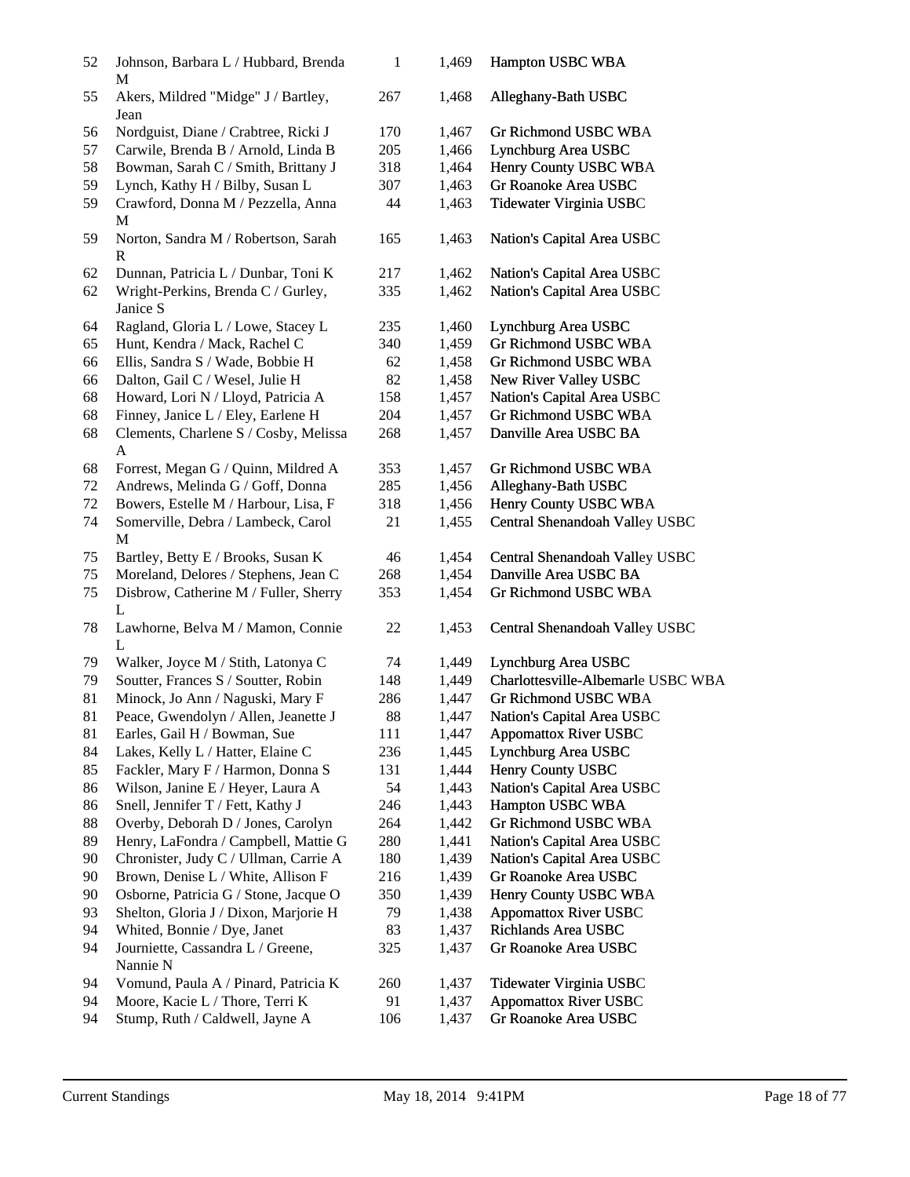| | | | | |
|---|---|---|---|---|
| 52 | Johnson, Barbara L / Hubbard, Brenda M | 1 | 1,469 | Hampton USBC WBA |
| 55 | Akers, Mildred "Midge" J / Bartley, Jean | 267 | 1,468 | Alleghany-Bath USBC |
| 56 | Nordguist, Diane / Crabtree, Ricki J | 170 | 1,467 | Gr Richmond USBC WBA |
| 57 | Carwile, Brenda B / Arnold, Linda B | 205 | 1,466 | Lynchburg Area USBC |
| 58 | Bowman, Sarah C / Smith, Brittany J | 318 | 1,464 | Henry County USBC WBA |
| 59 | Lynch, Kathy H / Bilby, Susan L | 307 | 1,463 | Gr Roanoke Area USBC |
| 59 | Crawford, Donna M / Pezzella, Anna M | 44 | 1,463 | Tidewater Virginia USBC |
| 59 | Norton, Sandra M / Robertson, Sarah R | 165 | 1,463 | Nation's Capital Area USBC |
| 62 | Dunnan, Patricia L / Dunbar, Toni K | 217 | 1,462 | Nation's Capital Area USBC |
| 62 | Wright-Perkins, Brenda C / Gurley, Janice S | 335 | 1,462 | Nation's Capital Area USBC |
| 64 | Ragland, Gloria L / Lowe, Stacey L | 235 | 1,460 | Lynchburg Area USBC |
| 65 | Hunt, Kendra / Mack, Rachel C | 340 | 1,459 | Gr Richmond USBC WBA |
| 66 | Ellis, Sandra S / Wade, Bobbie H | 62 | 1,458 | Gr Richmond USBC WBA |
| 66 | Dalton, Gail C / Wesel, Julie H | 82 | 1,458 | New River Valley USBC |
| 68 | Howard, Lori N / Lloyd, Patricia A | 158 | 1,457 | Nation's Capital Area USBC |
| 68 | Finney, Janice L / Eley, Earlene H | 204 | 1,457 | Gr Richmond USBC WBA |
| 68 | Clements, Charlene S / Cosby, Melissa A | 268 | 1,457 | Danville Area USBC BA |
| 68 | Forrest, Megan G / Quinn, Mildred A | 353 | 1,457 | Gr Richmond USBC WBA |
| 72 | Andrews, Melinda G / Goff, Donna | 285 | 1,456 | Alleghany-Bath USBC |
| 72 | Bowers, Estelle M / Harbour, Lisa, F | 318 | 1,456 | Henry County USBC WBA |
| 74 | Somerville, Debra / Lambeck, Carol M | 21 | 1,455 | Central Shenandoah Valley USBC |
| 75 | Bartley, Betty E / Brooks, Susan K | 46 | 1,454 | Central Shenandoah Valley USBC |
| 75 | Moreland, Delores / Stephens, Jean C | 268 | 1,454 | Danville Area USBC BA |
| 75 | Disbrow, Catherine M / Fuller, Sherry L | 353 | 1,454 | Gr Richmond USBC WBA |
| 78 | Lawhorne, Belva M / Mamon, Connie L | 22 | 1,453 | Central Shenandoah Valley USBC |
| 79 | Walker, Joyce M / Stith, Latonya C | 74 | 1,449 | Lynchburg Area USBC |
| 79 | Soutter, Frances S / Soutter, Robin | 148 | 1,449 | Charlottesville-Albemarle USBC WBA |
| 81 | Minock, Jo Ann / Naguski, Mary F | 286 | 1,447 | Gr Richmond USBC WBA |
| 81 | Peace, Gwendolyn / Allen, Jeanette J | 88 | 1,447 | Nation's Capital Area USBC |
| 81 | Earles, Gail H / Bowman, Sue | 111 | 1,447 | Appomattox River USBC |
| 84 | Lakes, Kelly L / Hatter, Elaine C | 236 | 1,445 | Lynchburg Area USBC |
| 85 | Fackler, Mary F / Harmon, Donna S | 131 | 1,444 | Henry County USBC |
| 86 | Wilson, Janine E / Heyer, Laura A | 54 | 1,443 | Nation's Capital Area USBC |
| 86 | Snell, Jennifer T / Fett, Kathy J | 246 | 1,443 | Hampton USBC WBA |
| 88 | Overby, Deborah D / Jones, Carolyn | 264 | 1,442 | Gr Richmond USBC WBA |
| 89 | Henry, LaFondra / Campbell, Mattie G | 280 | 1,441 | Nation's Capital Area USBC |
| 90 | Chronister, Judy C / Ullman, Carrie A | 180 | 1,439 | Nation's Capital Area USBC |
| 90 | Brown, Denise L / White, Allison F | 216 | 1,439 | Gr Roanoke Area USBC |
| 90 | Osborne, Patricia G / Stone, Jacque O | 350 | 1,439 | Henry County USBC WBA |
| 93 | Shelton, Gloria J / Dixon, Marjorie H | 79 | 1,438 | Appomattox River USBC |
| 94 | Whited, Bonnie / Dye, Janet | 83 | 1,437 | Richlands Area USBC |
| 94 | Journiette, Cassandra L / Greene, Nannie N | 325 | 1,437 | Gr Roanoke Area USBC |
| 94 | Vomund, Paula A / Pinard, Patricia K | 260 | 1,437 | Tidewater Virginia USBC |
| 94 | Moore, Kacie L / Thore, Terri K | 91 | 1,437 | Appomattox River USBC |
| 94 | Stump, Ruth / Caldwell, Jayne A | 106 | 1,437 | Gr Roanoke Area USBC |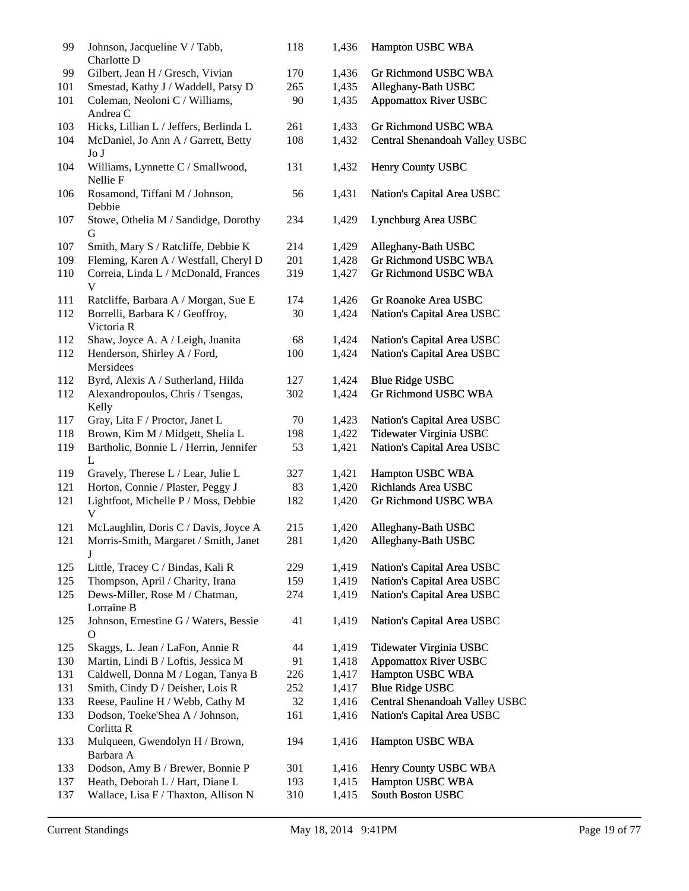| | | | | |
|---|---|---|---|---|
| 99 | Johnson, Jacqueline V / Tabb, Charlotte D | 118 | 1,436 | Hampton USBC WBA |
| 99 | Gilbert, Jean H / Gresch, Vivian | 170 | 1,436 | Gr Richmond USBC WBA |
| 101 | Smestad, Kathy J / Waddell, Patsy D | 265 | 1,435 | Alleghany-Bath USBC |
| 101 | Coleman, Neoloni C / Williams, Andrea C | 90 | 1,435 | Appomattox River USBC |
| 103 | Hicks, Lillian L / Jeffers, Berlinda L | 261 | 1,433 | Gr Richmond USBC WBA |
| 104 | McDaniel, Jo Ann A / Garrett, Betty Jo J | 108 | 1,432 | Central Shenandoah Valley USBC |
| 104 | Williams, Lynnette C / Smallwood, Nellie F | 131 | 1,432 | Henry County USBC |
| 106 | Rosamond, Tiffani M / Johnson, Debbie | 56 | 1,431 | Nation's Capital Area USBC |
| 107 | Stowe, Othelia M / Sandidge, Dorothy G | 234 | 1,429 | Lynchburg Area USBC |
| 107 | Smith, Mary S / Ratcliffe, Debbie K | 214 | 1,429 | Alleghany-Bath USBC |
| 109 | Fleming, Karen A / Westfall, Cheryl D | 201 | 1,428 | Gr Richmond USBC WBA |
| 110 | Correia, Linda L / McDonald, Frances V | 319 | 1,427 | Gr Richmond USBC WBA |
| 111 | Ratcliffe, Barbara A / Morgan, Sue E | 174 | 1,426 | Gr Roanoke Area USBC |
| 112 | Borrelli, Barbara K / Geoffroy, Victoria R | 30 | 1,424 | Nation's Capital Area USBC |
| 112 | Shaw, Joyce A. A / Leigh, Juanita | 68 | 1,424 | Nation's Capital Area USBC |
| 112 | Henderson, Shirley A / Ford, Mersidees | 100 | 1,424 | Nation's Capital Area USBC |
| 112 | Byrd, Alexis A / Sutherland, Hilda | 127 | 1,424 | Blue Ridge USBC |
| 112 | Alexandropoulos, Chris / Tsengas, Kelly | 302 | 1,424 | Gr Richmond USBC WBA |
| 117 | Gray, Lita F / Proctor, Janet L | 70 | 1,423 | Nation's Capital Area USBC |
| 118 | Brown, Kim M / Midgett, Shelia L | 198 | 1,422 | Tidewater Virginia USBC |
| 119 | Bartholic, Bonnie L / Herrin, Jennifer L | 53 | 1,421 | Nation's Capital Area USBC |
| 119 | Gravely, Therese L / Lear, Julie L | 327 | 1,421 | Hampton USBC WBA |
| 121 | Horton, Connie / Plaster, Peggy J | 83 | 1,420 | Richlands Area USBC |
| 121 | Lightfoot, Michelle P / Moss, Debbie V | 182 | 1,420 | Gr Richmond USBC WBA |
| 121 | McLaughlin, Doris C / Davis, Joyce A | 215 | 1,420 | Alleghany-Bath USBC |
| 121 | Morris-Smith, Margaret / Smith, Janet J | 281 | 1,420 | Alleghany-Bath USBC |
| 125 | Little, Tracey C / Bindas, Kali R | 229 | 1,419 | Nation's Capital Area USBC |
| 125 | Thompson, April / Charity, Irana | 159 | 1,419 | Nation's Capital Area USBC |
| 125 | Dews-Miller, Rose M / Chatman, Lorraine B | 274 | 1,419 | Nation's Capital Area USBC |
| 125 | Johnson, Ernestine G / Waters, Bessie O | 41 | 1,419 | Nation's Capital Area USBC |
| 125 | Skaggs, L. Jean / LaFon, Annie R | 44 | 1,419 | Tidewater Virginia USBC |
| 130 | Martin, Lindi B / Loftis, Jessica M | 91 | 1,418 | Appomattox River USBC |
| 131 | Caldwell, Donna M / Logan, Tanya B | 226 | 1,417 | Hampton USBC WBA |
| 131 | Smith, Cindy D / Deisher, Lois R | 252 | 1,417 | Blue Ridge USBC |
| 133 | Reese, Pauline H / Webb, Cathy M | 32 | 1,416 | Central Shenandoah Valley USBC |
| 133 | Dodson, Toeke'Shea A / Johnson, Corlitta R | 161 | 1,416 | Nation's Capital Area USBC |
| 133 | Mulqueen, Gwendolyn H / Brown, Barbara A | 194 | 1,416 | Hampton USBC WBA |
| 133 | Dodson, Amy B / Brewer, Bonnie P | 301 | 1,416 | Henry County USBC WBA |
| 137 | Heath, Deborah L / Hart, Diane L | 193 | 1,415 | Hampton USBC WBA |
| 137 | Wallace, Lisa F / Thaxton, Allison N | 310 | 1,415 | South Boston USBC |

Current Standings May 18, 2014 9:41PM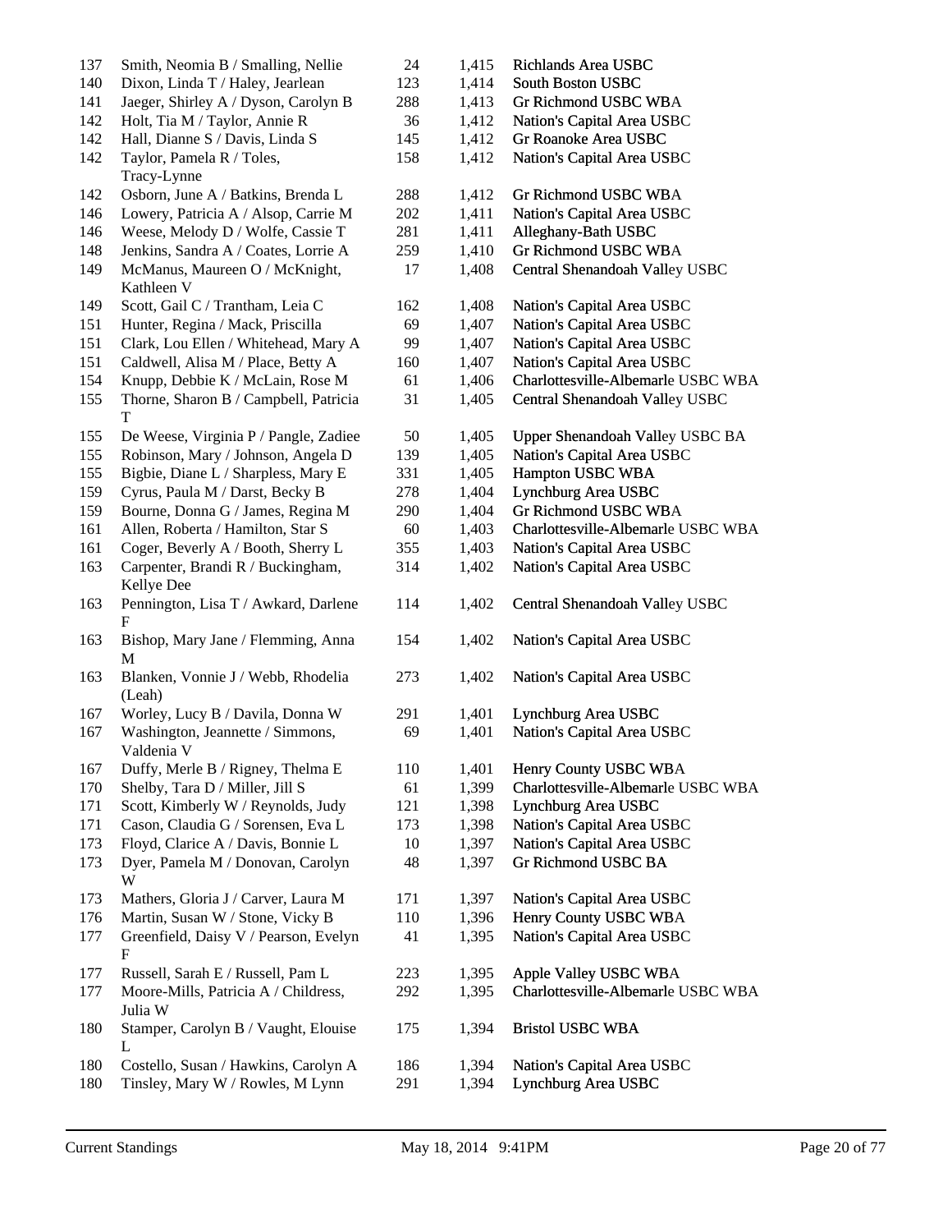| | | | | |
|---|---|---|---|---|
| 137 | Smith, Neomia B / Smalling, Nellie | 24 | 1,415 | Richlands Area USBC |
| 140 | Dixon, Linda T / Haley, Jearlean | 123 | 1,414 | South Boston USBC |
| 141 | Jaeger, Shirley A / Dyson, Carolyn B | 288 | 1,413 | Gr Richmond USBC WBA |
| 142 | Holt, Tia M / Taylor, Annie R | 36 | 1,412 | Nation's Capital Area USBC |
| 142 | Hall, Dianne S / Davis, Linda S | 145 | 1,412 | Gr Roanoke Area USBC |
| 142 | Taylor, Pamela R / Toles, Tracy-Lynne | 158 | 1,412 | Nation's Capital Area USBC |
| 142 | Osborn, June A / Batkins, Brenda L | 288 | 1,412 | Gr Richmond USBC WBA |
| 146 | Lowery, Patricia A / Alsop, Carrie M | 202 | 1,411 | Nation's Capital Area USBC |
| 146 | Weese, Melody D / Wolfe, Cassie T | 281 | 1,411 | Alleghany-Bath USBC |
| 148 | Jenkins, Sandra A / Coates, Lorrie A | 259 | 1,410 | Gr Richmond USBC WBA |
| 149 | McManus, Maureen O / McKnight, Kathleen V | 17 | 1,408 | Central Shenandoah Valley USBC |
| 149 | Scott, Gail C / Trantham, Leia C | 162 | 1,408 | Nation's Capital Area USBC |
| 151 | Hunter, Regina / Mack, Priscilla | 69 | 1,407 | Nation's Capital Area USBC |
| 151 | Clark, Lou Ellen / Whitehead, Mary A | 99 | 1,407 | Nation's Capital Area USBC |
| 151 | Caldwell, Alisa M / Place, Betty A | 160 | 1,407 | Nation's Capital Area USBC |
| 154 | Knupp, Debbie K / McLain, Rose M | 61 | 1,406 | Charlottesville-Albemarle USBC WBA |
| 155 | Thorne, Sharon B / Campbell, Patricia T | 31 | 1,405 | Central Shenandoah Valley USBC |
| 155 | De Weese, Virginia P / Pangle, Zadiee | 50 | 1,405 | Upper Shenandoah Valley USBC BA |
| 155 | Robinson, Mary / Johnson, Angela D | 139 | 1,405 | Nation's Capital Area USBC |
| 155 | Bigbie, Diane L / Sharpless, Mary E | 331 | 1,405 | Hampton USBC WBA |
| 159 | Cyrus, Paula M / Darst, Becky B | 278 | 1,404 | Lynchburg Area USBC |
| 159 | Bourne, Donna G / James, Regina M | 290 | 1,404 | Gr Richmond USBC WBA |
| 161 | Allen, Roberta / Hamilton, Star S | 60 | 1,403 | Charlottesville-Albemarle USBC WBA |
| 161 | Coger, Beverly A / Booth, Sherry L | 355 | 1,403 | Nation's Capital Area USBC |
| 163 | Carpenter, Brandi R / Buckingham, Kellye Dee | 314 | 1,402 | Nation's Capital Area USBC |
| 163 | Pennington, Lisa T / Awkard, Darlene F | 114 | 1,402 | Central Shenandoah Valley USBC |
| 163 | Bishop, Mary Jane / Flemming, Anna M | 154 | 1,402 | Nation's Capital Area USBC |
| 163 | Blanken, Vonnie J / Webb, Rhodelia (Leah) | 273 | 1,402 | Nation's Capital Area USBC |
| 167 | Worley, Lucy B / Davila, Donna W | 291 | 1,401 | Lynchburg Area USBC |
| 167 | Washington, Jeannette / Simmons, Valdenia V | 69 | 1,401 | Nation's Capital Area USBC |
| 167 | Duffy, Merle B / Rigney, Thelma E | 110 | 1,401 | Henry County USBC WBA |
| 170 | Shelby, Tara D / Miller, Jill S | 61 | 1,399 | Charlottesville-Albemarle USBC WBA |
| 171 | Scott, Kimberly W / Reynolds, Judy | 121 | 1,398 | Lynchburg Area USBC |
| 171 | Cason, Claudia G / Sorensen, Eva L | 173 | 1,398 | Nation's Capital Area USBC |
| 173 | Floyd, Clarice A / Davis, Bonnie L | 10 | 1,397 | Nation's Capital Area USBC |
| 173 | Dyer, Pamela M / Donovan, Carolyn W | 48 | 1,397 | Gr Richmond USBC BA |
| 173 | Mathers, Gloria J / Carver, Laura M | 171 | 1,397 | Nation's Capital Area USBC |
| 176 | Martin, Susan W / Stone, Vicky B | 110 | 1,396 | Henry County USBC WBA |
| 177 | Greenfield, Daisy V / Pearson, Evelyn F | 41 | 1,395 | Nation's Capital Area USBC |
| 177 | Russell, Sarah E / Russell, Pam L | 223 | 1,395 | Apple Valley USBC WBA |
| 177 | Moore-Mills, Patricia A / Childress, Julia W | 292 | 1,395 | Charlottesville-Albemarle USBC WBA |
| 180 | Stamper, Carolyn B / Vaught, Elouise L | 175 | 1,394 | Bristol USBC WBA |
| 180 | Costello, Susan / Hawkins, Carolyn A | 186 | 1,394 | Nation's Capital Area USBC |
| 180 | Tinsley, Mary W / Rowles, M Lynn | 291 | 1,394 | Lynchburg Area USBC |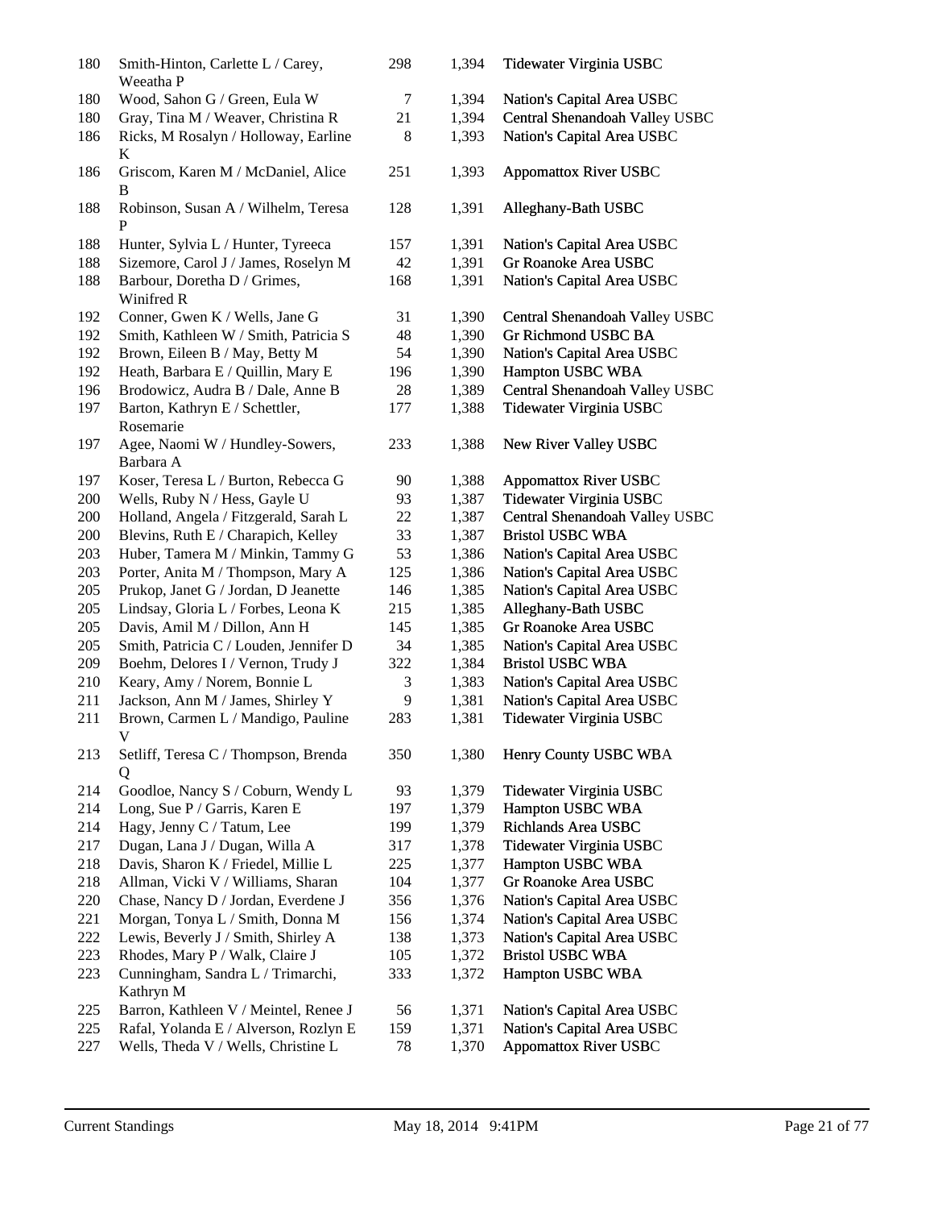| | | | | |
|---|---|---|---|---|
| 180 | Smith-Hinton, Carlette L / Carey, Weeatha P | 298 | 1,394 | Tidewater Virginia USBC |
| 180 | Wood, Sahon G / Green, Eula W | 7 | 1,394 | Nation's Capital Area USBC |
| 180 | Gray, Tina M / Weaver, Christina R | 21 | 1,394 | Central Shenandoah Valley USBC |
| 186 | Ricks, M Rosalyn / Holloway, Earline K | 8 | 1,393 | Nation's Capital Area USBC |
| 186 | Griscom, Karen M / McDaniel, Alice B | 251 | 1,393 | Appomattox River USBC |
| 188 | Robinson, Susan A / Wilhelm, Teresa P | 128 | 1,391 | Alleghany-Bath USBC |
| 188 | Hunter, Sylvia L / Hunter, Tyreeca | 157 | 1,391 | Nation's Capital Area USBC |
| 188 | Sizemore, Carol J / James, Roselyn M | 42 | 1,391 | Gr Roanoke Area USBC |
| 188 | Barbour, Doretha D / Grimes, Winifred R | 168 | 1,391 | Nation's Capital Area USBC |
| 192 | Conner, Gwen K / Wells, Jane G | 31 | 1,390 | Central Shenandoah Valley USBC |
| 192 | Smith, Kathleen W / Smith, Patricia S | 48 | 1,390 | Gr Richmond USBC BA |
| 192 | Brown, Eileen B / May, Betty M | 54 | 1,390 | Nation's Capital Area USBC |
| 192 | Heath, Barbara E / Quillin, Mary E | 196 | 1,390 | Hampton USBC WBA |
| 196 | Brodowicz, Audra B / Dale, Anne B | 28 | 1,389 | Central Shenandoah Valley USBC |
| 197 | Barton, Kathryn E / Schettler, Rosemarie | 177 | 1,388 | Tidewater Virginia USBC |
| 197 | Agee, Naomi W / Hundley-Sowers, Barbara A | 233 | 1,388 | New River Valley USBC |
| 197 | Koser, Teresa L / Burton, Rebecca G | 90 | 1,388 | Appomattox River USBC |
| 200 | Wells, Ruby N / Hess, Gayle U | 93 | 1,387 | Tidewater Virginia USBC |
| 200 | Holland, Angela / Fitzgerald, Sarah L | 22 | 1,387 | Central Shenandoah Valley USBC |
| 200 | Blevins, Ruth E / Charapich, Kelley | 33 | 1,387 | Bristol USBC WBA |
| 203 | Huber, Tamera M / Minkin, Tammy G | 53 | 1,386 | Nation's Capital Area USBC |
| 203 | Porter, Anita M / Thompson, Mary A | 125 | 1,386 | Nation's Capital Area USBC |
| 205 | Prukop, Janet G / Jordan, D Jeanette | 146 | 1,385 | Nation's Capital Area USBC |
| 205 | Lindsay, Gloria L / Forbes, Leona K | 215 | 1,385 | Alleghany-Bath USBC |
| 205 | Davis, Amil M / Dillon, Ann H | 145 | 1,385 | Gr Roanoke Area USBC |
| 205 | Smith, Patricia C / Louden, Jennifer D | 34 | 1,385 | Nation's Capital Area USBC |
| 209 | Boehm, Delores I / Vernon, Trudy J | 322 | 1,384 | Bristol USBC WBA |
| 210 | Keary, Amy / Norem, Bonnie L | 3 | 1,383 | Nation's Capital Area USBC |
| 211 | Jackson, Ann M / James, Shirley Y | 9 | 1,381 | Nation's Capital Area USBC |
| 211 | Brown, Carmen L / Mandigo, Pauline V | 283 | 1,381 | Tidewater Virginia USBC |
| 213 | Setliff, Teresa C / Thompson, Brenda Q | 350 | 1,380 | Henry County USBC WBA |
| 214 | Goodloe, Nancy S / Coburn, Wendy L | 93 | 1,379 | Tidewater Virginia USBC |
| 214 | Long, Sue P / Garris, Karen E | 197 | 1,379 | Hampton USBC WBA |
| 214 | Hagy, Jenny C / Tatum, Lee | 199 | 1,379 | Richlands Area USBC |
| 217 | Dugan, Lana J / Dugan, Willa A | 317 | 1,378 | Tidewater Virginia USBC |
| 218 | Davis, Sharon K / Friedel, Millie L | 225 | 1,377 | Hampton USBC WBA |
| 218 | Allman, Vicki V / Williams, Sharan | 104 | 1,377 | Gr Roanoke Area USBC |
| 220 | Chase, Nancy D / Jordan, Everdene J | 356 | 1,376 | Nation's Capital Area USBC |
| 221 | Morgan, Tonya L / Smith, Donna M | 156 | 1,374 | Nation's Capital Area USBC |
| 222 | Lewis, Beverly J / Smith, Shirley A | 138 | 1,373 | Nation's Capital Area USBC |
| 223 | Rhodes, Mary P / Walk, Claire J | 105 | 1,372 | Bristol USBC WBA |
| 223 | Cunningham, Sandra L / Trimarchi, Kathryn M | 333 | 1,372 | Hampton USBC WBA |
| 225 | Barron, Kathleen V / Meintel, Renee J | 56 | 1,371 | Nation's Capital Area USBC |
| 225 | Rafal, Yolanda E / Alverson, Rozlyn E | 159 | 1,371 | Nation's Capital Area USBC |
| 227 | Wells, Theda V / Wells, Christine L | 78 | 1,370 | Appomattox River USBC |

Current Standings May 18, 2014 9:41PM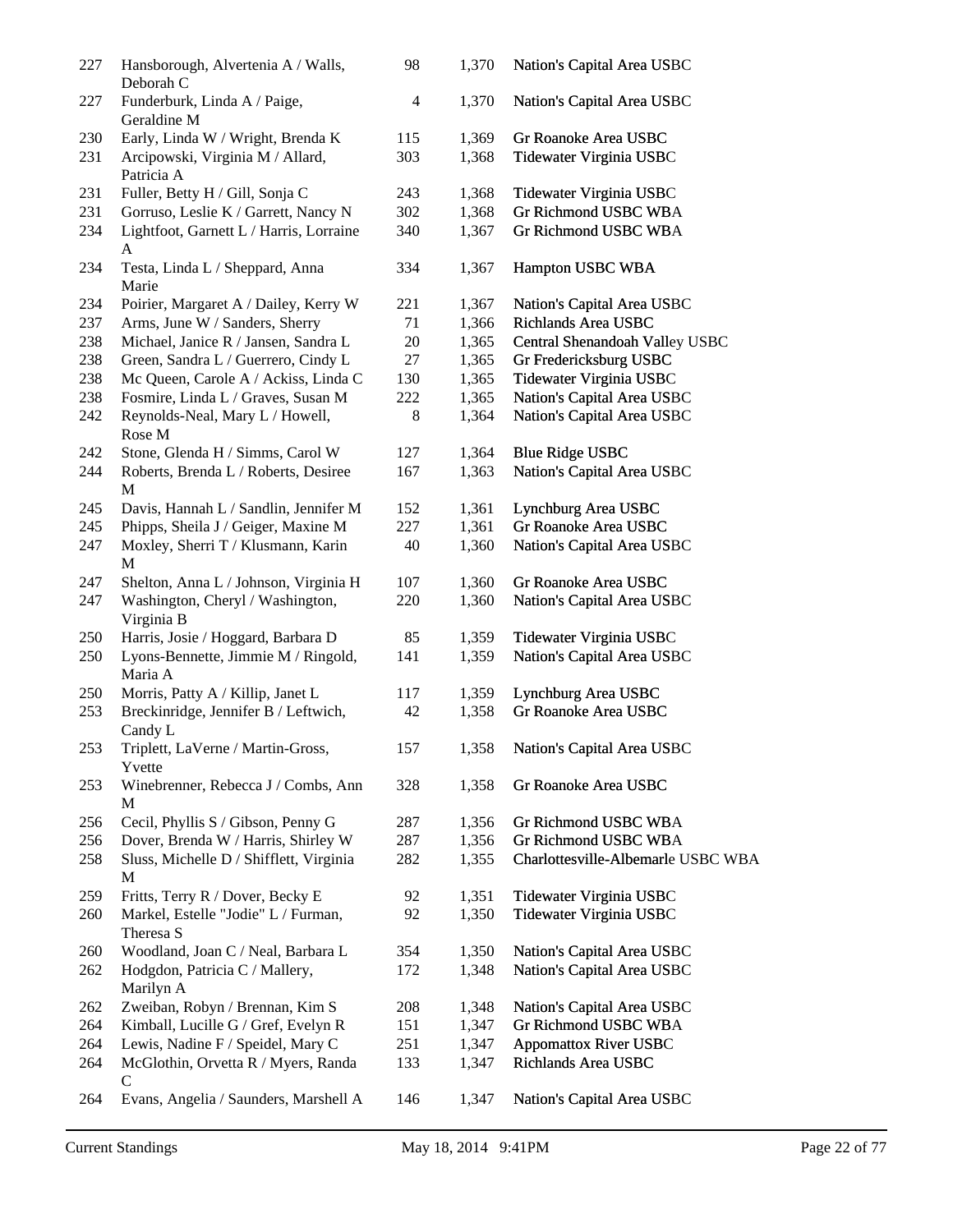| | | | | |
|---|---|---|---|---|
| 227 | Hansborough, Alvertenia A / Walls, Deborah C | 98 | 1,370 | Nation's Capital Area USBC |
| 227 | Funderburk, Linda A / Paige, Geraldine M | 4 | 1,370 | Nation's Capital Area USBC |
| 230 | Early, Linda W / Wright, Brenda K | 115 | 1,369 | Gr Roanoke Area USBC |
| 231 | Arcipowski, Virginia M / Allard, Patricia A | 303 | 1,368 | Tidewater Virginia USBC |
| 231 | Fuller, Betty H / Gill, Sonja C | 243 | 1,368 | Tidewater Virginia USBC |
| 231 | Gorruso, Leslie K / Garrett, Nancy N | 302 | 1,368 | Gr Richmond USBC WBA |
| 234 | Lightfoot, Garnett L / Harris, Lorraine A | 340 | 1,367 | Gr Richmond USBC WBA |
| 234 | Testa, Linda L / Sheppard, Anna Marie | 334 | 1,367 | Hampton USBC WBA |
| 234 | Poirier, Margaret A / Dailey, Kerry W | 221 | 1,367 | Nation's Capital Area USBC |
| 237 | Arms, June W / Sanders, Sherry | 71 | 1,366 | Richlands Area USBC |
| 238 | Michael, Janice R / Jansen, Sandra L | 20 | 1,365 | Central Shenandoah Valley USBC |
| 238 | Green, Sandra L / Guerrero, Cindy L | 27 | 1,365 | Gr Fredericksburg USBC |
| 238 | Mc Queen, Carole A / Ackiss, Linda C | 130 | 1,365 | Tidewater Virginia USBC |
| 238 | Fosmire, Linda L / Graves, Susan M | 222 | 1,365 | Nation's Capital Area USBC |
| 242 | Reynolds-Neal, Mary L / Howell, Rose M | 8 | 1,364 | Nation's Capital Area USBC |
| 242 | Stone, Glenda H / Simms, Carol W | 127 | 1,364 | Blue Ridge USBC |
| 244 | Roberts, Brenda L / Roberts, Desiree M | 167 | 1,363 | Nation's Capital Area USBC |
| 245 | Davis, Hannah L / Sandlin, Jennifer M | 152 | 1,361 | Lynchburg Area USBC |
| 245 | Phipps, Sheila J / Geiger, Maxine M | 227 | 1,361 | Gr Roanoke Area USBC |
| 247 | Moxley, Sherri T / Klusmann, Karin M | 40 | 1,360 | Nation's Capital Area USBC |
| 247 | Shelton, Anna L / Johnson, Virginia H | 107 | 1,360 | Gr Roanoke Area USBC |
| 247 | Washington, Cheryl / Washington, Virginia B | 220 | 1,360 | Nation's Capital Area USBC |
| 250 | Harris, Josie / Hoggard, Barbara D | 85 | 1,359 | Tidewater Virginia USBC |
| 250 | Lyons-Bennette, Jimmie M / Ringold, Maria A | 141 | 1,359 | Nation's Capital Area USBC |
| 250 | Morris, Patty A / Killip, Janet L | 117 | 1,359 | Lynchburg Area USBC |
| 253 | Breckinridge, Jennifer B / Leftwich, Candy L | 42 | 1,358 | Gr Roanoke Area USBC |
| 253 | Triplett, LaVerne / Martin-Gross, Yvette | 157 | 1,358 | Nation's Capital Area USBC |
| 253 | Winebrenner, Rebecca J / Combs, Ann M | 328 | 1,358 | Gr Roanoke Area USBC |
| 256 | Cecil, Phyllis S / Gibson, Penny G | 287 | 1,356 | Gr Richmond USBC WBA |
| 256 | Dover, Brenda W / Harris, Shirley W | 287 | 1,356 | Gr Richmond USBC WBA |
| 258 | Sluss, Michelle D / Shifflett, Virginia M | 282 | 1,355 | Charlottesville-Albemarle USBC WBA |
| 259 | Fritts, Terry R / Dover, Becky E | 92 | 1,351 | Tidewater Virginia USBC |
| 260 | Markel, Estelle "Jodie" L / Furman, Theresa S | 92 | 1,350 | Tidewater Virginia USBC |
| 260 | Woodland, Joan C / Neal, Barbara L | 354 | 1,350 | Nation's Capital Area USBC |
| 262 | Hodgdon, Patricia C / Mallery, Marilyn A | 172 | 1,348 | Nation's Capital Area USBC |
| 262 | Zweiban, Robyn / Brennan, Kim S | 208 | 1,348 | Nation's Capital Area USBC |
| 264 | Kimball, Lucille G / Gref, Evelyn R | 151 | 1,347 | Gr Richmond USBC WBA |
| 264 | Lewis, Nadine F / Speidel, Mary C | 251 | 1,347 | Appomattox River USBC |
| 264 | McGlothin, Orvetta R / Myers, Randa C | 133 | 1,347 | Richlands Area USBC |
| 264 | Evans, Angelia / Saunders, Marshell A | 146 | 1,347 | Nation's Capital Area USBC |

Current Standings May 18, 2014 9:41PM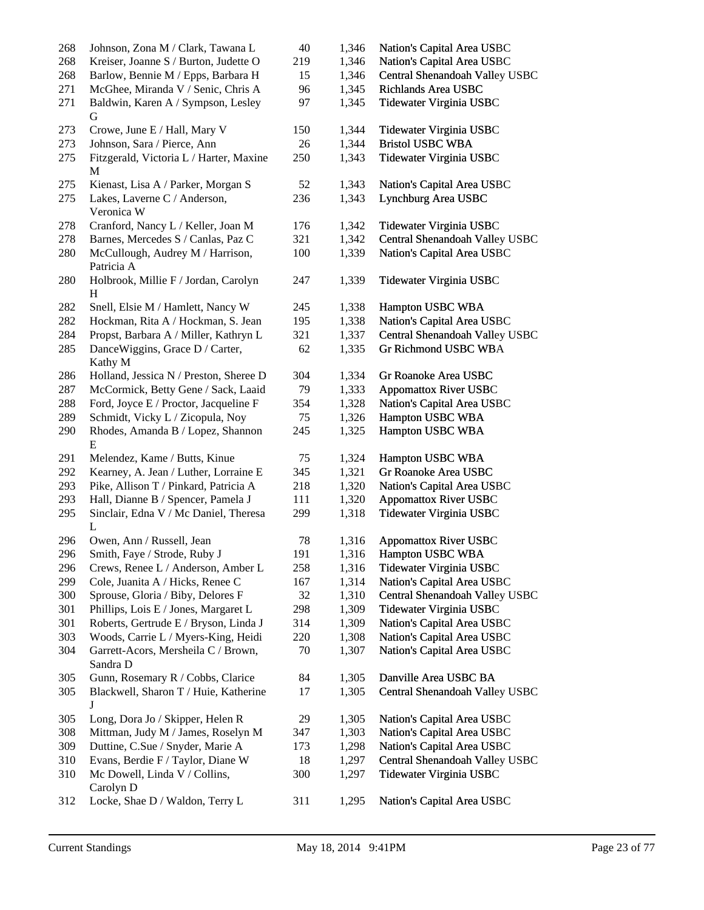| | | | | |
|---|---|---|---|---|
| 268 | Johnson, Zona M / Clark, Tawana L | 40 | 1,346 | Nation's Capital Area USBC |
| 268 | Kreiser, Joanne S / Burton, Judette O | 219 | 1,346 | Nation's Capital Area USBC |
| 268 | Barlow, Bennie M / Epps, Barbara H | 15 | 1,346 | Central Shenandoah Valley USBC |
| 271 | McGhee, Miranda V / Senic, Chris A | 96 | 1,345 | Richlands Area USBC |
| 271 | Baldwin, Karen A / Sympson, Lesley G | 97 | 1,345 | Tidewater Virginia USBC |
| 273 | Crowe, June E / Hall, Mary V | 150 | 1,344 | Tidewater Virginia USBC |
| 273 | Johnson, Sara / Pierce, Ann | 26 | 1,344 | Bristol USBC WBA |
| 275 | Fitzgerald, Victoria L / Harter, Maxine M | 250 | 1,343 | Tidewater Virginia USBC |
| 275 | Kienast, Lisa A / Parker, Morgan S | 52 | 1,343 | Nation's Capital Area USBC |
| 275 | Lakes, Laverne C / Anderson, Veronica W | 236 | 1,343 | Lynchburg Area USBC |
| 278 | Cranford, Nancy L / Keller, Joan M | 176 | 1,342 | Tidewater Virginia USBC |
| 278 | Barnes, Mercedes S / Canlas, Paz C | 321 | 1,342 | Central Shenandoah Valley USBC |
| 280 | McCullough, Audrey M / Harrison, Patricia A | 100 | 1,339 | Nation's Capital Area USBC |
| 280 | Holbrook, Millie F / Jordan, Carolyn H | 247 | 1,339 | Tidewater Virginia USBC |
| 282 | Snell, Elsie M / Hamlett, Nancy W | 245 | 1,338 | Hampton USBC WBA |
| 282 | Hockman, Rita A / Hockman, S. Jean | 195 | 1,338 | Nation's Capital Area USBC |
| 284 | Propst, Barbara A / Miller, Kathryn L | 321 | 1,337 | Central Shenandoah Valley USBC |
| 285 | DanceWiggins, Grace D / Carter, Kathy M | 62 | 1,335 | Gr Richmond USBC WBA |
| 286 | Holland, Jessica N / Preston, Sheree D | 304 | 1,334 | Gr Roanoke Area USBC |
| 287 | McCormick, Betty Gene / Sack, Laaid | 79 | 1,333 | Appomattox River USBC |
| 288 | Ford, Joyce E / Proctor, Jacqueline F | 354 | 1,328 | Nation's Capital Area USBC |
| 289 | Schmidt, Vicky L / Zicopula, Noy | 75 | 1,326 | Hampton USBC WBA |
| 290 | Rhodes, Amanda B / Lopez, Shannon E | 245 | 1,325 | Hampton USBC WBA |
| 291 | Melendez, Kame / Butts, Kinue | 75 | 1,324 | Hampton USBC WBA |
| 292 | Kearney, A. Jean / Luther, Lorraine E | 345 | 1,321 | Gr Roanoke Area USBC |
| 293 | Pike, Allison T / Pinkard, Patricia A | 218 | 1,320 | Nation's Capital Area USBC |
| 293 | Hall, Dianne B / Spencer, Pamela J | 111 | 1,320 | Appomattox River USBC |
| 295 | Sinclair, Edna V / Mc Daniel, Theresa L | 299 | 1,318 | Tidewater Virginia USBC |
| 296 | Owen, Ann / Russell, Jean | 78 | 1,316 | Appomattox River USBC |
| 296 | Smith, Faye / Strode, Ruby J | 191 | 1,316 | Hampton USBC WBA |
| 296 | Crews, Renee L / Anderson, Amber L | 258 | 1,316 | Tidewater Virginia USBC |
| 299 | Cole, Juanita A / Hicks, Renee C | 167 | 1,314 | Nation's Capital Area USBC |
| 300 | Sprouse, Gloria / Biby, Delores F | 32 | 1,310 | Central Shenandoah Valley USBC |
| 301 | Phillips, Lois E / Jones, Margaret L | 298 | 1,309 | Tidewater Virginia USBC |
| 301 | Roberts, Gertrude E / Bryson, Linda J | 314 | 1,309 | Nation's Capital Area USBC |
| 303 | Woods, Carrie L / Myers-King, Heidi | 220 | 1,308 | Nation's Capital Area USBC |
| 304 | Garrett-Acors, Mersheila C / Brown, Sandra D | 70 | 1,307 | Nation's Capital Area USBC |
| 305 | Gunn, Rosemary R / Cobbs, Clarice | 84 | 1,305 | Danville Area USBC BA |
| 305 | Blackwell, Sharon T / Huie, Katherine J | 17 | 1,305 | Central Shenandoah Valley USBC |
| 305 | Long, Dora Jo / Skipper, Helen R | 29 | 1,305 | Nation's Capital Area USBC |
| 308 | Mittman, Judy M / James, Roselyn M | 347 | 1,303 | Nation's Capital Area USBC |
| 309 | Duttine, C.Sue / Snyder, Marie A | 173 | 1,298 | Nation's Capital Area USBC |
| 310 | Evans, Berdie F / Taylor, Diane W | 18 | 1,297 | Central Shenandoah Valley USBC |
| 310 | Mc Dowell, Linda V / Collins, Carolyn D | 300 | 1,297 | Tidewater Virginia USBC |
| 312 | Locke, Shae D / Waldon, Terry L | 311 | 1,295 | Nation's Capital Area USBC |

Current Standings May 18, 2014 9:41PM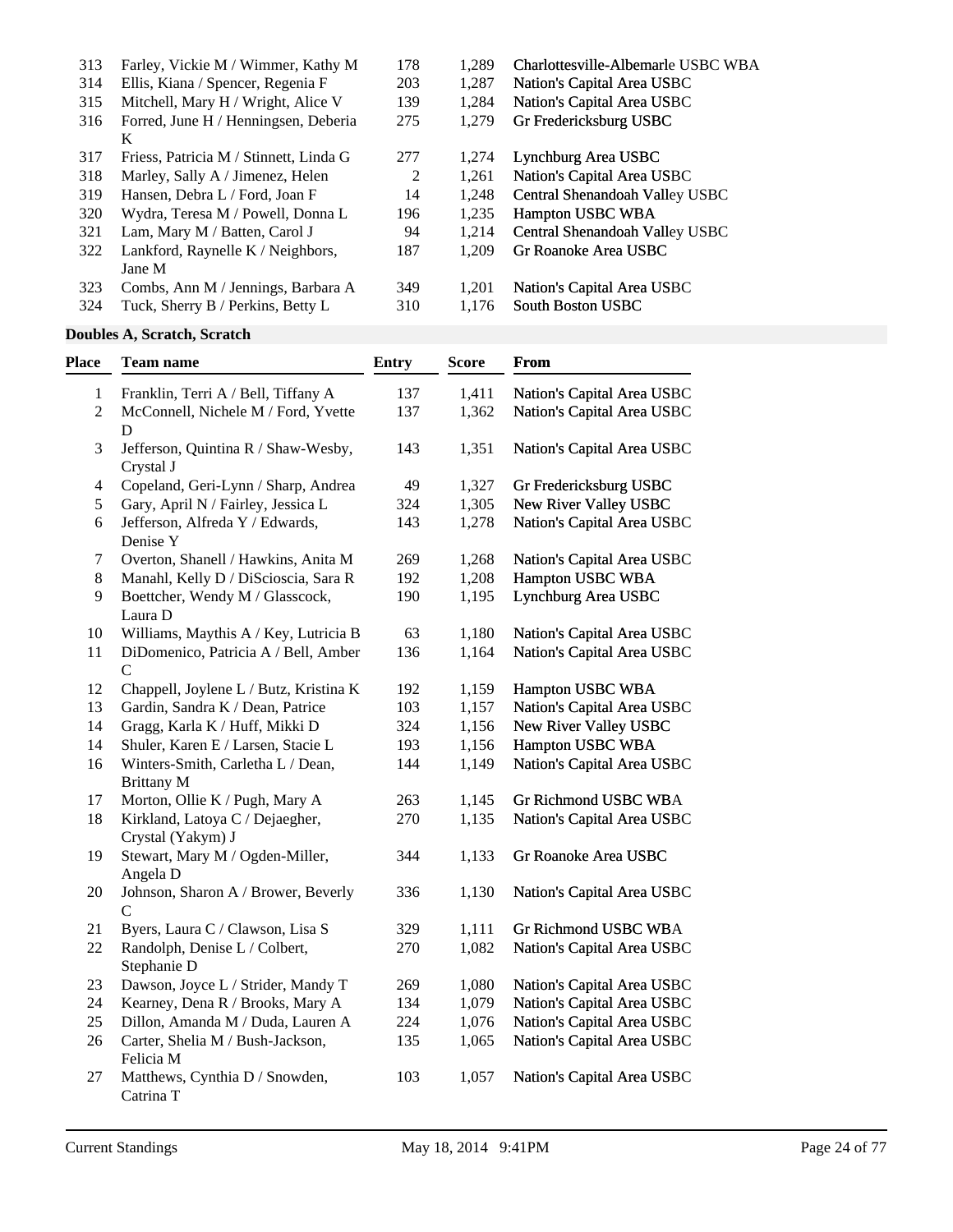| | | | | |
|---|---|---|---|---|
| 313 | Farley, Vickie M / Wimmer, Kathy M | 178 | 1,289 | Charlottesville-Albemarle USBC WBA |
| 314 | Ellis, Kiana / Spencer, Regenia F | 203 | 1,287 | Nation's Capital Area USBC |
| 315 | Mitchell, Mary H / Wright, Alice V | 139 | 1,284 | Nation's Capital Area USBC |
| 316 | Forred, June H / Henningsen, Deberia K | 275 | 1,279 | Gr Fredericksburg USBC |
| 317 | Friess, Patricia M / Stinnett, Linda G | 277 | 1,274 | Lynchburg Area USBC |
| 318 | Marley, Sally A / Jimenez, Helen | 2 | 1,261 | Nation's Capital Area USBC |
| 319 | Hansen, Debra L / Ford, Joan F | 14 | 1,248 | Central Shenandoah Valley USBC |
| 320 | Wydra, Teresa M / Powell, Donna L | 196 | 1,235 | Hampton USBC WBA |
| 321 | Lam, Mary M / Batten, Carol J | 94 | 1,214 | Central Shenandoah Valley USBC |
| 322 | Lankford, Raynelle K / Neighbors, Jane M | 187 | 1,209 | Gr Roanoke Area USBC |
| 323 | Combs, Ann M / Jennings, Barbara A | 349 | 1,201 | Nation's Capital Area USBC |
| 324 | Tuck, Sherry B / Perkins, Betty L | 310 | 1,176 | South Boston USBC |

**Doubles A, Scratch, Scratch**

| Place | Team name | Entry | Score | From |
|---|---|---|---|---|
| 1 | Franklin, Terri A / Bell, Tiffany A | 137 | 1,411 | Nation's Capital Area USBC |
| 2 | McConnell, Nichele M / Ford, Yvette D | 137 | 1,362 | Nation's Capital Area USBC |
| 3 | Jefferson, Quintina R / Shaw-Wesby, Crystal J | 143 | 1,351 | Nation's Capital Area USBC |
| 4 | Copeland, Geri-Lynn / Sharp, Andrea | 49 | 1,327 | Gr Fredericksburg USBC |
| 5 | Gary, April N / Fairley, Jessica L | 324 | 1,305 | New River Valley USBC |
| 6 | Jefferson, Alfreda Y / Edwards, Denise Y | 143 | 1,278 | Nation's Capital Area USBC |
| 7 | Overton, Shanell / Hawkins, Anita M | 269 | 1,268 | Nation's Capital Area USBC |
| 8 | Manahl, Kelly D / DiScioscia, Sara R | 192 | 1,208 | Hampton USBC WBA |
| 9 | Boettcher, Wendy M / Glasscock, Laura D | 190 | 1,195 | Lynchburg Area USBC |
| 10 | Williams, Maythis A / Key, Lutricia B | 63 | 1,180 | Nation's Capital Area USBC |
| 11 | DiDomenico, Patricia A / Bell, Amber C | 136 | 1,164 | Nation's Capital Area USBC |
| 12 | Chappell, Joylene L / Butz, Kristina K | 192 | 1,159 | Hampton USBC WBA |
| 13 | Gardin, Sandra K / Dean, Patrice | 103 | 1,157 | Nation's Capital Area USBC |
| 14 | Gragg, Karla K / Huff, Mikki D | 324 | 1,156 | New River Valley USBC |
| 14 | Shuler, Karen E / Larsen, Stacie L | 193 | 1,156 | Hampton USBC WBA |
| 16 | Winters-Smith, Carletha L / Dean, Brittany M | 144 | 1,149 | Nation's Capital Area USBC |
| 17 | Morton, Ollie K / Pugh, Mary A | 263 | 1,145 | Gr Richmond USBC WBA |
| 18 | Kirkland, Latoya C / Dejaegher, Crystal (Yakym) J | 270 | 1,135 | Nation's Capital Area USBC |
| 19 | Stewart, Mary M / Ogden-Miller, Angela D | 344 | 1,133 | Gr Roanoke Area USBC |
| 20 | Johnson, Sharon A / Brower, Beverly C | 336 | 1,130 | Nation's Capital Area USBC |
| 21 | Byers, Laura C / Clawson, Lisa S | 329 | 1,111 | Gr Richmond USBC WBA |
| 22 | Randolph, Denise L / Colbert, Stephanie D | 270 | 1,082 | Nation's Capital Area USBC |
| 23 | Dawson, Joyce L / Strider, Mandy T | 269 | 1,080 | Nation's Capital Area USBC |
| 24 | Kearney, Dena R / Brooks, Mary A | 134 | 1,079 | Nation's Capital Area USBC |
| 25 | Dillon, Amanda M / Duda, Lauren A | 224 | 1,076 | Nation's Capital Area USBC |
| 26 | Carter, Shelia M / Bush-Jackson, Felicia M | 135 | 1,065 | Nation's Capital Area USBC |
| 27 | Matthews, Cynthia D / Snowden, Catrina T | 103 | 1,057 | Nation's Capital Area USBC |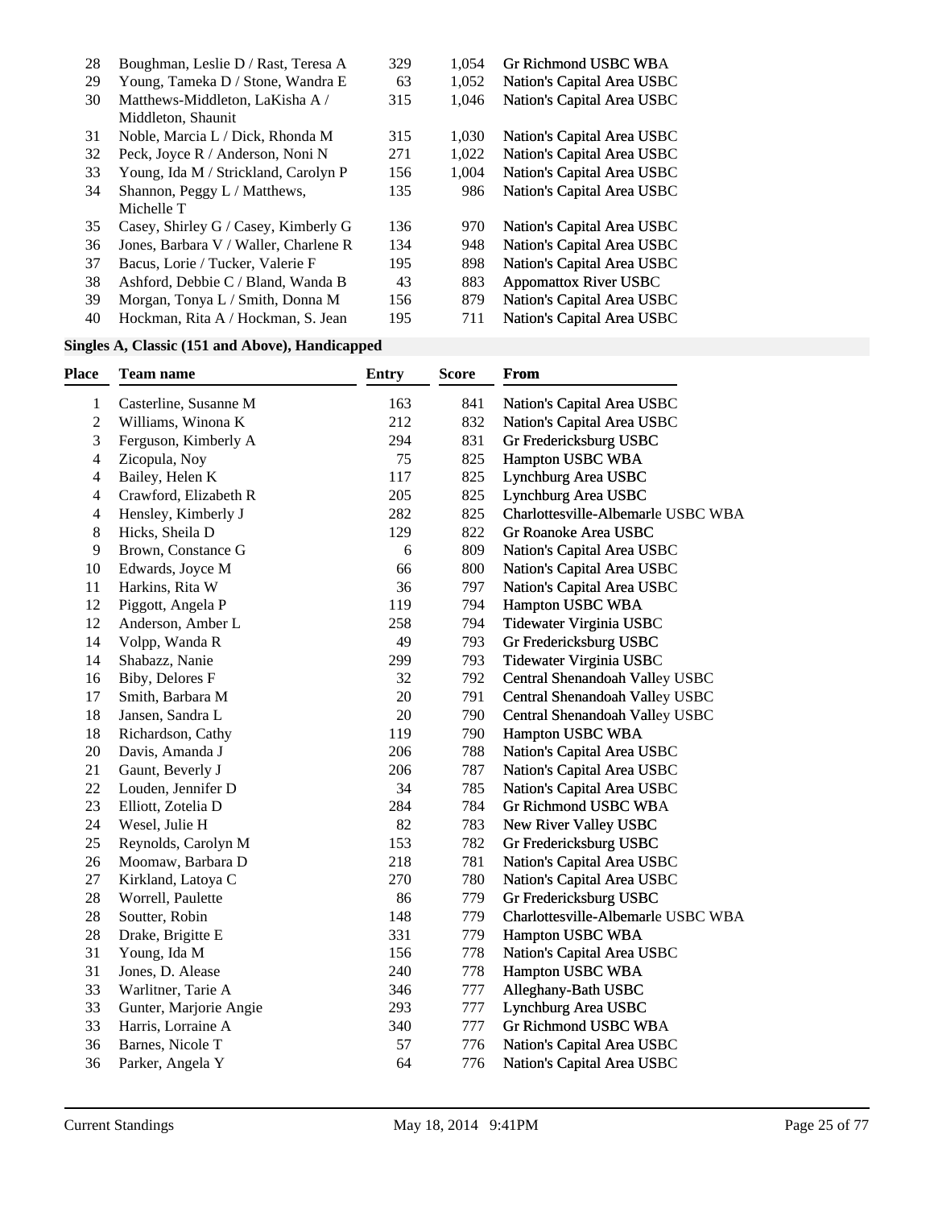| | | | | |
|---|---|---|---|---|
| 28 | Boughman, Leslie D / Rast, Teresa A | 329 | 1,054 | Gr Richmond USBC WBA |
| 29 | Young, Tameka D / Stone, Wandra E | 63 | 1,052 | Nation's Capital Area USBC |
| 30 | Matthews-Middleton, LaKisha A / Middleton, Shaunit | 315 | 1,046 | Nation's Capital Area USBC |
| 31 | Noble, Marcia L / Dick, Rhonda M | 315 | 1,030 | Nation's Capital Area USBC |
| 32 | Peck, Joyce R / Anderson, Noni N | 271 | 1,022 | Nation's Capital Area USBC |
| 33 | Young, Ida M / Strickland, Carolyn P | 156 | 1,004 | Nation's Capital Area USBC |
| 34 | Shannon, Peggy L / Matthews, Michelle T | 135 | 986 | Nation's Capital Area USBC |
| 35 | Casey, Shirley G / Casey, Kimberly G | 136 | 970 | Nation's Capital Area USBC |
| 36 | Jones, Barbara V / Waller, Charlene R | 134 | 948 | Nation's Capital Area USBC |
| 37 | Bacus, Lorie / Tucker, Valerie F | 195 | 898 | Nation's Capital Area USBC |
| 38 | Ashford, Debbie C / Bland, Wanda B | 43 | 883 | Appomattox River USBC |
| 39 | Morgan, Tonya L / Smith, Donna M | 156 | 879 | Nation's Capital Area USBC |
| 40 | Hockman, Rita A / Hockman, S. Jean | 195 | 711 | Nation's Capital Area USBC |

**Singles A, Classic (151 and Above), Handicapped**

| Place | Team name | Entry | Score | From |
|---|---|---|---|---|
| 1 | Casterline, Susanne M | 163 | 841 | Nation's Capital Area USBC |
| 2 | Williams, Winona K | 212 | 832 | Nation's Capital Area USBC |
| 3 | Ferguson, Kimberly A | 294 | 831 | Gr Fredericksburg USBC |
| 4 | Zicopula, Noy | 75 | 825 | Hampton USBC WBA |
| 4 | Bailey, Helen K | 117 | 825 | Lynchburg Area USBC |
| 4 | Crawford, Elizabeth R | 205 | 825 | Lynchburg Area USBC |
| 4 | Hensley, Kimberly J | 282 | 825 | Charlottesville-Albemarle USBC WBA |
| 8 | Hicks, Sheila D | 129 | 822 | Gr Roanoke Area USBC |
| 9 | Brown, Constance G | 6 | 809 | Nation's Capital Area USBC |
| 10 | Edwards, Joyce M | 66 | 800 | Nation's Capital Area USBC |
| 11 | Harkins, Rita W | 36 | 797 | Nation's Capital Area USBC |
| 12 | Piggott, Angela P | 119 | 794 | Hampton USBC WBA |
| 12 | Anderson, Amber L | 258 | 794 | Tidewater Virginia USBC |
| 14 | Volpp, Wanda R | 49 | 793 | Gr Fredericksburg USBC |
| 14 | Shabazz, Nanie | 299 | 793 | Tidewater Virginia USBC |
| 16 | Biby, Delores F | 32 | 792 | Central Shenandoah Valley USBC |
| 17 | Smith, Barbara M | 20 | 791 | Central Shenandoah Valley USBC |
| 18 | Jansen, Sandra L | 20 | 790 | Central Shenandoah Valley USBC |
| 18 | Richardson, Cathy | 119 | 790 | Hampton USBC WBA |
| 20 | Davis, Amanda J | 206 | 788 | Nation's Capital Area USBC |
| 21 | Gaunt, Beverly J | 206 | 787 | Nation's Capital Area USBC |
| 22 | Louden, Jennifer D | 34 | 785 | Nation's Capital Area USBC |
| 23 | Elliott, Zotelia D | 284 | 784 | Gr Richmond USBC WBA |
| 24 | Wesel, Julie H | 82 | 783 | New River Valley USBC |
| 25 | Reynolds, Carolyn M | 153 | 782 | Gr Fredericksburg USBC |
| 26 | Moomaw, Barbara D | 218 | 781 | Nation's Capital Area USBC |
| 27 | Kirkland, Latoya C | 270 | 780 | Nation's Capital Area USBC |
| 28 | Worrell, Paulette | 86 | 779 | Gr Fredericksburg USBC |
| 28 | Soutter, Robin | 148 | 779 | Charlottesville-Albemarle USBC WBA |
| 28 | Drake, Brigitte E | 331 | 779 | Hampton USBC WBA |
| 31 | Young, Ida M | 156 | 778 | Nation's Capital Area USBC |
| 31 | Jones, D. Alease | 240 | 778 | Hampton USBC WBA |
| 33 | Warlitner, Tarie A | 346 | 777 | Alleghany-Bath USBC |
| 33 | Gunter, Marjorie Angie | 293 | 777 | Lynchburg Area USBC |
| 33 | Harris, Lorraine A | 340 | 777 | Gr Richmond USBC WBA |
| 36 | Barnes, Nicole T | 57 | 776 | Nation's Capital Area USBC |
| 36 | Parker, Angela Y | 64 | 776 | Nation's Capital Area USBC |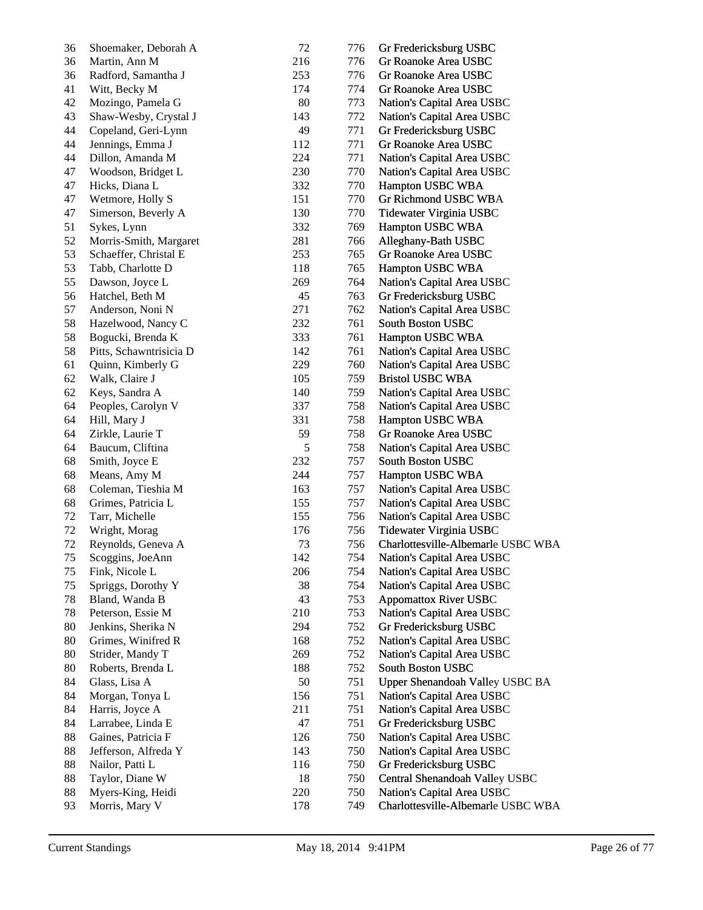| | | | | |
|---|---|---|---|---|
| 36 | Shoemaker, Deborah A | 72 | 776 | Gr Fredericksburg USBC |
| 36 | Martin, Ann M | 216 | 776 | Gr Roanoke Area USBC |
| 36 | Radford, Samantha J | 253 | 776 | Gr Roanoke Area USBC |
| 41 | Witt, Becky M | 174 | 774 | Gr Roanoke Area USBC |
| 42 | Mozingo, Pamela G | 80 | 773 | Nation's Capital Area USBC |
| 43 | Shaw-Wesby, Crystal J | 143 | 772 | Nation's Capital Area USBC |
| 44 | Copeland, Geri-Lynn | 49 | 771 | Gr Fredericksburg USBC |
| 44 | Jennings, Emma J | 112 | 771 | Gr Roanoke Area USBC |
| 44 | Dillon, Amanda M | 224 | 771 | Nation's Capital Area USBC |
| 47 | Woodson, Bridget L | 230 | 770 | Nation's Capital Area USBC |
| 47 | Hicks, Diana L | 332 | 770 | Hampton USBC WBA |
| 47 | Wetmore, Holly S | 151 | 770 | Gr Richmond USBC WBA |
| 47 | Simerson, Beverly A | 130 | 770 | Tidewater Virginia USBC |
| 51 | Sykes, Lynn | 332 | 769 | Hampton USBC WBA |
| 52 | Morris-Smith, Margaret | 281 | 766 | Alleghany-Bath USBC |
| 53 | Schaeffer, Christal E | 253 | 765 | Gr Roanoke Area USBC |
| 53 | Tabb, Charlotte D | 118 | 765 | Hampton USBC WBA |
| 55 | Dawson, Joyce L | 269 | 764 | Nation's Capital Area USBC |
| 56 | Hatchel, Beth M | 45 | 763 | Gr Fredericksburg USBC |
| 57 | Anderson, Noni N | 271 | 762 | Nation's Capital Area USBC |
| 58 | Hazelwood, Nancy C | 232 | 761 | South Boston USBC |
| 58 | Bogucki, Brenda K | 333 | 761 | Hampton USBC WBA |
| 58 | Pitts, Schawntrisicia D | 142 | 761 | Nation's Capital Area USBC |
| 61 | Quinn, Kimberly G | 229 | 760 | Nation's Capital Area USBC |
| 62 | Walk, Claire J | 105 | 759 | Bristol USBC WBA |
| 62 | Keys, Sandra A | 140 | 759 | Nation's Capital Area USBC |
| 64 | Peoples, Carolyn V | 337 | 758 | Nation's Capital Area USBC |
| 64 | Hill, Mary J | 331 | 758 | Hampton USBC WBA |
| 64 | Zirkle, Laurie T | 59 | 758 | Gr Roanoke Area USBC |
| 64 | Baucum, Cliftina | 5 | 758 | Nation's Capital Area USBC |
| 68 | Smith, Joyce E | 232 | 757 | South Boston USBC |
| 68 | Means, Amy M | 244 | 757 | Hampton USBC WBA |
| 68 | Coleman, Tieshia M | 163 | 757 | Nation's Capital Area USBC |
| 68 | Grimes, Patricia L | 155 | 757 | Nation's Capital Area USBC |
| 72 | Tarr, Michelle | 155 | 756 | Nation's Capital Area USBC |
| 72 | Wright, Morag | 176 | 756 | Tidewater Virginia USBC |
| 72 | Reynolds, Geneva A | 73 | 756 | Charlottesville-Albemarle USBC WBA |
| 75 | Scoggins, JoeAnn | 142 | 754 | Nation's Capital Area USBC |
| 75 | Fink, Nicole L | 206 | 754 | Nation's Capital Area USBC |
| 75 | Spriggs, Dorothy Y | 38 | 754 | Nation's Capital Area USBC |
| 78 | Bland, Wanda B | 43 | 753 | Appomattox River USBC |
| 78 | Peterson, Essie M | 210 | 753 | Nation's Capital Area USBC |
| 80 | Jenkins, Sherika N | 294 | 752 | Gr Fredericksburg USBC |
| 80 | Grimes, Winifred R | 168 | 752 | Nation's Capital Area USBC |
| 80 | Strider, Mandy T | 269 | 752 | Nation's Capital Area USBC |
| 80 | Roberts, Brenda L | 188 | 752 | South Boston USBC |
| 84 | Glass, Lisa A | 50 | 751 | Upper Shenandoah Valley USBC BA |
| 84 | Morgan, Tonya L | 156 | 751 | Nation's Capital Area USBC |
| 84 | Harris, Joyce A | 211 | 751 | Nation's Capital Area USBC |
| 84 | Larrabee, Linda E | 47 | 751 | Gr Fredericksburg USBC |
| 88 | Gaines, Patricia F | 126 | 750 | Nation's Capital Area USBC |
| 88 | Jefferson, Alfreda Y | 143 | 750 | Nation's Capital Area USBC |
| 88 | Nailor, Patti L | 116 | 750 | Gr Fredericksburg USBC |
| 88 | Taylor, Diane W | 18 | 750 | Central Shenandoah Valley USBC |
| 88 | Myers-King, Heidi | 220 | 750 | Nation's Capital Area USBC |
| 93 | Morris, Mary V | 178 | 749 | Charlottesville-Albemarle USBC WBA |

Current Standings May 18, 2014 9:41PM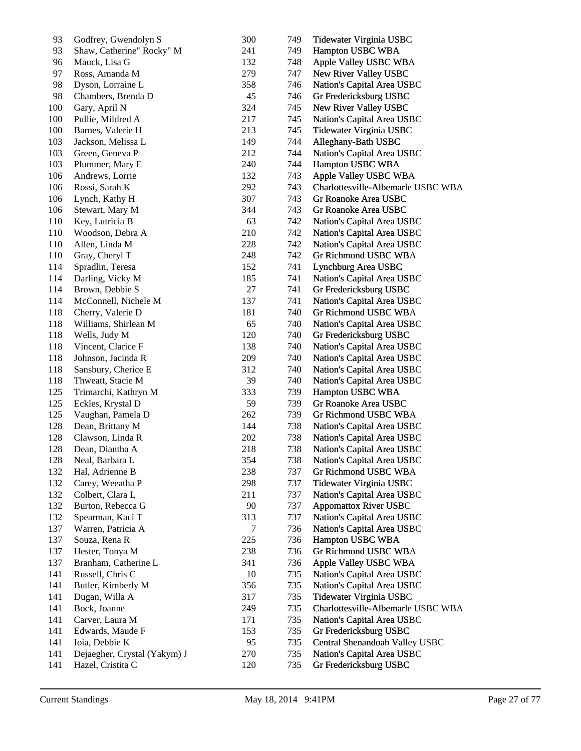| | | | | |
|---|---|---|---|---|
| 93 | Godfrey, Gwendolyn S | 300 | 749 | Tidewater Virginia USBC |
| 93 | Shaw, Catherine" Rocky" M | 241 | 749 | Hampton USBC WBA |
| 96 | Mauck, Lisa G | 132 | 748 | Apple Valley USBC WBA |
| 97 | Ross, Amanda M | 279 | 747 | New River Valley USBC |
| 98 | Dyson, Lorraine L | 358 | 746 | Nation's Capital Area USBC |
| 98 | Chambers, Brenda D | 45 | 746 | Gr Fredericksburg USBC |
| 100 | Gary, April N | 324 | 745 | New River Valley USBC |
| 100 | Pullie, Mildred A | 217 | 745 | Nation's Capital Area USBC |
| 100 | Barnes, Valerie H | 213 | 745 | Tidewater Virginia USBC |
| 103 | Jackson, Melissa L | 149 | 744 | Alleghany-Bath USBC |
| 103 | Green, Geneva P | 212 | 744 | Nation's Capital Area USBC |
| 103 | Plummer, Mary E | 240 | 744 | Hampton USBC WBA |
| 106 | Andrews, Lorrie | 132 | 743 | Apple Valley USBC WBA |
| 106 | Rossi, Sarah K | 292 | 743 | Charlottesville-Albemarle USBC WBA |
| 106 | Lynch, Kathy H | 307 | 743 | Gr Roanoke Area USBC |
| 106 | Stewart, Mary M | 344 | 743 | Gr Roanoke Area USBC |
| 110 | Key, Lutricia B | 63 | 742 | Nation's Capital Area USBC |
| 110 | Woodson, Debra A | 210 | 742 | Nation's Capital Area USBC |
| 110 | Allen, Linda M | 228 | 742 | Nation's Capital Area USBC |
| 110 | Gray, Cheryl T | 248 | 742 | Gr Richmond USBC WBA |
| 114 | Spradlin, Teresa | 152 | 741 | Lynchburg Area USBC |
| 114 | Darling, Vicky M | 185 | 741 | Nation's Capital Area USBC |
| 114 | Brown, Debbie S | 27 | 741 | Gr Fredericksburg USBC |
| 114 | McConnell, Nichele M | 137 | 741 | Nation's Capital Area USBC |
| 118 | Cherry, Valerie D | 181 | 740 | Gr Richmond USBC WBA |
| 118 | Williams, Shirlean M | 65 | 740 | Nation's Capital Area USBC |
| 118 | Wells, Judy M | 120 | 740 | Gr Fredericksburg USBC |
| 118 | Vincent, Clarice F | 138 | 740 | Nation's Capital Area USBC |
| 118 | Johnson, Jacinda R | 209 | 740 | Nation's Capital Area USBC |
| 118 | Sansbury, Cherice E | 312 | 740 | Nation's Capital Area USBC |
| 118 | Thweatt, Stacie M | 39 | 740 | Nation's Capital Area USBC |
| 125 | Trimarchi, Kathryn M | 333 | 739 | Hampton USBC WBA |
| 125 | Eckles, Krystal D | 59 | 739 | Gr Roanoke Area USBC |
| 125 | Vaughan, Pamela D | 262 | 739 | Gr Richmond USBC WBA |
| 128 | Dean, Brittany M | 144 | 738 | Nation's Capital Area USBC |
| 128 | Clawson, Linda R | 202 | 738 | Nation's Capital Area USBC |
| 128 | Dean, Diantha A | 218 | 738 | Nation's Capital Area USBC |
| 128 | Neal, Barbara L | 354 | 738 | Nation's Capital Area USBC |
| 132 | Hal, Adrienne B | 238 | 737 | Gr Richmond USBC WBA |
| 132 | Carey, Weeatha P | 298 | 737 | Tidewater Virginia USBC |
| 132 | Colbert, Clara L | 211 | 737 | Nation's Capital Area USBC |
| 132 | Burton, Rebecca G | 90 | 737 | Appomattox River USBC |
| 132 | Spearman, Kaci T | 313 | 737 | Nation's Capital Area USBC |
| 137 | Warren, Patricia A | 7 | 736 | Nation's Capital Area USBC |
| 137 | Souza, Rena R | 225 | 736 | Hampton USBC WBA |
| 137 | Hester, Tonya M | 238 | 736 | Gr Richmond USBC WBA |
| 137 | Branham, Catherine L | 341 | 736 | Apple Valley USBC WBA |
| 141 | Russell, Chris C | 10 | 735 | Nation's Capital Area USBC |
| 141 | Butler, Kimberly M | 356 | 735 | Nation's Capital Area USBC |
| 141 | Dugan, Willa A | 317 | 735 | Tidewater Virginia USBC |
| 141 | Bock, Joanne | 249 | 735 | Charlottesville-Albemarle USBC WBA |
| 141 | Carver, Laura M | 171 | 735 | Nation's Capital Area USBC |
| 141 | Edwards, Maude F | 153 | 735 | Gr Fredericksburg USBC |
| 141 | Ioia, Debbie K | 95 | 735 | Central Shenandoah Valley USBC |
| 141 | Dejaegher, Crystal (Yakym) J | 270 | 735 | Nation's Capital Area USBC |
| 141 | Hazel, Cristita C | 120 | 735 | Gr Fredericksburg USBC |

Current Standings May 18, 2014 9:41PM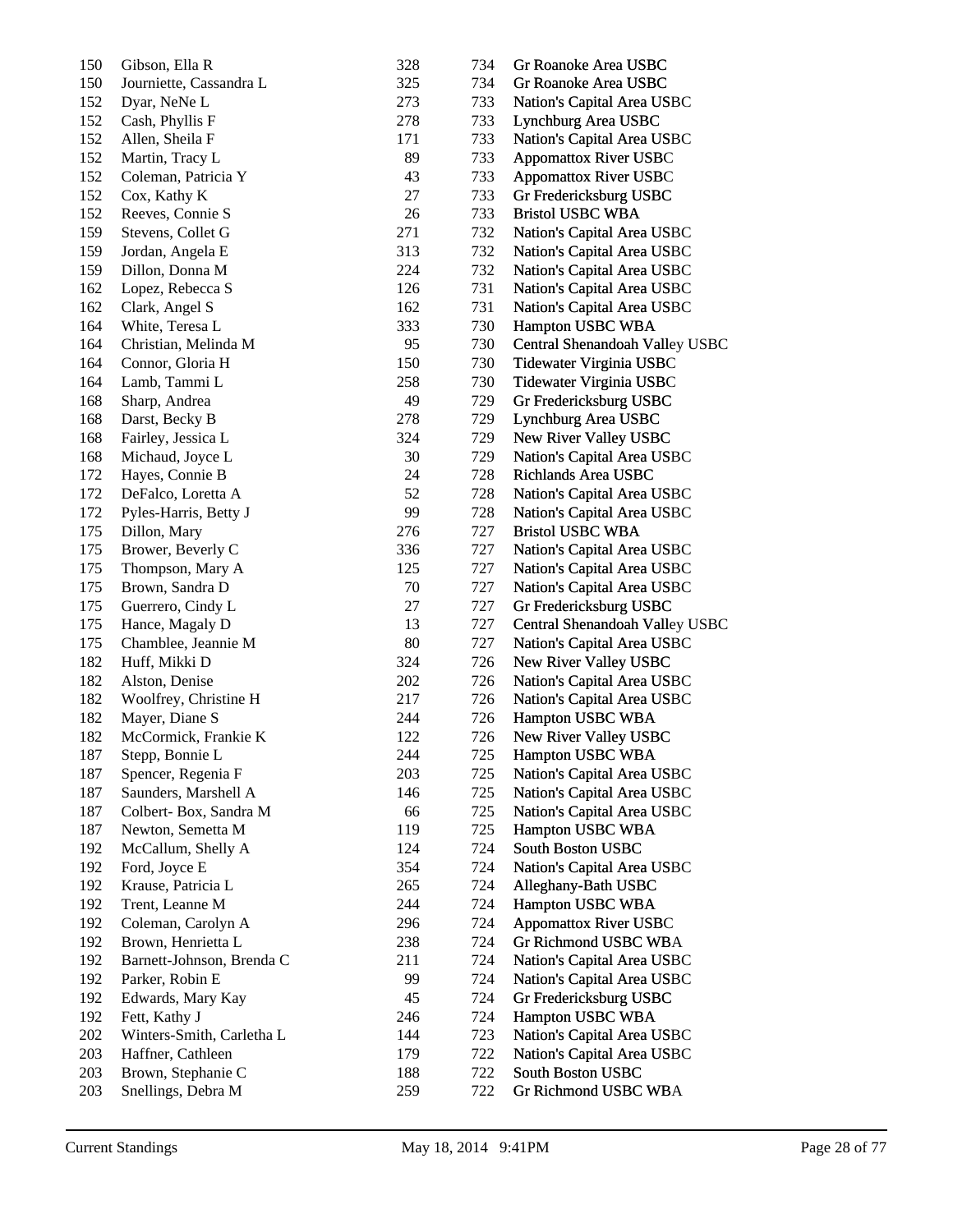| | | | | |
|---|---|---|---|---|
| 150 | Gibson, Ella R | 328 | 734 | Gr Roanoke Area USBC |
| 150 | Journiette, Cassandra L | 325 | 734 | Gr Roanoke Area USBC |
| 152 | Dyar, NeNe L | 273 | 733 | Nation's Capital Area USBC |
| 152 | Cash, Phyllis F | 278 | 733 | Lynchburg Area USBC |
| 152 | Allen, Sheila F | 171 | 733 | Nation's Capital Area USBC |
| 152 | Martin, Tracy L | 89 | 733 | Appomattox River USBC |
| 152 | Coleman, Patricia Y | 43 | 733 | Appomattox River USBC |
| 152 | Cox, Kathy K | 27 | 733 | Gr Fredericksburg USBC |
| 152 | Reeves, Connie S | 26 | 733 | Bristol USBC WBA |
| 159 | Stevens, Collet G | 271 | 732 | Nation's Capital Area USBC |
| 159 | Jordan, Angela E | 313 | 732 | Nation's Capital Area USBC |
| 159 | Dillon, Donna M | 224 | 732 | Nation's Capital Area USBC |
| 162 | Lopez, Rebecca S | 126 | 731 | Nation's Capital Area USBC |
| 162 | Clark, Angel S | 162 | 731 | Nation's Capital Area USBC |
| 164 | White, Teresa L | 333 | 730 | Hampton USBC WBA |
| 164 | Christian, Melinda M | 95 | 730 | Central Shenandoah Valley USBC |
| 164 | Connor, Gloria H | 150 | 730 | Tidewater Virginia USBC |
| 164 | Lamb, Tammi L | 258 | 730 | Tidewater Virginia USBC |
| 168 | Sharp, Andrea | 49 | 729 | Gr Fredericksburg USBC |
| 168 | Darst, Becky B | 278 | 729 | Lynchburg Area USBC |
| 168 | Fairley, Jessica L | 324 | 729 | New River Valley USBC |
| 168 | Michaud, Joyce L | 30 | 729 | Nation's Capital Area USBC |
| 172 | Hayes, Connie B | 24 | 728 | Richlands Area USBC |
| 172 | DeFalco, Loretta A | 52 | 728 | Nation's Capital Area USBC |
| 172 | Pyles-Harris, Betty J | 99 | 728 | Nation's Capital Area USBC |
| 175 | Dillon, Mary | 276 | 727 | Bristol USBC WBA |
| 175 | Brower, Beverly C | 336 | 727 | Nation's Capital Area USBC |
| 175 | Thompson, Mary A | 125 | 727 | Nation's Capital Area USBC |
| 175 | Brown, Sandra D | 70 | 727 | Nation's Capital Area USBC |
| 175 | Guerrero, Cindy L | 27 | 727 | Gr Fredericksburg USBC |
| 175 | Hance, Magaly D | 13 | 727 | Central Shenandoah Valley USBC |
| 175 | Chamblee, Jeannie M | 80 | 727 | Nation's Capital Area USBC |
| 182 | Huff, Mikki D | 324 | 726 | New River Valley USBC |
| 182 | Alston, Denise | 202 | 726 | Nation's Capital Area USBC |
| 182 | Woolfrey, Christine H | 217 | 726 | Nation's Capital Area USBC |
| 182 | Mayer, Diane S | 244 | 726 | Hampton USBC WBA |
| 182 | McCormick, Frankie K | 122 | 726 | New River Valley USBC |
| 187 | Stepp, Bonnie L | 244 | 725 | Hampton USBC WBA |
| 187 | Spencer, Regenia F | 203 | 725 | Nation's Capital Area USBC |
| 187 | Saunders, Marshell A | 146 | 725 | Nation's Capital Area USBC |
| 187 | Colbert- Box, Sandra M | 66 | 725 | Nation's Capital Area USBC |
| 187 | Newton, Semetta M | 119 | 725 | Hampton USBC WBA |
| 192 | McCallum, Shelly A | 124 | 724 | South Boston USBC |
| 192 | Ford, Joyce E | 354 | 724 | Nation's Capital Area USBC |
| 192 | Krause, Patricia L | 265 | 724 | Alleghany-Bath USBC |
| 192 | Trent, Leanne M | 244 | 724 | Hampton USBC WBA |
| 192 | Coleman, Carolyn A | 296 | 724 | Appomattox River USBC |
| 192 | Brown, Henrietta L | 238 | 724 | Gr Richmond USBC WBA |
| 192 | Barnett-Johnson, Brenda C | 211 | 724 | Nation's Capital Area USBC |
| 192 | Parker, Robin E | 99 | 724 | Nation's Capital Area USBC |
| 192 | Edwards, Mary Kay | 45 | 724 | Gr Fredericksburg USBC |
| 192 | Fett, Kathy J | 246 | 724 | Hampton USBC WBA |
| 202 | Winters-Smith, Carletha L | 144 | 723 | Nation's Capital Area USBC |
| 203 | Haffner, Cathleen | 179 | 722 | Nation's Capital Area USBC |
| 203 | Brown, Stephanie C | 188 | 722 | South Boston USBC |
| 203 | Snellings, Debra M | 259 | 722 | Gr Richmond USBC WBA |

Current Standings May 18, 2014 9:41PM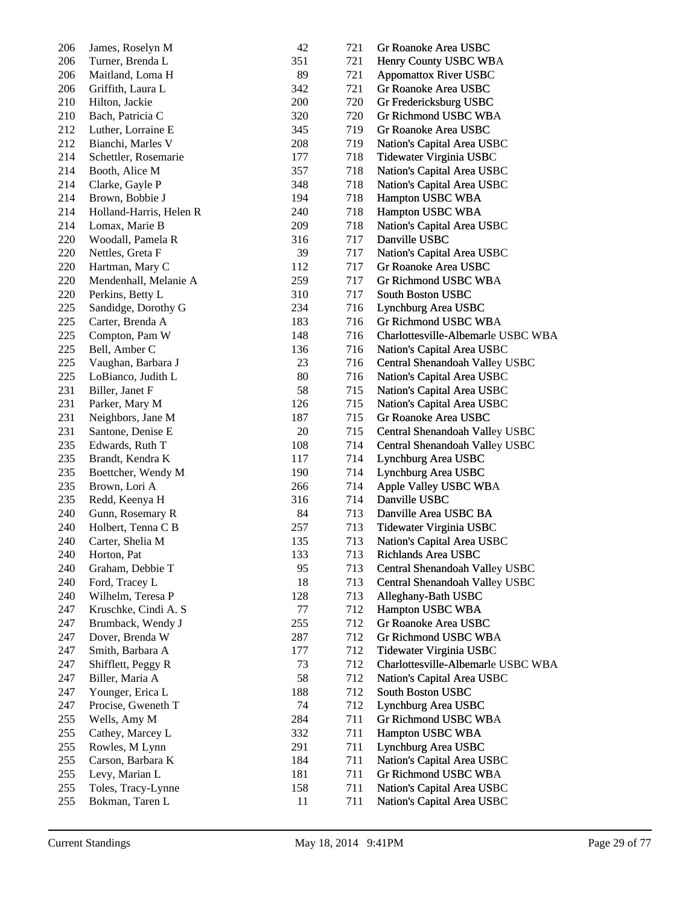| | | | | |
|---|---|---|---|---|
| 206 | James, Roselyn M | 42 | 721 | Gr Roanoke Area USBC |
| 206 | Turner, Brenda L | 351 | 721 | Henry County USBC WBA |
| 206 | Maitland, Loma H | 89 | 721 | Appomattox River USBC |
| 206 | Griffith, Laura L | 342 | 721 | Gr Roanoke Area USBC |
| 210 | Hilton, Jackie | 200 | 720 | Gr Fredericksburg USBC |
| 210 | Bach, Patricia C | 320 | 720 | Gr Richmond USBC WBA |
| 212 | Luther, Lorraine E | 345 | 719 | Gr Roanoke Area USBC |
| 212 | Bianchi, Marles V | 208 | 719 | Nation's Capital Area USBC |
| 214 | Schettler, Rosemarie | 177 | 718 | Tidewater Virginia USBC |
| 214 | Booth, Alice M | 357 | 718 | Nation's Capital Area USBC |
| 214 | Clarke, Gayle P | 348 | 718 | Nation's Capital Area USBC |
| 214 | Brown, Bobbie J | 194 | 718 | Hampton USBC WBA |
| 214 | Holland-Harris, Helen R | 240 | 718 | Hampton USBC WBA |
| 214 | Lomax, Marie B | 209 | 718 | Nation's Capital Area USBC |
| 220 | Woodall, Pamela R | 316 | 717 | Danville USBC |
| 220 | Nettles, Greta F | 39 | 717 | Nation's Capital Area USBC |
| 220 | Hartman, Mary C | 112 | 717 | Gr Roanoke Area USBC |
| 220 | Mendenhall, Melanie A | 259 | 717 | Gr Richmond USBC WBA |
| 220 | Perkins, Betty L | 310 | 717 | South Boston USBC |
| 225 | Sandidge, Dorothy G | 234 | 716 | Lynchburg Area USBC |
| 225 | Carter, Brenda A | 183 | 716 | Gr Richmond USBC WBA |
| 225 | Compton, Pam W | 148 | 716 | Charlottesville-Albemarle USBC WBA |
| 225 | Bell, Amber C | 136 | 716 | Nation's Capital Area USBC |
| 225 | Vaughan, Barbara J | 23 | 716 | Central Shenandoah Valley USBC |
| 225 | LoBianco, Judith L | 80 | 716 | Nation's Capital Area USBC |
| 231 | Biller, Janet F | 58 | 715 | Nation's Capital Area USBC |
| 231 | Parker, Mary M | 126 | 715 | Nation's Capital Area USBC |
| 231 | Neighbors, Jane M | 187 | 715 | Gr Roanoke Area USBC |
| 231 | Santone, Denise E | 20 | 715 | Central Shenandoah Valley USBC |
| 235 | Edwards, Ruth T | 108 | 714 | Central Shenandoah Valley USBC |
| 235 | Brandt, Kendra K | 117 | 714 | Lynchburg Area USBC |
| 235 | Boettcher, Wendy M | 190 | 714 | Lynchburg Area USBC |
| 235 | Brown, Lori A | 266 | 714 | Apple Valley USBC WBA |
| 235 | Redd, Keenya H | 316 | 714 | Danville USBC |
| 240 | Gunn, Rosemary R | 84 | 713 | Danville Area USBC BA |
| 240 | Holbert, Tenna C B | 257 | 713 | Tidewater Virginia USBC |
| 240 | Carter, Shelia M | 135 | 713 | Nation's Capital Area USBC |
| 240 | Horton, Pat | 133 | 713 | Richlands Area USBC |
| 240 | Graham, Debbie T | 95 | 713 | Central Shenandoah Valley USBC |
| 240 | Ford, Tracey L | 18 | 713 | Central Shenandoah Valley USBC |
| 240 | Wilhelm, Teresa P | 128 | 713 | Alleghany-Bath USBC |
| 247 | Kruschke, Cindi A. S | 77 | 712 | Hampton USBC WBA |
| 247 | Brumback, Wendy J | 255 | 712 | Gr Roanoke Area USBC |
| 247 | Dover, Brenda W | 287 | 712 | Gr Richmond USBC WBA |
| 247 | Smith, Barbara A | 177 | 712 | Tidewater Virginia USBC |
| 247 | Shifflett, Peggy R | 73 | 712 | Charlottesville-Albemarle USBC WBA |
| 247 | Biller, Maria A | 58 | 712 | Nation's Capital Area USBC |
| 247 | Younger, Erica L | 188 | 712 | South Boston USBC |
| 247 | Procise, Gweneth T | 74 | 712 | Lynchburg Area USBC |
| 255 | Wells, Amy M | 284 | 711 | Gr Richmond USBC WBA |
| 255 | Cathey, Marcey L | 332 | 711 | Hampton USBC WBA |
| 255 | Rowles, M Lynn | 291 | 711 | Lynchburg Area USBC |
| 255 | Carson, Barbara K | 184 | 711 | Nation's Capital Area USBC |
| 255 | Levy, Marian L | 181 | 711 | Gr Richmond USBC WBA |
| 255 | Toles, Tracy-Lynne | 158 | 711 | Nation's Capital Area USBC |
| 255 | Bokman, Taren L | 11 | 711 | Nation's Capital Area USBC |

Current Standings May 18, 2014 9:41PM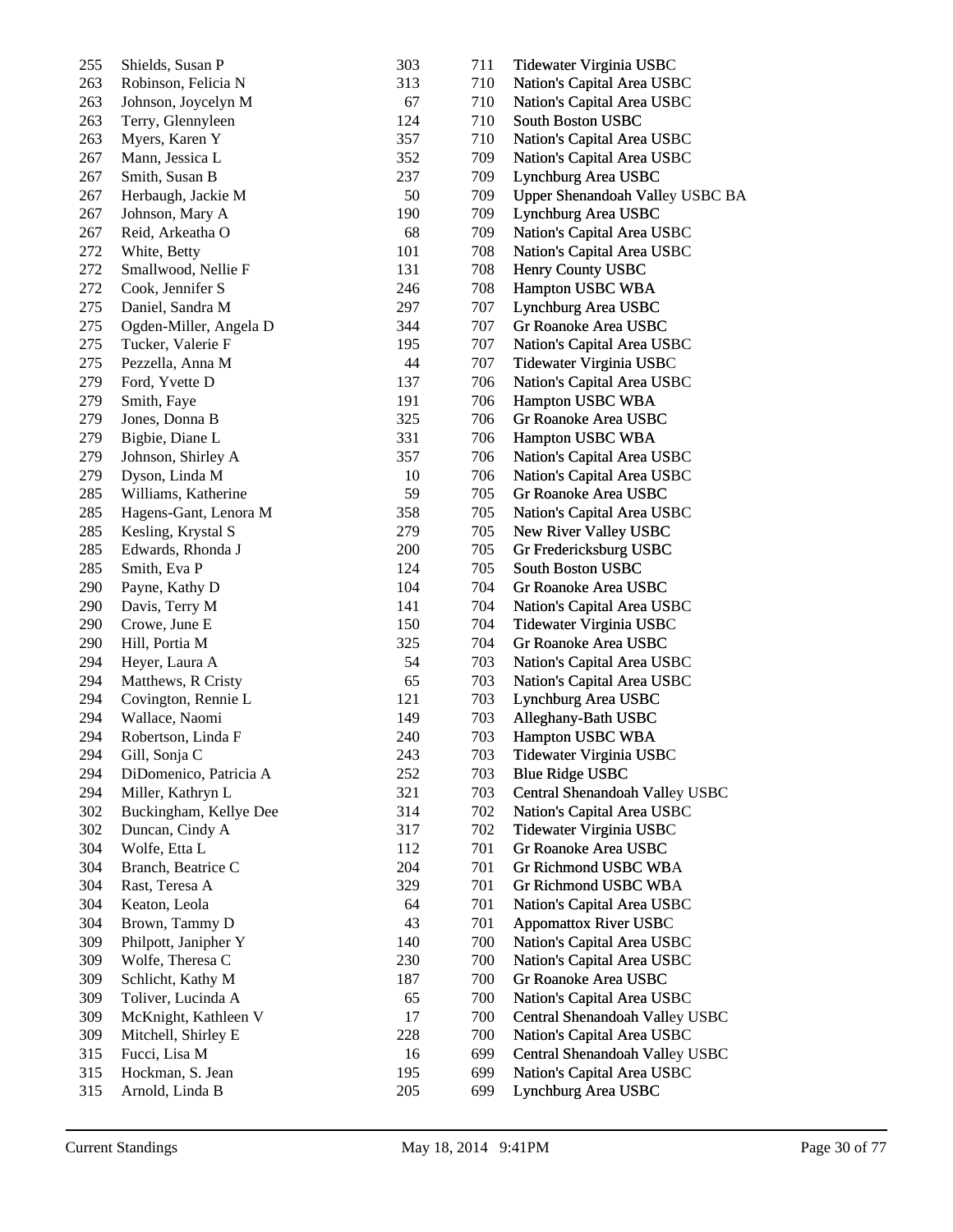| | | | | |
|---|---|---|---|---|
| 255 | Shields, Susan P | 303 | 711 | Tidewater Virginia USBC |
| 263 | Robinson, Felicia N | 313 | 710 | Nation's Capital Area USBC |
| 263 | Johnson, Joycelyn M | 67 | 710 | Nation's Capital Area USBC |
| 263 | Terry, Glennyleen | 124 | 710 | South Boston USBC |
| 263 | Myers, Karen Y | 357 | 710 | Nation's Capital Area USBC |
| 267 | Mann, Jessica L | 352 | 709 | Nation's Capital Area USBC |
| 267 | Smith, Susan B | 237 | 709 | Lynchburg Area USBC |
| 267 | Herbaugh, Jackie M | 50 | 709 | Upper Shenandoah Valley USBC BA |
| 267 | Johnson, Mary A | 190 | 709 | Lynchburg Area USBC |
| 267 | Reid, Arkeatha O | 68 | 709 | Nation's Capital Area USBC |
| 272 | White, Betty | 101 | 708 | Nation's Capital Area USBC |
| 272 | Smallwood, Nellie F | 131 | 708 | Henry County USBC |
| 272 | Cook, Jennifer S | 246 | 708 | Hampton USBC WBA |
| 275 | Daniel, Sandra M | 297 | 707 | Lynchburg Area USBC |
| 275 | Ogden-Miller, Angela D | 344 | 707 | Gr Roanoke Area USBC |
| 275 | Tucker, Valerie F | 195 | 707 | Nation's Capital Area USBC |
| 275 | Pezzella, Anna M | 44 | 707 | Tidewater Virginia USBC |
| 279 | Ford, Yvette D | 137 | 706 | Nation's Capital Area USBC |
| 279 | Smith, Faye | 191 | 706 | Hampton USBC WBA |
| 279 | Jones, Donna B | 325 | 706 | Gr Roanoke Area USBC |
| 279 | Bigbie, Diane L | 331 | 706 | Hampton USBC WBA |
| 279 | Johnson, Shirley A | 357 | 706 | Nation's Capital Area USBC |
| 279 | Dyson, Linda M | 10 | 706 | Nation's Capital Area USBC |
| 285 | Williams, Katherine | 59 | 705 | Gr Roanoke Area USBC |
| 285 | Hagens-Gant, Lenora M | 358 | 705 | Nation's Capital Area USBC |
| 285 | Kesling, Krystal S | 279 | 705 | New River Valley USBC |
| 285 | Edwards, Rhonda J | 200 | 705 | Gr Fredericksburg USBC |
| 285 | Smith, Eva P | 124 | 705 | South Boston USBC |
| 290 | Payne, Kathy D | 104 | 704 | Gr Roanoke Area USBC |
| 290 | Davis, Terry M | 141 | 704 | Nation's Capital Area USBC |
| 290 | Crowe, June E | 150 | 704 | Tidewater Virginia USBC |
| 290 | Hill, Portia M | 325 | 704 | Gr Roanoke Area USBC |
| 294 | Heyer, Laura A | 54 | 703 | Nation's Capital Area USBC |
| 294 | Matthews, R Cristy | 65 | 703 | Nation's Capital Area USBC |
| 294 | Covington, Rennie L | 121 | 703 | Lynchburg Area USBC |
| 294 | Wallace, Naomi | 149 | 703 | Alleghany-Bath USBC |
| 294 | Robertson, Linda F | 240 | 703 | Hampton USBC WBA |
| 294 | Gill, Sonja C | 243 | 703 | Tidewater Virginia USBC |
| 294 | DiDomenico, Patricia A | 252 | 703 | Blue Ridge USBC |
| 294 | Miller, Kathryn L | 321 | 703 | Central Shenandoah Valley USBC |
| 302 | Buckingham, Kellye Dee | 314 | 702 | Nation's Capital Area USBC |
| 302 | Duncan, Cindy A | 317 | 702 | Tidewater Virginia USBC |
| 304 | Wolfe, Etta L | 112 | 701 | Gr Roanoke Area USBC |
| 304 | Branch, Beatrice C | 204 | 701 | Gr Richmond USBC WBA |
| 304 | Rast, Teresa A | 329 | 701 | Gr Richmond USBC WBA |
| 304 | Keaton, Leola | 64 | 701 | Nation's Capital Area USBC |
| 304 | Brown, Tammy D | 43 | 701 | Appomattox River USBC |
| 309 | Philpott, Janipher Y | 140 | 700 | Nation's Capital Area USBC |
| 309 | Wolfe, Theresa C | 230 | 700 | Nation's Capital Area USBC |
| 309 | Schlicht, Kathy M | 187 | 700 | Gr Roanoke Area USBC |
| 309 | Toliver, Lucinda A | 65 | 700 | Nation's Capital Area USBC |
| 309 | McKnight, Kathleen V | 17 | 700 | Central Shenandoah Valley USBC |
| 309 | Mitchell, Shirley E | 228 | 700 | Nation's Capital Area USBC |
| 315 | Fucci, Lisa M | 16 | 699 | Central Shenandoah Valley USBC |
| 315 | Hockman, S. Jean | 195 | 699 | Nation's Capital Area USBC |
| 315 | Arnold, Linda B | 205 | 699 | Lynchburg Area USBC |

Current Standings May 18, 2014 9:41PM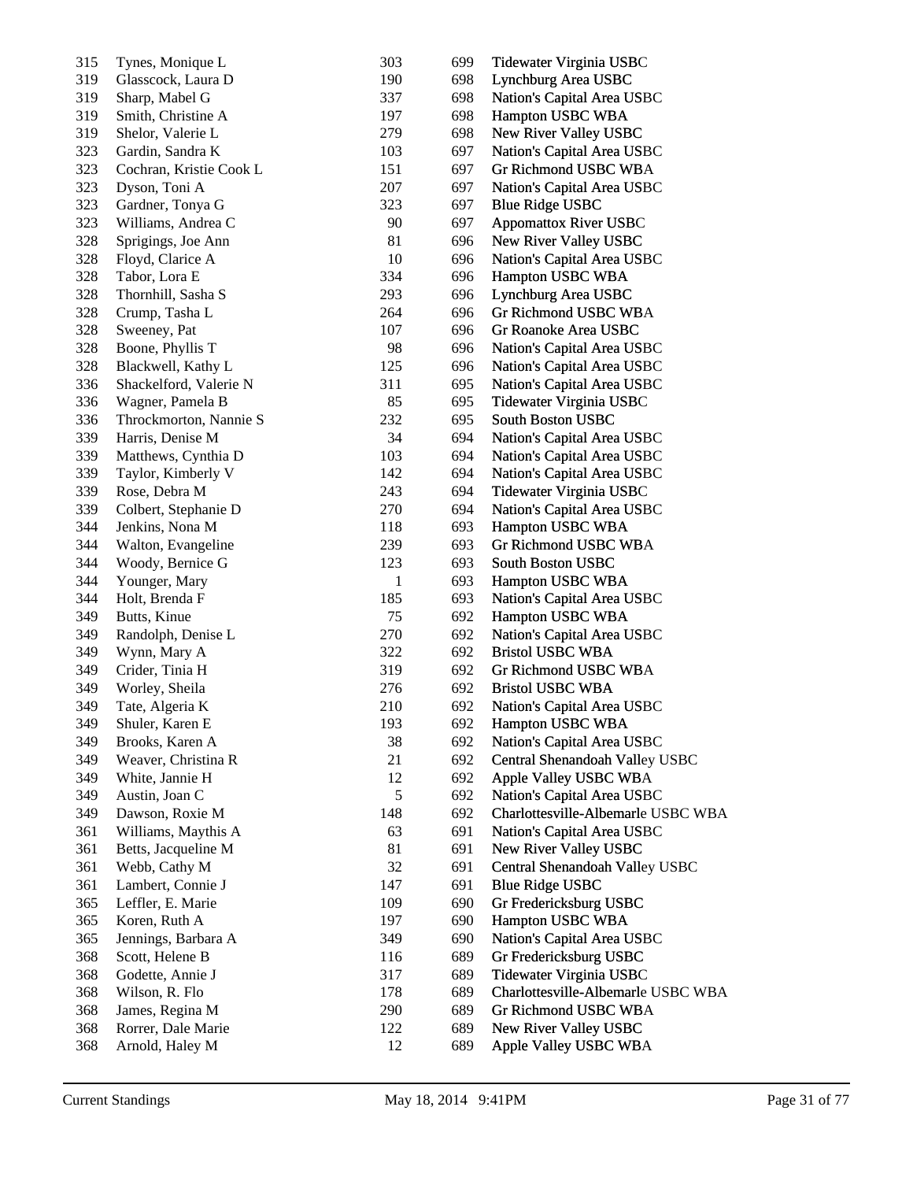| | | | | |
|---|---|---|---|---|
| 315 | Tynes, Monique L | 303 | 699 | Tidewater Virginia USBC |
| 319 | Glasscock, Laura D | 190 | 698 | Lynchburg Area USBC |
| 319 | Sharp, Mabel G | 337 | 698 | Nation's Capital Area USBC |
| 319 | Smith, Christine A | 197 | 698 | Hampton USBC WBA |
| 319 | Shelor, Valerie L | 279 | 698 | New River Valley USBC |
| 323 | Gardin, Sandra K | 103 | 697 | Nation's Capital Area USBC |
| 323 | Cochran, Kristie Cook L | 151 | 697 | Gr Richmond USBC WBA |
| 323 | Dyson, Toni A | 207 | 697 | Nation's Capital Area USBC |
| 323 | Gardner, Tonya G | 323 | 697 | Blue Ridge USBC |
| 323 | Williams, Andrea C | 90 | 697 | Appomattox River USBC |
| 328 | Sprigings, Joe Ann | 81 | 696 | New River Valley USBC |
| 328 | Floyd, Clarice A | 10 | 696 | Nation's Capital Area USBC |
| 328 | Tabor, Lora E | 334 | 696 | Hampton USBC WBA |
| 328 | Thornhill, Sasha S | 293 | 696 | Lynchburg Area USBC |
| 328 | Crump, Tasha L | 264 | 696 | Gr Richmond USBC WBA |
| 328 | Sweeney, Pat | 107 | 696 | Gr Roanoke Area USBC |
| 328 | Boone, Phyllis T | 98 | 696 | Nation's Capital Area USBC |
| 328 | Blackwell, Kathy L | 125 | 696 | Nation's Capital Area USBC |
| 336 | Shackelford, Valerie N | 311 | 695 | Nation's Capital Area USBC |
| 336 | Wagner, Pamela B | 85 | 695 | Tidewater Virginia USBC |
| 336 | Throckmorton, Nannie S | 232 | 695 | South Boston USBC |
| 339 | Harris, Denise M | 34 | 694 | Nation's Capital Area USBC |
| 339 | Matthews, Cynthia D | 103 | 694 | Nation's Capital Area USBC |
| 339 | Taylor, Kimberly V | 142 | 694 | Nation's Capital Area USBC |
| 339 | Rose, Debra M | 243 | 694 | Tidewater Virginia USBC |
| 339 | Colbert, Stephanie D | 270 | 694 | Nation's Capital Area USBC |
| 344 | Jenkins, Nona M | 118 | 693 | Hampton USBC WBA |
| 344 | Walton, Evangeline | 239 | 693 | Gr Richmond USBC WBA |
| 344 | Woody, Bernice G | 123 | 693 | South Boston USBC |
| 344 | Younger, Mary | 1 | 693 | Hampton USBC WBA |
| 344 | Holt, Brenda F | 185 | 693 | Nation's Capital Area USBC |
| 349 | Butts, Kinue | 75 | 692 | Hampton USBC WBA |
| 349 | Randolph, Denise L | 270 | 692 | Nation's Capital Area USBC |
| 349 | Wynn, Mary A | 322 | 692 | Bristol USBC WBA |
| 349 | Crider, Tinia H | 319 | 692 | Gr Richmond USBC WBA |
| 349 | Worley, Sheila | 276 | 692 | Bristol USBC WBA |
| 349 | Tate, Algeria K | 210 | 692 | Nation's Capital Area USBC |
| 349 | Shuler, Karen E | 193 | 692 | Hampton USBC WBA |
| 349 | Brooks, Karen A | 38 | 692 | Nation's Capital Area USBC |
| 349 | Weaver, Christina R | 21 | 692 | Central Shenandoah Valley USBC |
| 349 | White, Jannie H | 12 | 692 | Apple Valley USBC WBA |
| 349 | Austin, Joan C | 5 | 692 | Nation's Capital Area USBC |
| 349 | Dawson, Roxie M | 148 | 692 | Charlottesville-Albemarle USBC WBA |
| 361 | Williams, Maythis A | 63 | 691 | Nation's Capital Area USBC |
| 361 | Betts, Jacqueline M | 81 | 691 | New River Valley USBC |
| 361 | Webb, Cathy M | 32 | 691 | Central Shenandoah Valley USBC |
| 361 | Lambert, Connie J | 147 | 691 | Blue Ridge USBC |
| 365 | Leffler, E. Marie | 109 | 690 | Gr Fredericksburg USBC |
| 365 | Koren, Ruth A | 197 | 690 | Hampton USBC WBA |
| 365 | Jennings, Barbara A | 349 | 690 | Nation's Capital Area USBC |
| 368 | Scott, Helene B | 116 | 689 | Gr Fredericksburg USBC |
| 368 | Godette, Annie J | 317 | 689 | Tidewater Virginia USBC |
| 368 | Wilson, R. Flo | 178 | 689 | Charlottesville-Albemarle USBC WBA |
| 368 | James, Regina M | 290 | 689 | Gr Richmond USBC WBA |
| 368 | Rorrer, Dale Marie | 122 | 689 | New River Valley USBC |
| 368 | Arnold, Haley M | 12 | 689 | Apple Valley USBC WBA |

Current Standings May 18, 2014 9:41PM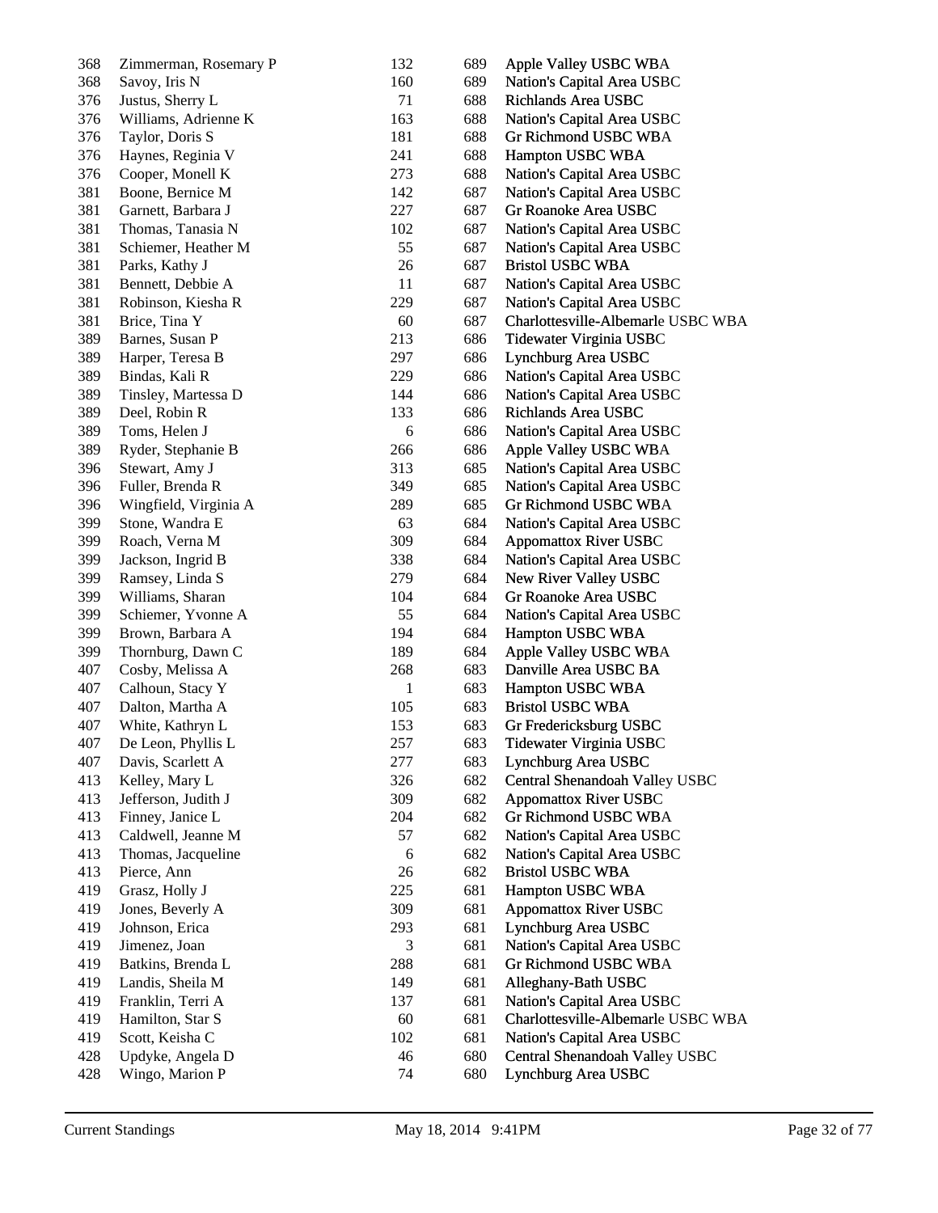| | | | | |
|---|---|---|---|---|
| 368 | Zimmerman, Rosemary P | 132 | 689 | Apple Valley USBC WBA |
| 368 | Savoy, Iris N | 160 | 689 | Nation's Capital Area USBC |
| 376 | Justus, Sherry L | 71 | 688 | Richlands Area USBC |
| 376 | Williams, Adrienne K | 163 | 688 | Nation's Capital Area USBC |
| 376 | Taylor, Doris S | 181 | 688 | Gr Richmond USBC WBA |
| 376 | Haynes, Reginia V | 241 | 688 | Hampton USBC WBA |
| 376 | Cooper, Monell K | 273 | 688 | Nation's Capital Area USBC |
| 381 | Boone, Bernice M | 142 | 687 | Nation's Capital Area USBC |
| 381 | Garnett, Barbara J | 227 | 687 | Gr Roanoke Area USBC |
| 381 | Thomas, Tanasia N | 102 | 687 | Nation's Capital Area USBC |
| 381 | Schiemer, Heather M | 55 | 687 | Nation's Capital Area USBC |
| 381 | Parks, Kathy J | 26 | 687 | Bristol USBC WBA |
| 381 | Bennett, Debbie A | 11 | 687 | Nation's Capital Area USBC |
| 381 | Robinson, Kiesha R | 229 | 687 | Nation's Capital Area USBC |
| 381 | Brice, Tina Y | 60 | 687 | Charlottesville-Albemarle USBC WBA |
| 389 | Barnes, Susan P | 213 | 686 | Tidewater Virginia USBC |
| 389 | Harper, Teresa B | 297 | 686 | Lynchburg Area USBC |
| 389 | Bindas, Kali R | 229 | 686 | Nation's Capital Area USBC |
| 389 | Tinsley, Martessa D | 144 | 686 | Nation's Capital Area USBC |
| 389 | Deel, Robin R | 133 | 686 | Richlands Area USBC |
| 389 | Toms, Helen J | 6 | 686 | Nation's Capital Area USBC |
| 389 | Ryder, Stephanie B | 266 | 686 | Apple Valley USBC WBA |
| 396 | Stewart, Amy J | 313 | 685 | Nation's Capital Area USBC |
| 396 | Fuller, Brenda R | 349 | 685 | Nation's Capital Area USBC |
| 396 | Wingfield, Virginia A | 289 | 685 | Gr Richmond USBC WBA |
| 399 | Stone, Wandra E | 63 | 684 | Nation's Capital Area USBC |
| 399 | Roach, Verna M | 309 | 684 | Appomattox River USBC |
| 399 | Jackson, Ingrid B | 338 | 684 | Nation's Capital Area USBC |
| 399 | Ramsey, Linda S | 279 | 684 | New River Valley USBC |
| 399 | Williams, Sharan | 104 | 684 | Gr Roanoke Area USBC |
| 399 | Schiemer, Yvonne A | 55 | 684 | Nation's Capital Area USBC |
| 399 | Brown, Barbara A | 194 | 684 | Hampton USBC WBA |
| 399 | Thornburg, Dawn C | 189 | 684 | Apple Valley USBC WBA |
| 407 | Cosby, Melissa A | 268 | 683 | Danville Area USBC BA |
| 407 | Calhoun, Stacy Y | 1 | 683 | Hampton USBC WBA |
| 407 | Dalton, Martha A | 105 | 683 | Bristol USBC WBA |
| 407 | White, Kathryn L | 153 | 683 | Gr Fredericksburg USBC |
| 407 | De Leon, Phyllis L | 257 | 683 | Tidewater Virginia USBC |
| 407 | Davis, Scarlett A | 277 | 683 | Lynchburg Area USBC |
| 413 | Kelley, Mary L | 326 | 682 | Central Shenandoah Valley USBC |
| 413 | Jefferson, Judith J | 309 | 682 | Appomattox River USBC |
| 413 | Finney, Janice L | 204 | 682 | Gr Richmond USBC WBA |
| 413 | Caldwell, Jeanne M | 57 | 682 | Nation's Capital Area USBC |
| 413 | Thomas, Jacqueline | 6 | 682 | Nation's Capital Area USBC |
| 413 | Pierce, Ann | 26 | 682 | Bristol USBC WBA |
| 419 | Grasz, Holly J | 225 | 681 | Hampton USBC WBA |
| 419 | Jones, Beverly A | 309 | 681 | Appomattox River USBC |
| 419 | Johnson, Erica | 293 | 681 | Lynchburg Area USBC |
| 419 | Jimenez, Joan | 3 | 681 | Nation's Capital Area USBC |
| 419 | Batkins, Brenda L | 288 | 681 | Gr Richmond USBC WBA |
| 419 | Landis, Sheila M | 149 | 681 | Alleghany-Bath USBC |
| 419 | Franklin, Terri A | 137 | 681 | Nation's Capital Area USBC |
| 419 | Hamilton, Star S | 60 | 681 | Charlottesville-Albemarle USBC WBA |
| 419 | Scott, Keisha C | 102 | 681 | Nation's Capital Area USBC |
| 428 | Updyke, Angela D | 46 | 680 | Central Shenandoah Valley USBC |
| 428 | Wingo, Marion P | 74 | 680 | Lynchburg Area USBC |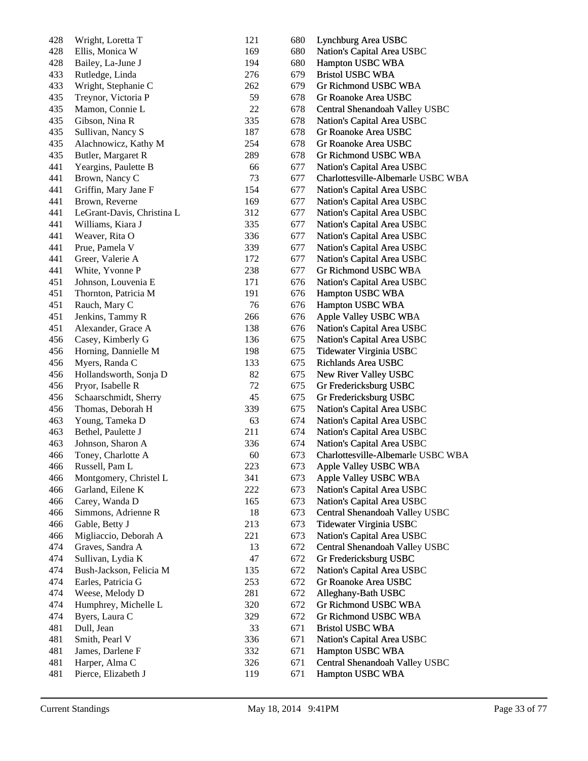| | | | | |
|---|---|---|---|---|
| 428 | Wright, Loretta T | 121 | 680 | Lynchburg Area USBC |
| 428 | Ellis, Monica W | 169 | 680 | Nation's Capital Area USBC |
| 428 | Bailey, La-June J | 194 | 680 | Hampton USBC WBA |
| 433 | Rutledge, Linda | 276 | 679 | Bristol USBC WBA |
| 433 | Wright, Stephanie C | 262 | 679 | Gr Richmond USBC WBA |
| 435 | Treynor, Victoria P | 59 | 678 | Gr Roanoke Area USBC |
| 435 | Mamon, Connie L | 22 | 678 | Central Shenandoah Valley USBC |
| 435 | Gibson, Nina R | 335 | 678 | Nation's Capital Area USBC |
| 435 | Sullivan, Nancy S | 187 | 678 | Gr Roanoke Area USBC |
| 435 | Alachnowicz, Kathy M | 254 | 678 | Gr Roanoke Area USBC |
| 435 | Butler, Margaret R | 289 | 678 | Gr Richmond USBC WBA |
| 441 | Yeargins, Paulette B | 66 | 677 | Nation's Capital Area USBC |
| 441 | Brown, Nancy C | 73 | 677 | Charlottesville-Albemarle USBC WBA |
| 441 | Griffin, Mary Jane F | 154 | 677 | Nation's Capital Area USBC |
| 441 | Brown, Reverne | 169 | 677 | Nation's Capital Area USBC |
| 441 | LeGrant-Davis, Christina L | 312 | 677 | Nation's Capital Area USBC |
| 441 | Williams, Kiara J | 335 | 677 | Nation's Capital Area USBC |
| 441 | Weaver, Rita O | 336 | 677 | Nation's Capital Area USBC |
| 441 | Prue, Pamela V | 339 | 677 | Nation's Capital Area USBC |
| 441 | Greer, Valerie A | 172 | 677 | Nation's Capital Area USBC |
| 441 | White, Yvonne P | 238 | 677 | Gr Richmond USBC WBA |
| 451 | Johnson, Louvenia E | 171 | 676 | Nation's Capital Area USBC |
| 451 | Thornton, Patricia M | 191 | 676 | Hampton USBC WBA |
| 451 | Rauch, Mary C | 76 | 676 | Hampton USBC WBA |
| 451 | Jenkins, Tammy R | 266 | 676 | Apple Valley USBC WBA |
| 451 | Alexander, Grace A | 138 | 676 | Nation's Capital Area USBC |
| 456 | Casey, Kimberly G | 136 | 675 | Nation's Capital Area USBC |
| 456 | Horning, Dannielle M | 198 | 675 | Tidewater Virginia USBC |
| 456 | Myers, Randa C | 133 | 675 | Richlands Area USBC |
| 456 | Hollandsworth, Sonja D | 82 | 675 | New River Valley USBC |
| 456 | Pryor, Isabelle R | 72 | 675 | Gr Fredericksburg USBC |
| 456 | Schaarschmidt, Sherry | 45 | 675 | Gr Fredericksburg USBC |
| 456 | Thomas, Deborah H | 339 | 675 | Nation's Capital Area USBC |
| 463 | Young, Tameka D | 63 | 674 | Nation's Capital Area USBC |
| 463 | Bethel, Paulette J | 211 | 674 | Nation's Capital Area USBC |
| 463 | Johnson, Sharon A | 336 | 674 | Nation's Capital Area USBC |
| 466 | Toney, Charlotte A | 60 | 673 | Charlottesville-Albemarle USBC WBA |
| 466 | Russell, Pam L | 223 | 673 | Apple Valley USBC WBA |
| 466 | Montgomery, Christel L | 341 | 673 | Apple Valley USBC WBA |
| 466 | Garland, Eilene K | 222 | 673 | Nation's Capital Area USBC |
| 466 | Carey, Wanda D | 165 | 673 | Nation's Capital Area USBC |
| 466 | Simmons, Adrienne R | 18 | 673 | Central Shenandoah Valley USBC |
| 466 | Gable, Betty J | 213 | 673 | Tidewater Virginia USBC |
| 466 | Migliaccio, Deborah A | 221 | 673 | Nation's Capital Area USBC |
| 474 | Graves, Sandra A | 13 | 672 | Central Shenandoah Valley USBC |
| 474 | Sullivan, Lydia K | 47 | 672 | Gr Fredericksburg USBC |
| 474 | Bush-Jackson, Felicia M | 135 | 672 | Nation's Capital Area USBC |
| 474 | Earles, Patricia G | 253 | 672 | Gr Roanoke Area USBC |
| 474 | Weese, Melody D | 281 | 672 | Alleghany-Bath USBC |
| 474 | Humphrey, Michelle L | 320 | 672 | Gr Richmond USBC WBA |
| 474 | Byers, Laura C | 329 | 672 | Gr Richmond USBC WBA |
| 481 | Dull, Jean | 33 | 671 | Bristol USBC WBA |
| 481 | Smith, Pearl V | 336 | 671 | Nation's Capital Area USBC |
| 481 | James, Darlene F | 332 | 671 | Hampton USBC WBA |
| 481 | Harper, Alma C | 326 | 671 | Central Shenandoah Valley USBC |
| 481 | Pierce, Elizabeth J | 119 | 671 | Hampton USBC WBA |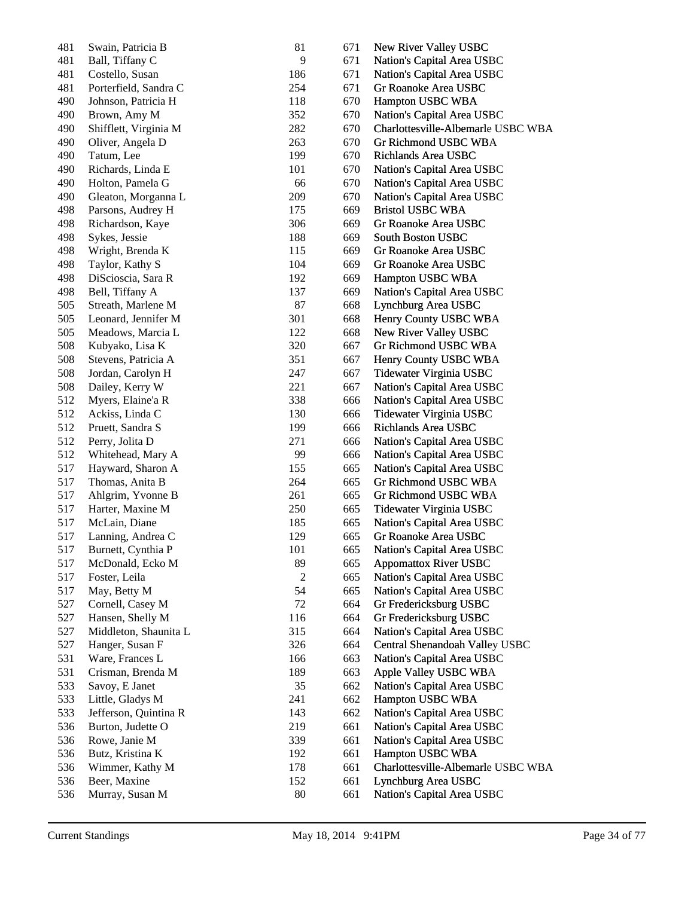| | | | | |
|---|---|---|---|---|
| 481 | Swain, Patricia B | 81 | 671 | New River Valley USBC |
| 481 | Ball, Tiffany C | 9 | 671 | Nation's Capital Area USBC |
| 481 | Costello, Susan | 186 | 671 | Nation's Capital Area USBC |
| 481 | Porterfield, Sandra C | 254 | 671 | Gr Roanoke Area USBC |
| 490 | Johnson, Patricia H | 118 | 670 | Hampton USBC WBA |
| 490 | Brown, Amy M | 352 | 670 | Nation's Capital Area USBC |
| 490 | Shifflett, Virginia M | 282 | 670 | Charlottesville-Albemarle USBC WBA |
| 490 | Oliver, Angela D | 263 | 670 | Gr Richmond USBC WBA |
| 490 | Tatum, Lee | 199 | 670 | Richlands Area USBC |
| 490 | Richards, Linda E | 101 | 670 | Nation's Capital Area USBC |
| 490 | Holton, Pamela G | 66 | 670 | Nation's Capital Area USBC |
| 490 | Gleaton, Morganna L | 209 | 670 | Nation's Capital Area USBC |
| 498 | Parsons, Audrey H | 175 | 669 | Bristol USBC WBA |
| 498 | Richardson, Kaye | 306 | 669 | Gr Roanoke Area USBC |
| 498 | Sykes, Jessie | 188 | 669 | South Boston USBC |
| 498 | Wright, Brenda K | 115 | 669 | Gr Roanoke Area USBC |
| 498 | Taylor, Kathy S | 104 | 669 | Gr Roanoke Area USBC |
| 498 | DiScioscia, Sara R | 192 | 669 | Hampton USBC WBA |
| 498 | Bell, Tiffany A | 137 | 669 | Nation's Capital Area USBC |
| 505 | Streath, Marlene M | 87 | 668 | Lynchburg Area USBC |
| 505 | Leonard, Jennifer M | 301 | 668 | Henry County USBC WBA |
| 505 | Meadows, Marcia L | 122 | 668 | New River Valley USBC |
| 508 | Kubyako, Lisa K | 320 | 667 | Gr Richmond USBC WBA |
| 508 | Stevens, Patricia A | 351 | 667 | Henry County USBC WBA |
| 508 | Jordan, Carolyn H | 247 | 667 | Tidewater Virginia USBC |
| 508 | Dailey, Kerry W | 221 | 667 | Nation's Capital Area USBC |
| 512 | Myers, Elaine'a R | 338 | 666 | Nation's Capital Area USBC |
| 512 | Ackiss, Linda C | 130 | 666 | Tidewater Virginia USBC |
| 512 | Pruett, Sandra S | 199 | 666 | Richlands Area USBC |
| 512 | Perry, Jolita D | 271 | 666 | Nation's Capital Area USBC |
| 512 | Whitehead, Mary A | 99 | 666 | Nation's Capital Area USBC |
| 517 | Hayward, Sharon A | 155 | 665 | Nation's Capital Area USBC |
| 517 | Thomas, Anita B | 264 | 665 | Gr Richmond USBC WBA |
| 517 | Ahlgrim, Yvonne B | 261 | 665 | Gr Richmond USBC WBA |
| 517 | Harter, Maxine M | 250 | 665 | Tidewater Virginia USBC |
| 517 | McLain, Diane | 185 | 665 | Nation's Capital Area USBC |
| 517 | Lanning, Andrea C | 129 | 665 | Gr Roanoke Area USBC |
| 517 | Burnett, Cynthia P | 101 | 665 | Nation's Capital Area USBC |
| 517 | McDonald, Ecko M | 89 | 665 | Appomattox River USBC |
| 517 | Foster, Leila | 2 | 665 | Nation's Capital Area USBC |
| 517 | May, Betty M | 54 | 665 | Nation's Capital Area USBC |
| 527 | Cornell, Casey M | 72 | 664 | Gr Fredericksburg USBC |
| 527 | Hansen, Shelly M | 116 | 664 | Gr Fredericksburg USBC |
| 527 | Middleton, Shaunita L | 315 | 664 | Nation's Capital Area USBC |
| 527 | Hanger, Susan F | 326 | 664 | Central Shenandoah Valley USBC |
| 531 | Ware, Frances L | 166 | 663 | Nation's Capital Area USBC |
| 531 | Crisman, Brenda M | 189 | 663 | Apple Valley USBC WBA |
| 533 | Savoy, E Janet | 35 | 662 | Nation's Capital Area USBC |
| 533 | Little, Gladys M | 241 | 662 | Hampton USBC WBA |
| 533 | Jefferson, Quintina R | 143 | 662 | Nation's Capital Area USBC |
| 536 | Burton, Judette O | 219 | 661 | Nation's Capital Area USBC |
| 536 | Rowe, Janie M | 339 | 661 | Nation's Capital Area USBC |
| 536 | Butz, Kristina K | 192 | 661 | Hampton USBC WBA |
| 536 | Wimmer, Kathy M | 178 | 661 | Charlottesville-Albemarle USBC WBA |
| 536 | Beer, Maxine | 152 | 661 | Lynchburg Area USBC |
| 536 | Murray, Susan M | 80 | 661 | Nation's Capital Area USBC |

Current Standings May 18, 2014 9:41PM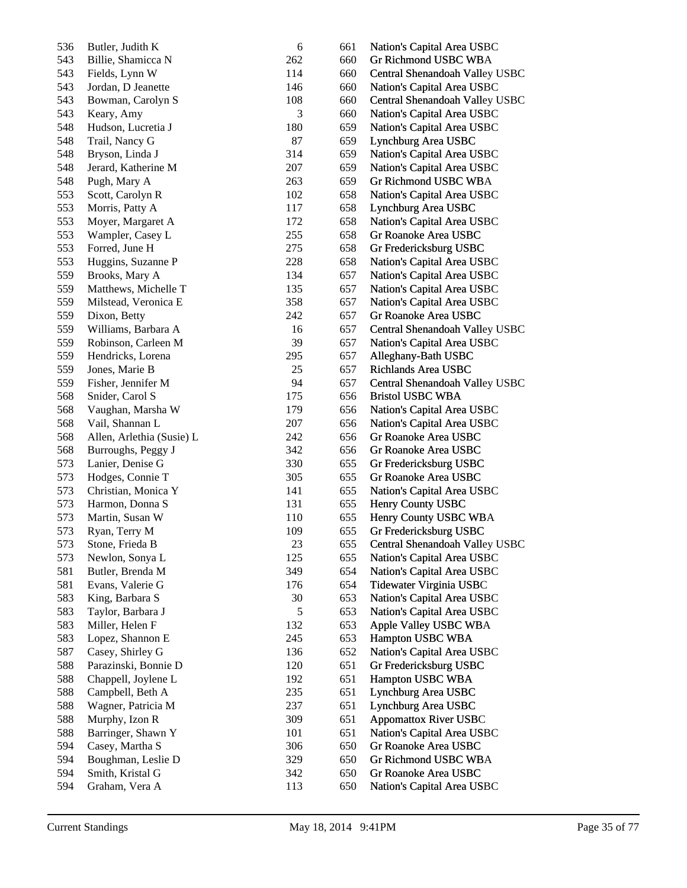| | | | | |
|---|---|---|---|---|
| 536 | Butler, Judith K | 6 | 661 | Nation's Capital Area USBC |
| 543 | Billie, Shamicca N | 262 | 660 | Gr Richmond USBC WBA |
| 543 | Fields, Lynn W | 114 | 660 | Central Shenandoah Valley USBC |
| 543 | Jordan, D Jeanette | 146 | 660 | Nation's Capital Area USBC |
| 543 | Bowman, Carolyn S | 108 | 660 | Central Shenandoah Valley USBC |
| 543 | Keary, Amy | 3 | 660 | Nation's Capital Area USBC |
| 548 | Hudson, Lucretia J | 180 | 659 | Nation's Capital Area USBC |
| 548 | Trail, Nancy G | 87 | 659 | Lynchburg Area USBC |
| 548 | Bryson, Linda J | 314 | 659 | Nation's Capital Area USBC |
| 548 | Jerard, Katherine M | 207 | 659 | Nation's Capital Area USBC |
| 548 | Pugh, Mary A | 263 | 659 | Gr Richmond USBC WBA |
| 553 | Scott, Carolyn R | 102 | 658 | Nation's Capital Area USBC |
| 553 | Morris, Patty A | 117 | 658 | Lynchburg Area USBC |
| 553 | Moyer, Margaret A | 172 | 658 | Nation's Capital Area USBC |
| 553 | Wampler, Casey L | 255 | 658 | Gr Roanoke Area USBC |
| 553 | Forred, June H | 275 | 658 | Gr Fredericksburg USBC |
| 553 | Huggins, Suzanne P | 228 | 658 | Nation's Capital Area USBC |
| 559 | Brooks, Mary A | 134 | 657 | Nation's Capital Area USBC |
| 559 | Matthews, Michelle T | 135 | 657 | Nation's Capital Area USBC |
| 559 | Milstead, Veronica E | 358 | 657 | Nation's Capital Area USBC |
| 559 | Dixon, Betty | 242 | 657 | Gr Roanoke Area USBC |
| 559 | Williams, Barbara A | 16 | 657 | Central Shenandoah Valley USBC |
| 559 | Robinson, Carleen M | 39 | 657 | Nation's Capital Area USBC |
| 559 | Hendricks, Lorena | 295 | 657 | Alleghany-Bath USBC |
| 559 | Jones, Marie B | 25 | 657 | Richlands Area USBC |
| 559 | Fisher, Jennifer M | 94 | 657 | Central Shenandoah Valley USBC |
| 568 | Snider, Carol S | 175 | 656 | Bristol USBC WBA |
| 568 | Vaughan, Marsha W | 179 | 656 | Nation's Capital Area USBC |
| 568 | Vail, Shannan L | 207 | 656 | Nation's Capital Area USBC |
| 568 | Allen, Arlethia (Susie) L | 242 | 656 | Gr Roanoke Area USBC |
| 568 | Burroughs, Peggy J | 342 | 656 | Gr Roanoke Area USBC |
| 573 | Lanier, Denise G | 330 | 655 | Gr Fredericksburg USBC |
| 573 | Hodges, Connie T | 305 | 655 | Gr Roanoke Area USBC |
| 573 | Christian, Monica Y | 141 | 655 | Nation's Capital Area USBC |
| 573 | Harmon, Donna S | 131 | 655 | Henry County USBC |
| 573 | Martin, Susan W | 110 | 655 | Henry County USBC WBA |
| 573 | Ryan, Terry M | 109 | 655 | Gr Fredericksburg USBC |
| 573 | Stone, Frieda B | 23 | 655 | Central Shenandoah Valley USBC |
| 573 | Newlon, Sonya L | 125 | 655 | Nation's Capital Area USBC |
| 581 | Butler, Brenda M | 349 | 654 | Nation's Capital Area USBC |
| 581 | Evans, Valerie G | 176 | 654 | Tidewater Virginia USBC |
| 583 | King, Barbara S | 30 | 653 | Nation's Capital Area USBC |
| 583 | Taylor, Barbara J | 5 | 653 | Nation's Capital Area USBC |
| 583 | Miller, Helen F | 132 | 653 | Apple Valley USBC WBA |
| 583 | Lopez, Shannon E | 245 | 653 | Hampton USBC WBA |
| 587 | Casey, Shirley G | 136 | 652 | Nation's Capital Area USBC |
| 588 | Parazinski, Bonnie D | 120 | 651 | Gr Fredericksburg USBC |
| 588 | Chappell, Joylene L | 192 | 651 | Hampton USBC WBA |
| 588 | Campbell, Beth A | 235 | 651 | Lynchburg Area USBC |
| 588 | Wagner, Patricia M | 237 | 651 | Lynchburg Area USBC |
| 588 | Murphy, Izon R | 309 | 651 | Appomattox River USBC |
| 588 | Barringer, Shawn Y | 101 | 651 | Nation's Capital Area USBC |
| 594 | Casey, Martha S | 306 | 650 | Gr Roanoke Area USBC |
| 594 | Boughman, Leslie D | 329 | 650 | Gr Richmond USBC WBA |
| 594 | Smith, Kristal G | 342 | 650 | Gr Roanoke Area USBC |
| 594 | Graham, Vera A | 113 | 650 | Nation's Capital Area USBC |

Current Standings May 18, 2014 9:41PM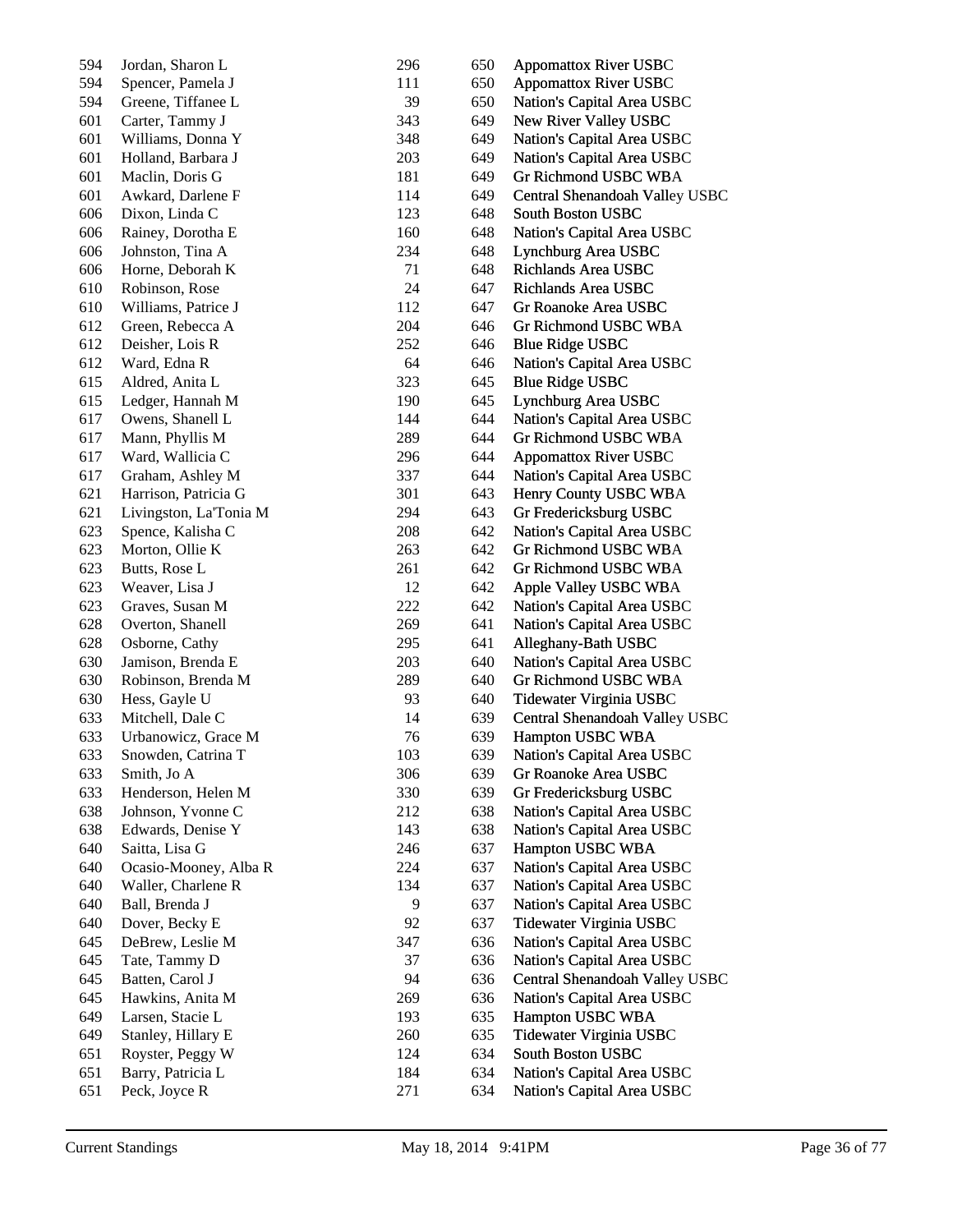| | | | | |
|---|---|---|---|---|
| 594 | Jordan, Sharon L | 296 | 650 | Appomattox River USBC |
| 594 | Spencer, Pamela J | 111 | 650 | Appomattox River USBC |
| 594 | Greene, Tiffanee L | 39 | 650 | Nation's Capital Area USBC |
| 601 | Carter, Tammy J | 343 | 649 | New River Valley USBC |
| 601 | Williams, Donna Y | 348 | 649 | Nation's Capital Area USBC |
| 601 | Holland, Barbara J | 203 | 649 | Nation's Capital Area USBC |
| 601 | Maclin, Doris G | 181 | 649 | Gr Richmond USBC WBA |
| 601 | Awkard, Darlene F | 114 | 649 | Central Shenandoah Valley USBC |
| 606 | Dixon, Linda C | 123 | 648 | South Boston USBC |
| 606 | Rainey, Dorotha E | 160 | 648 | Nation's Capital Area USBC |
| 606 | Johnston, Tina A | 234 | 648 | Lynchburg Area USBC |
| 606 | Horne, Deborah K | 71 | 648 | Richlands Area USBC |
| 610 | Robinson, Rose | 24 | 647 | Richlands Area USBC |
| 610 | Williams, Patrice J | 112 | 647 | Gr Roanoke Area USBC |
| 612 | Green, Rebecca A | 204 | 646 | Gr Richmond USBC WBA |
| 612 | Deisher, Lois R | 252 | 646 | Blue Ridge USBC |
| 612 | Ward, Edna R | 64 | 646 | Nation's Capital Area USBC |
| 615 | Aldred, Anita L | 323 | 645 | Blue Ridge USBC |
| 615 | Ledger, Hannah M | 190 | 645 | Lynchburg Area USBC |
| 617 | Owens, Shanell L | 144 | 644 | Nation's Capital Area USBC |
| 617 | Mann, Phyllis M | 289 | 644 | Gr Richmond USBC WBA |
| 617 | Ward, Wallicia C | 296 | 644 | Appomattox River USBC |
| 617 | Graham, Ashley M | 337 | 644 | Nation's Capital Area USBC |
| 621 | Harrison, Patricia G | 301 | 643 | Henry County USBC WBA |
| 621 | Livingston, La'Tonia M | 294 | 643 | Gr Fredericksburg USBC |
| 623 | Spence, Kalisha C | 208 | 642 | Nation's Capital Area USBC |
| 623 | Morton, Ollie K | 263 | 642 | Gr Richmond USBC WBA |
| 623 | Butts, Rose L | 261 | 642 | Gr Richmond USBC WBA |
| 623 | Weaver, Lisa J | 12 | 642 | Apple Valley USBC WBA |
| 623 | Graves, Susan M | 222 | 642 | Nation's Capital Area USBC |
| 628 | Overton, Shanell | 269 | 641 | Nation's Capital Area USBC |
| 628 | Osborne, Cathy | 295 | 641 | Alleghany-Bath USBC |
| 630 | Jamison, Brenda E | 203 | 640 | Nation's Capital Area USBC |
| 630 | Robinson, Brenda M | 289 | 640 | Gr Richmond USBC WBA |
| 630 | Hess, Gayle U | 93 | 640 | Tidewater Virginia USBC |
| 633 | Mitchell, Dale C | 14 | 639 | Central Shenandoah Valley USBC |
| 633 | Urbanowicz, Grace M | 76 | 639 | Hampton USBC WBA |
| 633 | Snowden, Catrina T | 103 | 639 | Nation's Capital Area USBC |
| 633 | Smith, Jo A | 306 | 639 | Gr Roanoke Area USBC |
| 633 | Henderson, Helen M | 330 | 639 | Gr Fredericksburg USBC |
| 638 | Johnson, Yvonne C | 212 | 638 | Nation's Capital Area USBC |
| 638 | Edwards, Denise Y | 143 | 638 | Nation's Capital Area USBC |
| 640 | Saitta, Lisa G | 246 | 637 | Hampton USBC WBA |
| 640 | Ocasio-Mooney, Alba R | 224 | 637 | Nation's Capital Area USBC |
| 640 | Waller, Charlene R | 134 | 637 | Nation's Capital Area USBC |
| 640 | Ball, Brenda J | 9 | 637 | Nation's Capital Area USBC |
| 640 | Dover, Becky E | 92 | 637 | Tidewater Virginia USBC |
| 645 | DeBrew, Leslie M | 347 | 636 | Nation's Capital Area USBC |
| 645 | Tate, Tammy D | 37 | 636 | Nation's Capital Area USBC |
| 645 | Batten, Carol J | 94 | 636 | Central Shenandoah Valley USBC |
| 645 | Hawkins, Anita M | 269 | 636 | Nation's Capital Area USBC |
| 649 | Larsen, Stacie L | 193 | 635 | Hampton USBC WBA |
| 649 | Stanley, Hillary E | 260 | 635 | Tidewater Virginia USBC |
| 651 | Royster, Peggy W | 124 | 634 | South Boston USBC |
| 651 | Barry, Patricia L | 184 | 634 | Nation's Capital Area USBC |
| 651 | Peck, Joyce R | 271 | 634 | Nation's Capital Area USBC |

Current Standings May 18, 2014 9:41PM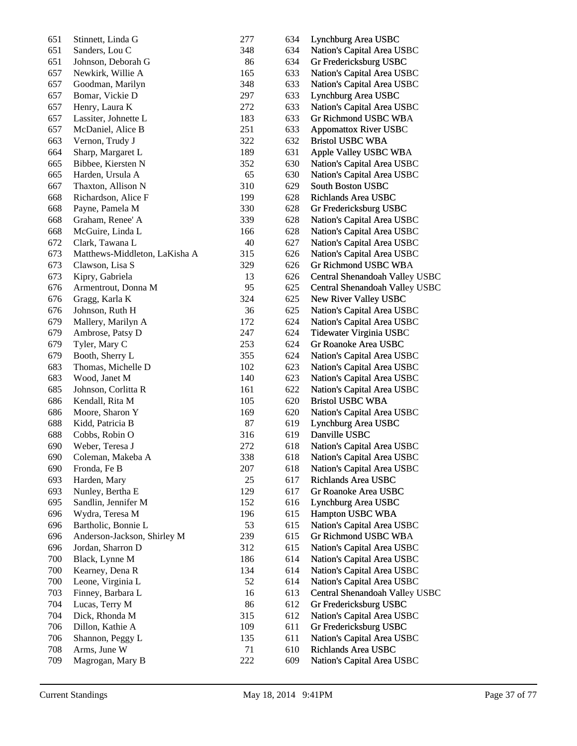| | | | | |
|---|---|---|---|---|
| 651 | Stinnett, Linda G | 277 | 634 | Lynchburg Area USBC |
| 651 | Sanders, Lou C | 348 | 634 | Nation's Capital Area USBC |
| 651 | Johnson, Deborah G | 86 | 634 | Gr Fredericksburg USBC |
| 657 | Newkirk, Willie A | 165 | 633 | Nation's Capital Area USBC |
| 657 | Goodman, Marilyn | 348 | 633 | Nation's Capital Area USBC |
| 657 | Bomar, Vickie D | 297 | 633 | Lynchburg Area USBC |
| 657 | Henry, Laura K | 272 | 633 | Nation's Capital Area USBC |
| 657 | Lassiter, Johnette L | 183 | 633 | Gr Richmond USBC WBA |
| 657 | McDaniel, Alice B | 251 | 633 | Appomattox River USBC |
| 663 | Vernon, Trudy J | 322 | 632 | Bristol USBC WBA |
| 664 | Sharp, Margaret L | 189 | 631 | Apple Valley USBC WBA |
| 665 | Bibbee, Kiersten N | 352 | 630 | Nation's Capital Area USBC |
| 665 | Harden, Ursula A | 65 | 630 | Nation's Capital Area USBC |
| 667 | Thaxton, Allison N | 310 | 629 | South Boston USBC |
| 668 | Richardson, Alice F | 199 | 628 | Richlands Area USBC |
| 668 | Payne, Pamela M | 330 | 628 | Gr Fredericksburg USBC |
| 668 | Graham, Renee' A | 339 | 628 | Nation's Capital Area USBC |
| 668 | McGuire, Linda L | 166 | 628 | Nation's Capital Area USBC |
| 672 | Clark, Tawana L | 40 | 627 | Nation's Capital Area USBC |
| 673 | Matthews-Middleton, LaKisha A | 315 | 626 | Nation's Capital Area USBC |
| 673 | Clawson, Lisa S | 329 | 626 | Gr Richmond USBC WBA |
| 673 | Kipry, Gabriela | 13 | 626 | Central Shenandoah Valley USBC |
| 676 | Armentrout, Donna M | 95 | 625 | Central Shenandoah Valley USBC |
| 676 | Gragg, Karla K | 324 | 625 | New River Valley USBC |
| 676 | Johnson, Ruth H | 36 | 625 | Nation's Capital Area USBC |
| 679 | Mallery, Marilyn A | 172 | 624 | Nation's Capital Area USBC |
| 679 | Ambrose, Patsy D | 247 | 624 | Tidewater Virginia USBC |
| 679 | Tyler, Mary C | 253 | 624 | Gr Roanoke Area USBC |
| 679 | Booth, Sherry L | 355 | 624 | Nation's Capital Area USBC |
| 683 | Thomas, Michelle D | 102 | 623 | Nation's Capital Area USBC |
| 683 | Wood, Janet M | 140 | 623 | Nation's Capital Area USBC |
| 685 | Johnson, Corlitta R | 161 | 622 | Nation's Capital Area USBC |
| 686 | Kendall, Rita M | 105 | 620 | Bristol USBC WBA |
| 686 | Moore, Sharon Y | 169 | 620 | Nation's Capital Area USBC |
| 688 | Kidd, Patricia B | 87 | 619 | Lynchburg Area USBC |
| 688 | Cobbs, Robin O | 316 | 619 | Danville USBC |
| 690 | Weber, Teresa J | 272 | 618 | Nation's Capital Area USBC |
| 690 | Coleman, Makeba A | 338 | 618 | Nation's Capital Area USBC |
| 690 | Fronda, Fe B | 207 | 618 | Nation's Capital Area USBC |
| 693 | Harden, Mary | 25 | 617 | Richlands Area USBC |
| 693 | Nunley, Bertha E | 129 | 617 | Gr Roanoke Area USBC |
| 695 | Sandlin, Jennifer M | 152 | 616 | Lynchburg Area USBC |
| 696 | Wydra, Teresa M | 196 | 615 | Hampton USBC WBA |
| 696 | Bartholic, Bonnie L | 53 | 615 | Nation's Capital Area USBC |
| 696 | Anderson-Jackson, Shirley M | 239 | 615 | Gr Richmond USBC WBA |
| 696 | Jordan, Sharron D | 312 | 615 | Nation's Capital Area USBC |
| 700 | Black, Lynne M | 186 | 614 | Nation's Capital Area USBC |
| 700 | Kearney, Dena R | 134 | 614 | Nation's Capital Area USBC |
| 700 | Leone, Virginia L | 52 | 614 | Nation's Capital Area USBC |
| 703 | Finney, Barbara L | 16 | 613 | Central Shenandoah Valley USBC |
| 704 | Lucas, Terry M | 86 | 612 | Gr Fredericksburg USBC |
| 704 | Dick, Rhonda M | 315 | 612 | Nation's Capital Area USBC |
| 706 | Dillon, Kathie A | 109 | 611 | Gr Fredericksburg USBC |
| 706 | Shannon, Peggy L | 135 | 611 | Nation's Capital Area USBC |
| 708 | Arms, June W | 71 | 610 | Richlands Area USBC |
| 709 | Magrogan, Mary B | 222 | 609 | Nation's Capital Area USBC |

Current Standings May 18, 2014 9:41PM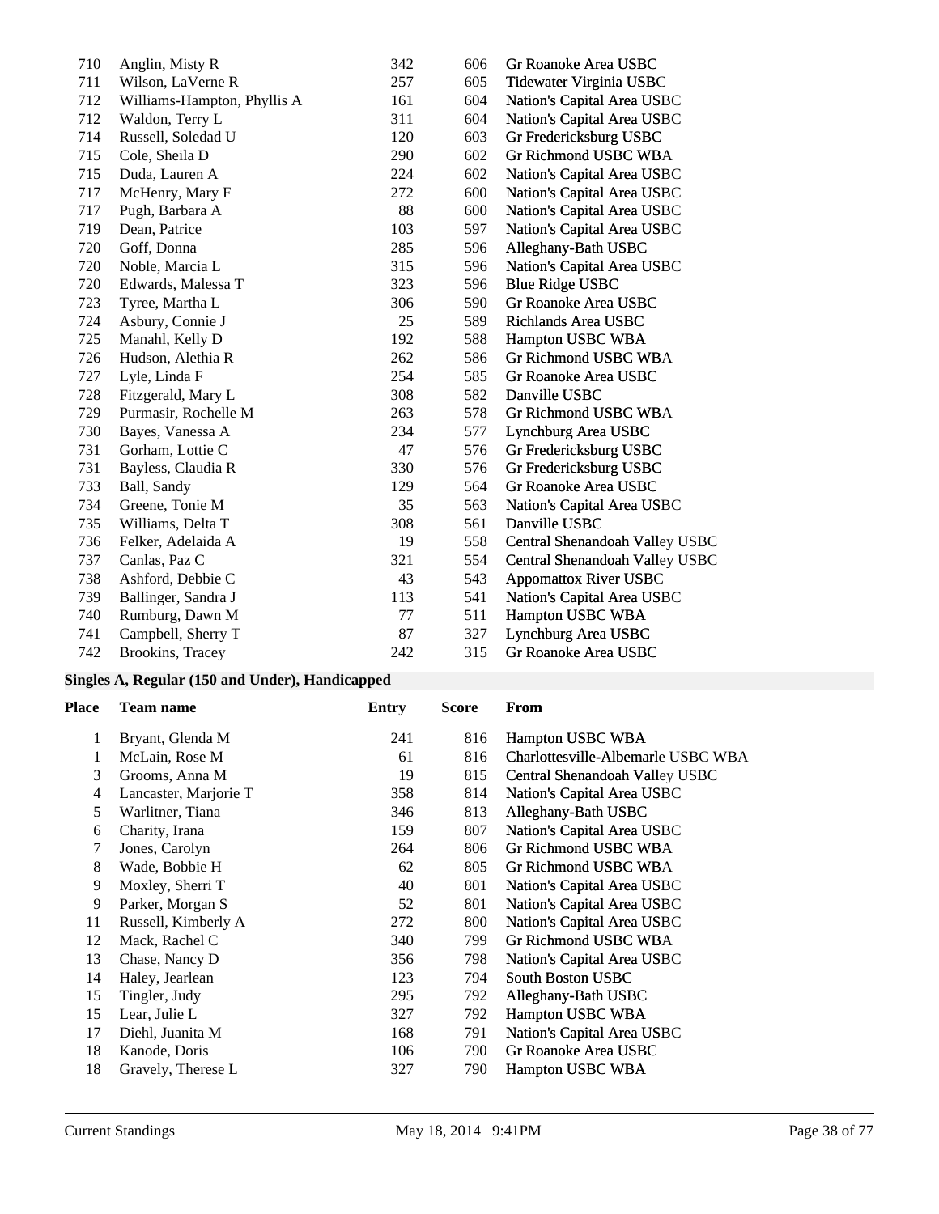| | | | | |
|---|---|---|---|---|
| 710 | Anglin, Misty R | 342 | 606 | Gr Roanoke Area USBC |
| 711 | Wilson, LaVerne R | 257 | 605 | Tidewater Virginia USBC |
| 712 | Williams-Hampton, Phyllis A | 161 | 604 | Nation's Capital Area USBC |
| 712 | Waldon, Terry L | 311 | 604 | Nation's Capital Area USBC |
| 714 | Russell, Soledad U | 120 | 603 | Gr Fredericksburg USBC |
| 715 | Cole, Sheila D | 290 | 602 | Gr Richmond USBC WBA |
| 715 | Duda, Lauren A | 224 | 602 | Nation's Capital Area USBC |
| 717 | McHenry, Mary F | 272 | 600 | Nation's Capital Area USBC |
| 717 | Pugh, Barbara A | 88 | 600 | Nation's Capital Area USBC |
| 719 | Dean, Patrice | 103 | 597 | Nation's Capital Area USBC |
| 720 | Goff, Donna | 285 | 596 | Alleghany-Bath USBC |
| 720 | Noble, Marcia L | 315 | 596 | Nation's Capital Area USBC |
| 720 | Edwards, Malessa T | 323 | 596 | Blue Ridge USBC |
| 723 | Tyree, Martha L | 306 | 590 | Gr Roanoke Area USBC |
| 724 | Asbury, Connie J | 25 | 589 | Richlands Area USBC |
| 725 | Manahl, Kelly D | 192 | 588 | Hampton USBC WBA |
| 726 | Hudson, Alethia R | 262 | 586 | Gr Richmond USBC WBA |
| 727 | Lyle, Linda F | 254 | 585 | Gr Roanoke Area USBC |
| 728 | Fitzgerald, Mary L | 308 | 582 | Danville USBC |
| 729 | Purmasir, Rochelle M | 263 | 578 | Gr Richmond USBC WBA |
| 730 | Bayes, Vanessa A | 234 | 577 | Lynchburg Area USBC |
| 731 | Gorham, Lottie C | 47 | 576 | Gr Fredericksburg USBC |
| 731 | Bayless, Claudia R | 330 | 576 | Gr Fredericksburg USBC |
| 733 | Ball, Sandy | 129 | 564 | Gr Roanoke Area USBC |
| 734 | Greene, Tonie M | 35 | 563 | Nation's Capital Area USBC |
| 735 | Williams, Delta T | 308 | 561 | Danville USBC |
| 736 | Felker, Adelaida A | 19 | 558 | Central Shenandoah Valley USBC |
| 737 | Canlas, Paz C | 321 | 554 | Central Shenandoah Valley USBC |
| 738 | Ashford, Debbie C | 43 | 543 | Appomattox River USBC |
| 739 | Ballinger, Sandra J | 113 | 541 | Nation's Capital Area USBC |
| 740 | Rumburg, Dawn M | 77 | 511 | Hampton USBC WBA |
| 741 | Campbell, Sherry T | 87 | 327 | Lynchburg Area USBC |
| 742 | Brookins, Tracey | 242 | 315 | Gr Roanoke Area USBC |

### Singles A, Regular (150 and Under), Handicapped

| Place | Team name | Entry | Score | From |
|---|---|---|---|---|
| 1 | Bryant, Glenda M | 241 | 816 | Hampton USBC WBA |
| 1 | McLain, Rose M | 61 | 816 | Charlottesville-Albemarle USBC WBA |
| 3 | Grooms, Anna M | 19 | 815 | Central Shenandoah Valley USBC |
| 4 | Lancaster, Marjorie T | 358 | 814 | Nation's Capital Area USBC |
| 5 | Warlitner, Tiana | 346 | 813 | Alleghany-Bath USBC |
| 6 | Charity, Irana | 159 | 807 | Nation's Capital Area USBC |
| 7 | Jones, Carolyn | 264 | 806 | Gr Richmond USBC WBA |
| 8 | Wade, Bobbie H | 62 | 805 | Gr Richmond USBC WBA |
| 9 | Moxley, Sherri T | 40 | 801 | Nation's Capital Area USBC |
| 9 | Parker, Morgan S | 52 | 801 | Nation's Capital Area USBC |
| 11 | Russell, Kimberly A | 272 | 800 | Nation's Capital Area USBC |
| 12 | Mack, Rachel C | 340 | 799 | Gr Richmond USBC WBA |
| 13 | Chase, Nancy D | 356 | 798 | Nation's Capital Area USBC |
| 14 | Haley, Jearlean | 123 | 794 | South Boston USBC |
| 15 | Tingler, Judy | 295 | 792 | Alleghany-Bath USBC |
| 15 | Lear, Julie L | 327 | 792 | Hampton USBC WBA |
| 17 | Diehl, Juanita M | 168 | 791 | Nation's Capital Area USBC |
| 18 | Kanode, Doris | 106 | 790 | Gr Roanoke Area USBC |
| 18 | Gravely, Therese L | 327 | 790 | Hampton USBC WBA |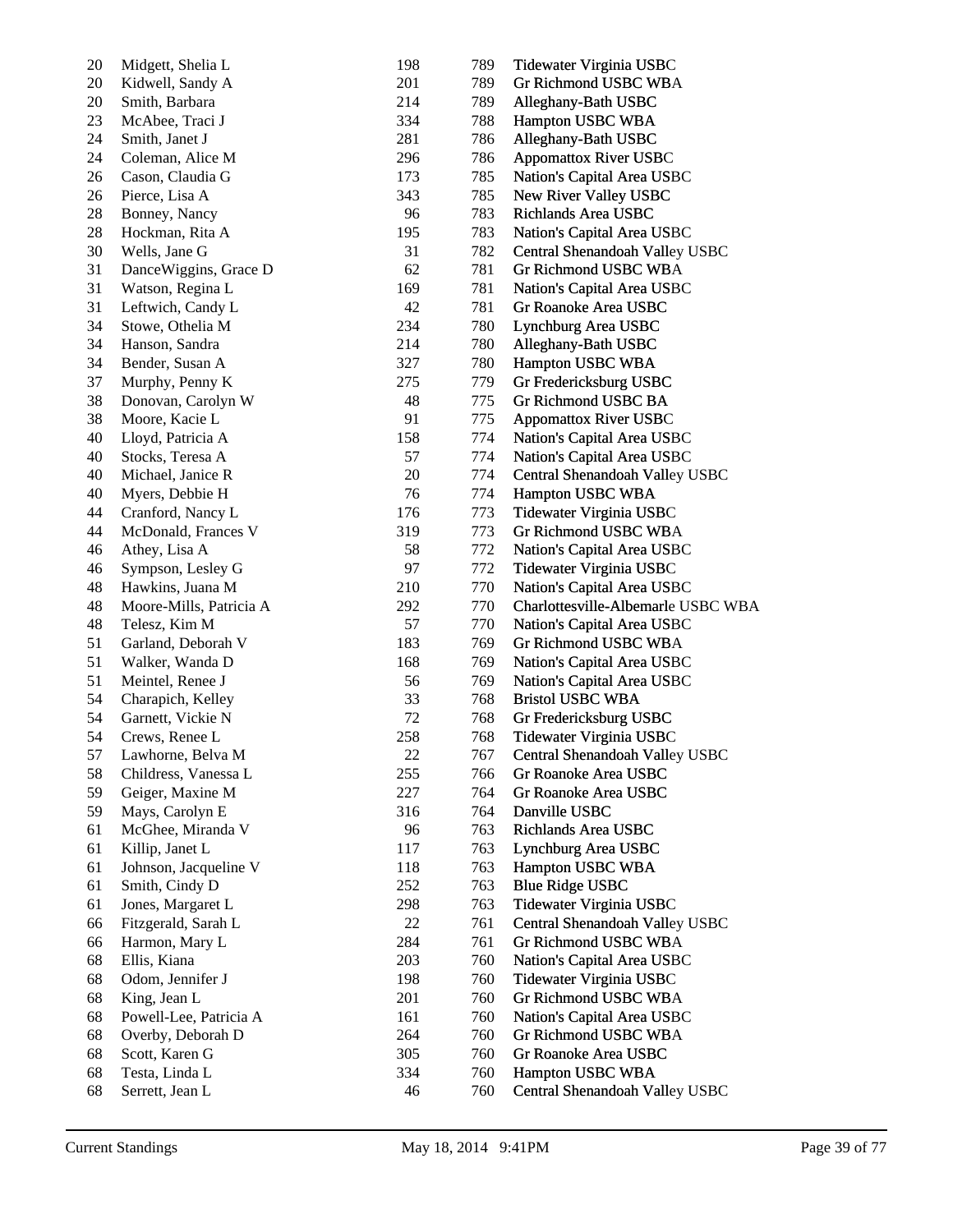| | | | | |
|---|---|---|---|---|
| 20 | Midgett, Shelia L | 198 | 789 | Tidewater Virginia USBC |
| 20 | Kidwell, Sandy A | 201 | 789 | Gr Richmond USBC WBA |
| 20 | Smith, Barbara | 214 | 789 | Alleghany-Bath USBC |
| 23 | McAbee, Traci J | 334 | 788 | Hampton USBC WBA |
| 24 | Smith, Janet J | 281 | 786 | Alleghany-Bath USBC |
| 24 | Coleman, Alice M | 296 | 786 | Appomattox River USBC |
| 26 | Cason, Claudia G | 173 | 785 | Nation's Capital Area USBC |
| 26 | Pierce, Lisa A | 343 | 785 | New River Valley USBC |
| 28 | Bonney, Nancy | 96 | 783 | Richlands Area USBC |
| 28 | Hockman, Rita A | 195 | 783 | Nation's Capital Area USBC |
| 30 | Wells, Jane G | 31 | 782 | Central Shenandoah Valley USBC |
| 31 | DanceWiggins, Grace D | 62 | 781 | Gr Richmond USBC WBA |
| 31 | Watson, Regina L | 169 | 781 | Nation's Capital Area USBC |
| 31 | Leftwich, Candy L | 42 | 781 | Gr Roanoke Area USBC |
| 34 | Stowe, Othelia M | 234 | 780 | Lynchburg Area USBC |
| 34 | Hanson, Sandra | 214 | 780 | Alleghany-Bath USBC |
| 34 | Bender, Susan A | 327 | 780 | Hampton USBC WBA |
| 37 | Murphy, Penny K | 275 | 779 | Gr Fredericksburg USBC |
| 38 | Donovan, Carolyn W | 48 | 775 | Gr Richmond USBC BA |
| 38 | Moore, Kacie L | 91 | 775 | Appomattox River USBC |
| 40 | Lloyd, Patricia A | 158 | 774 | Nation's Capital Area USBC |
| 40 | Stocks, Teresa A | 57 | 774 | Nation's Capital Area USBC |
| 40 | Michael, Janice R | 20 | 774 | Central Shenandoah Valley USBC |
| 40 | Myers, Debbie H | 76 | 774 | Hampton USBC WBA |
| 44 | Cranford, Nancy L | 176 | 773 | Tidewater Virginia USBC |
| 44 | McDonald, Frances V | 319 | 773 | Gr Richmond USBC WBA |
| 46 | Athey, Lisa A | 58 | 772 | Nation's Capital Area USBC |
| 46 | Sympson, Lesley G | 97 | 772 | Tidewater Virginia USBC |
| 48 | Hawkins, Juana M | 210 | 770 | Nation's Capital Area USBC |
| 48 | Moore-Mills, Patricia A | 292 | 770 | Charlottesville-Albemarle USBC WBA |
| 48 | Telesz, Kim M | 57 | 770 | Nation's Capital Area USBC |
| 51 | Garland, Deborah V | 183 | 769 | Gr Richmond USBC WBA |
| 51 | Walker, Wanda D | 168 | 769 | Nation's Capital Area USBC |
| 51 | Meintel, Renee J | 56 | 769 | Nation's Capital Area USBC |
| 54 | Charapich, Kelley | 33 | 768 | Bristol USBC WBA |
| 54 | Garnett, Vickie N | 72 | 768 | Gr Fredericksburg USBC |
| 54 | Crews, Renee L | 258 | 768 | Tidewater Virginia USBC |
| 57 | Lawhorne, Belva M | 22 | 767 | Central Shenandoah Valley USBC |
| 58 | Childress, Vanessa L | 255 | 766 | Gr Roanoke Area USBC |
| 59 | Geiger, Maxine M | 227 | 764 | Gr Roanoke Area USBC |
| 59 | Mays, Carolyn E | 316 | 764 | Danville USBC |
| 61 | McGhee, Miranda V | 96 | 763 | Richlands Area USBC |
| 61 | Killip, Janet L | 117 | 763 | Lynchburg Area USBC |
| 61 | Johnson, Jacqueline V | 118 | 763 | Hampton USBC WBA |
| 61 | Smith, Cindy D | 252 | 763 | Blue Ridge USBC |
| 61 | Jones, Margaret L | 298 | 763 | Tidewater Virginia USBC |
| 66 | Fitzgerald, Sarah L | 22 | 761 | Central Shenandoah Valley USBC |
| 66 | Harmon, Mary L | 284 | 761 | Gr Richmond USBC WBA |
| 68 | Ellis, Kiana | 203 | 760 | Nation's Capital Area USBC |
| 68 | Odom, Jennifer J | 198 | 760 | Tidewater Virginia USBC |
| 68 | King, Jean L | 201 | 760 | Gr Richmond USBC WBA |
| 68 | Powell-Lee, Patricia A | 161 | 760 | Nation's Capital Area USBC |
| 68 | Overby, Deborah D | 264 | 760 | Gr Richmond USBC WBA |
| 68 | Scott, Karen G | 305 | 760 | Gr Roanoke Area USBC |
| 68 | Testa, Linda L | 334 | 760 | Hampton USBC WBA |
| 68 | Serrett, Jean L | 46 | 760 | Central Shenandoah Valley USBC |

Current Standings May 18, 2014 9:41PM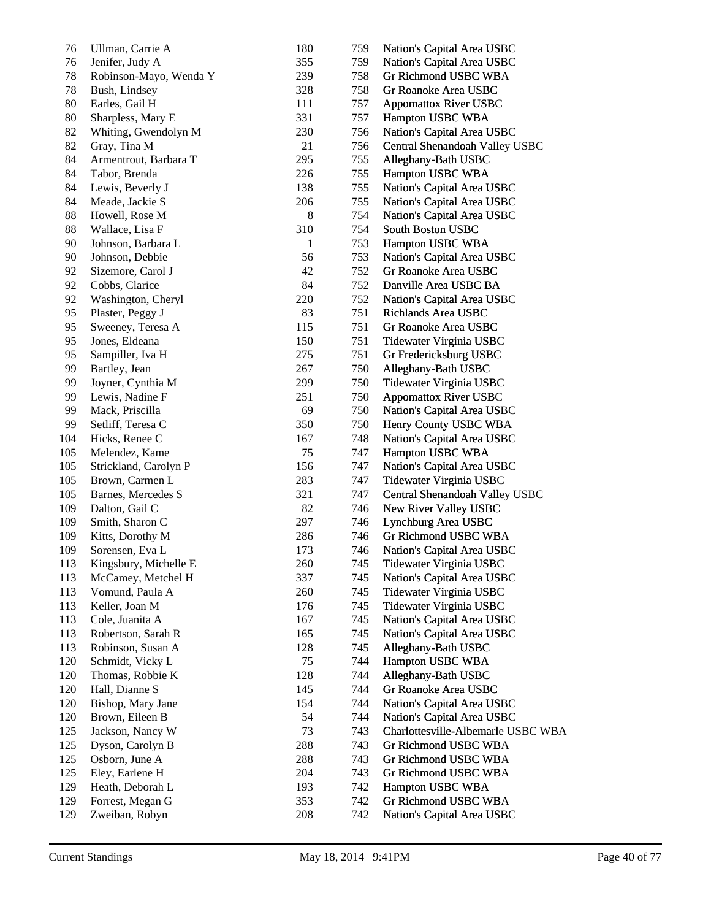| | | | | |
|---|---|---|---|---|
| 76 | Ullman, Carrie A | 180 | 759 | Nation's Capital Area USBC |
| 76 | Jenifer, Judy A | 355 | 759 | Nation's Capital Area USBC |
| 78 | Robinson-Mayo, Wenda Y | 239 | 758 | Gr Richmond USBC WBA |
| 78 | Bush, Lindsey | 328 | 758 | Gr Roanoke Area USBC |
| 80 | Earles, Gail H | 111 | 757 | Appomattox River USBC |
| 80 | Sharpless, Mary E | 331 | 757 | Hampton USBC WBA |
| 82 | Whiting, Gwendolyn M | 230 | 756 | Nation's Capital Area USBC |
| 82 | Gray, Tina M | 21 | 756 | Central Shenandoah Valley USBC |
| 84 | Armentrout, Barbara T | 295 | 755 | Alleghany-Bath USBC |
| 84 | Tabor, Brenda | 226 | 755 | Hampton USBC WBA |
| 84 | Lewis, Beverly J | 138 | 755 | Nation's Capital Area USBC |
| 84 | Meade, Jackie S | 206 | 755 | Nation's Capital Area USBC |
| 88 | Howell, Rose M | 8 | 754 | Nation's Capital Area USBC |
| 88 | Wallace, Lisa F | 310 | 754 | South Boston USBC |
| 90 | Johnson, Barbara L | 1 | 753 | Hampton USBC WBA |
| 90 | Johnson, Debbie | 56 | 753 | Nation's Capital Area USBC |
| 92 | Sizemore, Carol J | 42 | 752 | Gr Roanoke Area USBC |
| 92 | Cobbs, Clarice | 84 | 752 | Danville Area USBC BA |
| 92 | Washington, Cheryl | 220 | 752 | Nation's Capital Area USBC |
| 95 | Plaster, Peggy J | 83 | 751 | Richlands Area USBC |
| 95 | Sweeney, Teresa A | 115 | 751 | Gr Roanoke Area USBC |
| 95 | Jones, Eldeana | 150 | 751 | Tidewater Virginia USBC |
| 95 | Sampiller, Iva H | 275 | 751 | Gr Fredericksburg USBC |
| 99 | Bartley, Jean | 267 | 750 | Alleghany-Bath USBC |
| 99 | Joyner, Cynthia M | 299 | 750 | Tidewater Virginia USBC |
| 99 | Lewis, Nadine F | 251 | 750 | Appomattox River USBC |
| 99 | Mack, Priscilla | 69 | 750 | Nation's Capital Area USBC |
| 99 | Setliff, Teresa C | 350 | 750 | Henry County USBC WBA |
| 104 | Hicks, Renee C | 167 | 748 | Nation's Capital Area USBC |
| 105 | Melendez, Kame | 75 | 747 | Hampton USBC WBA |
| 105 | Strickland, Carolyn P | 156 | 747 | Nation's Capital Area USBC |
| 105 | Brown, Carmen L | 283 | 747 | Tidewater Virginia USBC |
| 105 | Barnes, Mercedes S | 321 | 747 | Central Shenandoah Valley USBC |
| 109 | Dalton, Gail C | 82 | 746 | New River Valley USBC |
| 109 | Smith, Sharon C | 297 | 746 | Lynchburg Area USBC |
| 109 | Kitts, Dorothy M | 286 | 746 | Gr Richmond USBC WBA |
| 109 | Sorensen, Eva L | 173 | 746 | Nation's Capital Area USBC |
| 113 | Kingsbury, Michelle E | 260 | 745 | Tidewater Virginia USBC |
| 113 | McCamey, Metchel H | 337 | 745 | Nation's Capital Area USBC |
| 113 | Vomund, Paula A | 260 | 745 | Tidewater Virginia USBC |
| 113 | Keller, Joan M | 176 | 745 | Tidewater Virginia USBC |
| 113 | Cole, Juanita A | 167 | 745 | Nation's Capital Area USBC |
| 113 | Robertson, Sarah R | 165 | 745 | Nation's Capital Area USBC |
| 113 | Robinson, Susan A | 128 | 745 | Alleghany-Bath USBC |
| 120 | Schmidt, Vicky L | 75 | 744 | Hampton USBC WBA |
| 120 | Thomas, Robbie K | 128 | 744 | Alleghany-Bath USBC |
| 120 | Hall, Dianne S | 145 | 744 | Gr Roanoke Area USBC |
| 120 | Bishop, Mary Jane | 154 | 744 | Nation's Capital Area USBC |
| 120 | Brown, Eileen B | 54 | 744 | Nation's Capital Area USBC |
| 125 | Jackson, Nancy W | 73 | 743 | Charlottesville-Albemarle USBC WBA |
| 125 | Dyson, Carolyn B | 288 | 743 | Gr Richmond USBC WBA |
| 125 | Osborn, June A | 288 | 743 | Gr Richmond USBC WBA |
| 125 | Eley, Earlene H | 204 | 743 | Gr Richmond USBC WBA |
| 129 | Heath, Deborah L | 193 | 742 | Hampton USBC WBA |
| 129 | Forrest, Megan G | 353 | 742 | Gr Richmond USBC WBA |
| 129 | Zweiban, Robyn | 208 | 742 | Nation's Capital Area USBC |

Current Standings May 18, 2014 9:41PM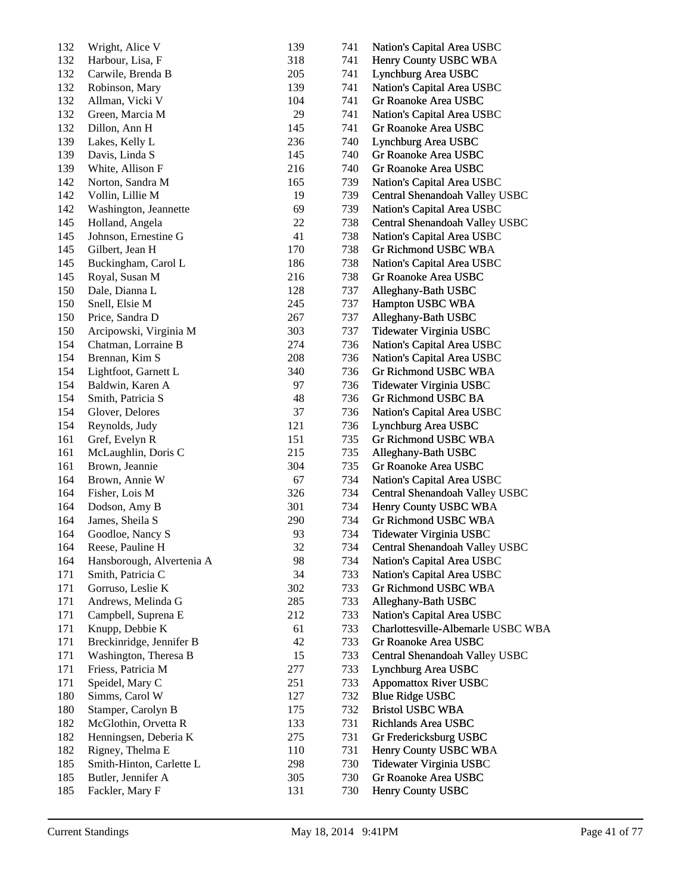| | | | | |
|---|---|---|---|---|
| 132 | Wright, Alice V | 139 | 741 | Nation's Capital Area USBC |
| 132 | Harbour, Lisa, F | 318 | 741 | Henry County USBC WBA |
| 132 | Carwile, Brenda B | 205 | 741 | Lynchburg Area USBC |
| 132 | Robinson, Mary | 139 | 741 | Nation's Capital Area USBC |
| 132 | Allman, Vicki V | 104 | 741 | Gr Roanoke Area USBC |
| 132 | Green, Marcia M | 29 | 741 | Nation's Capital Area USBC |
| 132 | Dillon, Ann H | 145 | 741 | Gr Roanoke Area USBC |
| 139 | Lakes, Kelly L | 236 | 740 | Lynchburg Area USBC |
| 139 | Davis, Linda S | 145 | 740 | Gr Roanoke Area USBC |
| 139 | White, Allison F | 216 | 740 | Gr Roanoke Area USBC |
| 142 | Norton, Sandra M | 165 | 739 | Nation's Capital Area USBC |
| 142 | Vollin, Lillie M | 19 | 739 | Central Shenandoah Valley USBC |
| 142 | Washington, Jeannette | 69 | 739 | Nation's Capital Area USBC |
| 145 | Holland, Angela | 22 | 738 | Central Shenandoah Valley USBC |
| 145 | Johnson, Ernestine G | 41 | 738 | Nation's Capital Area USBC |
| 145 | Gilbert, Jean H | 170 | 738 | Gr Richmond USBC WBA |
| 145 | Buckingham, Carol L | 186 | 738 | Nation's Capital Area USBC |
| 145 | Royal, Susan M | 216 | 738 | Gr Roanoke Area USBC |
| 150 | Dale, Dianna L | 128 | 737 | Alleghany-Bath USBC |
| 150 | Snell, Elsie M | 245 | 737 | Hampton USBC WBA |
| 150 | Price, Sandra D | 267 | 737 | Alleghany-Bath USBC |
| 150 | Arcipowski, Virginia M | 303 | 737 | Tidewater Virginia USBC |
| 154 | Chatman, Lorraine B | 274 | 736 | Nation's Capital Area USBC |
| 154 | Brennan, Kim S | 208 | 736 | Nation's Capital Area USBC |
| 154 | Lightfoot, Garnett L | 340 | 736 | Gr Richmond USBC WBA |
| 154 | Baldwin, Karen A | 97 | 736 | Tidewater Virginia USBC |
| 154 | Smith, Patricia S | 48 | 736 | Gr Richmond USBC BA |
| 154 | Glover, Delores | 37 | 736 | Nation's Capital Area USBC |
| 154 | Reynolds, Judy | 121 | 736 | Lynchburg Area USBC |
| 161 | Gref, Evelyn R | 151 | 735 | Gr Richmond USBC WBA |
| 161 | McLaughlin, Doris C | 215 | 735 | Alleghany-Bath USBC |
| 161 | Brown, Jeannie | 304 | 735 | Gr Roanoke Area USBC |
| 164 | Brown, Annie W | 67 | 734 | Nation's Capital Area USBC |
| 164 | Fisher, Lois M | 326 | 734 | Central Shenandoah Valley USBC |
| 164 | Dodson, Amy B | 301 | 734 | Henry County USBC WBA |
| 164 | James, Sheila S | 290 | 734 | Gr Richmond USBC WBA |
| 164 | Goodloe, Nancy S | 93 | 734 | Tidewater Virginia USBC |
| 164 | Reese, Pauline H | 32 | 734 | Central Shenandoah Valley USBC |
| 164 | Hansborough, Alvertenia A | 98 | 734 | Nation's Capital Area USBC |
| 171 | Smith, Patricia C | 34 | 733 | Nation's Capital Area USBC |
| 171 | Gorruso, Leslie K | 302 | 733 | Gr Richmond USBC WBA |
| 171 | Andrews, Melinda G | 285 | 733 | Alleghany-Bath USBC |
| 171 | Campbell, Suprena E | 212 | 733 | Nation's Capital Area USBC |
| 171 | Knupp, Debbie K | 61 | 733 | Charlottesville-Albemarle USBC WBA |
| 171 | Breckinridge, Jennifer B | 42 | 733 | Gr Roanoke Area USBC |
| 171 | Washington, Theresa B | 15 | 733 | Central Shenandoah Valley USBC |
| 171 | Friess, Patricia M | 277 | 733 | Lynchburg Area USBC |
| 171 | Speidel, Mary C | 251 | 733 | Appomattox River USBC |
| 180 | Simms, Carol W | 127 | 732 | Blue Ridge USBC |
| 180 | Stamper, Carolyn B | 175 | 732 | Bristol USBC WBA |
| 182 | McGlothin, Orvetta R | 133 | 731 | Richlands Area USBC |
| 182 | Henningsen, Deberia K | 275 | 731 | Gr Fredericksburg USBC |
| 182 | Rigney, Thelma E | 110 | 731 | Henry County USBC WBA |
| 185 | Smith-Hinton, Carlette L | 298 | 730 | Tidewater Virginia USBC |
| 185 | Butler, Jennifer A | 305 | 730 | Gr Roanoke Area USBC |
| 185 | Fackler, Mary F | 131 | 730 | Henry County USBC |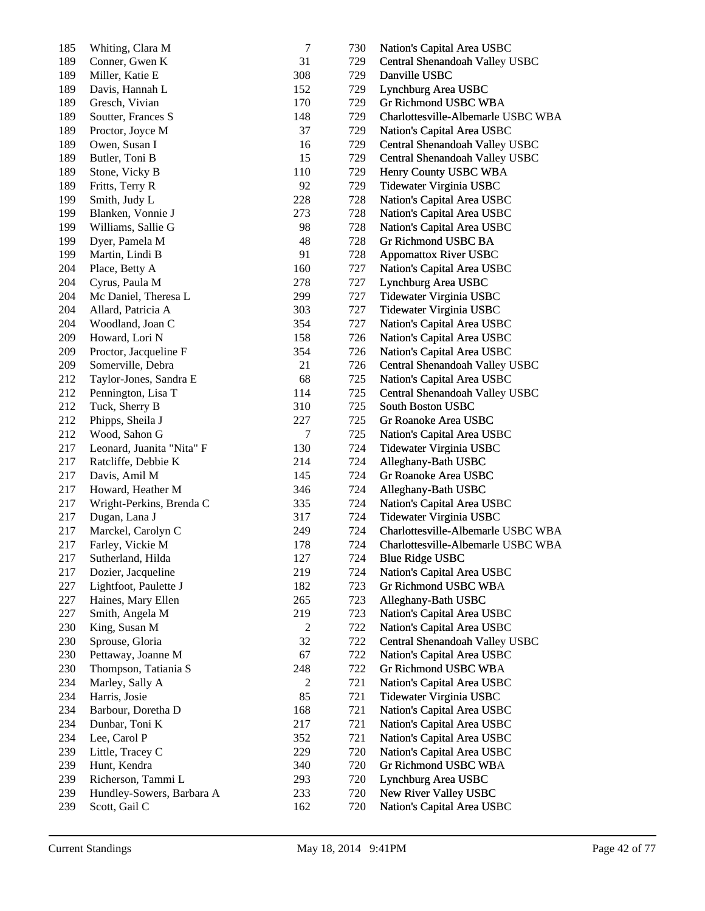| | | | | |
|---|---|---|---|---|
| 185 | Whiting, Clara M | 7 | 730 | Nation's Capital Area USBC |
| 189 | Conner, Gwen K | 31 | 729 | Central Shenandoah Valley USBC |
| 189 | Miller, Katie E | 308 | 729 | Danville USBC |
| 189 | Davis, Hannah L | 152 | 729 | Lynchburg Area USBC |
| 189 | Gresch, Vivian | 170 | 729 | Gr Richmond USBC WBA |
| 189 | Soutter, Frances S | 148 | 729 | Charlottesville-Albemarle USBC WBA |
| 189 | Proctor, Joyce M | 37 | 729 | Nation's Capital Area USBC |
| 189 | Owen, Susan I | 16 | 729 | Central Shenandoah Valley USBC |
| 189 | Butler, Toni B | 15 | 729 | Central Shenandoah Valley USBC |
| 189 | Stone, Vicky B | 110 | 729 | Henry County USBC WBA |
| 189 | Fritts, Terry R | 92 | 729 | Tidewater Virginia USBC |
| 199 | Smith, Judy L | 228 | 728 | Nation's Capital Area USBC |
| 199 | Blanken, Vonnie J | 273 | 728 | Nation's Capital Area USBC |
| 199 | Williams, Sallie G | 98 | 728 | Nation's Capital Area USBC |
| 199 | Dyer, Pamela M | 48 | 728 | Gr Richmond USBC BA |
| 199 | Martin, Lindi B | 91 | 728 | Appomattox River USBC |
| 204 | Place, Betty A | 160 | 727 | Nation's Capital Area USBC |
| 204 | Cyrus, Paula M | 278 | 727 | Lynchburg Area USBC |
| 204 | Mc Daniel, Theresa L | 299 | 727 | Tidewater Virginia USBC |
| 204 | Allard, Patricia A | 303 | 727 | Tidewater Virginia USBC |
| 204 | Woodland, Joan C | 354 | 727 | Nation's Capital Area USBC |
| 209 | Howard, Lori N | 158 | 726 | Nation's Capital Area USBC |
| 209 | Proctor, Jacqueline F | 354 | 726 | Nation's Capital Area USBC |
| 209 | Somerville, Debra | 21 | 726 | Central Shenandoah Valley USBC |
| 212 | Taylor-Jones, Sandra E | 68 | 725 | Nation's Capital Area USBC |
| 212 | Pennington, Lisa T | 114 | 725 | Central Shenandoah Valley USBC |
| 212 | Tuck, Sherry B | 310 | 725 | South Boston USBC |
| 212 | Phipps, Sheila J | 227 | 725 | Gr Roanoke Area USBC |
| 212 | Wood, Sahon G | 7 | 725 | Nation's Capital Area USBC |
| 217 | Leonard, Juanita "Nita" F | 130 | 724 | Tidewater Virginia USBC |
| 217 | Ratcliffe, Debbie K | 214 | 724 | Alleghany-Bath USBC |
| 217 | Davis, Amil M | 145 | 724 | Gr Roanoke Area USBC |
| 217 | Howard, Heather M | 346 | 724 | Alleghany-Bath USBC |
| 217 | Wright-Perkins, Brenda C | 335 | 724 | Nation's Capital Area USBC |
| 217 | Dugan, Lana J | 317 | 724 | Tidewater Virginia USBC |
| 217 | Marckel, Carolyn C | 249 | 724 | Charlottesville-Albemarle USBC WBA |
| 217 | Farley, Vickie M | 178 | 724 | Charlottesville-Albemarle USBC WBA |
| 217 | Sutherland, Hilda | 127 | 724 | Blue Ridge USBC |
| 217 | Dozier, Jacqueline | 219 | 724 | Nation's Capital Area USBC |
| 227 | Lightfoot, Paulette J | 182 | 723 | Gr Richmond USBC WBA |
| 227 | Haines, Mary Ellen | 265 | 723 | Alleghany-Bath USBC |
| 227 | Smith, Angela M | 219 | 723 | Nation's Capital Area USBC |
| 230 | King, Susan M | 2 | 722 | Nation's Capital Area USBC |
| 230 | Sprouse, Gloria | 32 | 722 | Central Shenandoah Valley USBC |
| 230 | Pettaway, Joanne M | 67 | 722 | Nation's Capital Area USBC |
| 230 | Thompson, Tatiania S | 248 | 722 | Gr Richmond USBC WBA |
| 234 | Marley, Sally A | 2 | 721 | Nation's Capital Area USBC |
| 234 | Harris, Josie | 85 | 721 | Tidewater Virginia USBC |
| 234 | Barbour, Doretha D | 168 | 721 | Nation's Capital Area USBC |
| 234 | Dunbar, Toni K | 217 | 721 | Nation's Capital Area USBC |
| 234 | Lee, Carol P | 352 | 721 | Nation's Capital Area USBC |
| 239 | Little, Tracey C | 229 | 720 | Nation's Capital Area USBC |
| 239 | Hunt, Kendra | 340 | 720 | Gr Richmond USBC WBA |
| 239 | Richerson, Tammi L | 293 | 720 | Lynchburg Area USBC |
| 239 | Hundley-Sowers, Barbara A | 233 | 720 | New River Valley USBC |
| 239 | Scott, Gail C | 162 | 720 | Nation's Capital Area USBC |

Current Standings May 18, 2014 9:41PM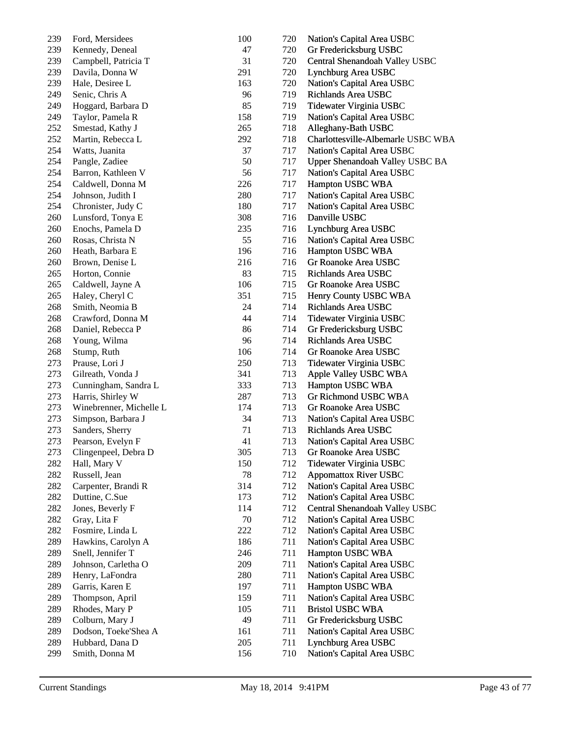| | | | | |
|---|---|---|---|---|
| 239 | Ford, Mersidees | 100 | 720 | Nation's Capital Area USBC |
| 239 | Kennedy, Deneal | 47 | 720 | Gr Fredericksburg USBC |
| 239 | Campbell, Patricia T | 31 | 720 | Central Shenandoah Valley USBC |
| 239 | Davila, Donna W | 291 | 720 | Lynchburg Area USBC |
| 239 | Hale, Desiree L | 163 | 720 | Nation's Capital Area USBC |
| 249 | Senic, Chris A | 96 | 719 | Richlands Area USBC |
| 249 | Hoggard, Barbara D | 85 | 719 | Tidewater Virginia USBC |
| 249 | Taylor, Pamela R | 158 | 719 | Nation's Capital Area USBC |
| 252 | Smestad, Kathy J | 265 | 718 | Alleghany-Bath USBC |
| 252 | Martin, Rebecca L | 292 | 718 | Charlottesville-Albemarle USBC WBA |
| 254 | Watts, Juanita | 37 | 717 | Nation's Capital Area USBC |
| 254 | Pangle, Zadiee | 50 | 717 | Upper Shenandoah Valley USBC BA |
| 254 | Barron, Kathleen V | 56 | 717 | Nation's Capital Area USBC |
| 254 | Caldwell, Donna M | 226 | 717 | Hampton USBC WBA |
| 254 | Johnson, Judith I | 280 | 717 | Nation's Capital Area USBC |
| 254 | Chronister, Judy C | 180 | 717 | Nation's Capital Area USBC |
| 260 | Lunsford, Tonya E | 308 | 716 | Danville USBC |
| 260 | Enochs, Pamela D | 235 | 716 | Lynchburg Area USBC |
| 260 | Rosas, Christa N | 55 | 716 | Nation's Capital Area USBC |
| 260 | Heath, Barbara E | 196 | 716 | Hampton USBC WBA |
| 260 | Brown, Denise L | 216 | 716 | Gr Roanoke Area USBC |
| 265 | Horton, Connie | 83 | 715 | Richlands Area USBC |
| 265 | Caldwell, Jayne A | 106 | 715 | Gr Roanoke Area USBC |
| 265 | Haley, Cheryl C | 351 | 715 | Henry County USBC WBA |
| 268 | Smith, Neomia B | 24 | 714 | Richlands Area USBC |
| 268 | Crawford, Donna M | 44 | 714 | Tidewater Virginia USBC |
| 268 | Daniel, Rebecca P | 86 | 714 | Gr Fredericksburg USBC |
| 268 | Young, Wilma | 96 | 714 | Richlands Area USBC |
| 268 | Stump, Ruth | 106 | 714 | Gr Roanoke Area USBC |
| 273 | Prause, Lori J | 250 | 713 | Tidewater Virginia USBC |
| 273 | Gilreath, Vonda J | 341 | 713 | Apple Valley USBC WBA |
| 273 | Cunningham, Sandra L | 333 | 713 | Hampton USBC WBA |
| 273 | Harris, Shirley W | 287 | 713 | Gr Richmond USBC WBA |
| 273 | Winebrenner, Michelle L | 174 | 713 | Gr Roanoke Area USBC |
| 273 | Simpson, Barbara J | 34 | 713 | Nation's Capital Area USBC |
| 273 | Sanders, Sherry | 71 | 713 | Richlands Area USBC |
| 273 | Pearson, Evelyn F | 41 | 713 | Nation's Capital Area USBC |
| 273 | Clingenpeel, Debra D | 305 | 713 | Gr Roanoke Area USBC |
| 282 | Hall, Mary V | 150 | 712 | Tidewater Virginia USBC |
| 282 | Russell, Jean | 78 | 712 | Appomattox River USBC |
| 282 | Carpenter, Brandi R | 314 | 712 | Nation's Capital Area USBC |
| 282 | Duttine, C.Sue | 173 | 712 | Nation's Capital Area USBC |
| 282 | Jones, Beverly F | 114 | 712 | Central Shenandoah Valley USBC |
| 282 | Gray, Lita F | 70 | 712 | Nation's Capital Area USBC |
| 282 | Fosmire, Linda L | 222 | 712 | Nation's Capital Area USBC |
| 289 | Hawkins, Carolyn A | 186 | 711 | Nation's Capital Area USBC |
| 289 | Snell, Jennifer T | 246 | 711 | Hampton USBC WBA |
| 289 | Johnson, Carletha O | 209 | 711 | Nation's Capital Area USBC |
| 289 | Henry, LaFondra | 280 | 711 | Nation's Capital Area USBC |
| 289 | Garris, Karen E | 197 | 711 | Hampton USBC WBA |
| 289 | Thompson, April | 159 | 711 | Nation's Capital Area USBC |
| 289 | Rhodes, Mary P | 105 | 711 | Bristol USBC WBA |
| 289 | Colburn, Mary J | 49 | 711 | Gr Fredericksburg USBC |
| 289 | Dodson, Toeke'Shea A | 161 | 711 | Nation's Capital Area USBC |
| 289 | Hubbard, Dana D | 205 | 711 | Lynchburg Area USBC |
| 299 | Smith, Donna M | 156 | 710 | Nation's Capital Area USBC |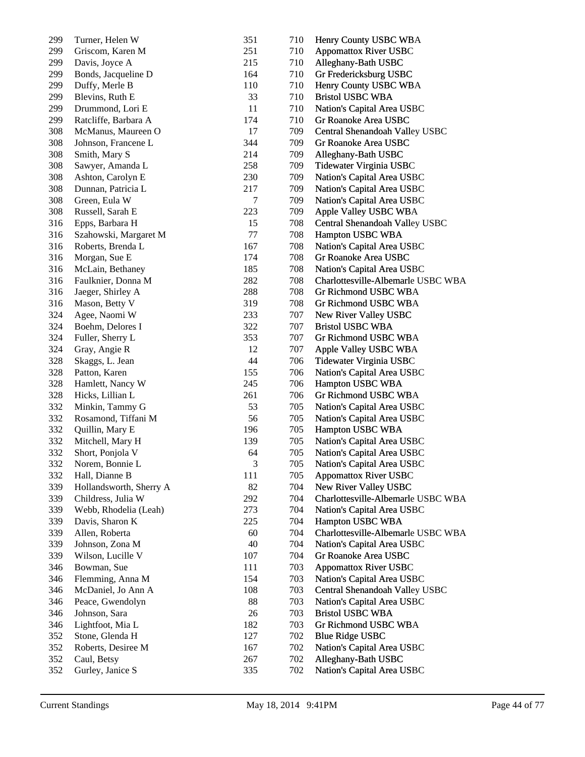| | | | | |
|---|---|---|---|---|
| 299 | Turner, Helen W | 351 | 710 | Henry County USBC WBA |
| 299 | Griscom, Karen M | 251 | 710 | Appomattox River USBC |
| 299 | Davis, Joyce A | 215 | 710 | Alleghany-Bath USBC |
| 299 | Bonds, Jacqueline D | 164 | 710 | Gr Fredericksburg USBC |
| 299 | Duffy, Merle B | 110 | 710 | Henry County USBC WBA |
| 299 | Blevins, Ruth E | 33 | 710 | Bristol USBC WBA |
| 299 | Drummond, Lori E | 11 | 710 | Nation's Capital Area USBC |
| 299 | Ratcliffe, Barbara A | 174 | 710 | Gr Roanoke Area USBC |
| 308 | McManus, Maureen O | 17 | 709 | Central Shenandoah Valley USBC |
| 308 | Johnson, Francene L | 344 | 709 | Gr Roanoke Area USBC |
| 308 | Smith, Mary S | 214 | 709 | Alleghany-Bath USBC |
| 308 | Sawyer, Amanda L | 258 | 709 | Tidewater Virginia USBC |
| 308 | Ashton, Carolyn E | 230 | 709 | Nation's Capital Area USBC |
| 308 | Dunnan, Patricia L | 217 | 709 | Nation's Capital Area USBC |
| 308 | Green, Eula W | 7 | 709 | Nation's Capital Area USBC |
| 308 | Russell, Sarah E | 223 | 709 | Apple Valley USBC WBA |
| 316 | Epps, Barbara H | 15 | 708 | Central Shenandoah Valley USBC |
| 316 | Szahowski, Margaret M | 77 | 708 | Hampton USBC WBA |
| 316 | Roberts, Brenda L | 167 | 708 | Nation's Capital Area USBC |
| 316 | Morgan, Sue E | 174 | 708 | Gr Roanoke Area USBC |
| 316 | McLain, Bethaney | 185 | 708 | Nation's Capital Area USBC |
| 316 | Faulknier, Donna M | 282 | 708 | Charlottesville-Albemarle USBC WBA |
| 316 | Jaeger, Shirley A | 288 | 708 | Gr Richmond USBC WBA |
| 316 | Mason, Betty V | 319 | 708 | Gr Richmond USBC WBA |
| 324 | Agee, Naomi W | 233 | 707 | New River Valley USBC |
| 324 | Boehm, Delores I | 322 | 707 | Bristol USBC WBA |
| 324 | Fuller, Sherry L | 353 | 707 | Gr Richmond USBC WBA |
| 324 | Gray, Angie R | 12 | 707 | Apple Valley USBC WBA |
| 328 | Skaggs, L. Jean | 44 | 706 | Tidewater Virginia USBC |
| 328 | Patton, Karen | 155 | 706 | Nation's Capital Area USBC |
| 328 | Hamlett, Nancy W | 245 | 706 | Hampton USBC WBA |
| 328 | Hicks, Lillian L | 261 | 706 | Gr Richmond USBC WBA |
| 332 | Minkin, Tammy G | 53 | 705 | Nation's Capital Area USBC |
| 332 | Rosamond, Tiffani M | 56 | 705 | Nation's Capital Area USBC |
| 332 | Quillin, Mary E | 196 | 705 | Hampton USBC WBA |
| 332 | Mitchell, Mary H | 139 | 705 | Nation's Capital Area USBC |
| 332 | Short, Ponjola V | 64 | 705 | Nation's Capital Area USBC |
| 332 | Norem, Bonnie L | 3 | 705 | Nation's Capital Area USBC |
| 332 | Hall, Dianne B | 111 | 705 | Appomattox River USBC |
| 339 | Hollandsworth, Sherry A | 82 | 704 | New River Valley USBC |
| 339 | Childress, Julia W | 292 | 704 | Charlottesville-Albemarle USBC WBA |
| 339 | Webb, Rhodelia (Leah) | 273 | 704 | Nation's Capital Area USBC |
| 339 | Davis, Sharon K | 225 | 704 | Hampton USBC WBA |
| 339 | Allen, Roberta | 60 | 704 | Charlottesville-Albemarle USBC WBA |
| 339 | Johnson, Zona M | 40 | 704 | Nation's Capital Area USBC |
| 339 | Wilson, Lucille V | 107 | 704 | Gr Roanoke Area USBC |
| 346 | Bowman, Sue | 111 | 703 | Appomattox River USBC |
| 346 | Flemming, Anna M | 154 | 703 | Nation's Capital Area USBC |
| 346 | McDaniel, Jo Ann A | 108 | 703 | Central Shenandoah Valley USBC |
| 346 | Peace, Gwendolyn | 88 | 703 | Nation's Capital Area USBC |
| 346 | Johnson, Sara | 26 | 703 | Bristol USBC WBA |
| 346 | Lightfoot, Mia L | 182 | 703 | Gr Richmond USBC WBA |
| 352 | Stone, Glenda H | 127 | 702 | Blue Ridge USBC |
| 352 | Roberts, Desiree M | 167 | 702 | Nation's Capital Area USBC |
| 352 | Caul, Betsy | 267 | 702 | Alleghany-Bath USBC |
| 352 | Gurley, Janice S | 335 | 702 | Nation's Capital Area USBC |

Current Standings May 18, 2014 9:41PM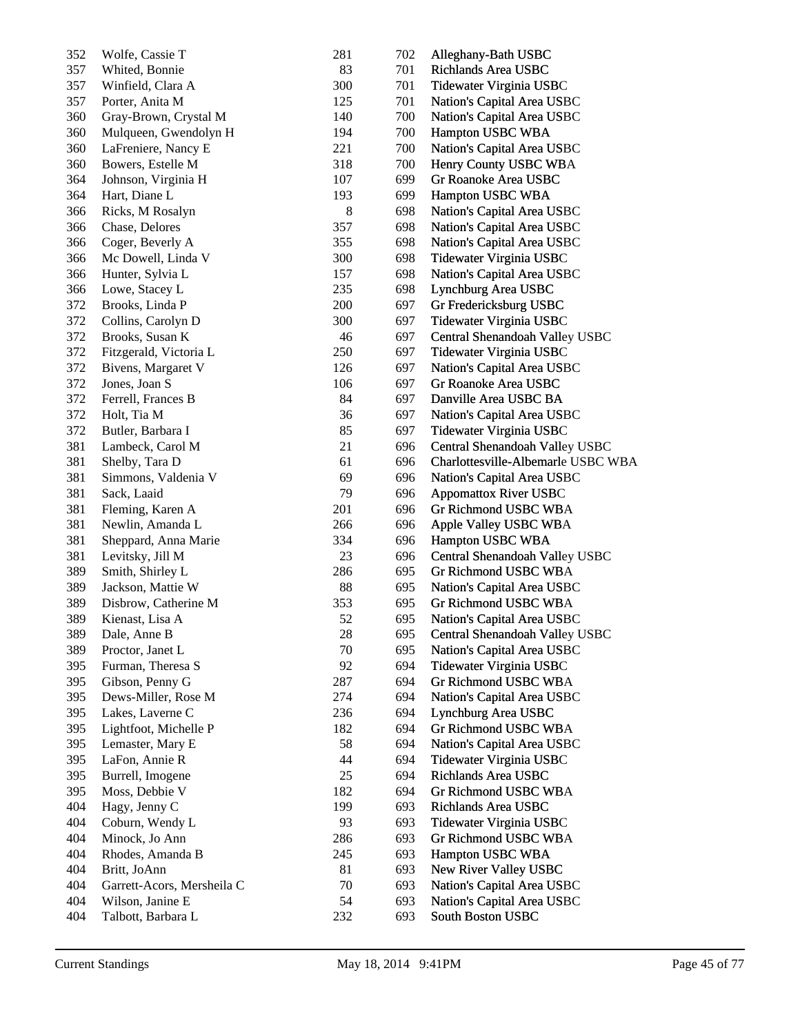| | | | | |
|---|---|---|---|---|
| 352 | Wolfe, Cassie T | 281 | 702 | Alleghany-Bath USBC |
| 357 | Whited, Bonnie | 83 | 701 | Richlands Area USBC |
| 357 | Winfield, Clara A | 300 | 701 | Tidewater Virginia USBC |
| 357 | Porter, Anita M | 125 | 701 | Nation's Capital Area USBC |
| 360 | Gray-Brown, Crystal M | 140 | 700 | Nation's Capital Area USBC |
| 360 | Mulqueen, Gwendolyn H | 194 | 700 | Hampton USBC WBA |
| 360 | LaFreniere, Nancy E | 221 | 700 | Nation's Capital Area USBC |
| 360 | Bowers, Estelle M | 318 | 700 | Henry County USBC WBA |
| 364 | Johnson, Virginia H | 107 | 699 | Gr Roanoke Area USBC |
| 364 | Hart, Diane L | 193 | 699 | Hampton USBC WBA |
| 366 | Ricks, M Rosalyn | 8 | 698 | Nation's Capital Area USBC |
| 366 | Chase, Delores | 357 | 698 | Nation's Capital Area USBC |
| 366 | Coger, Beverly A | 355 | 698 | Nation's Capital Area USBC |
| 366 | Mc Dowell, Linda V | 300 | 698 | Tidewater Virginia USBC |
| 366 | Hunter, Sylvia L | 157 | 698 | Nation's Capital Area USBC |
| 366 | Lowe, Stacey L | 235 | 698 | Lynchburg Area USBC |
| 372 | Brooks, Linda P | 200 | 697 | Gr Fredericksburg USBC |
| 372 | Collins, Carolyn D | 300 | 697 | Tidewater Virginia USBC |
| 372 | Brooks, Susan K | 46 | 697 | Central Shenandoah Valley USBC |
| 372 | Fitzgerald, Victoria L | 250 | 697 | Tidewater Virginia USBC |
| 372 | Bivens, Margaret V | 126 | 697 | Nation's Capital Area USBC |
| 372 | Jones, Joan S | 106 | 697 | Gr Roanoke Area USBC |
| 372 | Ferrell, Frances B | 84 | 697 | Danville Area USBC BA |
| 372 | Holt, Tia M | 36 | 697 | Nation's Capital Area USBC |
| 372 | Butler, Barbara I | 85 | 697 | Tidewater Virginia USBC |
| 381 | Lambeck, Carol M | 21 | 696 | Central Shenandoah Valley USBC |
| 381 | Shelby, Tara D | 61 | 696 | Charlottesville-Albemarle USBC WBA |
| 381 | Simmons, Valdenia V | 69 | 696 | Nation's Capital Area USBC |
| 381 | Sack, Laaid | 79 | 696 | Appomattox River USBC |
| 381 | Fleming, Karen A | 201 | 696 | Gr Richmond USBC WBA |
| 381 | Newlin, Amanda L | 266 | 696 | Apple Valley USBC WBA |
| 381 | Sheppard, Anna Marie | 334 | 696 | Hampton USBC WBA |
| 381 | Levitsky, Jill M | 23 | 696 | Central Shenandoah Valley USBC |
| 389 | Smith, Shirley L | 286 | 695 | Gr Richmond USBC WBA |
| 389 | Jackson, Mattie W | 88 | 695 | Nation's Capital Area USBC |
| 389 | Disbrow, Catherine M | 353 | 695 | Gr Richmond USBC WBA |
| 389 | Kienast, Lisa A | 52 | 695 | Nation's Capital Area USBC |
| 389 | Dale, Anne B | 28 | 695 | Central Shenandoah Valley USBC |
| 389 | Proctor, Janet L | 70 | 695 | Nation's Capital Area USBC |
| 395 | Furman, Theresa S | 92 | 694 | Tidewater Virginia USBC |
| 395 | Gibson, Penny G | 287 | 694 | Gr Richmond USBC WBA |
| 395 | Dews-Miller, Rose M | 274 | 694 | Nation's Capital Area USBC |
| 395 | Lakes, Laverne C | 236 | 694 | Lynchburg Area USBC |
| 395 | Lightfoot, Michelle P | 182 | 694 | Gr Richmond USBC WBA |
| 395 | Lemaster, Mary E | 58 | 694 | Nation's Capital Area USBC |
| 395 | LaFon, Annie R | 44 | 694 | Tidewater Virginia USBC |
| 395 | Burrell, Imogene | 25 | 694 | Richlands Area USBC |
| 395 | Moss, Debbie V | 182 | 694 | Gr Richmond USBC WBA |
| 404 | Hagy, Jenny C | 199 | 693 | Richlands Area USBC |
| 404 | Coburn, Wendy L | 93 | 693 | Tidewater Virginia USBC |
| 404 | Minock, Jo Ann | 286 | 693 | Gr Richmond USBC WBA |
| 404 | Rhodes, Amanda B | 245 | 693 | Hampton USBC WBA |
| 404 | Britt, JoAnn | 81 | 693 | New River Valley USBC |
| 404 | Garrett-Acors, Mersheila C | 70 | 693 | Nation's Capital Area USBC |
| 404 | Wilson, Janine E | 54 | 693 | Nation's Capital Area USBC |
| 404 | Talbott, Barbara L | 232 | 693 | South Boston USBC |

Current Standings May 18, 2014 9:41PM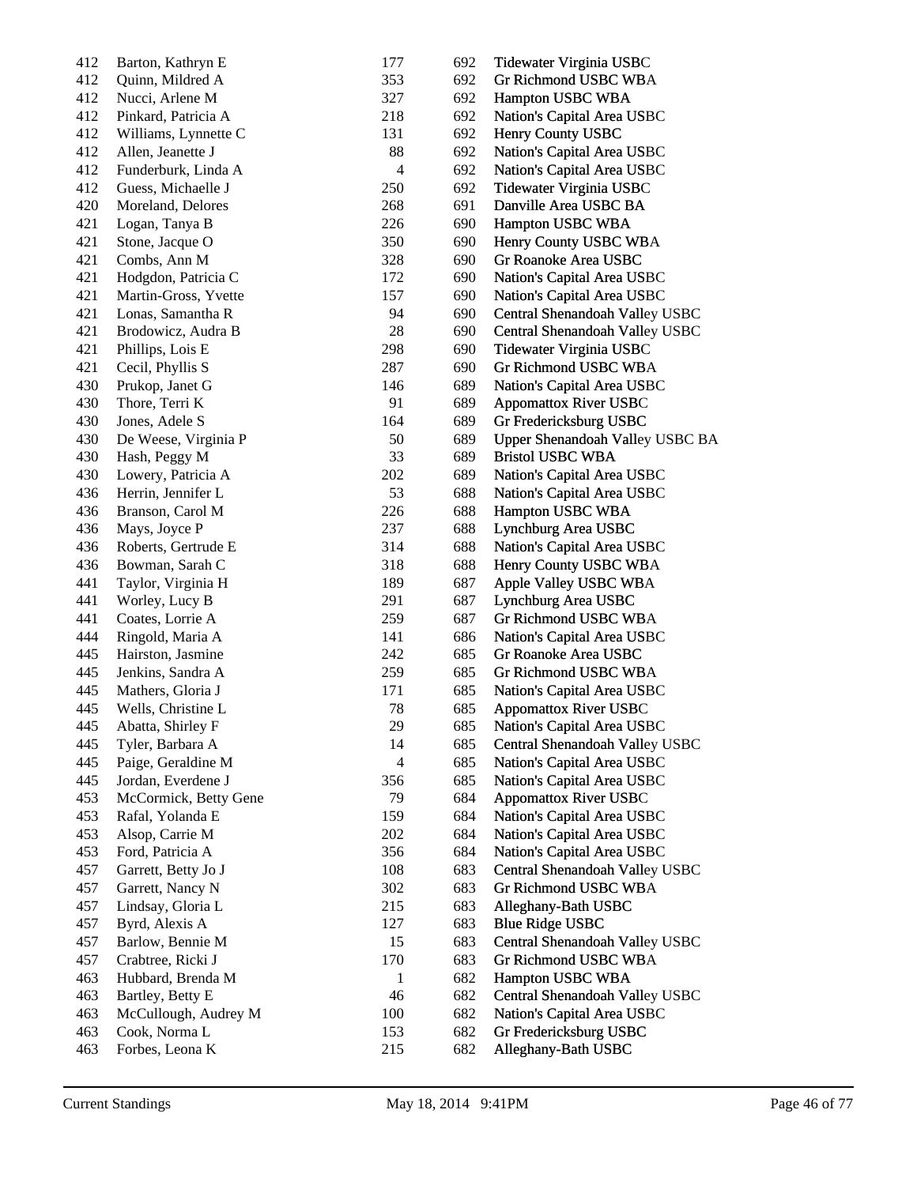| | | | | |
|---|---|---|---|---|
| 412 | Barton, Kathryn E | 177 | 692 | Tidewater Virginia USBC |
| 412 | Quinn, Mildred A | 353 | 692 | Gr Richmond USBC WBA |
| 412 | Nucci, Arlene M | 327 | 692 | Hampton USBC WBA |
| 412 | Pinkard, Patricia A | 218 | 692 | Nation's Capital Area USBC |
| 412 | Williams, Lynnette C | 131 | 692 | Henry County USBC |
| 412 | Allen, Jeanette J | 88 | 692 | Nation's Capital Area USBC |
| 412 | Funderburk, Linda A | 4 | 692 | Nation's Capital Area USBC |
| 412 | Guess, Michaelle J | 250 | 692 | Tidewater Virginia USBC |
| 420 | Moreland, Delores | 268 | 691 | Danville Area USBC BA |
| 421 | Logan, Tanya B | 226 | 690 | Hampton USBC WBA |
| 421 | Stone, Jacque O | 350 | 690 | Henry County USBC WBA |
| 421 | Combs, Ann M | 328 | 690 | Gr Roanoke Area USBC |
| 421 | Hodgdon, Patricia C | 172 | 690 | Nation's Capital Area USBC |
| 421 | Martin-Gross, Yvette | 157 | 690 | Nation's Capital Area USBC |
| 421 | Lonas, Samantha R | 94 | 690 | Central Shenandoah Valley USBC |
| 421 | Brodowicz, Audra B | 28 | 690 | Central Shenandoah Valley USBC |
| 421 | Phillips, Lois E | 298 | 690 | Tidewater Virginia USBC |
| 421 | Cecil, Phyllis S | 287 | 690 | Gr Richmond USBC WBA |
| 430 | Prukop, Janet G | 146 | 689 | Nation's Capital Area USBC |
| 430 | Thore, Terri K | 91 | 689 | Appomattox River USBC |
| 430 | Jones, Adele S | 164 | 689 | Gr Fredericksburg USBC |
| 430 | De Weese, Virginia P | 50 | 689 | Upper Shenandoah Valley USBC BA |
| 430 | Hash, Peggy M | 33 | 689 | Bristol USBC WBA |
| 430 | Lowery, Patricia A | 202 | 689 | Nation's Capital Area USBC |
| 436 | Herrin, Jennifer L | 53 | 688 | Nation's Capital Area USBC |
| 436 | Branson, Carol M | 226 | 688 | Hampton USBC WBA |
| 436 | Mays, Joyce P | 237 | 688 | Lynchburg Area USBC |
| 436 | Roberts, Gertrude E | 314 | 688 | Nation's Capital Area USBC |
| 436 | Bowman, Sarah C | 318 | 688 | Henry County USBC WBA |
| 441 | Taylor, Virginia H | 189 | 687 | Apple Valley USBC WBA |
| 441 | Worley, Lucy B | 291 | 687 | Lynchburg Area USBC |
| 441 | Coates, Lorrie A | 259 | 687 | Gr Richmond USBC WBA |
| 444 | Ringold, Maria A | 141 | 686 | Nation's Capital Area USBC |
| 445 | Hairston, Jasmine | 242 | 685 | Gr Roanoke Area USBC |
| 445 | Jenkins, Sandra A | 259 | 685 | Gr Richmond USBC WBA |
| 445 | Mathers, Gloria J | 171 | 685 | Nation's Capital Area USBC |
| 445 | Wells, Christine L | 78 | 685 | Appomattox River USBC |
| 445 | Abatta, Shirley F | 29 | 685 | Nation's Capital Area USBC |
| 445 | Tyler, Barbara A | 14 | 685 | Central Shenandoah Valley USBC |
| 445 | Paige, Geraldine M | 4 | 685 | Nation's Capital Area USBC |
| 445 | Jordan, Everdene J | 356 | 685 | Nation's Capital Area USBC |
| 453 | McCormick, Betty Gene | 79 | 684 | Appomattox River USBC |
| 453 | Rafal, Yolanda E | 159 | 684 | Nation's Capital Area USBC |
| 453 | Alsop, Carrie M | 202 | 684 | Nation's Capital Area USBC |
| 453 | Ford, Patricia A | 356 | 684 | Nation's Capital Area USBC |
| 457 | Garrett, Betty Jo J | 108 | 683 | Central Shenandoah Valley USBC |
| 457 | Garrett, Nancy N | 302 | 683 | Gr Richmond USBC WBA |
| 457 | Lindsay, Gloria L | 215 | 683 | Alleghany-Bath USBC |
| 457 | Byrd, Alexis A | 127 | 683 | Blue Ridge USBC |
| 457 | Barlow, Bennie M | 15 | 683 | Central Shenandoah Valley USBC |
| 457 | Crabtree, Ricki J | 170 | 683 | Gr Richmond USBC WBA |
| 463 | Hubbard, Brenda M | 1 | 682 | Hampton USBC WBA |
| 463 | Bartley, Betty E | 46 | 682 | Central Shenandoah Valley USBC |
| 463 | McCullough, Audrey M | 100 | 682 | Nation's Capital Area USBC |
| 463 | Cook, Norma L | 153 | 682 | Gr Fredericksburg USBC |
| 463 | Forbes, Leona K | 215 | 682 | Alleghany-Bath USBC |

Current Standings May 18, 2014 9:41PM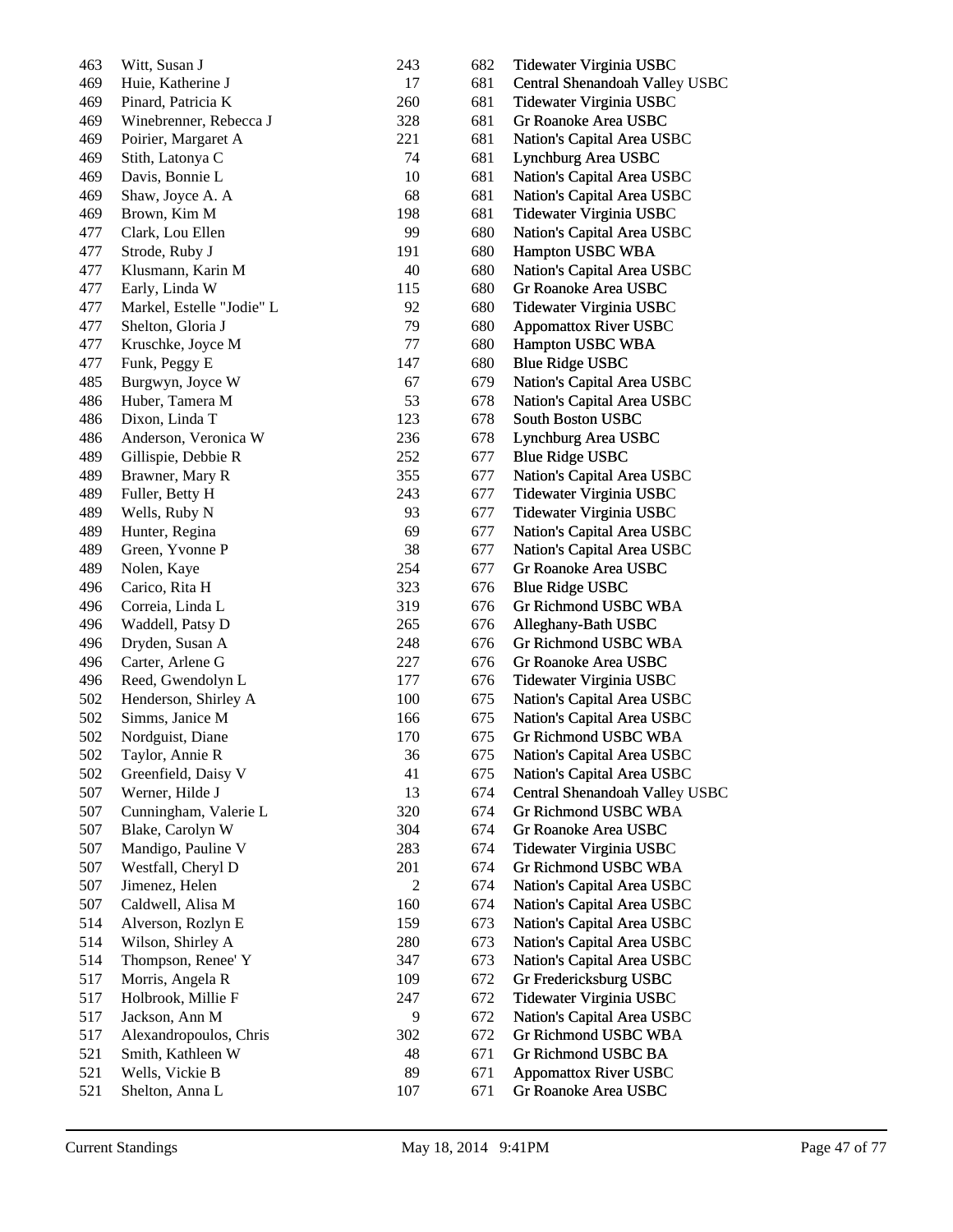| | | | | |
|---|---|---|---|---|
| 463 | Witt, Susan J | 243 | 682 | Tidewater Virginia USBC |
| 469 | Huie, Katherine J | 17 | 681 | Central Shenandoah Valley USBC |
| 469 | Pinard, Patricia K | 260 | 681 | Tidewater Virginia USBC |
| 469 | Winebrenner, Rebecca J | 328 | 681 | Gr Roanoke Area USBC |
| 469 | Poirier, Margaret A | 221 | 681 | Nation's Capital Area USBC |
| 469 | Stith, Latonya C | 74 | 681 | Lynchburg Area USBC |
| 469 | Davis, Bonnie L | 10 | 681 | Nation's Capital Area USBC |
| 469 | Shaw, Joyce A. A | 68 | 681 | Nation's Capital Area USBC |
| 469 | Brown, Kim M | 198 | 681 | Tidewater Virginia USBC |
| 477 | Clark, Lou Ellen | 99 | 680 | Nation's Capital Area USBC |
| 477 | Strode, Ruby J | 191 | 680 | Hampton USBC WBA |
| 477 | Klusmann, Karin M | 40 | 680 | Nation's Capital Area USBC |
| 477 | Early, Linda W | 115 | 680 | Gr Roanoke Area USBC |
| 477 | Markel, Estelle "Jodie" L | 92 | 680 | Tidewater Virginia USBC |
| 477 | Shelton, Gloria J | 79 | 680 | Appomattox River USBC |
| 477 | Kruschke, Joyce M | 77 | 680 | Hampton USBC WBA |
| 477 | Funk, Peggy E | 147 | 680 | Blue Ridge USBC |
| 485 | Burgwyn, Joyce W | 67 | 679 | Nation's Capital Area USBC |
| 486 | Huber, Tamera M | 53 | 678 | Nation's Capital Area USBC |
| 486 | Dixon, Linda T | 123 | 678 | South Boston USBC |
| 486 | Anderson, Veronica W | 236 | 678 | Lynchburg Area USBC |
| 489 | Gillispie, Debbie R | 252 | 677 | Blue Ridge USBC |
| 489 | Brawner, Mary R | 355 | 677 | Nation's Capital Area USBC |
| 489 | Fuller, Betty H | 243 | 677 | Tidewater Virginia USBC |
| 489 | Wells, Ruby N | 93 | 677 | Tidewater Virginia USBC |
| 489 | Hunter, Regina | 69 | 677 | Nation's Capital Area USBC |
| 489 | Green, Yvonne P | 38 | 677 | Nation's Capital Area USBC |
| 489 | Nolen, Kaye | 254 | 677 | Gr Roanoke Area USBC |
| 496 | Carico, Rita H | 323 | 676 | Blue Ridge USBC |
| 496 | Correia, Linda L | 319 | 676 | Gr Richmond USBC WBA |
| 496 | Waddell, Patsy D | 265 | 676 | Alleghany-Bath USBC |
| 496 | Dryden, Susan A | 248 | 676 | Gr Richmond USBC WBA |
| 496 | Carter, Arlene G | 227 | 676 | Gr Roanoke Area USBC |
| 496 | Reed, Gwendolyn L | 177 | 676 | Tidewater Virginia USBC |
| 502 | Henderson, Shirley A | 100 | 675 | Nation's Capital Area USBC |
| 502 | Simms, Janice M | 166 | 675 | Nation's Capital Area USBC |
| 502 | Nordguist, Diane | 170 | 675 | Gr Richmond USBC WBA |
| 502 | Taylor, Annie R | 36 | 675 | Nation's Capital Area USBC |
| 502 | Greenfield, Daisy V | 41 | 675 | Nation's Capital Area USBC |
| 507 | Werner, Hilde J | 13 | 674 | Central Shenandoah Valley USBC |
| 507 | Cunningham, Valerie L | 320 | 674 | Gr Richmond USBC WBA |
| 507 | Blake, Carolyn W | 304 | 674 | Gr Roanoke Area USBC |
| 507 | Mandigo, Pauline V | 283 | 674 | Tidewater Virginia USBC |
| 507 | Westfall, Cheryl D | 201 | 674 | Gr Richmond USBC WBA |
| 507 | Jimenez, Helen | 2 | 674 | Nation's Capital Area USBC |
| 507 | Caldwell, Alisa M | 160 | 674 | Nation's Capital Area USBC |
| 514 | Alverson, Rozlyn E | 159 | 673 | Nation's Capital Area USBC |
| 514 | Wilson, Shirley A | 280 | 673 | Nation's Capital Area USBC |
| 514 | Thompson, Renee' Y | 347 | 673 | Nation's Capital Area USBC |
| 517 | Morris, Angela R | 109 | 672 | Gr Fredericksburg USBC |
| 517 | Holbrook, Millie F | 247 | 672 | Tidewater Virginia USBC |
| 517 | Jackson, Ann M | 9 | 672 | Nation's Capital Area USBC |
| 517 | Alexandropoulos, Chris | 302 | 672 | Gr Richmond USBC WBA |
| 521 | Smith, Kathleen W | 48 | 671 | Gr Richmond USBC BA |
| 521 | Wells, Vickie B | 89 | 671 | Appomattox River USBC |
| 521 | Shelton, Anna L | 107 | 671 | Gr Roanoke Area USBC |

Current Standings May 18, 2014 9:41PM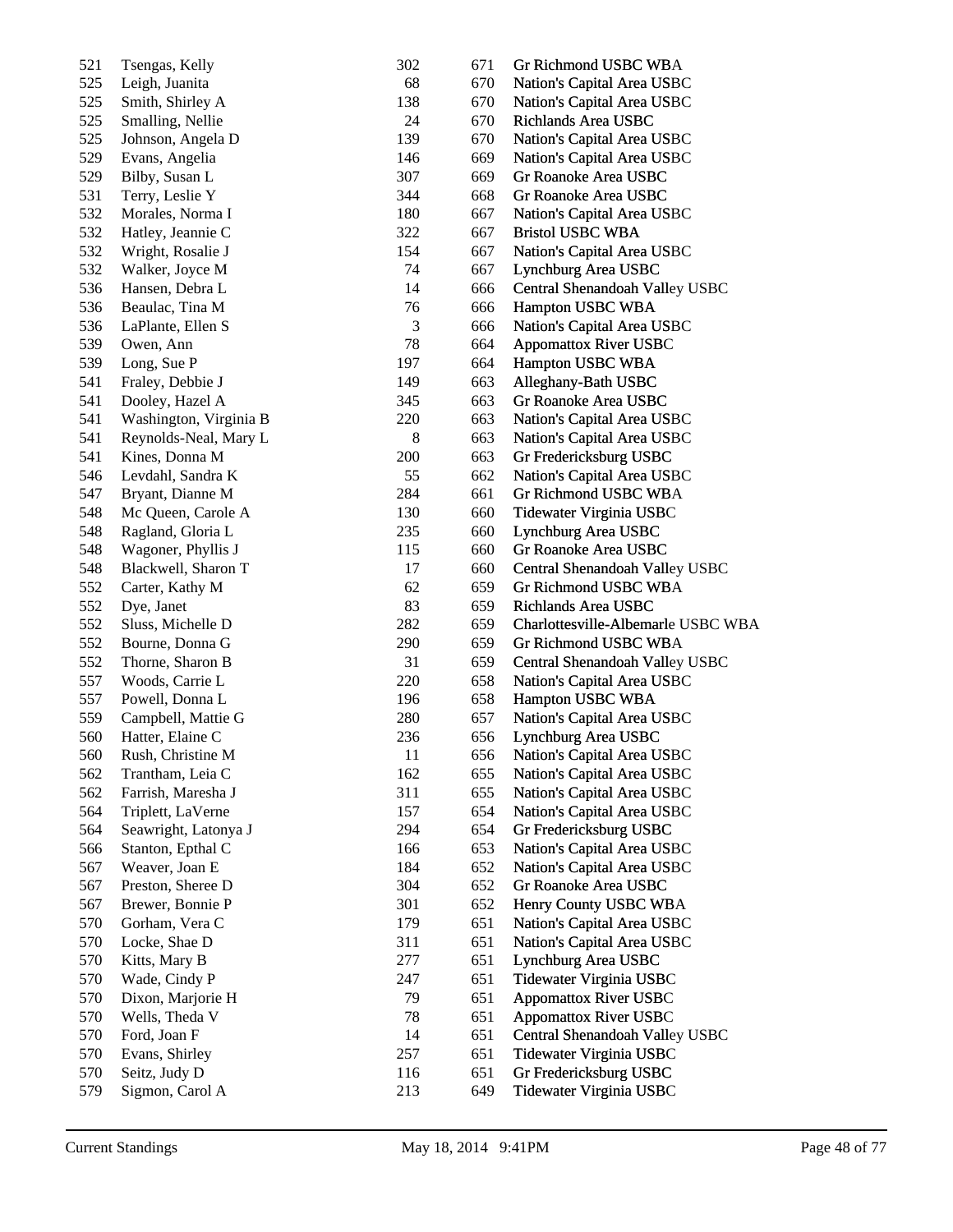| | | | | |
|---|---|---|---|---|
| 521 | Tsengas, Kelly | 302 | 671 | Gr Richmond USBC WBA |
| 525 | Leigh, Juanita | 68 | 670 | Nation's Capital Area USBC |
| 525 | Smith, Shirley A | 138 | 670 | Nation's Capital Area USBC |
| 525 | Smalling, Nellie | 24 | 670 | Richlands Area USBC |
| 525 | Johnson, Angela D | 139 | 670 | Nation's Capital Area USBC |
| 529 | Evans, Angelia | 146 | 669 | Nation's Capital Area USBC |
| 529 | Bilby, Susan L | 307 | 669 | Gr Roanoke Area USBC |
| 531 | Terry, Leslie Y | 344 | 668 | Gr Roanoke Area USBC |
| 532 | Morales, Norma I | 180 | 667 | Nation's Capital Area USBC |
| 532 | Hatley, Jeannie C | 322 | 667 | Bristol USBC WBA |
| 532 | Wright, Rosalie J | 154 | 667 | Nation's Capital Area USBC |
| 532 | Walker, Joyce M | 74 | 667 | Lynchburg Area USBC |
| 536 | Hansen, Debra L | 14 | 666 | Central Shenandoah Valley USBC |
| 536 | Beaulac, Tina M | 76 | 666 | Hampton USBC WBA |
| 536 | LaPlante, Ellen S | 3 | 666 | Nation's Capital Area USBC |
| 539 | Owen, Ann | 78 | 664 | Appomattox River USBC |
| 539 | Long, Sue P | 197 | 664 | Hampton USBC WBA |
| 541 | Fraley, Debbie J | 149 | 663 | Alleghany-Bath USBC |
| 541 | Dooley, Hazel A | 345 | 663 | Gr Roanoke Area USBC |
| 541 | Washington, Virginia B | 220 | 663 | Nation's Capital Area USBC |
| 541 | Reynolds-Neal, Mary L | 8 | 663 | Nation's Capital Area USBC |
| 541 | Kines, Donna M | 200 | 663 | Gr Fredericksburg USBC |
| 546 | Levdahl, Sandra K | 55 | 662 | Nation's Capital Area USBC |
| 547 | Bryant, Dianne M | 284 | 661 | Gr Richmond USBC WBA |
| 548 | Mc Queen, Carole A | 130 | 660 | Tidewater Virginia USBC |
| 548 | Ragland, Gloria L | 235 | 660 | Lynchburg Area USBC |
| 548 | Wagoner, Phyllis J | 115 | 660 | Gr Roanoke Area USBC |
| 548 | Blackwell, Sharon T | 17 | 660 | Central Shenandoah Valley USBC |
| 552 | Carter, Kathy M | 62 | 659 | Gr Richmond USBC WBA |
| 552 | Dye, Janet | 83 | 659 | Richlands Area USBC |
| 552 | Sluss, Michelle D | 282 | 659 | Charlottesville-Albemarle USBC WBA |
| 552 | Bourne, Donna G | 290 | 659 | Gr Richmond USBC WBA |
| 552 | Thorne, Sharon B | 31 | 659 | Central Shenandoah Valley USBC |
| 557 | Woods, Carrie L | 220 | 658 | Nation's Capital Area USBC |
| 557 | Powell, Donna L | 196 | 658 | Hampton USBC WBA |
| 559 | Campbell, Mattie G | 280 | 657 | Nation's Capital Area USBC |
| 560 | Hatter, Elaine C | 236 | 656 | Lynchburg Area USBC |
| 560 | Rush, Christine M | 11 | 656 | Nation's Capital Area USBC |
| 562 | Trantham, Leia C | 162 | 655 | Nation's Capital Area USBC |
| 562 | Farrish, Maresha J | 311 | 655 | Nation's Capital Area USBC |
| 564 | Triplett, LaVerne | 157 | 654 | Nation's Capital Area USBC |
| 564 | Seawright, Latonya J | 294 | 654 | Gr Fredericksburg USBC |
| 566 | Stanton, Epthal C | 166 | 653 | Nation's Capital Area USBC |
| 567 | Weaver, Joan E | 184 | 652 | Nation's Capital Area USBC |
| 567 | Preston, Sheree D | 304 | 652 | Gr Roanoke Area USBC |
| 567 | Brewer, Bonnie P | 301 | 652 | Henry County USBC WBA |
| 570 | Gorham, Vera C | 179 | 651 | Nation's Capital Area USBC |
| 570 | Locke, Shae D | 311 | 651 | Nation's Capital Area USBC |
| 570 | Kitts, Mary B | 277 | 651 | Lynchburg Area USBC |
| 570 | Wade, Cindy P | 247 | 651 | Tidewater Virginia USBC |
| 570 | Dixon, Marjorie H | 79 | 651 | Appomattox River USBC |
| 570 | Wells, Theda V | 78 | 651 | Appomattox River USBC |
| 570 | Ford, Joan F | 14 | 651 | Central Shenandoah Valley USBC |
| 570 | Evans, Shirley | 257 | 651 | Tidewater Virginia USBC |
| 570 | Seitz, Judy D | 116 | 651 | Gr Fredericksburg USBC |
| 579 | Sigmon, Carol A | 213 | 649 | Tidewater Virginia USBC |

Current Standings May 18, 2014 9:41PM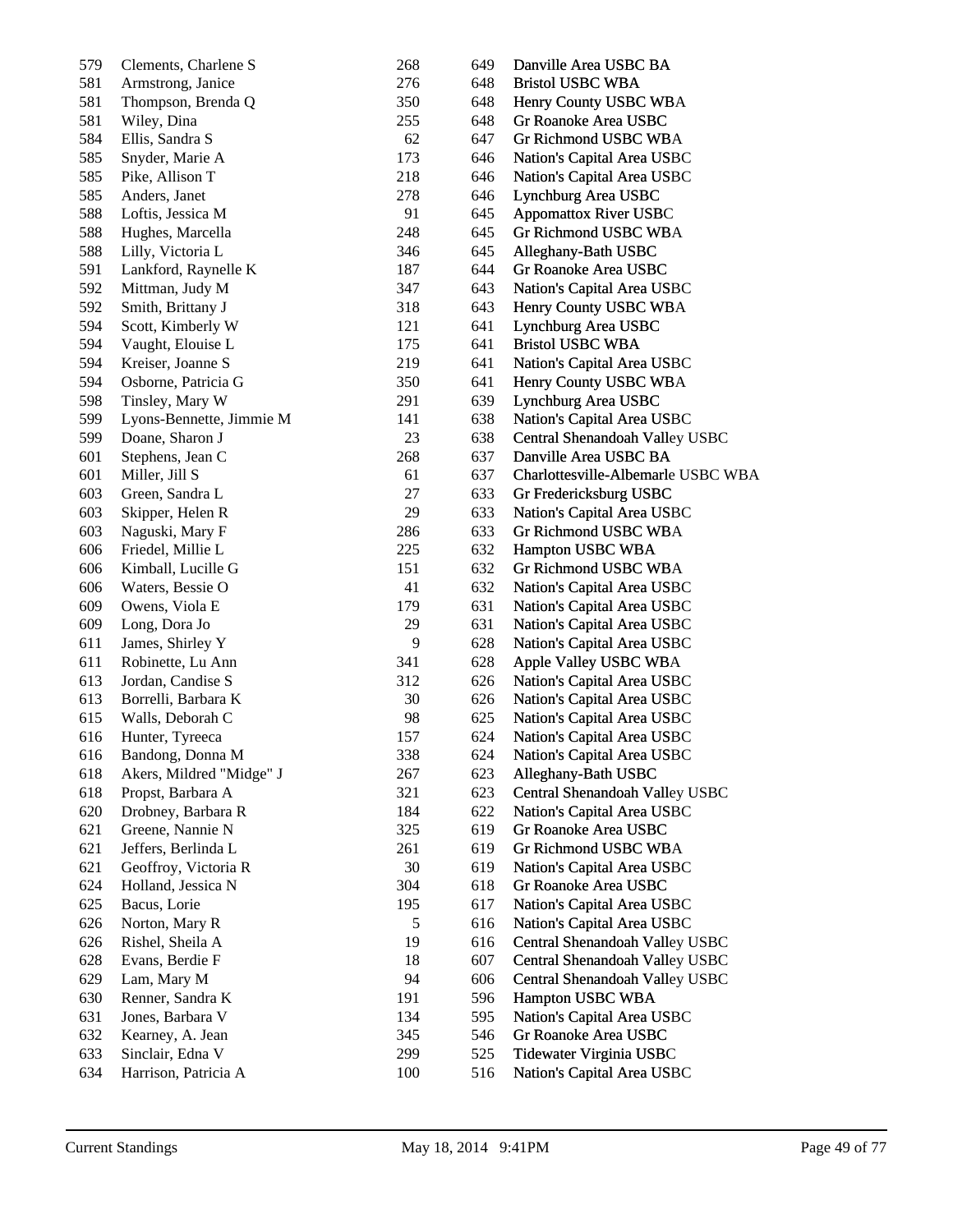| | | | | |
|---|---|---|---|---|
| 579 | Clements, Charlene S | 268 | 649 | Danville Area USBC BA |
| 581 | Armstrong, Janice | 276 | 648 | Bristol USBC WBA |
| 581 | Thompson, Brenda Q | 350 | 648 | Henry County USBC WBA |
| 581 | Wiley, Dina | 255 | 648 | Gr Roanoke Area USBC |
| 584 | Ellis, Sandra S | 62 | 647 | Gr Richmond USBC WBA |
| 585 | Snyder, Marie A | 173 | 646 | Nation's Capital Area USBC |
| 585 | Pike, Allison T | 218 | 646 | Nation's Capital Area USBC |
| 585 | Anders, Janet | 278 | 646 | Lynchburg Area USBC |
| 588 | Loftis, Jessica M | 91 | 645 | Appomattox River USBC |
| 588 | Hughes, Marcella | 248 | 645 | Gr Richmond USBC WBA |
| 588 | Lilly, Victoria L | 346 | 645 | Alleghany-Bath USBC |
| 591 | Lankford, Raynelle K | 187 | 644 | Gr Roanoke Area USBC |
| 592 | Mittman, Judy M | 347 | 643 | Nation's Capital Area USBC |
| 592 | Smith, Brittany J | 318 | 643 | Henry County USBC WBA |
| 594 | Scott, Kimberly W | 121 | 641 | Lynchburg Area USBC |
| 594 | Vaught, Elouise L | 175 | 641 | Bristol USBC WBA |
| 594 | Kreiser, Joanne S | 219 | 641 | Nation's Capital Area USBC |
| 594 | Osborne, Patricia G | 350 | 641 | Henry County USBC WBA |
| 598 | Tinsley, Mary W | 291 | 639 | Lynchburg Area USBC |
| 599 | Lyons-Bennette, Jimmie M | 141 | 638 | Nation's Capital Area USBC |
| 599 | Doane, Sharon J | 23 | 638 | Central Shenandoah Valley USBC |
| 601 | Stephens, Jean C | 268 | 637 | Danville Area USBC BA |
| 601 | Miller, Jill S | 61 | 637 | Charlottesville-Albemarle USBC WBA |
| 603 | Green, Sandra L | 27 | 633 | Gr Fredericksburg USBC |
| 603 | Skipper, Helen R | 29 | 633 | Nation's Capital Area USBC |
| 603 | Naguski, Mary F | 286 | 633 | Gr Richmond USBC WBA |
| 606 | Friedel, Millie L | 225 | 632 | Hampton USBC WBA |
| 606 | Kimball, Lucille G | 151 | 632 | Gr Richmond USBC WBA |
| 606 | Waters, Bessie O | 41 | 632 | Nation's Capital Area USBC |
| 609 | Owens, Viola E | 179 | 631 | Nation's Capital Area USBC |
| 609 | Long, Dora Jo | 29 | 631 | Nation's Capital Area USBC |
| 611 | James, Shirley Y | 9 | 628 | Nation's Capital Area USBC |
| 611 | Robinette, Lu Ann | 341 | 628 | Apple Valley USBC WBA |
| 613 | Jordan, Candise S | 312 | 626 | Nation's Capital Area USBC |
| 613 | Borrelli, Barbara K | 30 | 626 | Nation's Capital Area USBC |
| 615 | Walls, Deborah C | 98 | 625 | Nation's Capital Area USBC |
| 616 | Hunter, Tyreeca | 157 | 624 | Nation's Capital Area USBC |
| 616 | Bandong, Donna M | 338 | 624 | Nation's Capital Area USBC |
| 618 | Akers, Mildred "Midge" J | 267 | 623 | Alleghany-Bath USBC |
| 618 | Propst, Barbara A | 321 | 623 | Central Shenandoah Valley USBC |
| 620 | Drobney, Barbara R | 184 | 622 | Nation's Capital Area USBC |
| 621 | Greene, Nannie N | 325 | 619 | Gr Roanoke Area USBC |
| 621 | Jeffers, Berlinda L | 261 | 619 | Gr Richmond USBC WBA |
| 621 | Geoffroy, Victoria R | 30 | 619 | Nation's Capital Area USBC |
| 624 | Holland, Jessica N | 304 | 618 | Gr Roanoke Area USBC |
| 625 | Bacus, Lorie | 195 | 617 | Nation's Capital Area USBC |
| 626 | Norton, Mary R | 5 | 616 | Nation's Capital Area USBC |
| 626 | Rishel, Sheila A | 19 | 616 | Central Shenandoah Valley USBC |
| 628 | Evans, Berdie F | 18 | 607 | Central Shenandoah Valley USBC |
| 629 | Lam, Mary M | 94 | 606 | Central Shenandoah Valley USBC |
| 630 | Renner, Sandra K | 191 | 596 | Hampton USBC WBA |
| 631 | Jones, Barbara V | 134 | 595 | Nation's Capital Area USBC |
| 632 | Kearney, A. Jean | 345 | 546 | Gr Roanoke Area USBC |
| 633 | Sinclair, Edna V | 299 | 525 | Tidewater Virginia USBC |
| 634 | Harrison, Patricia A | 100 | 516 | Nation's Capital Area USBC |

Current Standings May 18, 2014 9:41PM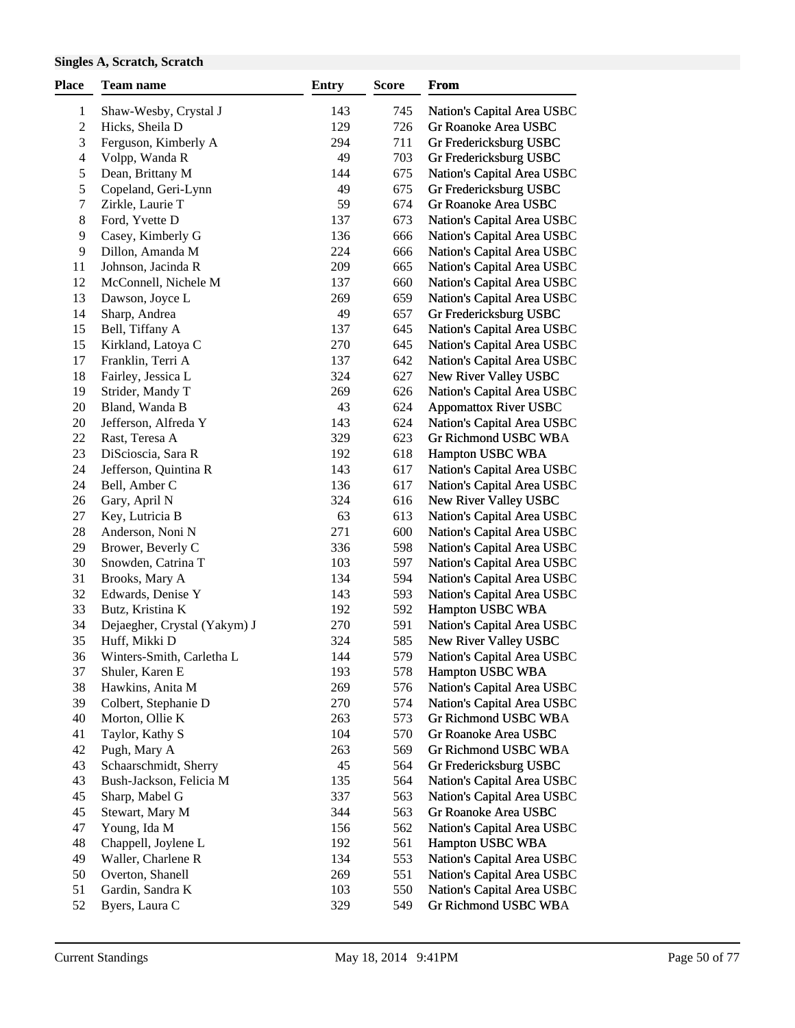### Singles A, Scratch, Scratch

| Place | Team name | Entry | Score | From |
|---|---|---|---|---|
| 1 | Shaw-Wesby, Crystal J | 143 | 745 | Nation's Capital Area USBC |
| 2 | Hicks, Sheila D | 129 | 726 | Gr Roanoke Area USBC |
| 3 | Ferguson, Kimberly A | 294 | 711 | Gr Fredericksburg USBC |
| 4 | Volpp, Wanda R | 49 | 703 | Gr Fredericksburg USBC |
| 5 | Dean, Brittany M | 144 | 675 | Nation's Capital Area USBC |
| 5 | Copeland, Geri-Lynn | 49 | 675 | Gr Fredericksburg USBC |
| 7 | Zirkle, Laurie T | 59 | 674 | Gr Roanoke Area USBC |
| 8 | Ford, Yvette D | 137 | 673 | Nation's Capital Area USBC |
| 9 | Casey, Kimberly G | 136 | 666 | Nation's Capital Area USBC |
| 9 | Dillon, Amanda M | 224 | 666 | Nation's Capital Area USBC |
| 11 | Johnson, Jacinda R | 209 | 665 | Nation's Capital Area USBC |
| 12 | McConnell, Nichele M | 137 | 660 | Nation's Capital Area USBC |
| 13 | Dawson, Joyce L | 269 | 659 | Nation's Capital Area USBC |
| 14 | Sharp, Andrea | 49 | 657 | Gr Fredericksburg USBC |
| 15 | Bell, Tiffany A | 137 | 645 | Nation's Capital Area USBC |
| 15 | Kirkland, Latoya C | 270 | 645 | Nation's Capital Area USBC |
| 17 | Franklin, Terri A | 137 | 642 | Nation's Capital Area USBC |
| 18 | Fairley, Jessica L | 324 | 627 | New River Valley USBC |
| 19 | Strider, Mandy T | 269 | 626 | Nation's Capital Area USBC |
| 20 | Bland, Wanda B | 43 | 624 | Appomattox River USBC |
| 20 | Jefferson, Alfreda Y | 143 | 624 | Nation's Capital Area USBC |
| 22 | Rast, Teresa A | 329 | 623 | Gr Richmond USBC WBA |
| 23 | DiScioscia, Sara R | 192 | 618 | Hampton USBC WBA |
| 24 | Jefferson, Quintina R | 143 | 617 | Nation's Capital Area USBC |
| 24 | Bell, Amber C | 136 | 617 | Nation's Capital Area USBC |
| 26 | Gary, April N | 324 | 616 | New River Valley USBC |
| 27 | Key, Lutricia B | 63 | 613 | Nation's Capital Area USBC |
| 28 | Anderson, Noni N | 271 | 600 | Nation's Capital Area USBC |
| 29 | Brower, Beverly C | 336 | 598 | Nation's Capital Area USBC |
| 30 | Snowden, Catrina T | 103 | 597 | Nation's Capital Area USBC |
| 31 | Brooks, Mary A | 134 | 594 | Nation's Capital Area USBC |
| 32 | Edwards, Denise Y | 143 | 593 | Nation's Capital Area USBC |
| 33 | Butz, Kristina K | 192 | 592 | Hampton USBC WBA |
| 34 | Dejaegher, Crystal (Yakym) J | 270 | 591 | Nation's Capital Area USBC |
| 35 | Huff, Mikki D | 324 | 585 | New River Valley USBC |
| 36 | Winters-Smith, Carletha L | 144 | 579 | Nation's Capital Area USBC |
| 37 | Shuler, Karen E | 193 | 578 | Hampton USBC WBA |
| 38 | Hawkins, Anita M | 269 | 576 | Nation's Capital Area USBC |
| 39 | Colbert, Stephanie D | 270 | 574 | Nation's Capital Area USBC |
| 40 | Morton, Ollie K | 263 | 573 | Gr Richmond USBC WBA |
| 41 | Taylor, Kathy S | 104 | 570 | Gr Roanoke Area USBC |
| 42 | Pugh, Mary A | 263 | 569 | Gr Richmond USBC WBA |
| 43 | Schaarschmidt, Sherry | 45 | 564 | Gr Fredericksburg USBC |
| 43 | Bush-Jackson, Felicia M | 135 | 564 | Nation's Capital Area USBC |
| 45 | Sharp, Mabel G | 337 | 563 | Nation's Capital Area USBC |
| 45 | Stewart, Mary M | 344 | 563 | Gr Roanoke Area USBC |
| 47 | Young, Ida M | 156 | 562 | Nation's Capital Area USBC |
| 48 | Chappell, Joylene L | 192 | 561 | Hampton USBC WBA |
| 49 | Waller, Charlene R | 134 | 553 | Nation's Capital Area USBC |
| 50 | Overton, Shanell | 269 | 551 | Nation's Capital Area USBC |
| 51 | Gardin, Sandra K | 103 | 550 | Nation's Capital Area USBC |
| 52 | Byers, Laura C | 329 | 549 | Gr Richmond USBC WBA |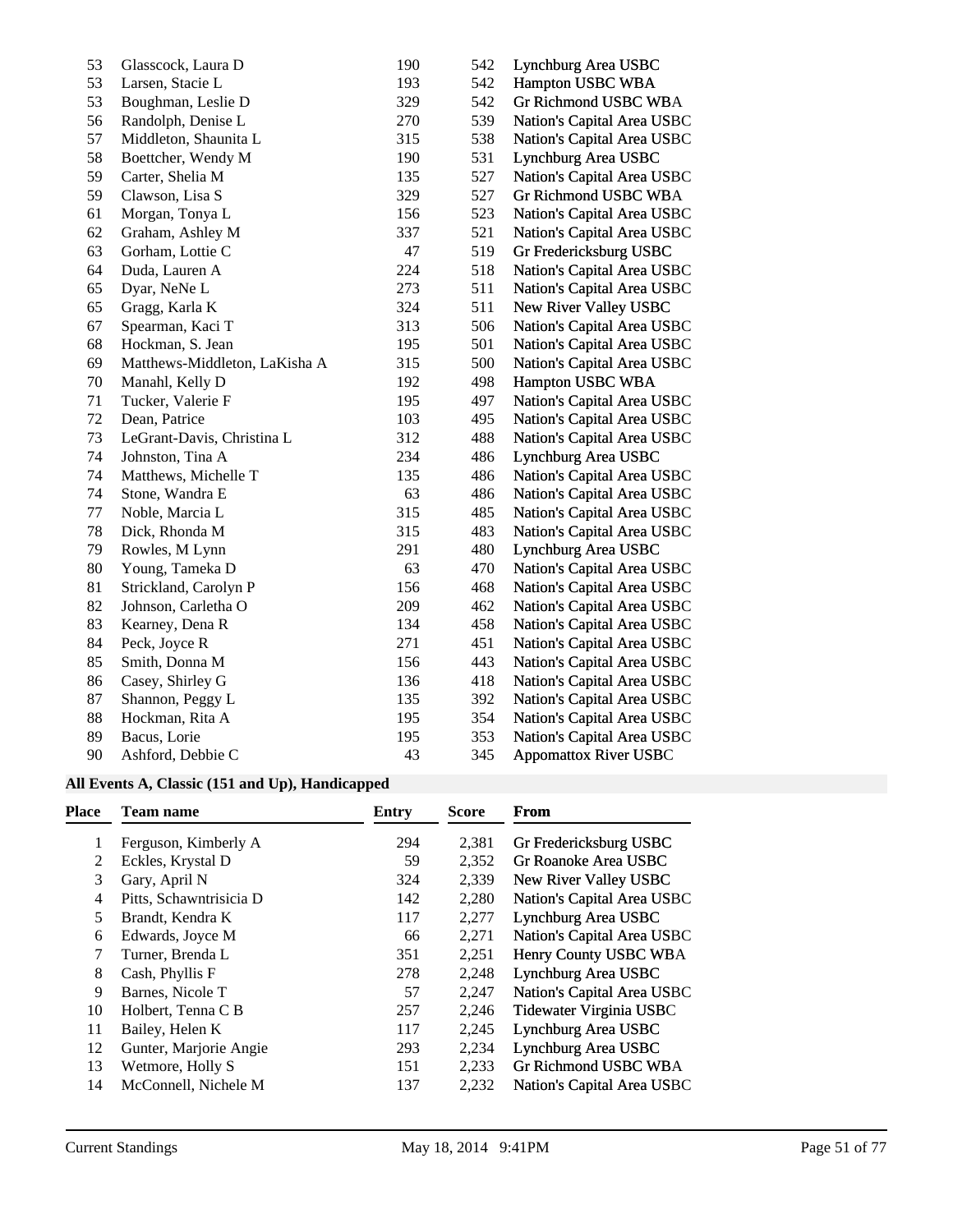| Place | Team name | Entry | Score | From |
|---|---|---|---|---|
| 53 | Glasscock, Laura D | 190 | 542 | Lynchburg Area USBC |
| 53 | Larsen, Stacie L | 193 | 542 | Hampton USBC WBA |
| 53 | Boughman, Leslie D | 329 | 542 | Gr Richmond USBC WBA |
| 56 | Randolph, Denise L | 270 | 539 | Nation's Capital Area USBC |
| 57 | Middleton, Shaunita L | 315 | 538 | Nation's Capital Area USBC |
| 58 | Boettcher, Wendy M | 190 | 531 | Lynchburg Area USBC |
| 59 | Carter, Shelia M | 135 | 527 | Nation's Capital Area USBC |
| 59 | Clawson, Lisa S | 329 | 527 | Gr Richmond USBC WBA |
| 61 | Morgan, Tonya L | 156 | 523 | Nation's Capital Area USBC |
| 62 | Graham, Ashley M | 337 | 521 | Nation's Capital Area USBC |
| 63 | Gorham, Lottie C | 47 | 519 | Gr Fredericksburg USBC |
| 64 | Duda, Lauren A | 224 | 518 | Nation's Capital Area USBC |
| 65 | Dyar, NeNe L | 273 | 511 | Nation's Capital Area USBC |
| 65 | Gragg, Karla K | 324 | 511 | New River Valley USBC |
| 67 | Spearman, Kaci T | 313 | 506 | Nation's Capital Area USBC |
| 68 | Hockman, S. Jean | 195 | 501 | Nation's Capital Area USBC |
| 69 | Matthews-Middleton, LaKisha A | 315 | 500 | Nation's Capital Area USBC |
| 70 | Manahl, Kelly D | 192 | 498 | Hampton USBC WBA |
| 71 | Tucker, Valerie F | 195 | 497 | Nation's Capital Area USBC |
| 72 | Dean, Patrice | 103 | 495 | Nation's Capital Area USBC |
| 73 | LeGrant-Davis, Christina L | 312 | 488 | Nation's Capital Area USBC |
| 74 | Johnston, Tina A | 234 | 486 | Lynchburg Area USBC |
| 74 | Matthews, Michelle T | 135 | 486 | Nation's Capital Area USBC |
| 74 | Stone, Wandra E | 63 | 486 | Nation's Capital Area USBC |
| 77 | Noble, Marcia L | 315 | 485 | Nation's Capital Area USBC |
| 78 | Dick, Rhonda M | 315 | 483 | Nation's Capital Area USBC |
| 79 | Rowles, M Lynn | 291 | 480 | Lynchburg Area USBC |
| 80 | Young, Tameka D | 63 | 470 | Nation's Capital Area USBC |
| 81 | Strickland, Carolyn P | 156 | 468 | Nation's Capital Area USBC |
| 82 | Johnson, Carletha O | 209 | 462 | Nation's Capital Area USBC |
| 83 | Kearney, Dena R | 134 | 458 | Nation's Capital Area USBC |
| 84 | Peck, Joyce R | 271 | 451 | Nation's Capital Area USBC |
| 85 | Smith, Donna M | 156 | 443 | Nation's Capital Area USBC |
| 86 | Casey, Shirley G | 136 | 418 | Nation's Capital Area USBC |
| 87 | Shannon, Peggy L | 135 | 392 | Nation's Capital Area USBC |
| 88 | Hockman, Rita A | 195 | 354 | Nation's Capital Area USBC |
| 89 | Bacus, Lorie | 195 | 353 | Nation's Capital Area USBC |
| 90 | Ashford, Debbie C | 43 | 345 | Appomattox River USBC |

**All Events A, Classic (151 and Up), Handicapped**

| Place | Team name | Entry | Score | From |
|---|---|---|---|---|
| 1 | Ferguson, Kimberly A | 294 | 2,381 | Gr Fredericksburg USBC |
| 2 | Eckles, Krystal D | 59 | 2,352 | Gr Roanoke Area USBC |
| 3 | Gary, April N | 324 | 2,339 | New River Valley USBC |
| 4 | Pitts, Schawntrisicia D | 142 | 2,280 | Nation's Capital Area USBC |
| 5 | Brandt, Kendra K | 117 | 2,277 | Lynchburg Area USBC |
| 6 | Edwards, Joyce M | 66 | 2,271 | Nation's Capital Area USBC |
| 7 | Turner, Brenda L | 351 | 2,251 | Henry County USBC WBA |
| 8 | Cash, Phyllis F | 278 | 2,248 | Lynchburg Area USBC |
| 9 | Barnes, Nicole T | 57 | 2,247 | Nation's Capital Area USBC |
| 10 | Holbert, Tenna C B | 257 | 2,246 | Tidewater Virginia USBC |
| 11 | Bailey, Helen K | 117 | 2,245 | Lynchburg Area USBC |
| 12 | Gunter, Marjorie Angie | 293 | 2,234 | Lynchburg Area USBC |
| 13 | Wetmore, Holly S | 151 | 2,233 | Gr Richmond USBC WBA |
| 14 | McConnell, Nichele M | 137 | 2,232 | Nation's Capital Area USBC |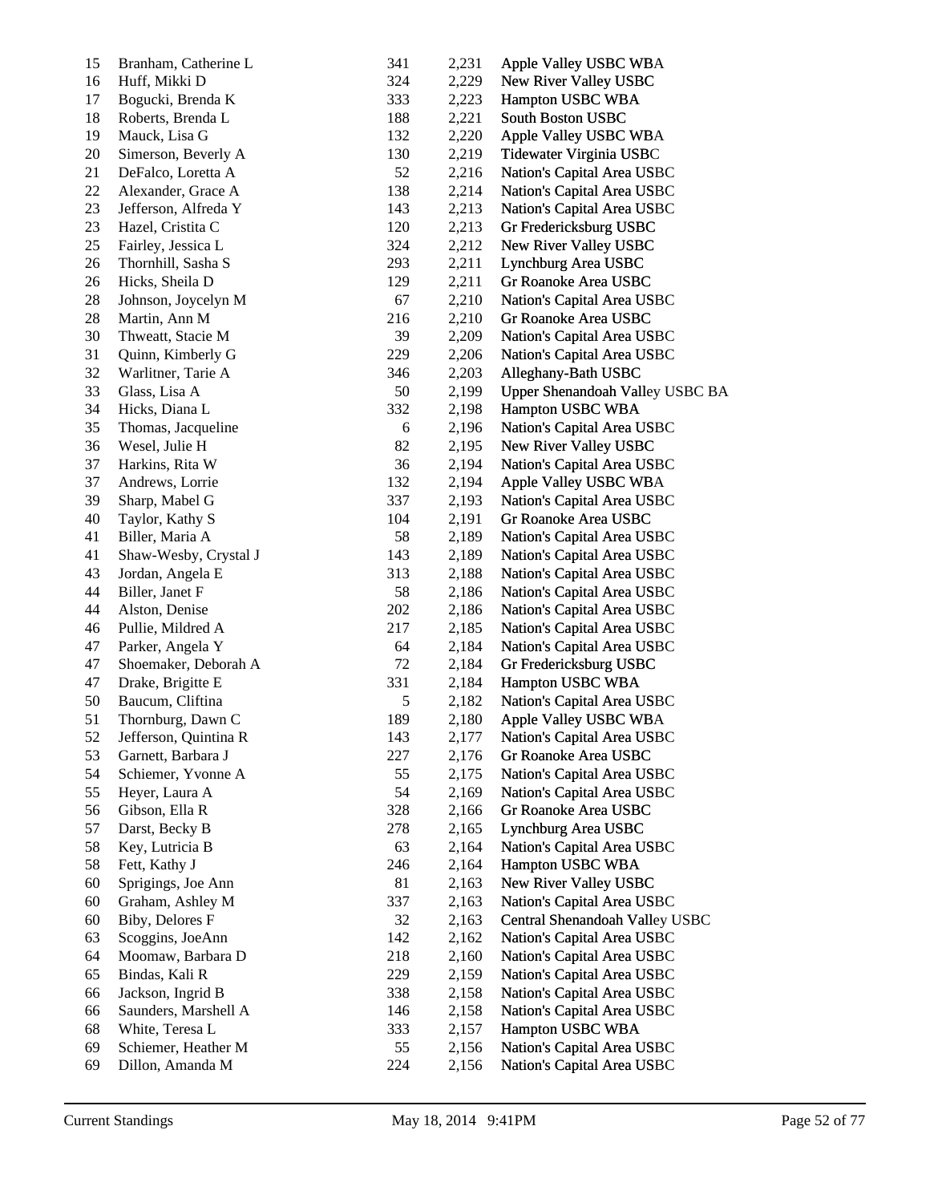| | | | | |
|---|---|---|---|---|
| 15 | Branham, Catherine L | 341 | 2,231 | Apple Valley USBC WBA |
| 16 | Huff, Mikki D | 324 | 2,229 | New River Valley USBC |
| 17 | Bogucki, Brenda K | 333 | 2,223 | Hampton USBC WBA |
| 18 | Roberts, Brenda L | 188 | 2,221 | South Boston USBC |
| 19 | Mauck, Lisa G | 132 | 2,220 | Apple Valley USBC WBA |
| 20 | Simerson, Beverly A | 130 | 2,219 | Tidewater Virginia USBC |
| 21 | DeFalco, Loretta A | 52 | 2,216 | Nation's Capital Area USBC |
| 22 | Alexander, Grace A | 138 | 2,214 | Nation's Capital Area USBC |
| 23 | Jefferson, Alfreda Y | 143 | 2,213 | Nation's Capital Area USBC |
| 23 | Hazel, Cristita C | 120 | 2,213 | Gr Fredericksburg USBC |
| 25 | Fairley, Jessica L | 324 | 2,212 | New River Valley USBC |
| 26 | Thornhill, Sasha S | 293 | 2,211 | Lynchburg Area USBC |
| 26 | Hicks, Sheila D | 129 | 2,211 | Gr Roanoke Area USBC |
| 28 | Johnson, Joycelyn M | 67 | 2,210 | Nation's Capital Area USBC |
| 28 | Martin, Ann M | 216 | 2,210 | Gr Roanoke Area USBC |
| 30 | Thweatt, Stacie M | 39 | 2,209 | Nation's Capital Area USBC |
| 31 | Quinn, Kimberly G | 229 | 2,206 | Nation's Capital Area USBC |
| 32 | Warlitner, Tarie A | 346 | 2,203 | Alleghany-Bath USBC |
| 33 | Glass, Lisa A | 50 | 2,199 | Upper Shenandoah Valley USBC BA |
| 34 | Hicks, Diana L | 332 | 2,198 | Hampton USBC WBA |
| 35 | Thomas, Jacqueline | 6 | 2,196 | Nation's Capital Area USBC |
| 36 | Wesel, Julie H | 82 | 2,195 | New River Valley USBC |
| 37 | Harkins, Rita W | 36 | 2,194 | Nation's Capital Area USBC |
| 37 | Andrews, Lorrie | 132 | 2,194 | Apple Valley USBC WBA |
| 39 | Sharp, Mabel G | 337 | 2,193 | Nation's Capital Area USBC |
| 40 | Taylor, Kathy S | 104 | 2,191 | Gr Roanoke Area USBC |
| 41 | Biller, Maria A | 58 | 2,189 | Nation's Capital Area USBC |
| 41 | Shaw-Wesby, Crystal J | 143 | 2,189 | Nation's Capital Area USBC |
| 43 | Jordan, Angela E | 313 | 2,188 | Nation's Capital Area USBC |
| 44 | Biller, Janet F | 58 | 2,186 | Nation's Capital Area USBC |
| 44 | Alston, Denise | 202 | 2,186 | Nation's Capital Area USBC |
| 46 | Pullie, Mildred A | 217 | 2,185 | Nation's Capital Area USBC |
| 47 | Parker, Angela Y | 64 | 2,184 | Nation's Capital Area USBC |
| 47 | Shoemaker, Deborah A | 72 | 2,184 | Gr Fredericksburg USBC |
| 47 | Drake, Brigitte E | 331 | 2,184 | Hampton USBC WBA |
| 50 | Baucum, Cliftina | 5 | 2,182 | Nation's Capital Area USBC |
| 51 | Thornburg, Dawn C | 189 | 2,180 | Apple Valley USBC WBA |
| 52 | Jefferson, Quintina R | 143 | 2,177 | Nation's Capital Area USBC |
| 53 | Garnett, Barbara J | 227 | 2,176 | Gr Roanoke Area USBC |
| 54 | Schiemer, Yvonne A | 55 | 2,175 | Nation's Capital Area USBC |
| 55 | Heyer, Laura A | 54 | 2,169 | Nation's Capital Area USBC |
| 56 | Gibson, Ella R | 328 | 2,166 | Gr Roanoke Area USBC |
| 57 | Darst, Becky B | 278 | 2,165 | Lynchburg Area USBC |
| 58 | Key, Lutricia B | 63 | 2,164 | Nation's Capital Area USBC |
| 58 | Fett, Kathy J | 246 | 2,164 | Hampton USBC WBA |
| 60 | Sprigings, Joe Ann | 81 | 2,163 | New River Valley USBC |
| 60 | Graham, Ashley M | 337 | 2,163 | Nation's Capital Area USBC |
| 60 | Biby, Delores F | 32 | 2,163 | Central Shenandoah Valley USBC |
| 63 | Scoggins, JoeAnn | 142 | 2,162 | Nation's Capital Area USBC |
| 64 | Moomaw, Barbara D | 218 | 2,160 | Nation's Capital Area USBC |
| 65 | Bindas, Kali R | 229 | 2,159 | Nation's Capital Area USBC |
| 66 | Jackson, Ingrid B | 338 | 2,158 | Nation's Capital Area USBC |
| 66 | Saunders, Marshell A | 146 | 2,158 | Nation's Capital Area USBC |
| 68 | White, Teresa L | 333 | 2,157 | Hampton USBC WBA |
| 69 | Schiemer, Heather M | 55 | 2,156 | Nation's Capital Area USBC |
| 69 | Dillon, Amanda M | 224 | 2,156 | Nation's Capital Area USBC |

Current Standings May 18, 2014 9:41PM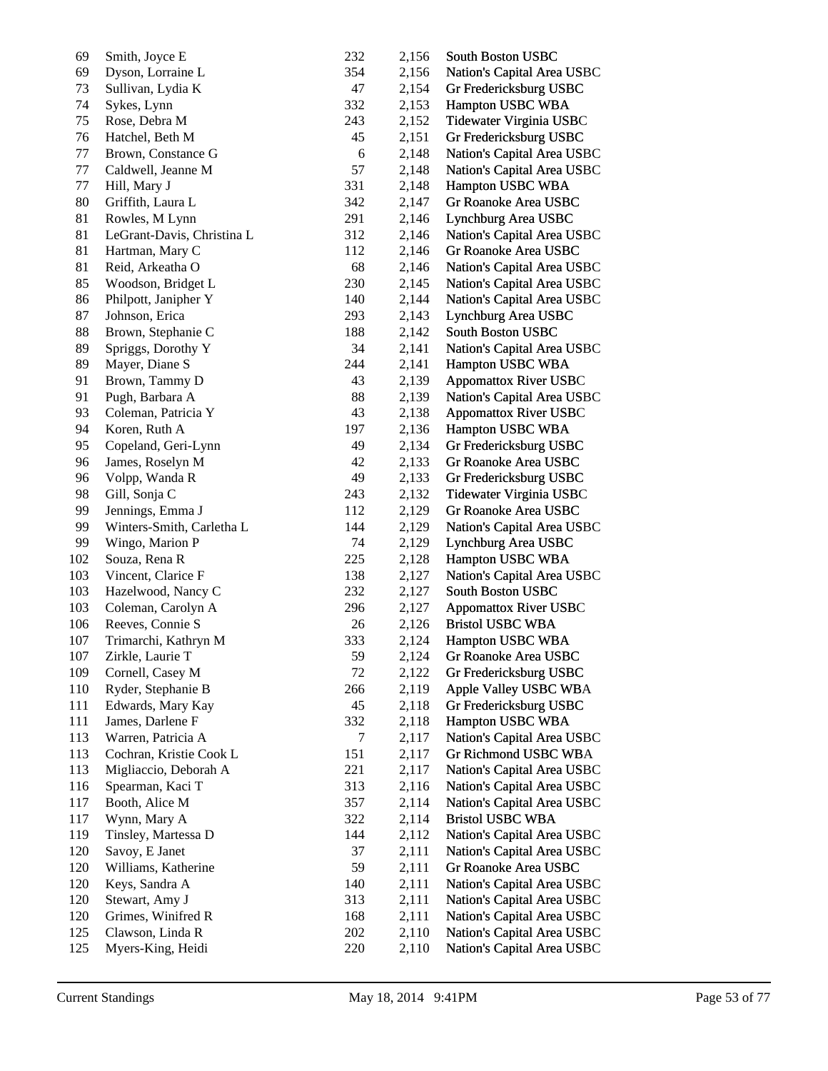| | | | | |
|---|---|---|---|---|
| 69 | Smith, Joyce E | 232 | 2,156 | South Boston USBC |
| 69 | Dyson, Lorraine L | 354 | 2,156 | Nation's Capital Area USBC |
| 73 | Sullivan, Lydia K | 47 | 2,154 | Gr Fredericksburg USBC |
| 74 | Sykes, Lynn | 332 | 2,153 | Hampton USBC WBA |
| 75 | Rose, Debra M | 243 | 2,152 | Tidewater Virginia USBC |
| 76 | Hatchel, Beth M | 45 | 2,151 | Gr Fredericksburg USBC |
| 77 | Brown, Constance G | 6 | 2,148 | Nation's Capital Area USBC |
| 77 | Caldwell, Jeanne M | 57 | 2,148 | Nation's Capital Area USBC |
| 77 | Hill, Mary J | 331 | 2,148 | Hampton USBC WBA |
| 80 | Griffith, Laura L | 342 | 2,147 | Gr Roanoke Area USBC |
| 81 | Rowles, M Lynn | 291 | 2,146 | Lynchburg Area USBC |
| 81 | LeGrant-Davis, Christina L | 312 | 2,146 | Nation's Capital Area USBC |
| 81 | Hartman, Mary C | 112 | 2,146 | Gr Roanoke Area USBC |
| 81 | Reid, Arkeatha O | 68 | 2,146 | Nation's Capital Area USBC |
| 85 | Woodson, Bridget L | 230 | 2,145 | Nation's Capital Area USBC |
| 86 | Philpott, Janipher Y | 140 | 2,144 | Nation's Capital Area USBC |
| 87 | Johnson, Erica | 293 | 2,143 | Lynchburg Area USBC |
| 88 | Brown, Stephanie C | 188 | 2,142 | South Boston USBC |
| 89 | Spriggs, Dorothy Y | 34 | 2,141 | Nation's Capital Area USBC |
| 89 | Mayer, Diane S | 244 | 2,141 | Hampton USBC WBA |
| 91 | Brown, Tammy D | 43 | 2,139 | Appomattox River USBC |
| 91 | Pugh, Barbara A | 88 | 2,139 | Nation's Capital Area USBC |
| 93 | Coleman, Patricia Y | 43 | 2,138 | Appomattox River USBC |
| 94 | Koren, Ruth A | 197 | 2,136 | Hampton USBC WBA |
| 95 | Copeland, Geri-Lynn | 49 | 2,134 | Gr Fredericksburg USBC |
| 96 | James, Roselyn M | 42 | 2,133 | Gr Roanoke Area USBC |
| 96 | Volpp, Wanda R | 49 | 2,133 | Gr Fredericksburg USBC |
| 98 | Gill, Sonja C | 243 | 2,132 | Tidewater Virginia USBC |
| 99 | Jennings, Emma J | 112 | 2,129 | Gr Roanoke Area USBC |
| 99 | Winters-Smith, Carletha L | 144 | 2,129 | Nation's Capital Area USBC |
| 99 | Wingo, Marion P | 74 | 2,129 | Lynchburg Area USBC |
| 102 | Souza, Rena R | 225 | 2,128 | Hampton USBC WBA |
| 103 | Vincent, Clarice F | 138 | 2,127 | Nation's Capital Area USBC |
| 103 | Hazelwood, Nancy C | 232 | 2,127 | South Boston USBC |
| 103 | Coleman, Carolyn A | 296 | 2,127 | Appomattox River USBC |
| 106 | Reeves, Connie S | 26 | 2,126 | Bristol USBC WBA |
| 107 | Trimarchi, Kathryn M | 333 | 2,124 | Hampton USBC WBA |
| 107 | Zirkle, Laurie T | 59 | 2,124 | Gr Roanoke Area USBC |
| 109 | Cornell, Casey M | 72 | 2,122 | Gr Fredericksburg USBC |
| 110 | Ryder, Stephanie B | 266 | 2,119 | Apple Valley USBC WBA |
| 111 | Edwards, Mary Kay | 45 | 2,118 | Gr Fredericksburg USBC |
| 111 | James, Darlene F | 332 | 2,118 | Hampton USBC WBA |
| 113 | Warren, Patricia A | 7 | 2,117 | Nation's Capital Area USBC |
| 113 | Cochran, Kristie Cook L | 151 | 2,117 | Gr Richmond USBC WBA |
| 113 | Migliaccio, Deborah A | 221 | 2,117 | Nation's Capital Area USBC |
| 116 | Spearman, Kaci T | 313 | 2,116 | Nation's Capital Area USBC |
| 117 | Booth, Alice M | 357 | 2,114 | Nation's Capital Area USBC |
| 117 | Wynn, Mary A | 322 | 2,114 | Bristol USBC WBA |
| 119 | Tinsley, Martessa D | 144 | 2,112 | Nation's Capital Area USBC |
| 120 | Savoy, E Janet | 37 | 2,111 | Nation's Capital Area USBC |
| 120 | Williams, Katherine | 59 | 2,111 | Gr Roanoke Area USBC |
| 120 | Keys, Sandra A | 140 | 2,111 | Nation's Capital Area USBC |
| 120 | Stewart, Amy J | 313 | 2,111 | Nation's Capital Area USBC |
| 120 | Grimes, Winifred R | 168 | 2,111 | Nation's Capital Area USBC |
| 125 | Clawson, Linda R | 202 | 2,110 | Nation's Capital Area USBC |
| 125 | Myers-King, Heidi | 220 | 2,110 | Nation's Capital Area USBC |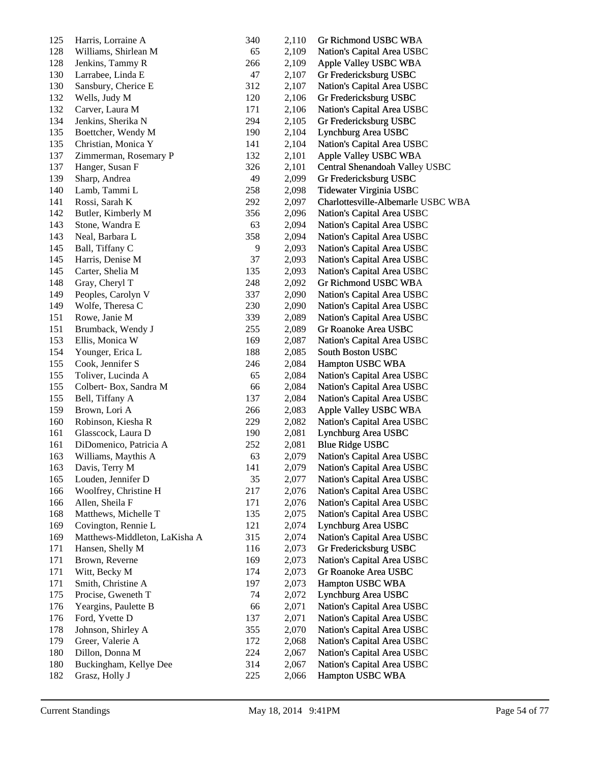| | | | | |
|---|---|---|---|---|
| 125 | Harris, Lorraine A | 340 | 2,110 | Gr Richmond USBC WBA |
| 128 | Williams, Shirlean M | 65 | 2,109 | Nation's Capital Area USBC |
| 128 | Jenkins, Tammy R | 266 | 2,109 | Apple Valley USBC WBA |
| 130 | Larrabee, Linda E | 47 | 2,107 | Gr Fredericksburg USBC |
| 130 | Sansbury, Cherice E | 312 | 2,107 | Nation's Capital Area USBC |
| 132 | Wells, Judy M | 120 | 2,106 | Gr Fredericksburg USBC |
| 132 | Carver, Laura M | 171 | 2,106 | Nation's Capital Area USBC |
| 134 | Jenkins, Sherika N | 294 | 2,105 | Gr Fredericksburg USBC |
| 135 | Boettcher, Wendy M | 190 | 2,104 | Lynchburg Area USBC |
| 135 | Christian, Monica Y | 141 | 2,104 | Nation's Capital Area USBC |
| 137 | Zimmerman, Rosemary P | 132 | 2,101 | Apple Valley USBC WBA |
| 137 | Hanger, Susan F | 326 | 2,101 | Central Shenandoah Valley USBC |
| 139 | Sharp, Andrea | 49 | 2,099 | Gr Fredericksburg USBC |
| 140 | Lamb, Tammi L | 258 | 2,098 | Tidewater Virginia USBC |
| 141 | Rossi, Sarah K | 292 | 2,097 | Charlottesville-Albemarle USBC WBA |
| 142 | Butler, Kimberly M | 356 | 2,096 | Nation's Capital Area USBC |
| 143 | Stone, Wandra E | 63 | 2,094 | Nation's Capital Area USBC |
| 143 | Neal, Barbara L | 358 | 2,094 | Nation's Capital Area USBC |
| 145 | Ball, Tiffany C | 9 | 2,093 | Nation's Capital Area USBC |
| 145 | Harris, Denise M | 37 | 2,093 | Nation's Capital Area USBC |
| 145 | Carter, Shelia M | 135 | 2,093 | Nation's Capital Area USBC |
| 148 | Gray, Cheryl T | 248 | 2,092 | Gr Richmond USBC WBA |
| 149 | Peoples, Carolyn V | 337 | 2,090 | Nation's Capital Area USBC |
| 149 | Wolfe, Theresa C | 230 | 2,090 | Nation's Capital Area USBC |
| 151 | Rowe, Janie M | 339 | 2,089 | Nation's Capital Area USBC |
| 151 | Brumback, Wendy J | 255 | 2,089 | Gr Roanoke Area USBC |
| 153 | Ellis, Monica W | 169 | 2,087 | Nation's Capital Area USBC |
| 154 | Younger, Erica L | 188 | 2,085 | South Boston USBC |
| 155 | Cook, Jennifer S | 246 | 2,084 | Hampton USBC WBA |
| 155 | Toliver, Lucinda A | 65 | 2,084 | Nation's Capital Area USBC |
| 155 | Colbert- Box, Sandra M | 66 | 2,084 | Nation's Capital Area USBC |
| 155 | Bell, Tiffany A | 137 | 2,084 | Nation's Capital Area USBC |
| 159 | Brown, Lori A | 266 | 2,083 | Apple Valley USBC WBA |
| 160 | Robinson, Kiesha R | 229 | 2,082 | Nation's Capital Area USBC |
| 161 | Glasscock, Laura D | 190 | 2,081 | Lynchburg Area USBC |
| 161 | DiDomenico, Patricia A | 252 | 2,081 | Blue Ridge USBC |
| 163 | Williams, Maythis A | 63 | 2,079 | Nation's Capital Area USBC |
| 163 | Davis, Terry M | 141 | 2,079 | Nation's Capital Area USBC |
| 165 | Louden, Jennifer D | 35 | 2,077 | Nation's Capital Area USBC |
| 166 | Woolfrey, Christine H | 217 | 2,076 | Nation's Capital Area USBC |
| 166 | Allen, Sheila F | 171 | 2,076 | Nation's Capital Area USBC |
| 168 | Matthews, Michelle T | 135 | 2,075 | Nation's Capital Area USBC |
| 169 | Covington, Rennie L | 121 | 2,074 | Lynchburg Area USBC |
| 169 | Matthews-Middleton, LaKisha A | 315 | 2,074 | Nation's Capital Area USBC |
| 171 | Hansen, Shelly M | 116 | 2,073 | Gr Fredericksburg USBC |
| 171 | Brown, Reverne | 169 | 2,073 | Nation's Capital Area USBC |
| 171 | Witt, Becky M | 174 | 2,073 | Gr Roanoke Area USBC |
| 171 | Smith, Christine A | 197 | 2,073 | Hampton USBC WBA |
| 175 | Procise, Gweneth T | 74 | 2,072 | Lynchburg Area USBC |
| 176 | Yeargins, Paulette B | 66 | 2,071 | Nation's Capital Area USBC |
| 176 | Ford, Yvette D | 137 | 2,071 | Nation's Capital Area USBC |
| 178 | Johnson, Shirley A | 355 | 2,070 | Nation's Capital Area USBC |
| 179 | Greer, Valerie A | 172 | 2,068 | Nation's Capital Area USBC |
| 180 | Dillon, Donna M | 224 | 2,067 | Nation's Capital Area USBC |
| 180 | Buckingham, Kellye Dee | 314 | 2,067 | Nation's Capital Area USBC |
| 182 | Grasz, Holly J | 225 | 2,066 | Hampton USBC WBA |

Current Standings May 18, 2014 9:41PM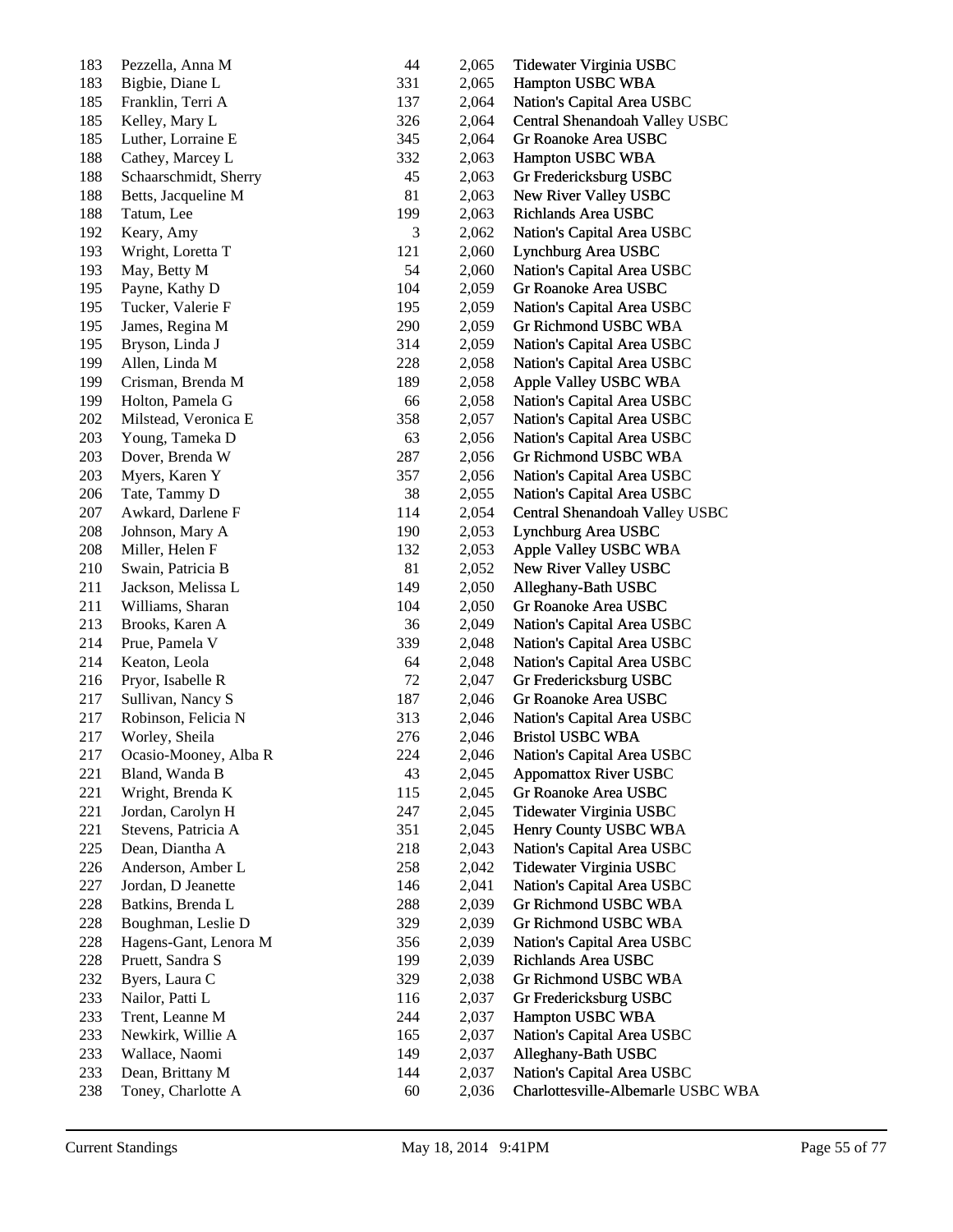| | | | | |
|---|---|---|---|---|
| 183 | Pezzella, Anna M | 44 | 2,065 | Tidewater Virginia USBC |
| 183 | Bigbie, Diane L | 331 | 2,065 | Hampton USBC WBA |
| 185 | Franklin, Terri A | 137 | 2,064 | Nation's Capital Area USBC |
| 185 | Kelley, Mary L | 326 | 2,064 | Central Shenandoah Valley USBC |
| 185 | Luther, Lorraine E | 345 | 2,064 | Gr Roanoke Area USBC |
| 188 | Cathey, Marcey L | 332 | 2,063 | Hampton USBC WBA |
| 188 | Schaarschmidt, Sherry | 45 | 2,063 | Gr Fredericksburg USBC |
| 188 | Betts, Jacqueline M | 81 | 2,063 | New River Valley USBC |
| 188 | Tatum, Lee | 199 | 2,063 | Richlands Area USBC |
| 192 | Keary, Amy | 3 | 2,062 | Nation's Capital Area USBC |
| 193 | Wright, Loretta T | 121 | 2,060 | Lynchburg Area USBC |
| 193 | May, Betty M | 54 | 2,060 | Nation's Capital Area USBC |
| 195 | Payne, Kathy D | 104 | 2,059 | Gr Roanoke Area USBC |
| 195 | Tucker, Valerie F | 195 | 2,059 | Nation's Capital Area USBC |
| 195 | James, Regina M | 290 | 2,059 | Gr Richmond USBC WBA |
| 195 | Bryson, Linda J | 314 | 2,059 | Nation's Capital Area USBC |
| 199 | Allen, Linda M | 228 | 2,058 | Nation's Capital Area USBC |
| 199 | Crisman, Brenda M | 189 | 2,058 | Apple Valley USBC WBA |
| 199 | Holton, Pamela G | 66 | 2,058 | Nation's Capital Area USBC |
| 202 | Milstead, Veronica E | 358 | 2,057 | Nation's Capital Area USBC |
| 203 | Young, Tameka D | 63 | 2,056 | Nation's Capital Area USBC |
| 203 | Dover, Brenda W | 287 | 2,056 | Gr Richmond USBC WBA |
| 203 | Myers, Karen Y | 357 | 2,056 | Nation's Capital Area USBC |
| 206 | Tate, Tammy D | 38 | 2,055 | Nation's Capital Area USBC |
| 207 | Awkard, Darlene F | 114 | 2,054 | Central Shenandoah Valley USBC |
| 208 | Johnson, Mary A | 190 | 2,053 | Lynchburg Area USBC |
| 208 | Miller, Helen F | 132 | 2,053 | Apple Valley USBC WBA |
| 210 | Swain, Patricia B | 81 | 2,052 | New River Valley USBC |
| 211 | Jackson, Melissa L | 149 | 2,050 | Alleghany-Bath USBC |
| 211 | Williams, Sharan | 104 | 2,050 | Gr Roanoke Area USBC |
| 213 | Brooks, Karen A | 36 | 2,049 | Nation's Capital Area USBC |
| 214 | Prue, Pamela V | 339 | 2,048 | Nation's Capital Area USBC |
| 214 | Keaton, Leola | 64 | 2,048 | Nation's Capital Area USBC |
| 216 | Pryor, Isabelle R | 72 | 2,047 | Gr Fredericksburg USBC |
| 217 | Sullivan, Nancy S | 187 | 2,046 | Gr Roanoke Area USBC |
| 217 | Robinson, Felicia N | 313 | 2,046 | Nation's Capital Area USBC |
| 217 | Worley, Sheila | 276 | 2,046 | Bristol USBC WBA |
| 217 | Ocasio-Mooney, Alba R | 224 | 2,046 | Nation's Capital Area USBC |
| 221 | Bland, Wanda B | 43 | 2,045 | Appomattox River USBC |
| 221 | Wright, Brenda K | 115 | 2,045 | Gr Roanoke Area USBC |
| 221 | Jordan, Carolyn H | 247 | 2,045 | Tidewater Virginia USBC |
| 221 | Stevens, Patricia A | 351 | 2,045 | Henry County USBC WBA |
| 225 | Dean, Diantha A | 218 | 2,043 | Nation's Capital Area USBC |
| 226 | Anderson, Amber L | 258 | 2,042 | Tidewater Virginia USBC |
| 227 | Jordan, D Jeanette | 146 | 2,041 | Nation's Capital Area USBC |
| 228 | Batkins, Brenda L | 288 | 2,039 | Gr Richmond USBC WBA |
| 228 | Boughman, Leslie D | 329 | 2,039 | Gr Richmond USBC WBA |
| 228 | Hagens-Gant, Lenora M | 356 | 2,039 | Nation's Capital Area USBC |
| 228 | Pruett, Sandra S | 199 | 2,039 | Richlands Area USBC |
| 232 | Byers, Laura C | 329 | 2,038 | Gr Richmond USBC WBA |
| 233 | Nailor, Patti L | 116 | 2,037 | Gr Fredericksburg USBC |
| 233 | Trent, Leanne M | 244 | 2,037 | Hampton USBC WBA |
| 233 | Newkirk, Willie A | 165 | 2,037 | Nation's Capital Area USBC |
| 233 | Wallace, Naomi | 149 | 2,037 | Alleghany-Bath USBC |
| 233 | Dean, Brittany M | 144 | 2,037 | Nation's Capital Area USBC |
| 238 | Toney, Charlotte A | 60 | 2,036 | Charlottesville-Albemarle USBC WBA |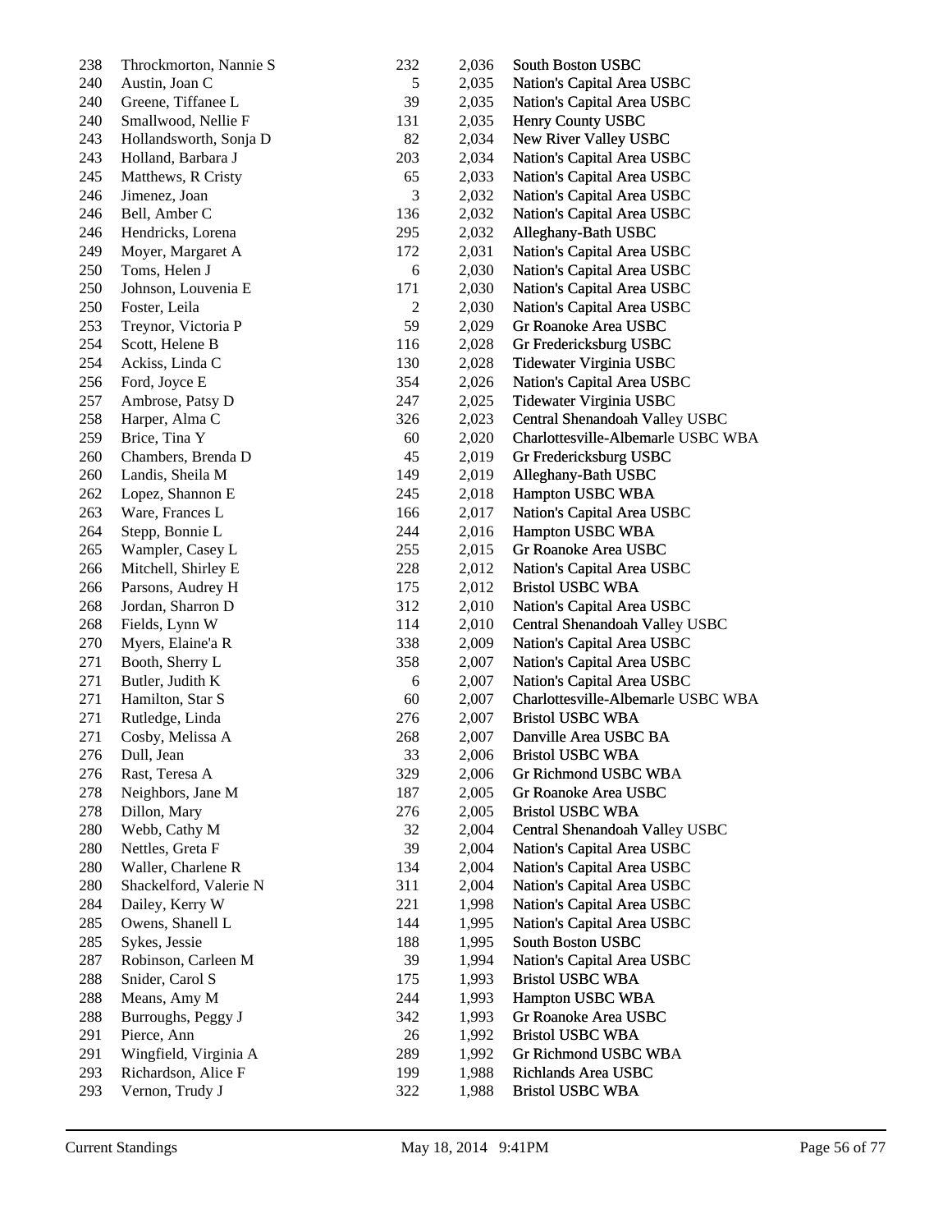| | | | | |
|---|---|---|---|---|
| 238 | Throckmorton, Nannie S | 232 | 2,036 | South Boston USBC |
| 240 | Austin, Joan C | 5 | 2,035 | Nation's Capital Area USBC |
| 240 | Greene, Tiffanee L | 39 | 2,035 | Nation's Capital Area USBC |
| 240 | Smallwood, Nellie F | 131 | 2,035 | Henry County USBC |
| 243 | Hollandsworth, Sonja D | 82 | 2,034 | New River Valley USBC |
| 243 | Holland, Barbara J | 203 | 2,034 | Nation's Capital Area USBC |
| 245 | Matthews, R Cristy | 65 | 2,033 | Nation's Capital Area USBC |
| 246 | Jimenez, Joan | 3 | 2,032 | Nation's Capital Area USBC |
| 246 | Bell, Amber C | 136 | 2,032 | Nation's Capital Area USBC |
| 246 | Hendricks, Lorena | 295 | 2,032 | Alleghany-Bath USBC |
| 249 | Moyer, Margaret A | 172 | 2,031 | Nation's Capital Area USBC |
| 250 | Toms, Helen J | 6 | 2,030 | Nation's Capital Area USBC |
| 250 | Johnson, Louvenia E | 171 | 2,030 | Nation's Capital Area USBC |
| 250 | Foster, Leila | 2 | 2,030 | Nation's Capital Area USBC |
| 253 | Treynor, Victoria P | 59 | 2,029 | Gr Roanoke Area USBC |
| 254 | Scott, Helene B | 116 | 2,028 | Gr Fredericksburg USBC |
| 254 | Ackiss, Linda C | 130 | 2,028 | Tidewater Virginia USBC |
| 256 | Ford, Joyce E | 354 | 2,026 | Nation's Capital Area USBC |
| 257 | Ambrose, Patsy D | 247 | 2,025 | Tidewater Virginia USBC |
| 258 | Harper, Alma C | 326 | 2,023 | Central Shenandoah Valley USBC |
| 259 | Brice, Tina Y | 60 | 2,020 | Charlottesville-Albemarle USBC WBA |
| 260 | Chambers, Brenda D | 45 | 2,019 | Gr Fredericksburg USBC |
| 260 | Landis, Sheila M | 149 | 2,019 | Alleghany-Bath USBC |
| 262 | Lopez, Shannon E | 245 | 2,018 | Hampton USBC WBA |
| 263 | Ware, Frances L | 166 | 2,017 | Nation's Capital Area USBC |
| 264 | Stepp, Bonnie L | 244 | 2,016 | Hampton USBC WBA |
| 265 | Wampler, Casey L | 255 | 2,015 | Gr Roanoke Area USBC |
| 266 | Mitchell, Shirley E | 228 | 2,012 | Nation's Capital Area USBC |
| 266 | Parsons, Audrey H | 175 | 2,012 | Bristol USBC WBA |
| 268 | Jordan, Sharron D | 312 | 2,010 | Nation's Capital Area USBC |
| 268 | Fields, Lynn W | 114 | 2,010 | Central Shenandoah Valley USBC |
| 270 | Myers, Elaine'a R | 338 | 2,009 | Nation's Capital Area USBC |
| 271 | Booth, Sherry L | 358 | 2,007 | Nation's Capital Area USBC |
| 271 | Butler, Judith K | 6 | 2,007 | Nation's Capital Area USBC |
| 271 | Hamilton, Star S | 60 | 2,007 | Charlottesville-Albemarle USBC WBA |
| 271 | Rutledge, Linda | 276 | 2,007 | Bristol USBC WBA |
| 271 | Cosby, Melissa A | 268 | 2,007 | Danville Area USBC BA |
| 276 | Dull, Jean | 33 | 2,006 | Bristol USBC WBA |
| 276 | Rast, Teresa A | 329 | 2,006 | Gr Richmond USBC WBA |
| 278 | Neighbors, Jane M | 187 | 2,005 | Gr Roanoke Area USBC |
| 278 | Dillon, Mary | 276 | 2,005 | Bristol USBC WBA |
| 280 | Webb, Cathy M | 32 | 2,004 | Central Shenandoah Valley USBC |
| 280 | Nettles, Greta F | 39 | 2,004 | Nation's Capital Area USBC |
| 280 | Waller, Charlene R | 134 | 2,004 | Nation's Capital Area USBC |
| 280 | Shackelford, Valerie N | 311 | 2,004 | Nation's Capital Area USBC |
| 284 | Dailey, Kerry W | 221 | 1,998 | Nation's Capital Area USBC |
| 285 | Owens, Shanell L | 144 | 1,995 | Nation's Capital Area USBC |
| 285 | Sykes, Jessie | 188 | 1,995 | South Boston USBC |
| 287 | Robinson, Carleen M | 39 | 1,994 | Nation's Capital Area USBC |
| 288 | Snider, Carol S | 175 | 1,993 | Bristol USBC WBA |
| 288 | Means, Amy M | 244 | 1,993 | Hampton USBC WBA |
| 288 | Burroughs, Peggy J | 342 | 1,993 | Gr Roanoke Area USBC |
| 291 | Pierce, Ann | 26 | 1,992 | Bristol USBC WBA |
| 291 | Wingfield, Virginia A | 289 | 1,992 | Gr Richmond USBC WBA |
| 293 | Richardson, Alice F | 199 | 1,988 | Richlands Area USBC |
| 293 | Vernon, Trudy J | 322 | 1,988 | Bristol USBC WBA |

Current Standings May 18, 2014 9:41PM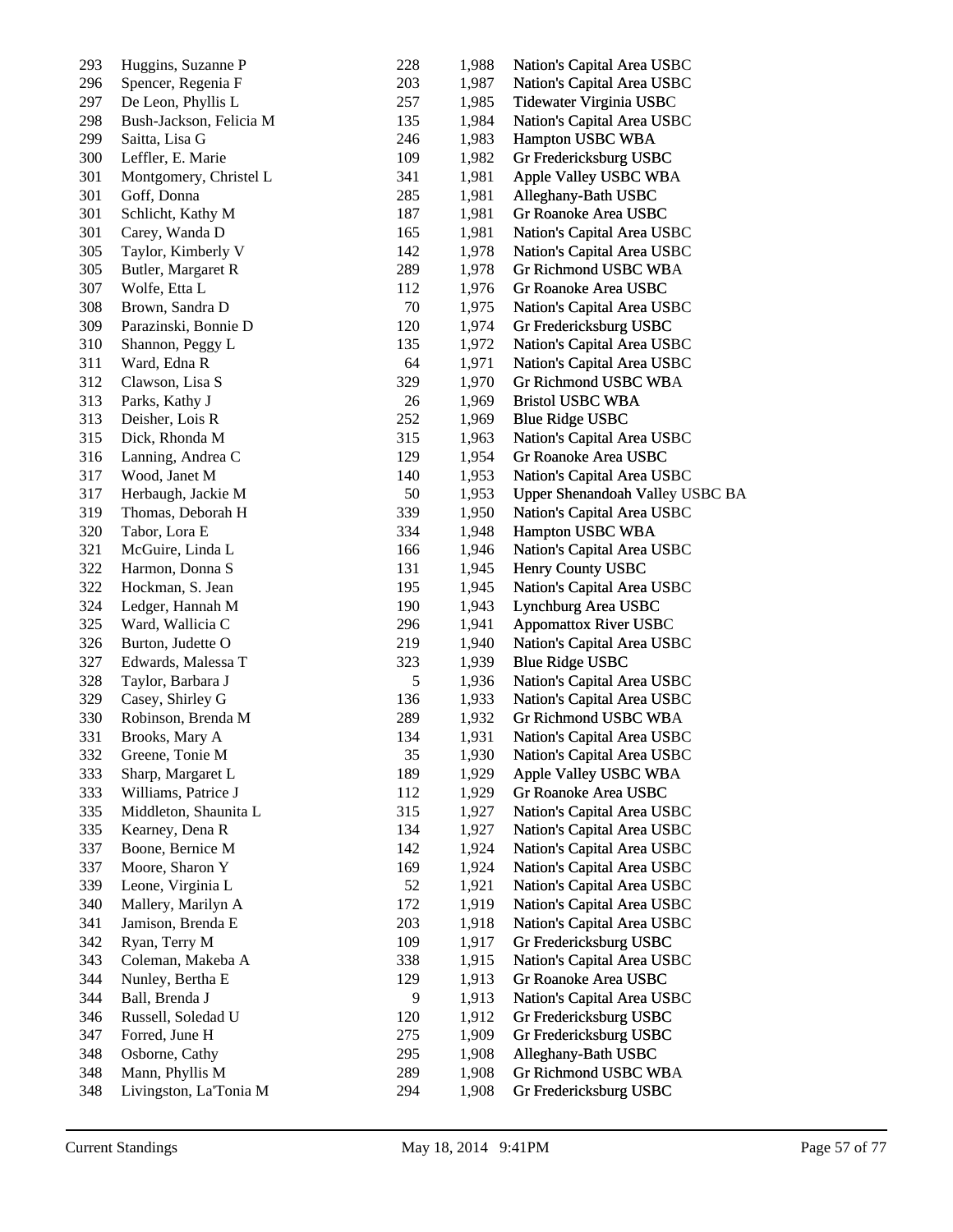| | | | | |
|---|---|---|---|---|
| 293 | Huggins, Suzanne P | 228 | 1,988 | Nation's Capital Area USBC |
| 296 | Spencer, Regenia F | 203 | 1,987 | Nation's Capital Area USBC |
| 297 | De Leon, Phyllis L | 257 | 1,985 | Tidewater Virginia USBC |
| 298 | Bush-Jackson, Felicia M | 135 | 1,984 | Nation's Capital Area USBC |
| 299 | Saitta, Lisa G | 246 | 1,983 | Hampton USBC WBA |
| 300 | Leffler, E. Marie | 109 | 1,982 | Gr Fredericksburg USBC |
| 301 | Montgomery, Christel L | 341 | 1,981 | Apple Valley USBC WBA |
| 301 | Goff, Donna | 285 | 1,981 | Alleghany-Bath USBC |
| 301 | Schlicht, Kathy M | 187 | 1,981 | Gr Roanoke Area USBC |
| 301 | Carey, Wanda D | 165 | 1,981 | Nation's Capital Area USBC |
| 305 | Taylor, Kimberly V | 142 | 1,978 | Nation's Capital Area USBC |
| 305 | Butler, Margaret R | 289 | 1,978 | Gr Richmond USBC WBA |
| 307 | Wolfe, Etta L | 112 | 1,976 | Gr Roanoke Area USBC |
| 308 | Brown, Sandra D | 70 | 1,975 | Nation's Capital Area USBC |
| 309 | Parazinski, Bonnie D | 120 | 1,974 | Gr Fredericksburg USBC |
| 310 | Shannon, Peggy L | 135 | 1,972 | Nation's Capital Area USBC |
| 311 | Ward, Edna R | 64 | 1,971 | Nation's Capital Area USBC |
| 312 | Clawson, Lisa S | 329 | 1,970 | Gr Richmond USBC WBA |
| 313 | Parks, Kathy J | 26 | 1,969 | Bristol USBC WBA |
| 313 | Deisher, Lois R | 252 | 1,969 | Blue Ridge USBC |
| 315 | Dick, Rhonda M | 315 | 1,963 | Nation's Capital Area USBC |
| 316 | Lanning, Andrea C | 129 | 1,954 | Gr Roanoke Area USBC |
| 317 | Wood, Janet M | 140 | 1,953 | Nation's Capital Area USBC |
| 317 | Herbaugh, Jackie M | 50 | 1,953 | Upper Shenandoah Valley USBC BA |
| 319 | Thomas, Deborah H | 339 | 1,950 | Nation's Capital Area USBC |
| 320 | Tabor, Lora E | 334 | 1,948 | Hampton USBC WBA |
| 321 | McGuire, Linda L | 166 | 1,946 | Nation's Capital Area USBC |
| 322 | Harmon, Donna S | 131 | 1,945 | Henry County USBC |
| 322 | Hockman, S. Jean | 195 | 1,945 | Nation's Capital Area USBC |
| 324 | Ledger, Hannah M | 190 | 1,943 | Lynchburg Area USBC |
| 325 | Ward, Wallicia C | 296 | 1,941 | Appomattox River USBC |
| 326 | Burton, Judette O | 219 | 1,940 | Nation's Capital Area USBC |
| 327 | Edwards, Malessa T | 323 | 1,939 | Blue Ridge USBC |
| 328 | Taylor, Barbara J | 5 | 1,936 | Nation's Capital Area USBC |
| 329 | Casey, Shirley G | 136 | 1,933 | Nation's Capital Area USBC |
| 330 | Robinson, Brenda M | 289 | 1,932 | Gr Richmond USBC WBA |
| 331 | Brooks, Mary A | 134 | 1,931 | Nation's Capital Area USBC |
| 332 | Greene, Tonie M | 35 | 1,930 | Nation's Capital Area USBC |
| 333 | Sharp, Margaret L | 189 | 1,929 | Apple Valley USBC WBA |
| 333 | Williams, Patrice J | 112 | 1,929 | Gr Roanoke Area USBC |
| 335 | Middleton, Shaunita L | 315 | 1,927 | Nation's Capital Area USBC |
| 335 | Kearney, Dena R | 134 | 1,927 | Nation's Capital Area USBC |
| 337 | Boone, Bernice M | 142 | 1,924 | Nation's Capital Area USBC |
| 337 | Moore, Sharon Y | 169 | 1,924 | Nation's Capital Area USBC |
| 339 | Leone, Virginia L | 52 | 1,921 | Nation's Capital Area USBC |
| 340 | Mallery, Marilyn A | 172 | 1,919 | Nation's Capital Area USBC |
| 341 | Jamison, Brenda E | 203 | 1,918 | Nation's Capital Area USBC |
| 342 | Ryan, Terry M | 109 | 1,917 | Gr Fredericksburg USBC |
| 343 | Coleman, Makeba A | 338 | 1,915 | Nation's Capital Area USBC |
| 344 | Nunley, Bertha E | 129 | 1,913 | Gr Roanoke Area USBC |
| 344 | Ball, Brenda J | 9 | 1,913 | Nation's Capital Area USBC |
| 346 | Russell, Soledad U | 120 | 1,912 | Gr Fredericksburg USBC |
| 347 | Forred, June H | 275 | 1,909 | Gr Fredericksburg USBC |
| 348 | Osborne, Cathy | 295 | 1,908 | Alleghany-Bath USBC |
| 348 | Mann, Phyllis M | 289 | 1,908 | Gr Richmond USBC WBA |
| 348 | Livingston, La'Tonia M | 294 | 1,908 | Gr Fredericksburg USBC |

Current Standings May 18, 2014 9:41PM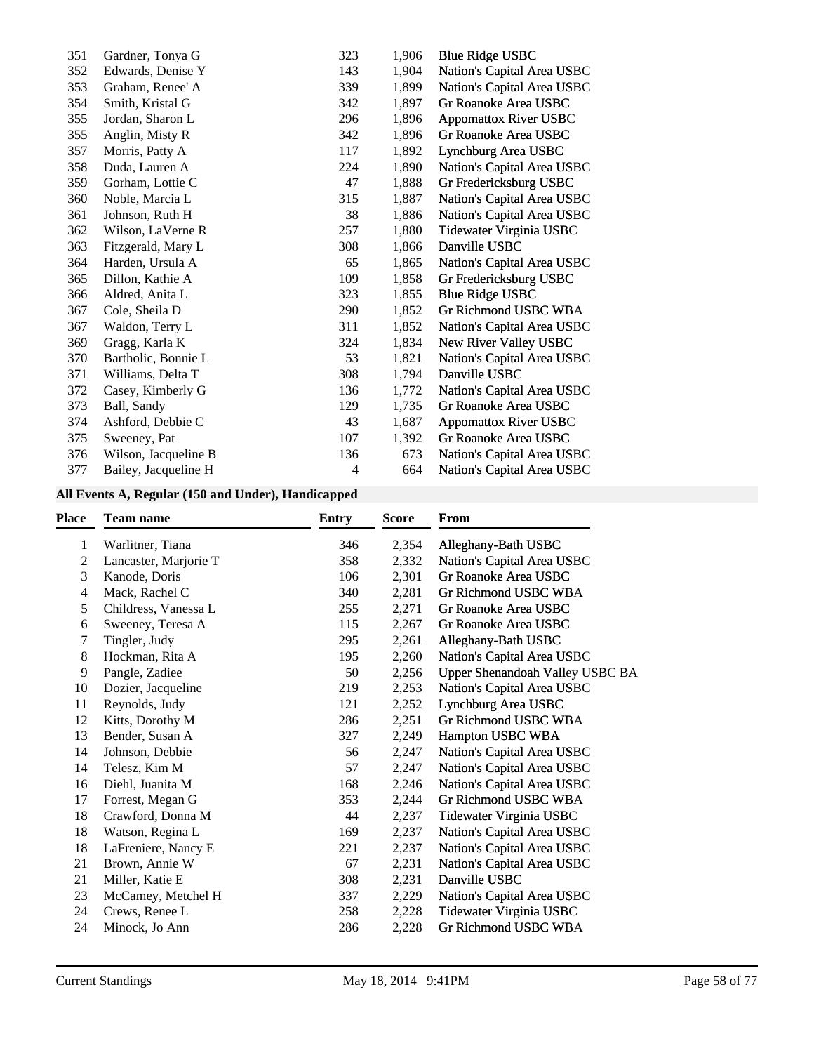| | | | | |
|---|---|---|---|---|
| 351 | Gardner, Tonya G | 323 | 1,906 | Blue Ridge USBC |
| 352 | Edwards, Denise Y | 143 | 1,904 | Nation's Capital Area USBC |
| 353 | Graham, Renee' A | 339 | 1,899 | Nation's Capital Area USBC |
| 354 | Smith, Kristal G | 342 | 1,897 | Gr Roanoke Area USBC |
| 355 | Jordan, Sharon L | 296 | 1,896 | Appomattox River USBC |
| 355 | Anglin, Misty R | 342 | 1,896 | Gr Roanoke Area USBC |
| 357 | Morris, Patty A | 117 | 1,892 | Lynchburg Area USBC |
| 358 | Duda, Lauren A | 224 | 1,890 | Nation's Capital Area USBC |
| 359 | Gorham, Lottie C | 47 | 1,888 | Gr Fredericksburg USBC |
| 360 | Noble, Marcia L | 315 | 1,887 | Nation's Capital Area USBC |
| 361 | Johnson, Ruth H | 38 | 1,886 | Nation's Capital Area USBC |
| 362 | Wilson, LaVerne R | 257 | 1,880 | Tidewater Virginia USBC |
| 363 | Fitzgerald, Mary L | 308 | 1,866 | Danville USBC |
| 364 | Harden, Ursula A | 65 | 1,865 | Nation's Capital Area USBC |
| 365 | Dillon, Kathie A | 109 | 1,858 | Gr Fredericksburg USBC |
| 366 | Aldred, Anita L | 323 | 1,855 | Blue Ridge USBC |
| 367 | Cole, Sheila D | 290 | 1,852 | Gr Richmond USBC WBA |
| 367 | Waldon, Terry L | 311 | 1,852 | Nation's Capital Area USBC |
| 369 | Gragg, Karla K | 324 | 1,834 | New River Valley USBC |
| 370 | Bartholic, Bonnie L | 53 | 1,821 | Nation's Capital Area USBC |
| 371 | Williams, Delta T | 308 | 1,794 | Danville USBC |
| 372 | Casey, Kimberly G | 136 | 1,772 | Nation's Capital Area USBC |
| 373 | Ball, Sandy | 129 | 1,735 | Gr Roanoke Area USBC |
| 374 | Ashford, Debbie C | 43 | 1,687 | Appomattox River USBC |
| 375 | Sweeney, Pat | 107 | 1,392 | Gr Roanoke Area USBC |
| 376 | Wilson, Jacqueline B | 136 | 673 | Nation's Capital Area USBC |
| 377 | Bailey, Jacqueline H | 4 | 664 | Nation's Capital Area USBC |

## All Events A, Regular (150 and Under), Handicapped

| Place | Team name | Entry | Score | From |
|---|---|---|---|---|
| 1 | Warlitner, Tiana | 346 | 2,354 | Alleghany-Bath USBC |
| 2 | Lancaster, Marjorie T | 358 | 2,332 | Nation's Capital Area USBC |
| 3 | Kanode, Doris | 106 | 2,301 | Gr Roanoke Area USBC |
| 4 | Mack, Rachel C | 340 | 2,281 | Gr Richmond USBC WBA |
| 5 | Childress, Vanessa L | 255 | 2,271 | Gr Roanoke Area USBC |
| 6 | Sweeney, Teresa A | 115 | 2,267 | Gr Roanoke Area USBC |
| 7 | Tingler, Judy | 295 | 2,261 | Alleghany-Bath USBC |
| 8 | Hockman, Rita A | 195 | 2,260 | Nation's Capital Area USBC |
| 9 | Pangle, Zadiee | 50 | 2,256 | Upper Shenandoah Valley USBC BA |
| 10 | Dozier, Jacqueline | 219 | 2,253 | Nation's Capital Area USBC |
| 11 | Reynolds, Judy | 121 | 2,252 | Lynchburg Area USBC |
| 12 | Kitts, Dorothy M | 286 | 2,251 | Gr Richmond USBC WBA |
| 13 | Bender, Susan A | 327 | 2,249 | Hampton USBC WBA |
| 14 | Johnson, Debbie | 56 | 2,247 | Nation's Capital Area USBC |
| 14 | Telesz, Kim M | 57 | 2,247 | Nation's Capital Area USBC |
| 16 | Diehl, Juanita M | 168 | 2,246 | Nation's Capital Area USBC |
| 17 | Forrest, Megan G | 353 | 2,244 | Gr Richmond USBC WBA |
| 18 | Crawford, Donna M | 44 | 2,237 | Tidewater Virginia USBC |
| 18 | Watson, Regina L | 169 | 2,237 | Nation's Capital Area USBC |
| 18 | LaFreniere, Nancy E | 221 | 2,237 | Nation's Capital Area USBC |
| 21 | Brown, Annie W | 67 | 2,231 | Nation's Capital Area USBC |
| 21 | Miller, Katie E | 308 | 2,231 | Danville USBC |
| 23 | McCamey, Metchel H | 337 | 2,229 | Nation's Capital Area USBC |
| 24 | Crews, Renee L | 258 | 2,228 | Tidewater Virginia USBC |
| 24 | Minock, Jo Ann | 286 | 2,228 | Gr Richmond USBC WBA |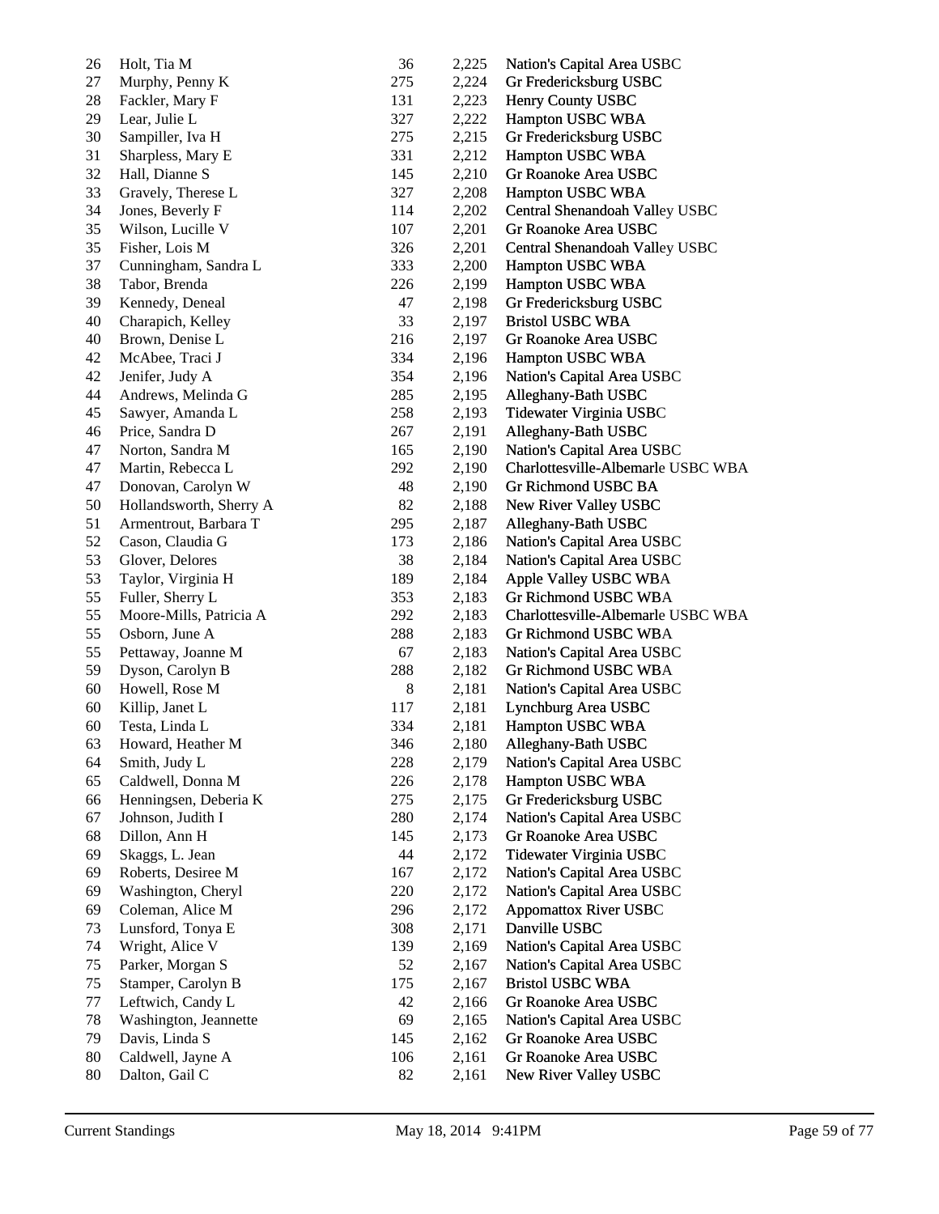| | | | | |
|---|---|---|---|---|
| 26 | Holt, Tia M | 36 | 2,225 | Nation's Capital Area USBC |
| 27 | Murphy, Penny K | 275 | 2,224 | Gr Fredericksburg USBC |
| 28 | Fackler, Mary F | 131 | 2,223 | Henry County USBC |
| 29 | Lear, Julie L | 327 | 2,222 | Hampton USBC WBA |
| 30 | Sampiller, Iva H | 275 | 2,215 | Gr Fredericksburg USBC |
| 31 | Sharpless, Mary E | 331 | 2,212 | Hampton USBC WBA |
| 32 | Hall, Dianne S | 145 | 2,210 | Gr Roanoke Area USBC |
| 33 | Gravely, Therese L | 327 | 2,208 | Hampton USBC WBA |
| 34 | Jones, Beverly F | 114 | 2,202 | Central Shenandoah Valley USBC |
| 35 | Wilson, Lucille V | 107 | 2,201 | Gr Roanoke Area USBC |
| 35 | Fisher, Lois M | 326 | 2,201 | Central Shenandoah Valley USBC |
| 37 | Cunningham, Sandra L | 333 | 2,200 | Hampton USBC WBA |
| 38 | Tabor, Brenda | 226 | 2,199 | Hampton USBC WBA |
| 39 | Kennedy, Deneal | 47 | 2,198 | Gr Fredericksburg USBC |
| 40 | Charapich, Kelley | 33 | 2,197 | Bristol USBC WBA |
| 40 | Brown, Denise L | 216 | 2,197 | Gr Roanoke Area USBC |
| 42 | McAbee, Traci J | 334 | 2,196 | Hampton USBC WBA |
| 42 | Jenifer, Judy A | 354 | 2,196 | Nation's Capital Area USBC |
| 44 | Andrews, Melinda G | 285 | 2,195 | Alleghany-Bath USBC |
| 45 | Sawyer, Amanda L | 258 | 2,193 | Tidewater Virginia USBC |
| 46 | Price, Sandra D | 267 | 2,191 | Alleghany-Bath USBC |
| 47 | Norton, Sandra M | 165 | 2,190 | Nation's Capital Area USBC |
| 47 | Martin, Rebecca L | 292 | 2,190 | Charlottesville-Albemarle USBC WBA |
| 47 | Donovan, Carolyn W | 48 | 2,190 | Gr Richmond USBC BA |
| 50 | Hollandsworth, Sherry A | 82 | 2,188 | New River Valley USBC |
| 51 | Armentrout, Barbara T | 295 | 2,187 | Alleghany-Bath USBC |
| 52 | Cason, Claudia G | 173 | 2,186 | Nation's Capital Area USBC |
| 53 | Glover, Delores | 38 | 2,184 | Nation's Capital Area USBC |
| 53 | Taylor, Virginia H | 189 | 2,184 | Apple Valley USBC WBA |
| 55 | Fuller, Sherry L | 353 | 2,183 | Gr Richmond USBC WBA |
| 55 | Moore-Mills, Patricia A | 292 | 2,183 | Charlottesville-Albemarle USBC WBA |
| 55 | Osborn, June A | 288 | 2,183 | Gr Richmond USBC WBA |
| 55 | Pettaway, Joanne M | 67 | 2,183 | Nation's Capital Area USBC |
| 59 | Dyson, Carolyn B | 288 | 2,182 | Gr Richmond USBC WBA |
| 60 | Howell, Rose M | 8 | 2,181 | Nation's Capital Area USBC |
| 60 | Killip, Janet L | 117 | 2,181 | Lynchburg Area USBC |
| 60 | Testa, Linda L | 334 | 2,181 | Hampton USBC WBA |
| 63 | Howard, Heather M | 346 | 2,180 | Alleghany-Bath USBC |
| 64 | Smith, Judy L | 228 | 2,179 | Nation's Capital Area USBC |
| 65 | Caldwell, Donna M | 226 | 2,178 | Hampton USBC WBA |
| 66 | Henningsen, Deberia K | 275 | 2,175 | Gr Fredericksburg USBC |
| 67 | Johnson, Judith I | 280 | 2,174 | Nation's Capital Area USBC |
| 68 | Dillon, Ann H | 145 | 2,173 | Gr Roanoke Area USBC |
| 69 | Skaggs, L. Jean | 44 | 2,172 | Tidewater Virginia USBC |
| 69 | Roberts, Desiree M | 167 | 2,172 | Nation's Capital Area USBC |
| 69 | Washington, Cheryl | 220 | 2,172 | Nation's Capital Area USBC |
| 69 | Coleman, Alice M | 296 | 2,172 | Appomattox River USBC |
| 73 | Lunsford, Tonya E | 308 | 2,171 | Danville USBC |
| 74 | Wright, Alice V | 139 | 2,169 | Nation's Capital Area USBC |
| 75 | Parker, Morgan S | 52 | 2,167 | Nation's Capital Area USBC |
| 75 | Stamper, Carolyn B | 175 | 2,167 | Bristol USBC WBA |
| 77 | Leftwich, Candy L | 42 | 2,166 | Gr Roanoke Area USBC |
| 78 | Washington, Jeannette | 69 | 2,165 | Nation's Capital Area USBC |
| 79 | Davis, Linda S | 145 | 2,162 | Gr Roanoke Area USBC |
| 80 | Caldwell, Jayne A | 106 | 2,161 | Gr Roanoke Area USBC |
| 80 | Dalton, Gail C | 82 | 2,161 | New River Valley USBC |

Current Standings May 18, 2014 9:41PM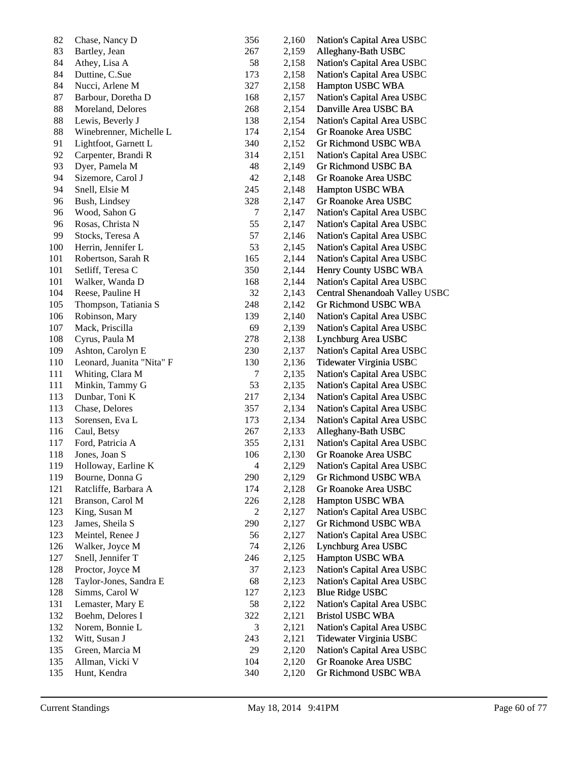| | | | | |
|---|---|---|---|---|
| 82 | Chase, Nancy D | 356 | 2,160 | Nation's Capital Area USBC |
| 83 | Bartley, Jean | 267 | 2,159 | Alleghany-Bath USBC |
| 84 | Athey, Lisa A | 58 | 2,158 | Nation's Capital Area USBC |
| 84 | Duttine, C.Sue | 173 | 2,158 | Nation's Capital Area USBC |
| 84 | Nucci, Arlene M | 327 | 2,158 | Hampton USBC WBA |
| 87 | Barbour, Doretha D | 168 | 2,157 | Nation's Capital Area USBC |
| 88 | Moreland, Delores | 268 | 2,154 | Danville Area USBC BA |
| 88 | Lewis, Beverly J | 138 | 2,154 | Nation's Capital Area USBC |
| 88 | Winebrenner, Michelle L | 174 | 2,154 | Gr Roanoke Area USBC |
| 91 | Lightfoot, Garnett L | 340 | 2,152 | Gr Richmond USBC WBA |
| 92 | Carpenter, Brandi R | 314 | 2,151 | Nation's Capital Area USBC |
| 93 | Dyer, Pamela M | 48 | 2,149 | Gr Richmond USBC BA |
| 94 | Sizemore, Carol J | 42 | 2,148 | Gr Roanoke Area USBC |
| 94 | Snell, Elsie M | 245 | 2,148 | Hampton USBC WBA |
| 96 | Bush, Lindsey | 328 | 2,147 | Gr Roanoke Area USBC |
| 96 | Wood, Sahon G | 7 | 2,147 | Nation's Capital Area USBC |
| 96 | Rosas, Christa N | 55 | 2,147 | Nation's Capital Area USBC |
| 99 | Stocks, Teresa A | 57 | 2,146 | Nation's Capital Area USBC |
| 100 | Herrin, Jennifer L | 53 | 2,145 | Nation's Capital Area USBC |
| 101 | Robertson, Sarah R | 165 | 2,144 | Nation's Capital Area USBC |
| 101 | Setliff, Teresa C | 350 | 2,144 | Henry County USBC WBA |
| 101 | Walker, Wanda D | 168 | 2,144 | Nation's Capital Area USBC |
| 104 | Reese, Pauline H | 32 | 2,143 | Central Shenandoah Valley USBC |
| 105 | Thompson, Tatiania S | 248 | 2,142 | Gr Richmond USBC WBA |
| 106 | Robinson, Mary | 139 | 2,140 | Nation's Capital Area USBC |
| 107 | Mack, Priscilla | 69 | 2,139 | Nation's Capital Area USBC |
| 108 | Cyrus, Paula M | 278 | 2,138 | Lynchburg Area USBC |
| 109 | Ashton, Carolyn E | 230 | 2,137 | Nation's Capital Area USBC |
| 110 | Leonard, Juanita "Nita" F | 130 | 2,136 | Tidewater Virginia USBC |
| 111 | Whiting, Clara M | 7 | 2,135 | Nation's Capital Area USBC |
| 111 | Minkin, Tammy G | 53 | 2,135 | Nation's Capital Area USBC |
| 113 | Dunbar, Toni K | 217 | 2,134 | Nation's Capital Area USBC |
| 113 | Chase, Delores | 357 | 2,134 | Nation's Capital Area USBC |
| 113 | Sorensen, Eva L | 173 | 2,134 | Nation's Capital Area USBC |
| 116 | Caul, Betsy | 267 | 2,133 | Alleghany-Bath USBC |
| 117 | Ford, Patricia A | 355 | 2,131 | Nation's Capital Area USBC |
| 118 | Jones, Joan S | 106 | 2,130 | Gr Roanoke Area USBC |
| 119 | Holloway, Earline K | 4 | 2,129 | Nation's Capital Area USBC |
| 119 | Bourne, Donna G | 290 | 2,129 | Gr Richmond USBC WBA |
| 121 | Ratcliffe, Barbara A | 174 | 2,128 | Gr Roanoke Area USBC |
| 121 | Branson, Carol M | 226 | 2,128 | Hampton USBC WBA |
| 123 | King, Susan M | 2 | 2,127 | Nation's Capital Area USBC |
| 123 | James, Sheila S | 290 | 2,127 | Gr Richmond USBC WBA |
| 123 | Meintel, Renee J | 56 | 2,127 | Nation's Capital Area USBC |
| 126 | Walker, Joyce M | 74 | 2,126 | Lynchburg Area USBC |
| 127 | Snell, Jennifer T | 246 | 2,125 | Hampton USBC WBA |
| 128 | Proctor, Joyce M | 37 | 2,123 | Nation's Capital Area USBC |
| 128 | Taylor-Jones, Sandra E | 68 | 2,123 | Nation's Capital Area USBC |
| 128 | Simms, Carol W | 127 | 2,123 | Blue Ridge USBC |
| 131 | Lemaster, Mary E | 58 | 2,122 | Nation's Capital Area USBC |
| 132 | Boehm, Delores I | 322 | 2,121 | Bristol USBC WBA |
| 132 | Norem, Bonnie L | 3 | 2,121 | Nation's Capital Area USBC |
| 132 | Witt, Susan J | 243 | 2,121 | Tidewater Virginia USBC |
| 135 | Green, Marcia M | 29 | 2,120 | Nation's Capital Area USBC |
| 135 | Allman, Vicki V | 104 | 2,120 | Gr Roanoke Area USBC |
| 135 | Hunt, Kendra | 340 | 2,120 | Gr Richmond USBC WBA |

Current Standings May 18, 2014 9:41PM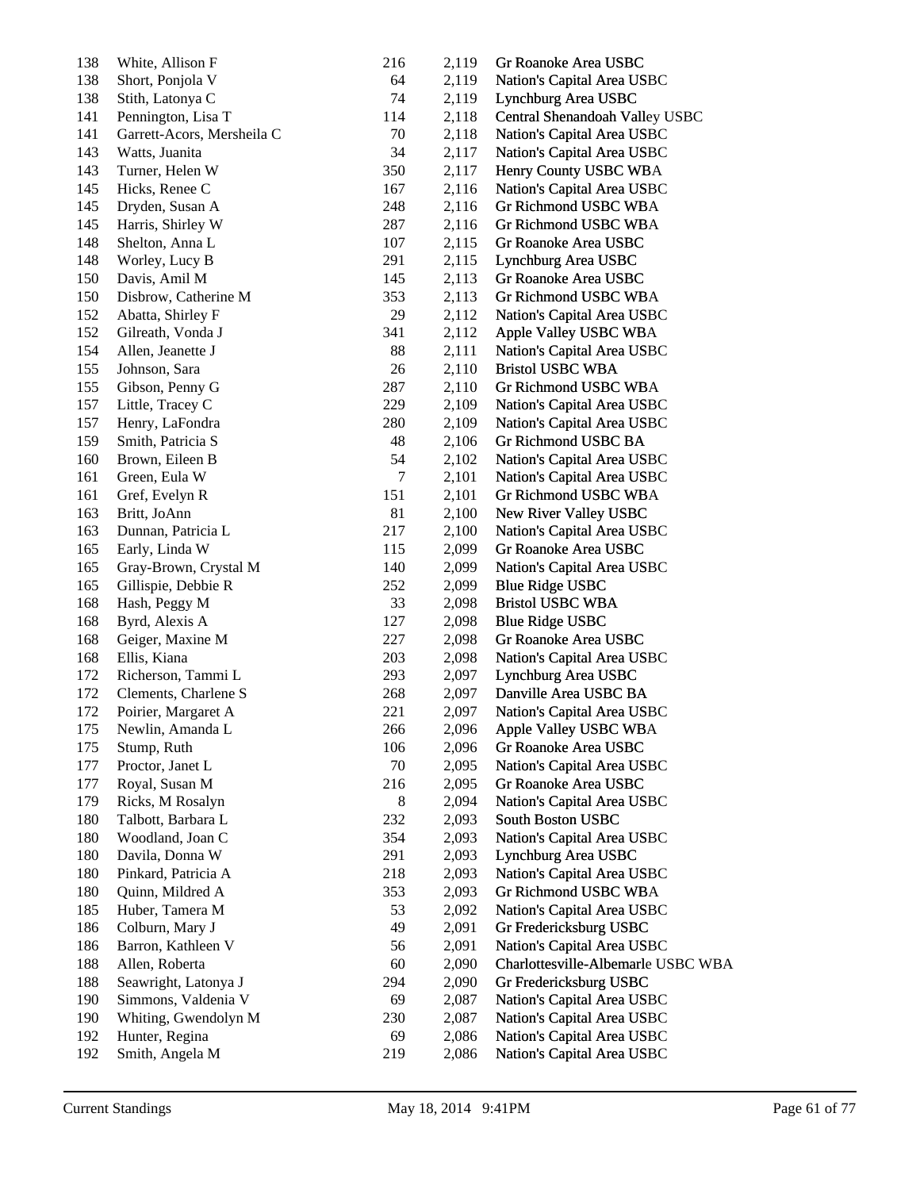| | | | | |
|---|---|---|---|---|
| 138 | White, Allison F | 216 | 2,119 | Gr Roanoke Area USBC |
| 138 | Short, Ponjola V | 64 | 2,119 | Nation's Capital Area USBC |
| 138 | Stith, Latonya C | 74 | 2,119 | Lynchburg Area USBC |
| 141 | Pennington, Lisa T | 114 | 2,118 | Central Shenandoah Valley USBC |
| 141 | Garrett-Acors, Mersheila C | 70 | 2,118 | Nation's Capital Area USBC |
| 143 | Watts, Juanita | 34 | 2,117 | Nation's Capital Area USBC |
| 143 | Turner, Helen W | 350 | 2,117 | Henry County USBC WBA |
| 145 | Hicks, Renee C | 167 | 2,116 | Nation's Capital Area USBC |
| 145 | Dryden, Susan A | 248 | 2,116 | Gr Richmond USBC WBA |
| 145 | Harris, Shirley W | 287 | 2,116 | Gr Richmond USBC WBA |
| 148 | Shelton, Anna L | 107 | 2,115 | Gr Roanoke Area USBC |
| 148 | Worley, Lucy B | 291 | 2,115 | Lynchburg Area USBC |
| 150 | Davis, Amil M | 145 | 2,113 | Gr Roanoke Area USBC |
| 150 | Disbrow, Catherine M | 353 | 2,113 | Gr Richmond USBC WBA |
| 152 | Abatta, Shirley F | 29 | 2,112 | Nation's Capital Area USBC |
| 152 | Gilreath, Vonda J | 341 | 2,112 | Apple Valley USBC WBA |
| 154 | Allen, Jeanette J | 88 | 2,111 | Nation's Capital Area USBC |
| 155 | Johnson, Sara | 26 | 2,110 | Bristol USBC WBA |
| 155 | Gibson, Penny G | 287 | 2,110 | Gr Richmond USBC WBA |
| 157 | Little, Tracey C | 229 | 2,109 | Nation's Capital Area USBC |
| 157 | Henry, LaFondra | 280 | 2,109 | Nation's Capital Area USBC |
| 159 | Smith, Patricia S | 48 | 2,106 | Gr Richmond USBC BA |
| 160 | Brown, Eileen B | 54 | 2,102 | Nation's Capital Area USBC |
| 161 | Green, Eula W | 7 | 2,101 | Nation's Capital Area USBC |
| 161 | Gref, Evelyn R | 151 | 2,101 | Gr Richmond USBC WBA |
| 163 | Britt, JoAnn | 81 | 2,100 | New River Valley USBC |
| 163 | Dunnan, Patricia L | 217 | 2,100 | Nation's Capital Area USBC |
| 165 | Early, Linda W | 115 | 2,099 | Gr Roanoke Area USBC |
| 165 | Gray-Brown, Crystal M | 140 | 2,099 | Nation's Capital Area USBC |
| 165 | Gillispie, Debbie R | 252 | 2,099 | Blue Ridge USBC |
| 168 | Hash, Peggy M | 33 | 2,098 | Bristol USBC WBA |
| 168 | Byrd, Alexis A | 127 | 2,098 | Blue Ridge USBC |
| 168 | Geiger, Maxine M | 227 | 2,098 | Gr Roanoke Area USBC |
| 168 | Ellis, Kiana | 203 | 2,098 | Nation's Capital Area USBC |
| 172 | Richerson, Tammi L | 293 | 2,097 | Lynchburg Area USBC |
| 172 | Clements, Charlene S | 268 | 2,097 | Danville Area USBC BA |
| 172 | Poirier, Margaret A | 221 | 2,097 | Nation's Capital Area USBC |
| 175 | Newlin, Amanda L | 266 | 2,096 | Apple Valley USBC WBA |
| 175 | Stump, Ruth | 106 | 2,096 | Gr Roanoke Area USBC |
| 177 | Proctor, Janet L | 70 | 2,095 | Nation's Capital Area USBC |
| 177 | Royal, Susan M | 216 | 2,095 | Gr Roanoke Area USBC |
| 179 | Ricks, M Rosalyn | 8 | 2,094 | Nation's Capital Area USBC |
| 180 | Talbott, Barbara L | 232 | 2,093 | South Boston USBC |
| 180 | Woodland, Joan C | 354 | 2,093 | Nation's Capital Area USBC |
| 180 | Davila, Donna W | 291 | 2,093 | Lynchburg Area USBC |
| 180 | Pinkard, Patricia A | 218 | 2,093 | Nation's Capital Area USBC |
| 180 | Quinn, Mildred A | 353 | 2,093 | Gr Richmond USBC WBA |
| 185 | Huber, Tamera M | 53 | 2,092 | Nation's Capital Area USBC |
| 186 | Colburn, Mary J | 49 | 2,091 | Gr Fredericksburg USBC |
| 186 | Barron, Kathleen V | 56 | 2,091 | Nation's Capital Area USBC |
| 188 | Allen, Roberta | 60 | 2,090 | Charlottesville-Albemarle USBC WBA |
| 188 | Seawright, Latonya J | 294 | 2,090 | Gr Fredericksburg USBC |
| 190 | Simmons, Valdenia V | 69 | 2,087 | Nation's Capital Area USBC |
| 190 | Whiting, Gwendolyn M | 230 | 2,087 | Nation's Capital Area USBC |
| 192 | Hunter, Regina | 69 | 2,086 | Nation's Capital Area USBC |
| 192 | Smith, Angela M | 219 | 2,086 | Nation's Capital Area USBC |

Current Standings May 18, 2014 9:41PM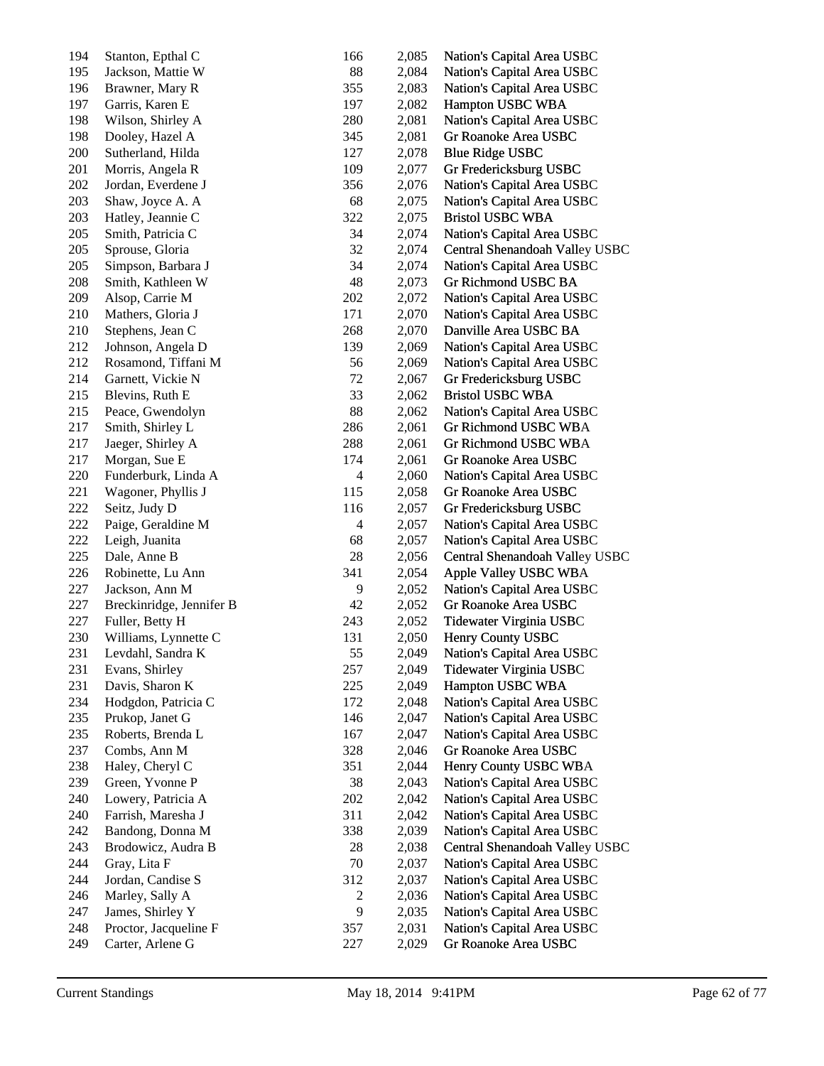| | | | | |
|---|---|---|---|---|
| 194 | Stanton, Epthal C | 166 | 2,085 | Nation's Capital Area USBC |
| 195 | Jackson, Mattie W | 88 | 2,084 | Nation's Capital Area USBC |
| 196 | Brawner, Mary R | 355 | 2,083 | Nation's Capital Area USBC |
| 197 | Garris, Karen E | 197 | 2,082 | Hampton USBC WBA |
| 198 | Wilson, Shirley A | 280 | 2,081 | Nation's Capital Area USBC |
| 198 | Dooley, Hazel A | 345 | 2,081 | Gr Roanoke Area USBC |
| 200 | Sutherland, Hilda | 127 | 2,078 | Blue Ridge USBC |
| 201 | Morris, Angela R | 109 | 2,077 | Gr Fredericksburg USBC |
| 202 | Jordan, Everdene J | 356 | 2,076 | Nation's Capital Area USBC |
| 203 | Shaw, Joyce A. A | 68 | 2,075 | Nation's Capital Area USBC |
| 203 | Hatley, Jeannie C | 322 | 2,075 | Bristol USBC WBA |
| 205 | Smith, Patricia C | 34 | 2,074 | Nation's Capital Area USBC |
| 205 | Sprouse, Gloria | 32 | 2,074 | Central Shenandoah Valley USBC |
| 205 | Simpson, Barbara J | 34 | 2,074 | Nation's Capital Area USBC |
| 208 | Smith, Kathleen W | 48 | 2,073 | Gr Richmond USBC BA |
| 209 | Alsop, Carrie M | 202 | 2,072 | Nation's Capital Area USBC |
| 210 | Mathers, Gloria J | 171 | 2,070 | Nation's Capital Area USBC |
| 210 | Stephens, Jean C | 268 | 2,070 | Danville Area USBC BA |
| 212 | Johnson, Angela D | 139 | 2,069 | Nation's Capital Area USBC |
| 212 | Rosamond, Tiffani M | 56 | 2,069 | Nation's Capital Area USBC |
| 214 | Garnett, Vickie N | 72 | 2,067 | Gr Fredericksburg USBC |
| 215 | Blevins, Ruth E | 33 | 2,062 | Bristol USBC WBA |
| 215 | Peace, Gwendolyn | 88 | 2,062 | Nation's Capital Area USBC |
| 217 | Smith, Shirley L | 286 | 2,061 | Gr Richmond USBC WBA |
| 217 | Jaeger, Shirley A | 288 | 2,061 | Gr Richmond USBC WBA |
| 217 | Morgan, Sue E | 174 | 2,061 | Gr Roanoke Area USBC |
| 220 | Funderburk, Linda A | 4 | 2,060 | Nation's Capital Area USBC |
| 221 | Wagoner, Phyllis J | 115 | 2,058 | Gr Roanoke Area USBC |
| 222 | Seitz, Judy D | 116 | 2,057 | Gr Fredericksburg USBC |
| 222 | Paige, Geraldine M | 4 | 2,057 | Nation's Capital Area USBC |
| 222 | Leigh, Juanita | 68 | 2,057 | Nation's Capital Area USBC |
| 225 | Dale, Anne B | 28 | 2,056 | Central Shenandoah Valley USBC |
| 226 | Robinette, Lu Ann | 341 | 2,054 | Apple Valley USBC WBA |
| 227 | Jackson, Ann M | 9 | 2,052 | Nation's Capital Area USBC |
| 227 | Breckinridge, Jennifer B | 42 | 2,052 | Gr Roanoke Area USBC |
| 227 | Fuller, Betty H | 243 | 2,052 | Tidewater Virginia USBC |
| 230 | Williams, Lynnette C | 131 | 2,050 | Henry County USBC |
| 231 | Levdahl, Sandra K | 55 | 2,049 | Nation's Capital Area USBC |
| 231 | Evans, Shirley | 257 | 2,049 | Tidewater Virginia USBC |
| 231 | Davis, Sharon K | 225 | 2,049 | Hampton USBC WBA |
| 234 | Hodgdon, Patricia C | 172 | 2,048 | Nation's Capital Area USBC |
| 235 | Prukop, Janet G | 146 | 2,047 | Nation's Capital Area USBC |
| 235 | Roberts, Brenda L | 167 | 2,047 | Nation's Capital Area USBC |
| 237 | Combs, Ann M | 328 | 2,046 | Gr Roanoke Area USBC |
| 238 | Haley, Cheryl C | 351 | 2,044 | Henry County USBC WBA |
| 239 | Green, Yvonne P | 38 | 2,043 | Nation's Capital Area USBC |
| 240 | Lowery, Patricia A | 202 | 2,042 | Nation's Capital Area USBC |
| 240 | Farrish, Maresha J | 311 | 2,042 | Nation's Capital Area USBC |
| 242 | Bandong, Donna M | 338 | 2,039 | Nation's Capital Area USBC |
| 243 | Brodowicz, Audra B | 28 | 2,038 | Central Shenandoah Valley USBC |
| 244 | Gray, Lita F | 70 | 2,037 | Nation's Capital Area USBC |
| 244 | Jordan, Candise S | 312 | 2,037 | Nation's Capital Area USBC |
| 246 | Marley, Sally A | 2 | 2,036 | Nation's Capital Area USBC |
| 247 | James, Shirley Y | 9 | 2,035 | Nation's Capital Area USBC |
| 248 | Proctor, Jacqueline F | 357 | 2,031 | Nation's Capital Area USBC |
| 249 | Carter, Arlene G | 227 | 2,029 | Gr Roanoke Area USBC |

Current Standings May 18, 2014 9:41PM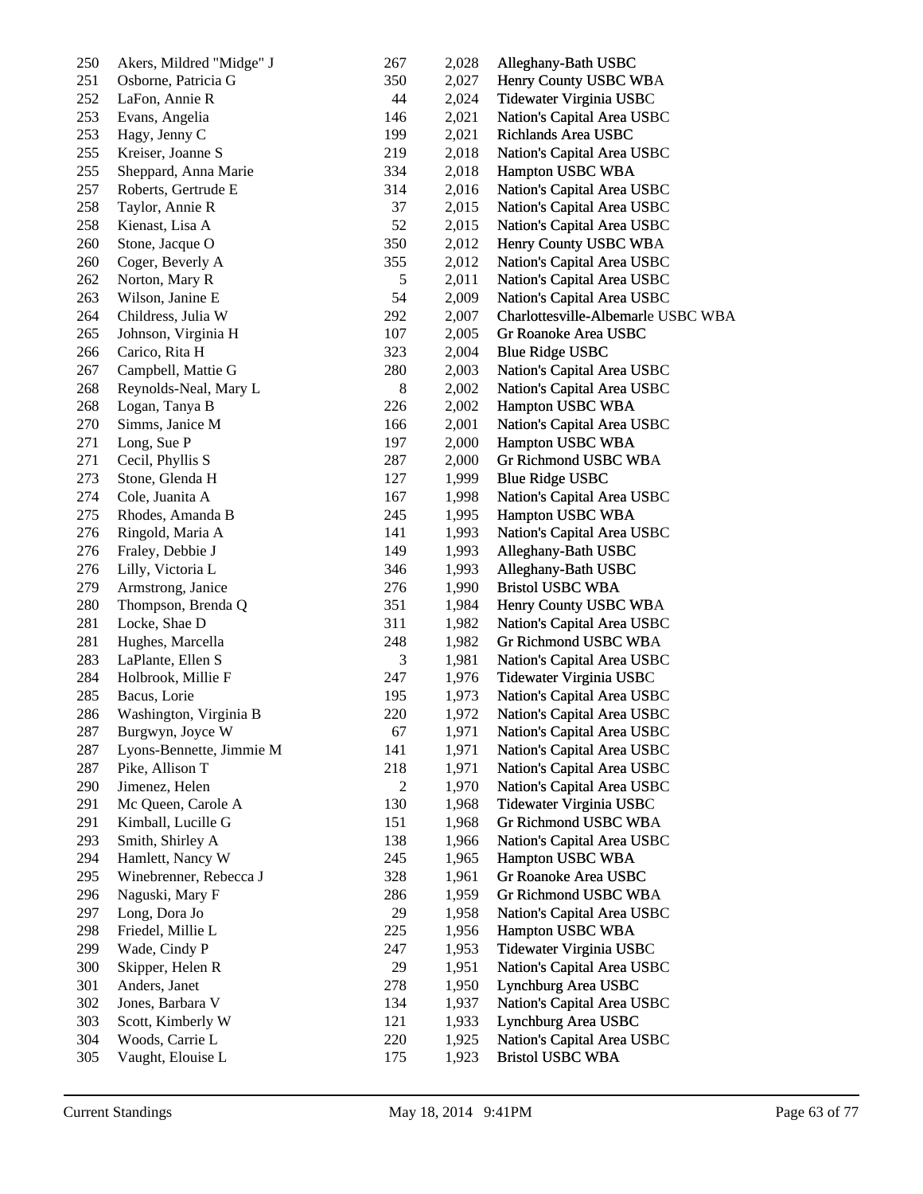| | | | | |
|---|---|---|---|---|
| 250 | Akers, Mildred "Midge" J | 267 | 2,028 | Alleghany-Bath USBC |
| 251 | Osborne, Patricia G | 350 | 2,027 | Henry County USBC WBA |
| 252 | LaFon, Annie R | 44 | 2,024 | Tidewater Virginia USBC |
| 253 | Evans, Angelia | 146 | 2,021 | Nation's Capital Area USBC |
| 253 | Hagy, Jenny C | 199 | 2,021 | Richlands Area USBC |
| 255 | Kreiser, Joanne S | 219 | 2,018 | Nation's Capital Area USBC |
| 255 | Sheppard, Anna Marie | 334 | 2,018 | Hampton USBC WBA |
| 257 | Roberts, Gertrude E | 314 | 2,016 | Nation's Capital Area USBC |
| 258 | Taylor, Annie R | 37 | 2,015 | Nation's Capital Area USBC |
| 258 | Kienast, Lisa A | 52 | 2,015 | Nation's Capital Area USBC |
| 260 | Stone, Jacque O | 350 | 2,012 | Henry County USBC WBA |
| 260 | Coger, Beverly A | 355 | 2,012 | Nation's Capital Area USBC |
| 262 | Norton, Mary R | 5 | 2,011 | Nation's Capital Area USBC |
| 263 | Wilson, Janine E | 54 | 2,009 | Nation's Capital Area USBC |
| 264 | Childress, Julia W | 292 | 2,007 | Charlottesville-Albemarle USBC WBA |
| 265 | Johnson, Virginia H | 107 | 2,005 | Gr Roanoke Area USBC |
| 266 | Carico, Rita H | 323 | 2,004 | Blue Ridge USBC |
| 267 | Campbell, Mattie G | 280 | 2,003 | Nation's Capital Area USBC |
| 268 | Reynolds-Neal, Mary L | 8 | 2,002 | Nation's Capital Area USBC |
| 268 | Logan, Tanya B | 226 | 2,002 | Hampton USBC WBA |
| 270 | Simms, Janice M | 166 | 2,001 | Nation's Capital Area USBC |
| 271 | Long, Sue P | 197 | 2,000 | Hampton USBC WBA |
| 271 | Cecil, Phyllis S | 287 | 2,000 | Gr Richmond USBC WBA |
| 273 | Stone, Glenda H | 127 | 1,999 | Blue Ridge USBC |
| 274 | Cole, Juanita A | 167 | 1,998 | Nation's Capital Area USBC |
| 275 | Rhodes, Amanda B | 245 | 1,995 | Hampton USBC WBA |
| 276 | Ringold, Maria A | 141 | 1,993 | Nation's Capital Area USBC |
| 276 | Fraley, Debbie J | 149 | 1,993 | Alleghany-Bath USBC |
| 276 | Lilly, Victoria L | 346 | 1,993 | Alleghany-Bath USBC |
| 279 | Armstrong, Janice | 276 | 1,990 | Bristol USBC WBA |
| 280 | Thompson, Brenda Q | 351 | 1,984 | Henry County USBC WBA |
| 281 | Locke, Shae D | 311 | 1,982 | Nation's Capital Area USBC |
| 281 | Hughes, Marcella | 248 | 1,982 | Gr Richmond USBC WBA |
| 283 | LaPlante, Ellen S | 3 | 1,981 | Nation's Capital Area USBC |
| 284 | Holbrook, Millie F | 247 | 1,976 | Tidewater Virginia USBC |
| 285 | Bacus, Lorie | 195 | 1,973 | Nation's Capital Area USBC |
| 286 | Washington, Virginia B | 220 | 1,972 | Nation's Capital Area USBC |
| 287 | Burgwyn, Joyce W | 67 | 1,971 | Nation's Capital Area USBC |
| 287 | Lyons-Bennette, Jimmie M | 141 | 1,971 | Nation's Capital Area USBC |
| 287 | Pike, Allison T | 218 | 1,971 | Nation's Capital Area USBC |
| 290 | Jimenez, Helen | 2 | 1,970 | Nation's Capital Area USBC |
| 291 | Mc Queen, Carole A | 130 | 1,968 | Tidewater Virginia USBC |
| 291 | Kimball, Lucille G | 151 | 1,968 | Gr Richmond USBC WBA |
| 293 | Smith, Shirley A | 138 | 1,966 | Nation's Capital Area USBC |
| 294 | Hamlett, Nancy W | 245 | 1,965 | Hampton USBC WBA |
| 295 | Winebrenner, Rebecca J | 328 | 1,961 | Gr Roanoke Area USBC |
| 296 | Naguski, Mary F | 286 | 1,959 | Gr Richmond USBC WBA |
| 297 | Long, Dora Jo | 29 | 1,958 | Nation's Capital Area USBC |
| 298 | Friedel, Millie L | 225 | 1,956 | Hampton USBC WBA |
| 299 | Wade, Cindy P | 247 | 1,953 | Tidewater Virginia USBC |
| 300 | Skipper, Helen R | 29 | 1,951 | Nation's Capital Area USBC |
| 301 | Anders, Janet | 278 | 1,950 | Lynchburg Area USBC |
| 302 | Jones, Barbara V | 134 | 1,937 | Nation's Capital Area USBC |
| 303 | Scott, Kimberly W | 121 | 1,933 | Lynchburg Area USBC |
| 304 | Woods, Carrie L | 220 | 1,925 | Nation's Capital Area USBC |
| 305 | Vaught, Elouise L | 175 | 1,923 | Bristol USBC WBA |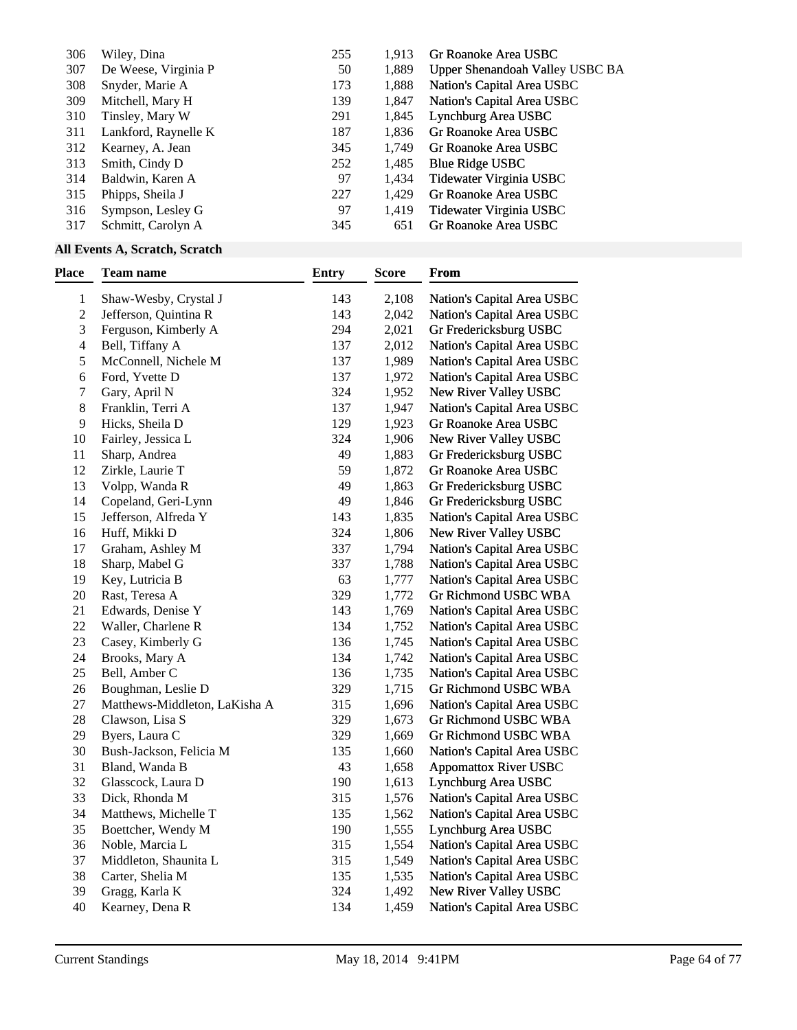| | | | | |
|---|---|---|---|---|
| 306 | Wiley, Dina | 255 | 1,913 | Gr Roanoke Area USBC |
| 307 | De Weese, Virginia P | 50 | 1,889 | Upper Shenandoah Valley USBC BA |
| 308 | Snyder, Marie A | 173 | 1,888 | Nation's Capital Area USBC |
| 309 | Mitchell, Mary H | 139 | 1,847 | Nation's Capital Area USBC |
| 310 | Tinsley, Mary W | 291 | 1,845 | Lynchburg Area USBC |
| 311 | Lankford, Raynelle K | 187 | 1,836 | Gr Roanoke Area USBC |
| 312 | Kearney, A. Jean | 345 | 1,749 | Gr Roanoke Area USBC |
| 313 | Smith, Cindy D | 252 | 1,485 | Blue Ridge USBC |
| 314 | Baldwin, Karen A | 97 | 1,434 | Tidewater Virginia USBC |
| 315 | Phipps, Sheila J | 227 | 1,429 | Gr Roanoke Area USBC |
| 316 | Sympson, Lesley G | 97 | 1,419 | Tidewater Virginia USBC |
| 317 | Schmitt, Carolyn A | 345 | 651 | Gr Roanoke Area USBC |

**All Events A, Scratch, Scratch**

| Place | Team name | Entry | Score | From |
|---|---|---|---|---|
| 1 | Shaw-Wesby, Crystal J | 143 | 2,108 | Nation's Capital Area USBC |
| 2 | Jefferson, Quintina R | 143 | 2,042 | Nation's Capital Area USBC |
| 3 | Ferguson, Kimberly A | 294 | 2,021 | Gr Fredericksburg USBC |
| 4 | Bell, Tiffany A | 137 | 2,012 | Nation's Capital Area USBC |
| 5 | McConnell, Nichele M | 137 | 1,989 | Nation's Capital Area USBC |
| 6 | Ford, Yvette D | 137 | 1,972 | Nation's Capital Area USBC |
| 7 | Gary, April N | 324 | 1,952 | New River Valley USBC |
| 8 | Franklin, Terri A | 137 | 1,947 | Nation's Capital Area USBC |
| 9 | Hicks, Sheila D | 129 | 1,923 | Gr Roanoke Area USBC |
| 10 | Fairley, Jessica L | 324 | 1,906 | New River Valley USBC |
| 11 | Sharp, Andrea | 49 | 1,883 | Gr Fredericksburg USBC |
| 12 | Zirkle, Laurie T | 59 | 1,872 | Gr Roanoke Area USBC |
| 13 | Volpp, Wanda R | 49 | 1,863 | Gr Fredericksburg USBC |
| 14 | Copeland, Geri-Lynn | 49 | 1,846 | Gr Fredericksburg USBC |
| 15 | Jefferson, Alfreda Y | 143 | 1,835 | Nation's Capital Area USBC |
| 16 | Huff, Mikki D | 324 | 1,806 | New River Valley USBC |
| 17 | Graham, Ashley M | 337 | 1,794 | Nation's Capital Area USBC |
| 18 | Sharp, Mabel G | 337 | 1,788 | Nation's Capital Area USBC |
| 19 | Key, Lutricia B | 63 | 1,777 | Nation's Capital Area USBC |
| 20 | Rast, Teresa A | 329 | 1,772 | Gr Richmond USBC WBA |
| 21 | Edwards, Denise Y | 143 | 1,769 | Nation's Capital Area USBC |
| 22 | Waller, Charlene R | 134 | 1,752 | Nation's Capital Area USBC |
| 23 | Casey, Kimberly G | 136 | 1,745 | Nation's Capital Area USBC |
| 24 | Brooks, Mary A | 134 | 1,742 | Nation's Capital Area USBC |
| 25 | Bell, Amber C | 136 | 1,735 | Nation's Capital Area USBC |
| 26 | Boughman, Leslie D | 329 | 1,715 | Gr Richmond USBC WBA |
| 27 | Matthews-Middleton, LaKisha A | 315 | 1,696 | Nation's Capital Area USBC |
| 28 | Clawson, Lisa S | 329 | 1,673 | Gr Richmond USBC WBA |
| 29 | Byers, Laura C | 329 | 1,669 | Gr Richmond USBC WBA |
| 30 | Bush-Jackson, Felicia M | 135 | 1,660 | Nation's Capital Area USBC |
| 31 | Bland, Wanda B | 43 | 1,658 | Appomattox River USBC |
| 32 | Glasscock, Laura D | 190 | 1,613 | Lynchburg Area USBC |
| 33 | Dick, Rhonda M | 315 | 1,576 | Nation's Capital Area USBC |
| 34 | Matthews, Michelle T | 135 | 1,562 | Nation's Capital Area USBC |
| 35 | Boettcher, Wendy M | 190 | 1,555 | Lynchburg Area USBC |
| 36 | Noble, Marcia L | 315 | 1,554 | Nation's Capital Area USBC |
| 37 | Middleton, Shaunita L | 315 | 1,549 | Nation's Capital Area USBC |
| 38 | Carter, Shelia M | 135 | 1,535 | Nation's Capital Area USBC |
| 39 | Gragg, Karla K | 324 | 1,492 | New River Valley USBC |
| 40 | Kearney, Dena R | 134 | 1,459 | Nation's Capital Area USBC |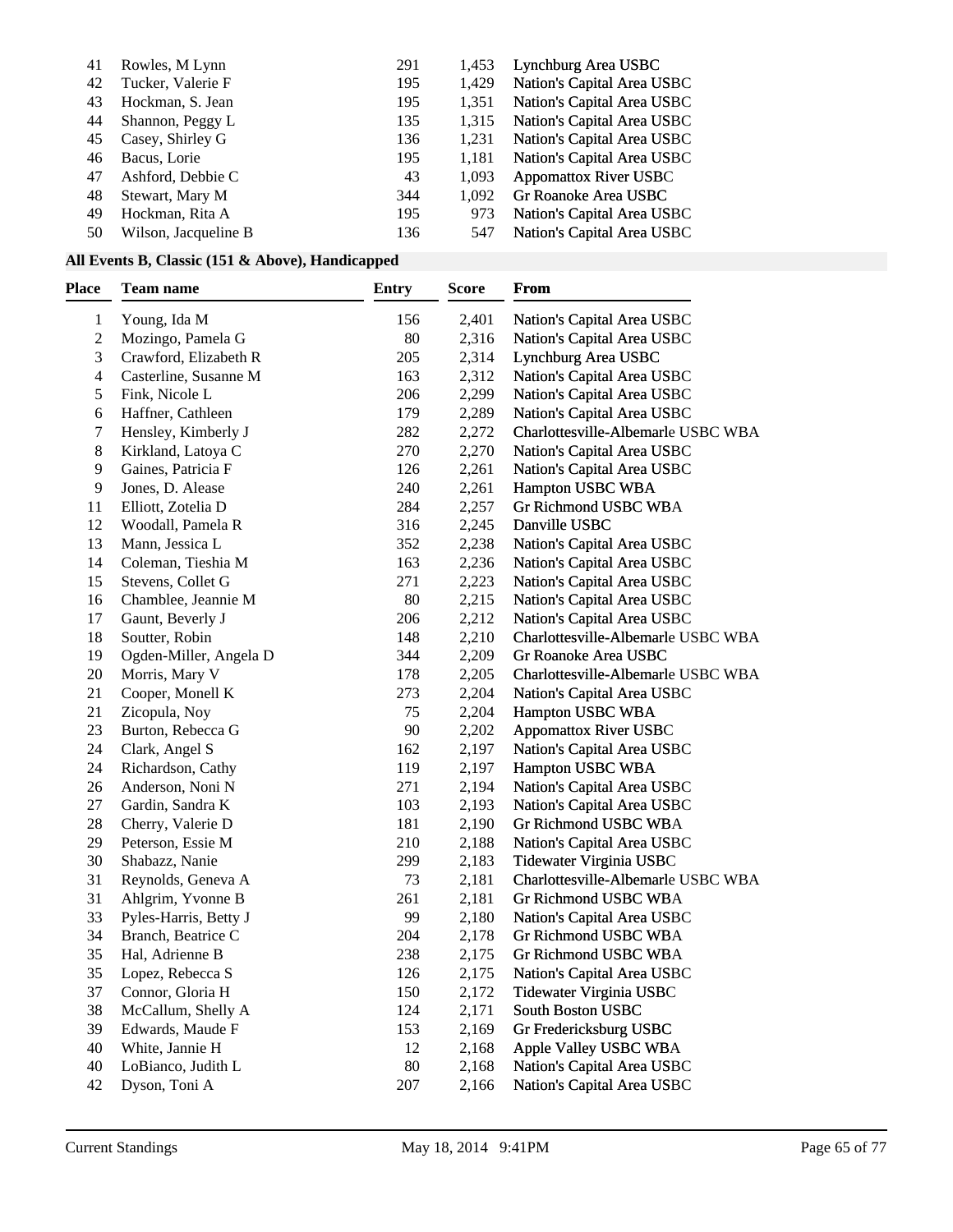| | | | | |
|---|---|---|---|---|
| 41 | Rowles, M Lynn | 291 | 1,453 | Lynchburg Area USBC |
| 42 | Tucker, Valerie F | 195 | 1,429 | Nation's Capital Area USBC |
| 43 | Hockman, S. Jean | 195 | 1,351 | Nation's Capital Area USBC |
| 44 | Shannon, Peggy L | 135 | 1,315 | Nation's Capital Area USBC |
| 45 | Casey, Shirley G | 136 | 1,231 | Nation's Capital Area USBC |
| 46 | Bacus, Lorie | 195 | 1,181 | Nation's Capital Area USBC |
| 47 | Ashford, Debbie C | 43 | 1,093 | Appomattox River USBC |
| 48 | Stewart, Mary M | 344 | 1,092 | Gr Roanoke Area USBC |
| 49 | Hockman, Rita A | 195 | 973 | Nation's Capital Area USBC |
| 50 | Wilson, Jacqueline B | 136 | 547 | Nation's Capital Area USBC |

### All Events B, Classic (151 & Above), Handicapped

| Place | Team name | Entry | Score | From |
|---|---|---|---|---|
| 1 | Young, Ida M | 156 | 2,401 | Nation's Capital Area USBC |
| 2 | Mozingo, Pamela G | 80 | 2,316 | Nation's Capital Area USBC |
| 3 | Crawford, Elizabeth R | 205 | 2,314 | Lynchburg Area USBC |
| 4 | Casterline, Susanne M | 163 | 2,312 | Nation's Capital Area USBC |
| 5 | Fink, Nicole L | 206 | 2,299 | Nation's Capital Area USBC |
| 6 | Haffner, Cathleen | 179 | 2,289 | Nation's Capital Area USBC |
| 7 | Hensley, Kimberly J | 282 | 2,272 | Charlottesville-Albemarle USBC WBA |
| 8 | Kirkland, Latoya C | 270 | 2,270 | Nation's Capital Area USBC |
| 9 | Gaines, Patricia F | 126 | 2,261 | Nation's Capital Area USBC |
| 9 | Jones, D. Alease | 240 | 2,261 | Hampton USBC WBA |
| 11 | Elliott, Zotelia D | 284 | 2,257 | Gr Richmond USBC WBA |
| 12 | Woodall, Pamela R | 316 | 2,245 | Danville USBC |
| 13 | Mann, Jessica L | 352 | 2,238 | Nation's Capital Area USBC |
| 14 | Coleman, Tieshia M | 163 | 2,236 | Nation's Capital Area USBC |
| 15 | Stevens, Collet G | 271 | 2,223 | Nation's Capital Area USBC |
| 16 | Chamblee, Jeannie M | 80 | 2,215 | Nation's Capital Area USBC |
| 17 | Gaunt, Beverly J | 206 | 2,212 | Nation's Capital Area USBC |
| 18 | Soutter, Robin | 148 | 2,210 | Charlottesville-Albemarle USBC WBA |
| 19 | Ogden-Miller, Angela D | 344 | 2,209 | Gr Roanoke Area USBC |
| 20 | Morris, Mary V | 178 | 2,205 | Charlottesville-Albemarle USBC WBA |
| 21 | Cooper, Monell K | 273 | 2,204 | Nation's Capital Area USBC |
| 21 | Zicopula, Noy | 75 | 2,204 | Hampton USBC WBA |
| 23 | Burton, Rebecca G | 90 | 2,202 | Appomattox River USBC |
| 24 | Clark, Angel S | 162 | 2,197 | Nation's Capital Area USBC |
| 24 | Richardson, Cathy | 119 | 2,197 | Hampton USBC WBA |
| 26 | Anderson, Noni N | 271 | 2,194 | Nation's Capital Area USBC |
| 27 | Gardin, Sandra K | 103 | 2,193 | Nation's Capital Area USBC |
| 28 | Cherry, Valerie D | 181 | 2,190 | Gr Richmond USBC WBA |
| 29 | Peterson, Essie M | 210 | 2,188 | Nation's Capital Area USBC |
| 30 | Shabazz, Nanie | 299 | 2,183 | Tidewater Virginia USBC |
| 31 | Reynolds, Geneva A | 73 | 2,181 | Charlottesville-Albemarle USBC WBA |
| 31 | Ahlgrim, Yvonne B | 261 | 2,181 | Gr Richmond USBC WBA |
| 33 | Pyles-Harris, Betty J | 99 | 2,180 | Nation's Capital Area USBC |
| 34 | Branch, Beatrice C | 204 | 2,178 | Gr Richmond USBC WBA |
| 35 | Hal, Adrienne B | 238 | 2,175 | Gr Richmond USBC WBA |
| 35 | Lopez, Rebecca S | 126 | 2,175 | Nation's Capital Area USBC |
| 37 | Connor, Gloria H | 150 | 2,172 | Tidewater Virginia USBC |
| 38 | McCallum, Shelly A | 124 | 2,171 | South Boston USBC |
| 39 | Edwards, Maude F | 153 | 2,169 | Gr Fredericksburg USBC |
| 40 | White, Jannie H | 12 | 2,168 | Apple Valley USBC WBA |
| 40 | LoBianco, Judith L | 80 | 2,168 | Nation's Capital Area USBC |
| 42 | Dyson, Toni A | 207 | 2,166 | Nation's Capital Area USBC |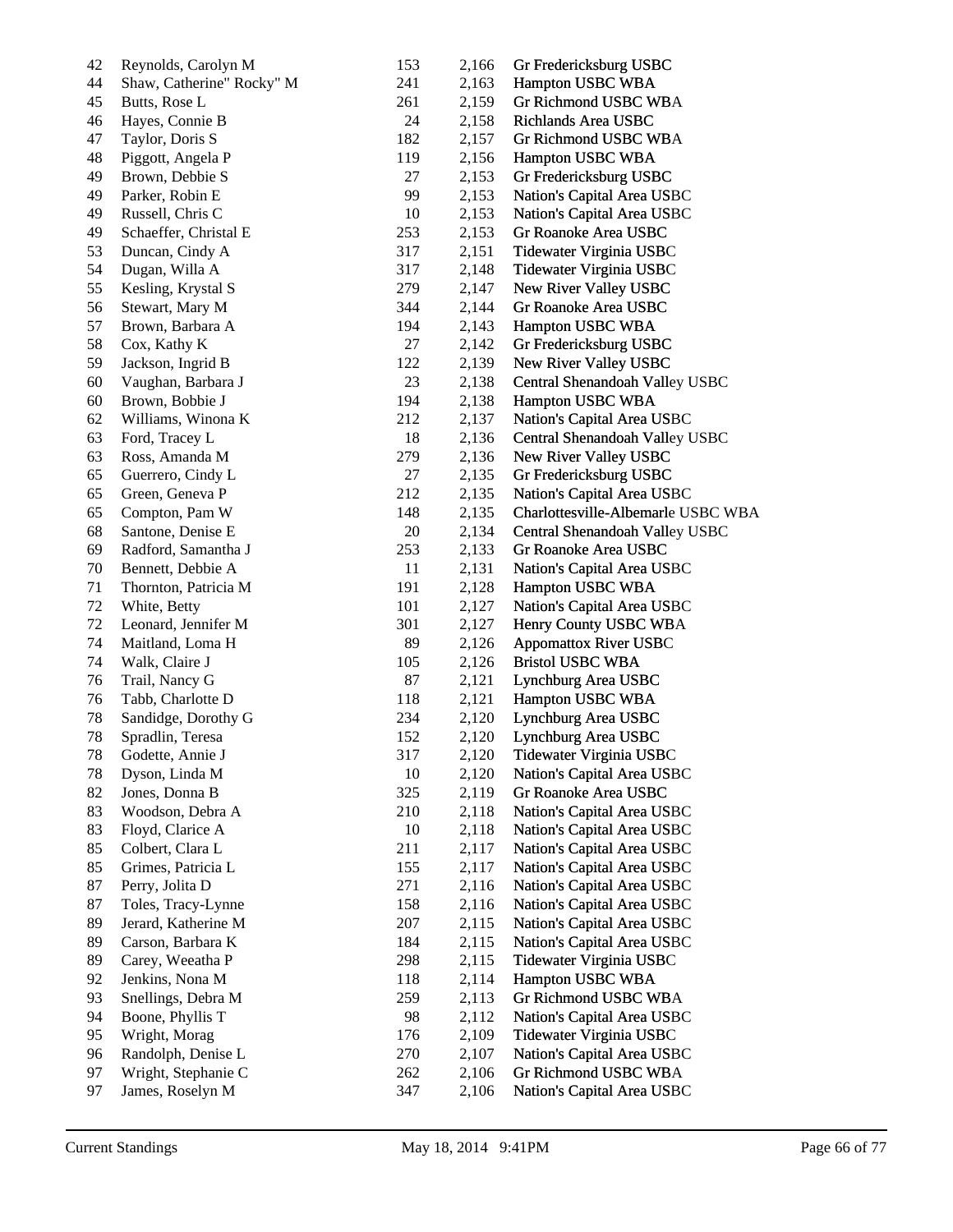| | | | | |
|---|---|---|---|---|
| 42 | Reynolds, Carolyn M | 153 | 2,166 | Gr Fredericksburg USBC |
| 44 | Shaw, Catherine" Rocky" M | 241 | 2,163 | Hampton USBC WBA |
| 45 | Butts, Rose L | 261 | 2,159 | Gr Richmond USBC WBA |
| 46 | Hayes, Connie B | 24 | 2,158 | Richlands Area USBC |
| 47 | Taylor, Doris S | 182 | 2,157 | Gr Richmond USBC WBA |
| 48 | Piggott, Angela P | 119 | 2,156 | Hampton USBC WBA |
| 49 | Brown, Debbie S | 27 | 2,153 | Gr Fredericksburg USBC |
| 49 | Parker, Robin E | 99 | 2,153 | Nation's Capital Area USBC |
| 49 | Russell, Chris C | 10 | 2,153 | Nation's Capital Area USBC |
| 49 | Schaeffer, Christal E | 253 | 2,153 | Gr Roanoke Area USBC |
| 53 | Duncan, Cindy A | 317 | 2,151 | Tidewater Virginia USBC |
| 54 | Dugan, Willa A | 317 | 2,148 | Tidewater Virginia USBC |
| 55 | Kesling, Krystal S | 279 | 2,147 | New River Valley USBC |
| 56 | Stewart, Mary M | 344 | 2,144 | Gr Roanoke Area USBC |
| 57 | Brown, Barbara A | 194 | 2,143 | Hampton USBC WBA |
| 58 | Cox, Kathy K | 27 | 2,142 | Gr Fredericksburg USBC |
| 59 | Jackson, Ingrid B | 122 | 2,139 | New River Valley USBC |
| 60 | Vaughan, Barbara J | 23 | 2,138 | Central Shenandoah Valley USBC |
| 60 | Brown, Bobbie J | 194 | 2,138 | Hampton USBC WBA |
| 62 | Williams, Winona K | 212 | 2,137 | Nation's Capital Area USBC |
| 63 | Ford, Tracey L | 18 | 2,136 | Central Shenandoah Valley USBC |
| 63 | Ross, Amanda M | 279 | 2,136 | New River Valley USBC |
| 65 | Guerrero, Cindy L | 27 | 2,135 | Gr Fredericksburg USBC |
| 65 | Green, Geneva P | 212 | 2,135 | Nation's Capital Area USBC |
| 65 | Compton, Pam W | 148 | 2,135 | Charlottesville-Albemarle USBC WBA |
| 68 | Santone, Denise E | 20 | 2,134 | Central Shenandoah Valley USBC |
| 69 | Radford, Samantha J | 253 | 2,133 | Gr Roanoke Area USBC |
| 70 | Bennett, Debbie A | 11 | 2,131 | Nation's Capital Area USBC |
| 71 | Thornton, Patricia M | 191 | 2,128 | Hampton USBC WBA |
| 72 | White, Betty | 101 | 2,127 | Nation's Capital Area USBC |
| 72 | Leonard, Jennifer M | 301 | 2,127 | Henry County USBC WBA |
| 74 | Maitland, Loma H | 89 | 2,126 | Appomattox River USBC |
| 74 | Walk, Claire J | 105 | 2,126 | Bristol USBC WBA |
| 76 | Trail, Nancy G | 87 | 2,121 | Lynchburg Area USBC |
| 76 | Tabb, Charlotte D | 118 | 2,121 | Hampton USBC WBA |
| 78 | Sandidge, Dorothy G | 234 | 2,120 | Lynchburg Area USBC |
| 78 | Spradlin, Teresa | 152 | 2,120 | Lynchburg Area USBC |
| 78 | Godette, Annie J | 317 | 2,120 | Tidewater Virginia USBC |
| 78 | Dyson, Linda M | 10 | 2,120 | Nation's Capital Area USBC |
| 82 | Jones, Donna B | 325 | 2,119 | Gr Roanoke Area USBC |
| 83 | Woodson, Debra A | 210 | 2,118 | Nation's Capital Area USBC |
| 83 | Floyd, Clarice A | 10 | 2,118 | Nation's Capital Area USBC |
| 85 | Colbert, Clara L | 211 | 2,117 | Nation's Capital Area USBC |
| 85 | Grimes, Patricia L | 155 | 2,117 | Nation's Capital Area USBC |
| 87 | Perry, Jolita D | 271 | 2,116 | Nation's Capital Area USBC |
| 87 | Toles, Tracy-Lynne | 158 | 2,116 | Nation's Capital Area USBC |
| 89 | Jerard, Katherine M | 207 | 2,115 | Nation's Capital Area USBC |
| 89 | Carson, Barbara K | 184 | 2,115 | Nation's Capital Area USBC |
| 89 | Carey, Weeatha P | 298 | 2,115 | Tidewater Virginia USBC |
| 92 | Jenkins, Nona M | 118 | 2,114 | Hampton USBC WBA |
| 93 | Snellings, Debra M | 259 | 2,113 | Gr Richmond USBC WBA |
| 94 | Boone, Phyllis T | 98 | 2,112 | Nation's Capital Area USBC |
| 95 | Wright, Morag | 176 | 2,109 | Tidewater Virginia USBC |
| 96 | Randolph, Denise L | 270 | 2,107 | Nation's Capital Area USBC |
| 97 | Wright, Stephanie C | 262 | 2,106 | Gr Richmond USBC WBA |
| 97 | James, Roselyn M | 347 | 2,106 | Nation's Capital Area USBC |

Current Standings May 18, 2014 9:41PM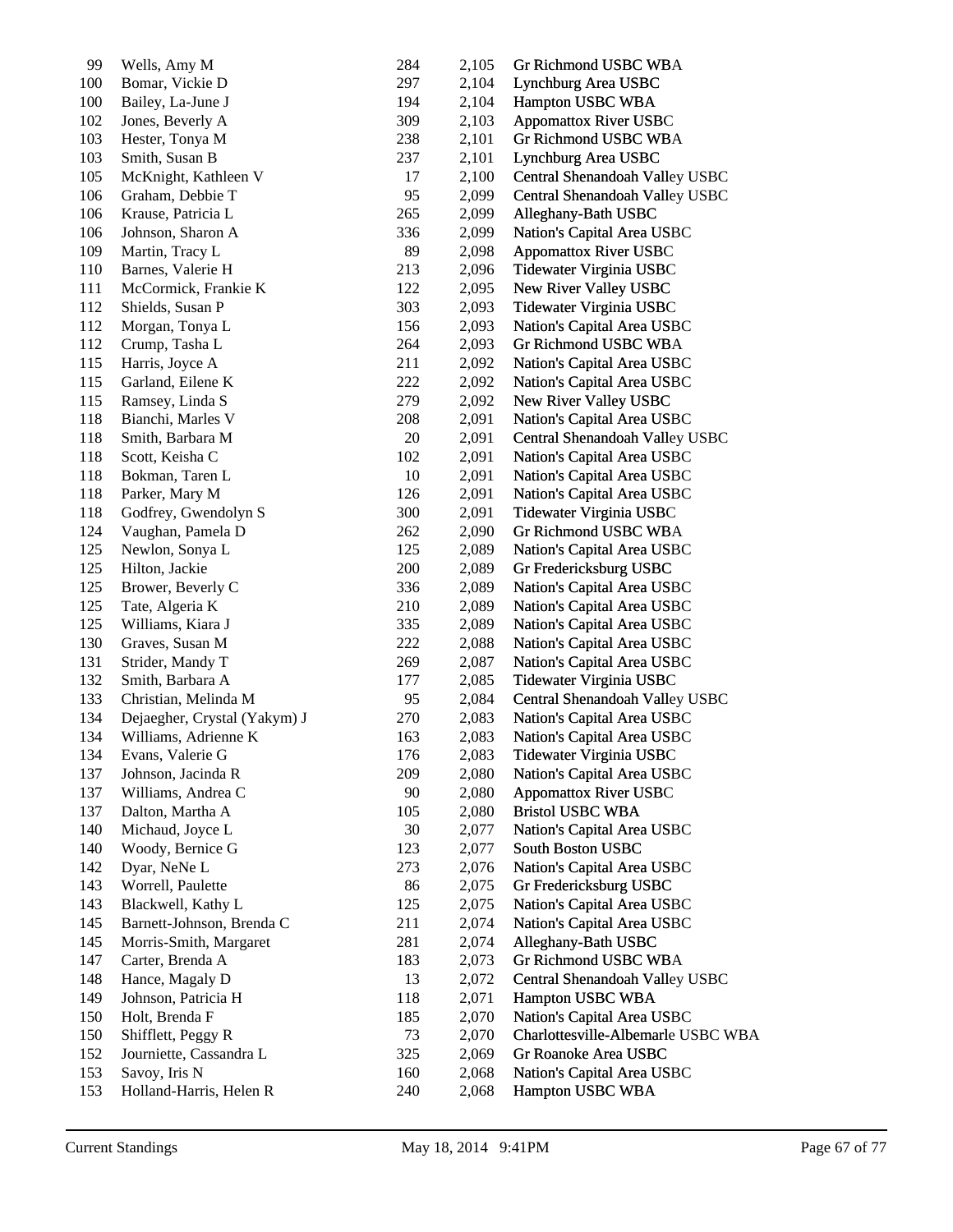| | | | | |
|---|---|---|---|---|
| 99 | Wells, Amy M | 284 | 2,105 | Gr Richmond USBC WBA |
| 100 | Bomar, Vickie D | 297 | 2,104 | Lynchburg Area USBC |
| 100 | Bailey, La-June J | 194 | 2,104 | Hampton USBC WBA |
| 102 | Jones, Beverly A | 309 | 2,103 | Appomattox River USBC |
| 103 | Hester, Tonya M | 238 | 2,101 | Gr Richmond USBC WBA |
| 103 | Smith, Susan B | 237 | 2,101 | Lynchburg Area USBC |
| 105 | McKnight, Kathleen V | 17 | 2,100 | Central Shenandoah Valley USBC |
| 106 | Graham, Debbie T | 95 | 2,099 | Central Shenandoah Valley USBC |
| 106 | Krause, Patricia L | 265 | 2,099 | Alleghany-Bath USBC |
| 106 | Johnson, Sharon A | 336 | 2,099 | Nation's Capital Area USBC |
| 109 | Martin, Tracy L | 89 | 2,098 | Appomattox River USBC |
| 110 | Barnes, Valerie H | 213 | 2,096 | Tidewater Virginia USBC |
| 111 | McCormick, Frankie K | 122 | 2,095 | New River Valley USBC |
| 112 | Shields, Susan P | 303 | 2,093 | Tidewater Virginia USBC |
| 112 | Morgan, Tonya L | 156 | 2,093 | Nation's Capital Area USBC |
| 112 | Crump, Tasha L | 264 | 2,093 | Gr Richmond USBC WBA |
| 115 | Harris, Joyce A | 211 | 2,092 | Nation's Capital Area USBC |
| 115 | Garland, Eilene K | 222 | 2,092 | Nation's Capital Area USBC |
| 115 | Ramsey, Linda S | 279 | 2,092 | New River Valley USBC |
| 118 | Bianchi, Marles V | 208 | 2,091 | Nation's Capital Area USBC |
| 118 | Smith, Barbara M | 20 | 2,091 | Central Shenandoah Valley USBC |
| 118 | Scott, Keisha C | 102 | 2,091 | Nation's Capital Area USBC |
| 118 | Bokman, Taren L | 10 | 2,091 | Nation's Capital Area USBC |
| 118 | Parker, Mary M | 126 | 2,091 | Nation's Capital Area USBC |
| 118 | Godfrey, Gwendolyn S | 300 | 2,091 | Tidewater Virginia USBC |
| 124 | Vaughan, Pamela D | 262 | 2,090 | Gr Richmond USBC WBA |
| 125 | Newlon, Sonya L | 125 | 2,089 | Nation's Capital Area USBC |
| 125 | Hilton, Jackie | 200 | 2,089 | Gr Fredericksburg USBC |
| 125 | Brower, Beverly C | 336 | 2,089 | Nation's Capital Area USBC |
| 125 | Tate, Algeria K | 210 | 2,089 | Nation's Capital Area USBC |
| 125 | Williams, Kiara J | 335 | 2,089 | Nation's Capital Area USBC |
| 130 | Graves, Susan M | 222 | 2,088 | Nation's Capital Area USBC |
| 131 | Strider, Mandy T | 269 | 2,087 | Nation's Capital Area USBC |
| 132 | Smith, Barbara A | 177 | 2,085 | Tidewater Virginia USBC |
| 133 | Christian, Melinda M | 95 | 2,084 | Central Shenandoah Valley USBC |
| 134 | Dejaegher, Crystal (Yakym) J | 270 | 2,083 | Nation's Capital Area USBC |
| 134 | Williams, Adrienne K | 163 | 2,083 | Nation's Capital Area USBC |
| 134 | Evans, Valerie G | 176 | 2,083 | Tidewater Virginia USBC |
| 137 | Johnson, Jacinda R | 209 | 2,080 | Nation's Capital Area USBC |
| 137 | Williams, Andrea C | 90 | 2,080 | Appomattox River USBC |
| 137 | Dalton, Martha A | 105 | 2,080 | Bristol USBC WBA |
| 140 | Michaud, Joyce L | 30 | 2,077 | Nation's Capital Area USBC |
| 140 | Woody, Bernice G | 123 | 2,077 | South Boston USBC |
| 142 | Dyar, NeNe L | 273 | 2,076 | Nation's Capital Area USBC |
| 143 | Worrell, Paulette | 86 | 2,075 | Gr Fredericksburg USBC |
| 143 | Blackwell, Kathy L | 125 | 2,075 | Nation's Capital Area USBC |
| 145 | Barnett-Johnson, Brenda C | 211 | 2,074 | Nation's Capital Area USBC |
| 145 | Morris-Smith, Margaret | 281 | 2,074 | Alleghany-Bath USBC |
| 147 | Carter, Brenda A | 183 | 2,073 | Gr Richmond USBC WBA |
| 148 | Hance, Magaly D | 13 | 2,072 | Central Shenandoah Valley USBC |
| 149 | Johnson, Patricia H | 118 | 2,071 | Hampton USBC WBA |
| 150 | Holt, Brenda F | 185 | 2,070 | Nation's Capital Area USBC |
| 150 | Shifflett, Peggy R | 73 | 2,070 | Charlottesville-Albemarle USBC WBA |
| 152 | Journiette, Cassandra L | 325 | 2,069 | Gr Roanoke Area USBC |
| 153 | Savoy, Iris N | 160 | 2,068 | Nation's Capital Area USBC |
| 153 | Holland-Harris, Helen R | 240 | 2,068 | Hampton USBC WBA |

Current Standings May 18, 2014 9:41PM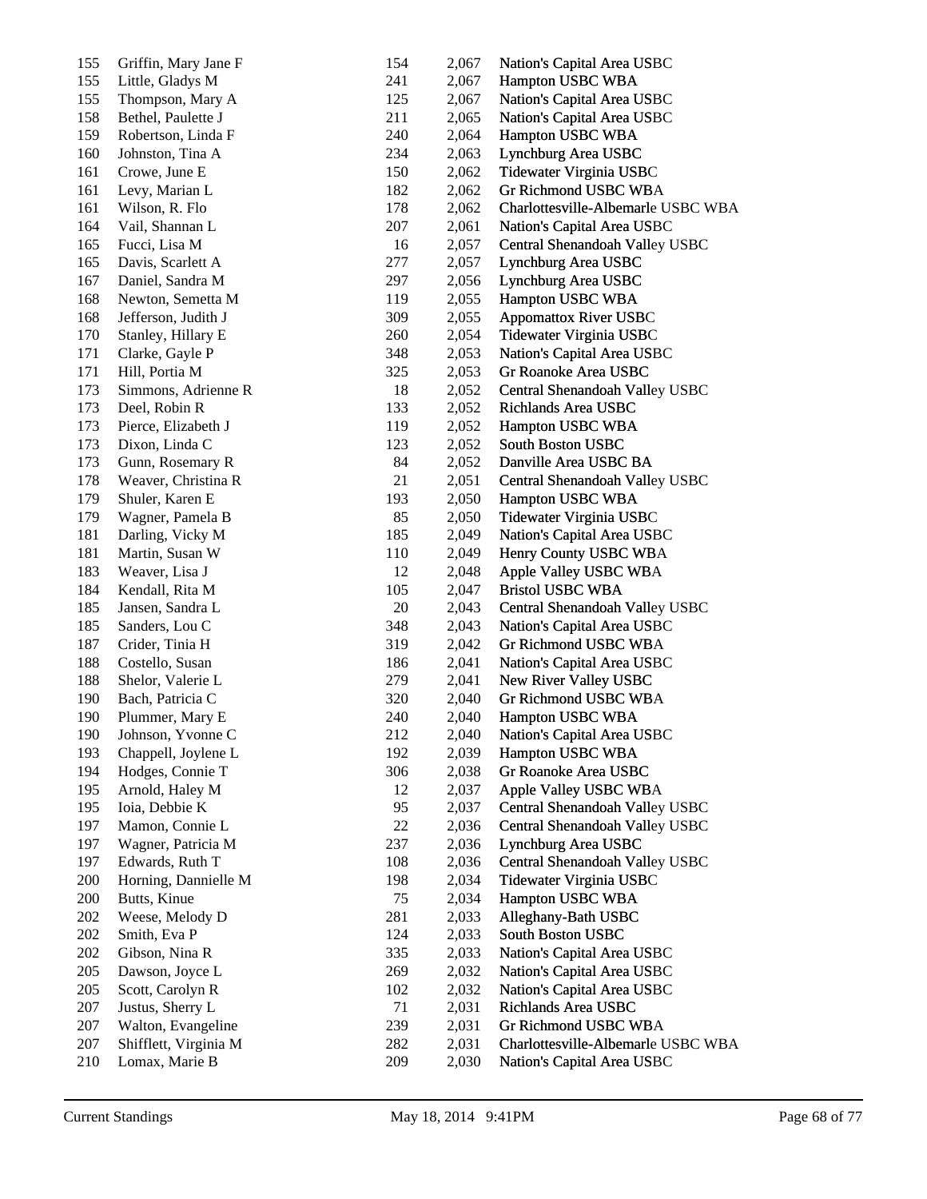| | | | | |
|---|---|---|---|---|
| 155 | Griffin, Mary Jane F | 154 | 2,067 | Nation's Capital Area USBC |
| 155 | Little, Gladys M | 241 | 2,067 | Hampton USBC WBA |
| 155 | Thompson, Mary A | 125 | 2,067 | Nation's Capital Area USBC |
| 158 | Bethel, Paulette J | 211 | 2,065 | Nation's Capital Area USBC |
| 159 | Robertson, Linda F | 240 | 2,064 | Hampton USBC WBA |
| 160 | Johnston, Tina A | 234 | 2,063 | Lynchburg Area USBC |
| 161 | Crowe, June E | 150 | 2,062 | Tidewater Virginia USBC |
| 161 | Levy, Marian L | 182 | 2,062 | Gr Richmond USBC WBA |
| 161 | Wilson, R. Flo | 178 | 2,062 | Charlottesville-Albemarle USBC WBA |
| 164 | Vail, Shannan L | 207 | 2,061 | Nation's Capital Area USBC |
| 165 | Fucci, Lisa M | 16 | 2,057 | Central Shenandoah Valley USBC |
| 165 | Davis, Scarlett A | 277 | 2,057 | Lynchburg Area USBC |
| 167 | Daniel, Sandra M | 297 | 2,056 | Lynchburg Area USBC |
| 168 | Newton, Semetta M | 119 | 2,055 | Hampton USBC WBA |
| 168 | Jefferson, Judith J | 309 | 2,055 | Appomattox River USBC |
| 170 | Stanley, Hillary E | 260 | 2,054 | Tidewater Virginia USBC |
| 171 | Clarke, Gayle P | 348 | 2,053 | Nation's Capital Area USBC |
| 171 | Hill, Portia M | 325 | 2,053 | Gr Roanoke Area USBC |
| 173 | Simmons, Adrienne R | 18 | 2,052 | Central Shenandoah Valley USBC |
| 173 | Deel, Robin R | 133 | 2,052 | Richlands Area USBC |
| 173 | Pierce, Elizabeth J | 119 | 2,052 | Hampton USBC WBA |
| 173 | Dixon, Linda C | 123 | 2,052 | South Boston USBC |
| 173 | Gunn, Rosemary R | 84 | 2,052 | Danville Area USBC BA |
| 178 | Weaver, Christina R | 21 | 2,051 | Central Shenandoah Valley USBC |
| 179 | Shuler, Karen E | 193 | 2,050 | Hampton USBC WBA |
| 179 | Wagner, Pamela B | 85 | 2,050 | Tidewater Virginia USBC |
| 181 | Darling, Vicky M | 185 | 2,049 | Nation's Capital Area USBC |
| 181 | Martin, Susan W | 110 | 2,049 | Henry County USBC WBA |
| 183 | Weaver, Lisa J | 12 | 2,048 | Apple Valley USBC WBA |
| 184 | Kendall, Rita M | 105 | 2,047 | Bristol USBC WBA |
| 185 | Jansen, Sandra L | 20 | 2,043 | Central Shenandoah Valley USBC |
| 185 | Sanders, Lou C | 348 | 2,043 | Nation's Capital Area USBC |
| 187 | Crider, Tinia H | 319 | 2,042 | Gr Richmond USBC WBA |
| 188 | Costello, Susan | 186 | 2,041 | Nation's Capital Area USBC |
| 188 | Shelor, Valerie L | 279 | 2,041 | New River Valley USBC |
| 190 | Bach, Patricia C | 320 | 2,040 | Gr Richmond USBC WBA |
| 190 | Plummer, Mary E | 240 | 2,040 | Hampton USBC WBA |
| 190 | Johnson, Yvonne C | 212 | 2,040 | Nation's Capital Area USBC |
| 193 | Chappell, Joylene L | 192 | 2,039 | Hampton USBC WBA |
| 194 | Hodges, Connie T | 306 | 2,038 | Gr Roanoke Area USBC |
| 195 | Arnold, Haley M | 12 | 2,037 | Apple Valley USBC WBA |
| 195 | Ioia, Debbie K | 95 | 2,037 | Central Shenandoah Valley USBC |
| 197 | Mamon, Connie L | 22 | 2,036 | Central Shenandoah Valley USBC |
| 197 | Wagner, Patricia M | 237 | 2,036 | Lynchburg Area USBC |
| 197 | Edwards, Ruth T | 108 | 2,036 | Central Shenandoah Valley USBC |
| 200 | Horning, Dannielle M | 198 | 2,034 | Tidewater Virginia USBC |
| 200 | Butts, Kinue | 75 | 2,034 | Hampton USBC WBA |
| 202 | Weese, Melody D | 281 | 2,033 | Alleghany-Bath USBC |
| 202 | Smith, Eva P | 124 | 2,033 | South Boston USBC |
| 202 | Gibson, Nina R | 335 | 2,033 | Nation's Capital Area USBC |
| 205 | Dawson, Joyce L | 269 | 2,032 | Nation's Capital Area USBC |
| 205 | Scott, Carolyn R | 102 | 2,032 | Nation's Capital Area USBC |
| 207 | Justus, Sherry L | 71 | 2,031 | Richlands Area USBC |
| 207 | Walton, Evangeline | 239 | 2,031 | Gr Richmond USBC WBA |
| 207 | Shifflett, Virginia M | 282 | 2,031 | Charlottesville-Albemarle USBC WBA |
| 210 | Lomax, Marie B | 209 | 2,030 | Nation's Capital Area USBC |

Current Standings May 18, 2014 9:41PM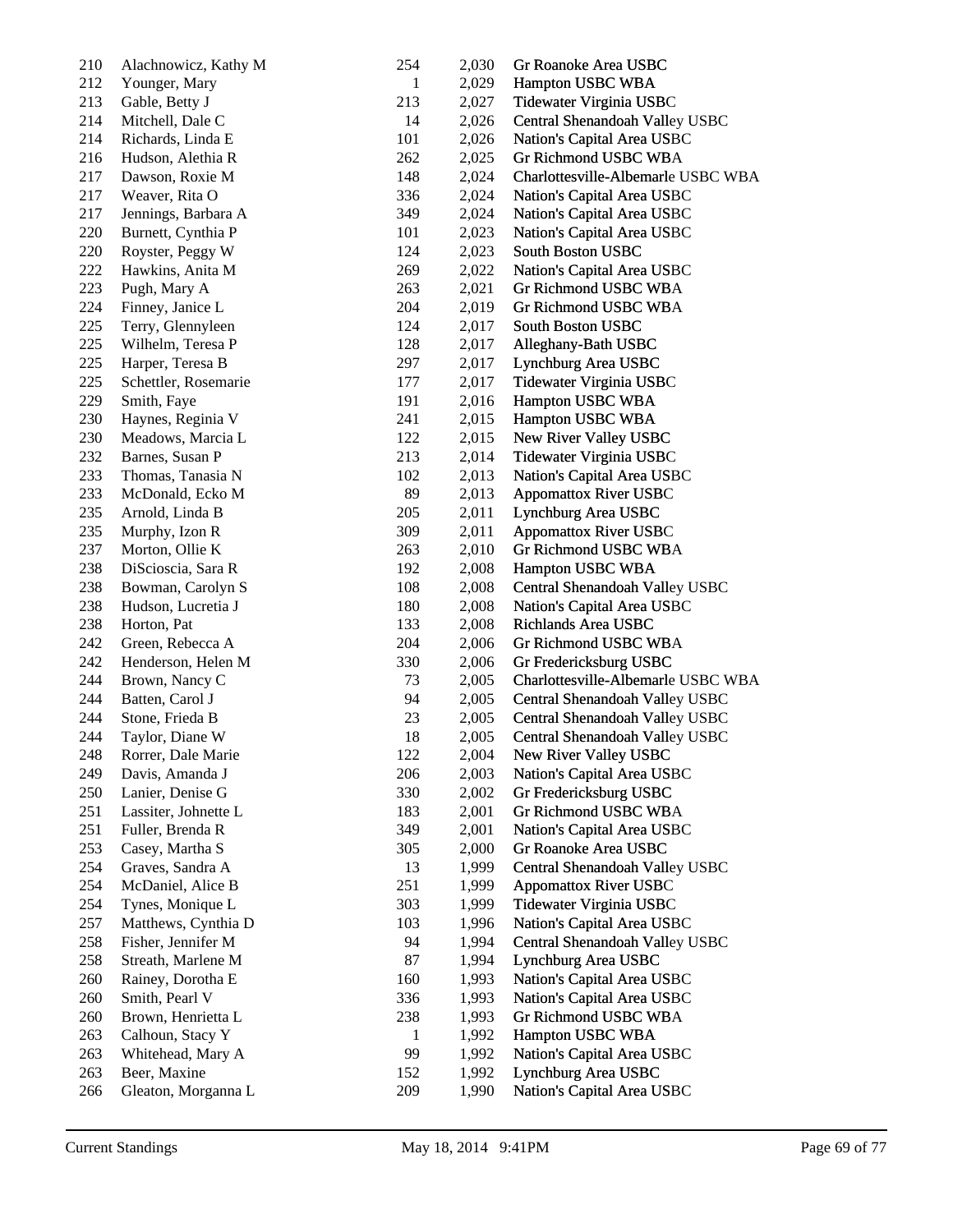| | | | | |
|---|---|---|---|---|
| 210 | Alachnowicz, Kathy M | 254 | 2,030 | Gr Roanoke Area USBC |
| 212 | Younger, Mary | 1 | 2,029 | Hampton USBC WBA |
| 213 | Gable, Betty J | 213 | 2,027 | Tidewater Virginia USBC |
| 214 | Mitchell, Dale C | 14 | 2,026 | Central Shenandoah Valley USBC |
| 214 | Richards, Linda E | 101 | 2,026 | Nation's Capital Area USBC |
| 216 | Hudson, Alethia R | 262 | 2,025 | Gr Richmond USBC WBA |
| 217 | Dawson, Roxie M | 148 | 2,024 | Charlottesville-Albemarle USBC WBA |
| 217 | Weaver, Rita O | 336 | 2,024 | Nation's Capital Area USBC |
| 217 | Jennings, Barbara A | 349 | 2,024 | Nation's Capital Area USBC |
| 220 | Burnett, Cynthia P | 101 | 2,023 | Nation's Capital Area USBC |
| 220 | Royster, Peggy W | 124 | 2,023 | South Boston USBC |
| 222 | Hawkins, Anita M | 269 | 2,022 | Nation's Capital Area USBC |
| 223 | Pugh, Mary A | 263 | 2,021 | Gr Richmond USBC WBA |
| 224 | Finney, Janice L | 204 | 2,019 | Gr Richmond USBC WBA |
| 225 | Terry, Glennyleen | 124 | 2,017 | South Boston USBC |
| 225 | Wilhelm, Teresa P | 128 | 2,017 | Alleghany-Bath USBC |
| 225 | Harper, Teresa B | 297 | 2,017 | Lynchburg Area USBC |
| 225 | Schettler, Rosemarie | 177 | 2,017 | Tidewater Virginia USBC |
| 229 | Smith, Faye | 191 | 2,016 | Hampton USBC WBA |
| 230 | Haynes, Reginia V | 241 | 2,015 | Hampton USBC WBA |
| 230 | Meadows, Marcia L | 122 | 2,015 | New River Valley USBC |
| 232 | Barnes, Susan P | 213 | 2,014 | Tidewater Virginia USBC |
| 233 | Thomas, Tanasia N | 102 | 2,013 | Nation's Capital Area USBC |
| 233 | McDonald, Ecko M | 89 | 2,013 | Appomattox River USBC |
| 235 | Arnold, Linda B | 205 | 2,011 | Lynchburg Area USBC |
| 235 | Murphy, Izon R | 309 | 2,011 | Appomattox River USBC |
| 237 | Morton, Ollie K | 263 | 2,010 | Gr Richmond USBC WBA |
| 238 | DiScioscia, Sara R | 192 | 2,008 | Hampton USBC WBA |
| 238 | Bowman, Carolyn S | 108 | 2,008 | Central Shenandoah Valley USBC |
| 238 | Hudson, Lucretia J | 180 | 2,008 | Nation's Capital Area USBC |
| 238 | Horton, Pat | 133 | 2,008 | Richlands Area USBC |
| 242 | Green, Rebecca A | 204 | 2,006 | Gr Richmond USBC WBA |
| 242 | Henderson, Helen M | 330 | 2,006 | Gr Fredericksburg USBC |
| 244 | Brown, Nancy C | 73 | 2,005 | Charlottesville-Albemarle USBC WBA |
| 244 | Batten, Carol J | 94 | 2,005 | Central Shenandoah Valley USBC |
| 244 | Stone, Frieda B | 23 | 2,005 | Central Shenandoah Valley USBC |
| 244 | Taylor, Diane W | 18 | 2,005 | Central Shenandoah Valley USBC |
| 248 | Rorrer, Dale Marie | 122 | 2,004 | New River Valley USBC |
| 249 | Davis, Amanda J | 206 | 2,003 | Nation's Capital Area USBC |
| 250 | Lanier, Denise G | 330 | 2,002 | Gr Fredericksburg USBC |
| 251 | Lassiter, Johnette L | 183 | 2,001 | Gr Richmond USBC WBA |
| 251 | Fuller, Brenda R | 349 | 2,001 | Nation's Capital Area USBC |
| 253 | Casey, Martha S | 305 | 2,000 | Gr Roanoke Area USBC |
| 254 | Graves, Sandra A | 13 | 1,999 | Central Shenandoah Valley USBC |
| 254 | McDaniel, Alice B | 251 | 1,999 | Appomattox River USBC |
| 254 | Tynes, Monique L | 303 | 1,999 | Tidewater Virginia USBC |
| 257 | Matthews, Cynthia D | 103 | 1,996 | Nation's Capital Area USBC |
| 258 | Fisher, Jennifer M | 94 | 1,994 | Central Shenandoah Valley USBC |
| 258 | Streath, Marlene M | 87 | 1,994 | Lynchburg Area USBC |
| 260 | Rainey, Dorotha E | 160 | 1,993 | Nation's Capital Area USBC |
| 260 | Smith, Pearl V | 336 | 1,993 | Nation's Capital Area USBC |
| 260 | Brown, Henrietta L | 238 | 1,993 | Gr Richmond USBC WBA |
| 263 | Calhoun, Stacy Y | 1 | 1,992 | Hampton USBC WBA |
| 263 | Whitehead, Mary A | 99 | 1,992 | Nation's Capital Area USBC |
| 263 | Beer, Maxine | 152 | 1,992 | Lynchburg Area USBC |
| 266 | Gleaton, Morganna L | 209 | 1,990 | Nation's Capital Area USBC |

Current Standings May 18, 2014 9:41PM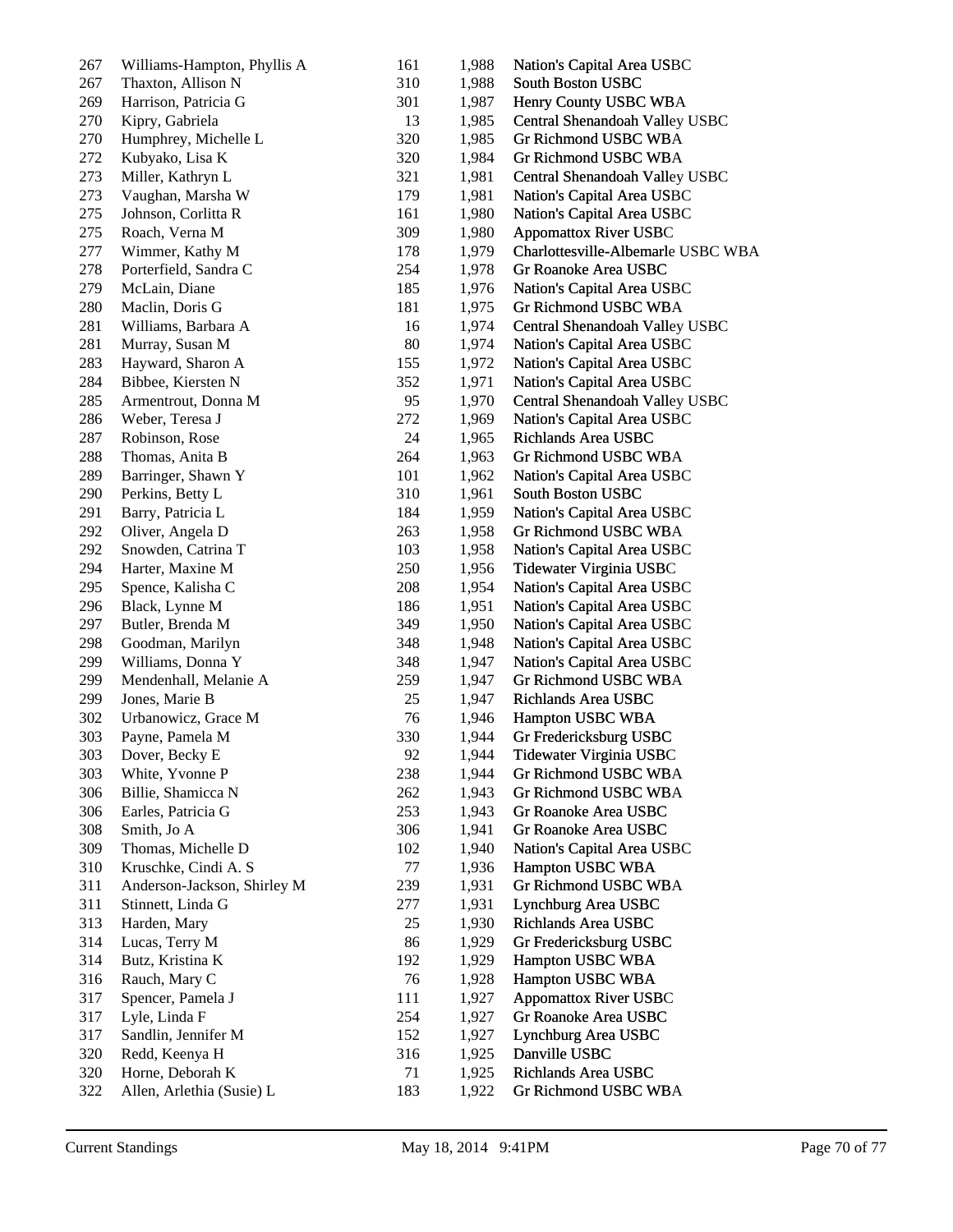| | | | | |
|---|---|---|---|---|
| 267 | Williams-Hampton, Phyllis A | 161 | 1,988 | Nation's Capital Area USBC |
| 267 | Thaxton, Allison N | 310 | 1,988 | South Boston USBC |
| 269 | Harrison, Patricia G | 301 | 1,987 | Henry County USBC WBA |
| 270 | Kipry, Gabriela | 13 | 1,985 | Central Shenandoah Valley USBC |
| 270 | Humphrey, Michelle L | 320 | 1,985 | Gr Richmond USBC WBA |
| 272 | Kubyako, Lisa K | 320 | 1,984 | Gr Richmond USBC WBA |
| 273 | Miller, Kathryn L | 321 | 1,981 | Central Shenandoah Valley USBC |
| 273 | Vaughan, Marsha W | 179 | 1,981 | Nation's Capital Area USBC |
| 275 | Johnson, Corlitta R | 161 | 1,980 | Nation's Capital Area USBC |
| 275 | Roach, Verna M | 309 | 1,980 | Appomattox River USBC |
| 277 | Wimmer, Kathy M | 178 | 1,979 | Charlottesville-Albemarle USBC WBA |
| 278 | Porterfield, Sandra C | 254 | 1,978 | Gr Roanoke Area USBC |
| 279 | McLain, Diane | 185 | 1,976 | Nation's Capital Area USBC |
| 280 | Maclin, Doris G | 181 | 1,975 | Gr Richmond USBC WBA |
| 281 | Williams, Barbara A | 16 | 1,974 | Central Shenandoah Valley USBC |
| 281 | Murray, Susan M | 80 | 1,974 | Nation's Capital Area USBC |
| 283 | Hayward, Sharon A | 155 | 1,972 | Nation's Capital Area USBC |
| 284 | Bibbee, Kiersten N | 352 | 1,971 | Nation's Capital Area USBC |
| 285 | Armentrout, Donna M | 95 | 1,970 | Central Shenandoah Valley USBC |
| 286 | Weber, Teresa J | 272 | 1,969 | Nation's Capital Area USBC |
| 287 | Robinson, Rose | 24 | 1,965 | Richlands Area USBC |
| 288 | Thomas, Anita B | 264 | 1,963 | Gr Richmond USBC WBA |
| 289 | Barringer, Shawn Y | 101 | 1,962 | Nation's Capital Area USBC |
| 290 | Perkins, Betty L | 310 | 1,961 | South Boston USBC |
| 291 | Barry, Patricia L | 184 | 1,959 | Nation's Capital Area USBC |
| 292 | Oliver, Angela D | 263 | 1,958 | Gr Richmond USBC WBA |
| 292 | Snowden, Catrina T | 103 | 1,958 | Nation's Capital Area USBC |
| 294 | Harter, Maxine M | 250 | 1,956 | Tidewater Virginia USBC |
| 295 | Spence, Kalisha C | 208 | 1,954 | Nation's Capital Area USBC |
| 296 | Black, Lynne M | 186 | 1,951 | Nation's Capital Area USBC |
| 297 | Butler, Brenda M | 349 | 1,950 | Nation's Capital Area USBC |
| 298 | Goodman, Marilyn | 348 | 1,948 | Nation's Capital Area USBC |
| 299 | Williams, Donna Y | 348 | 1,947 | Nation's Capital Area USBC |
| 299 | Mendenhall, Melanie A | 259 | 1,947 | Gr Richmond USBC WBA |
| 299 | Jones, Marie B | 25 | 1,947 | Richlands Area USBC |
| 302 | Urbanowicz, Grace M | 76 | 1,946 | Hampton USBC WBA |
| 303 | Payne, Pamela M | 330 | 1,944 | Gr Fredericksburg USBC |
| 303 | Dover, Becky E | 92 | 1,944 | Tidewater Virginia USBC |
| 303 | White, Yvonne P | 238 | 1,944 | Gr Richmond USBC WBA |
| 306 | Billie, Shamicca N | 262 | 1,943 | Gr Richmond USBC WBA |
| 306 | Earles, Patricia G | 253 | 1,943 | Gr Roanoke Area USBC |
| 308 | Smith, Jo A | 306 | 1,941 | Gr Roanoke Area USBC |
| 309 | Thomas, Michelle D | 102 | 1,940 | Nation's Capital Area USBC |
| 310 | Kruschke, Cindi A. S | 77 | 1,936 | Hampton USBC WBA |
| 311 | Anderson-Jackson, Shirley M | 239 | 1,931 | Gr Richmond USBC WBA |
| 311 | Stinnett, Linda G | 277 | 1,931 | Lynchburg Area USBC |
| 313 | Harden, Mary | 25 | 1,930 | Richlands Area USBC |
| 314 | Lucas, Terry M | 86 | 1,929 | Gr Fredericksburg USBC |
| 314 | Butz, Kristina K | 192 | 1,929 | Hampton USBC WBA |
| 316 | Rauch, Mary C | 76 | 1,928 | Hampton USBC WBA |
| 317 | Spencer, Pamela J | 111 | 1,927 | Appomattox River USBC |
| 317 | Lyle, Linda F | 254 | 1,927 | Gr Roanoke Area USBC |
| 317 | Sandlin, Jennifer M | 152 | 1,927 | Lynchburg Area USBC |
| 320 | Redd, Keenya H | 316 | 1,925 | Danville USBC |
| 320 | Horne, Deborah K | 71 | 1,925 | Richlands Area USBC |
| 322 | Allen, Arlethia (Susie) L | 183 | 1,922 | Gr Richmond USBC WBA |

Current Standings May 18, 2014 9:41PM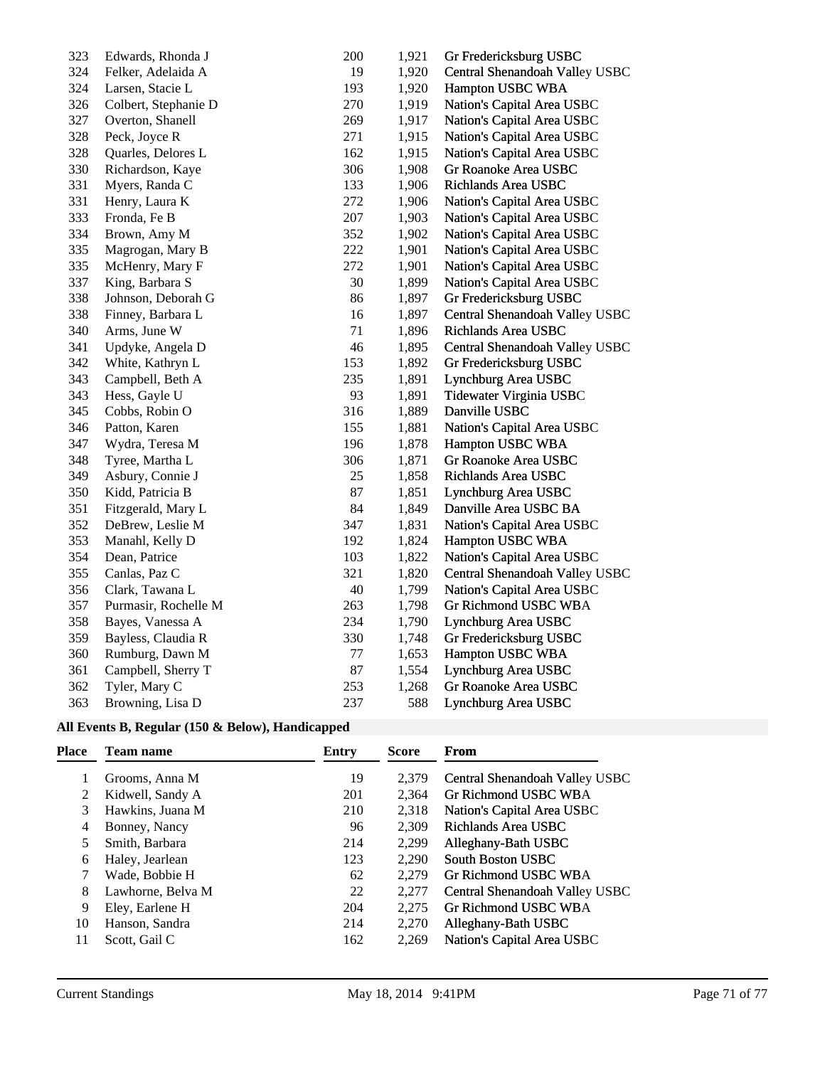| Place | Team name | Entry | Score | From |
|---|---|---|---|---|
| 323 | Edwards, Rhonda J | 200 | 1,921 | Gr Fredericksburg USBC |
| 324 | Felker, Adelaida A | 19 | 1,920 | Central Shenandoah Valley USBC |
| 324 | Larsen, Stacie L | 193 | 1,920 | Hampton USBC WBA |
| 326 | Colbert, Stephanie D | 270 | 1,919 | Nation's Capital Area USBC |
| 327 | Overton, Shanell | 269 | 1,917 | Nation's Capital Area USBC |
| 328 | Peck, Joyce R | 271 | 1,915 | Nation's Capital Area USBC |
| 328 | Quarles, Delores L | 162 | 1,915 | Nation's Capital Area USBC |
| 330 | Richardson, Kaye | 306 | 1,908 | Gr Roanoke Area USBC |
| 331 | Myers, Randa C | 133 | 1,906 | Richlands Area USBC |
| 331 | Henry, Laura K | 272 | 1,906 | Nation's Capital Area USBC |
| 333 | Fronda, Fe B | 207 | 1,903 | Nation's Capital Area USBC |
| 334 | Brown, Amy M | 352 | 1,902 | Nation's Capital Area USBC |
| 335 | Magrogan, Mary B | 222 | 1,901 | Nation's Capital Area USBC |
| 335 | McHenry, Mary F | 272 | 1,901 | Nation's Capital Area USBC |
| 337 | King, Barbara S | 30 | 1,899 | Nation's Capital Area USBC |
| 338 | Johnson, Deborah G | 86 | 1,897 | Gr Fredericksburg USBC |
| 338 | Finney, Barbara L | 16 | 1,897 | Central Shenandoah Valley USBC |
| 340 | Arms, June W | 71 | 1,896 | Richlands Area USBC |
| 341 | Updyke, Angela D | 46 | 1,895 | Central Shenandoah Valley USBC |
| 342 | White, Kathryn L | 153 | 1,892 | Gr Fredericksburg USBC |
| 343 | Campbell, Beth A | 235 | 1,891 | Lynchburg Area USBC |
| 343 | Hess, Gayle U | 93 | 1,891 | Tidewater Virginia USBC |
| 345 | Cobbs, Robin O | 316 | 1,889 | Danville USBC |
| 346 | Patton, Karen | 155 | 1,881 | Nation's Capital Area USBC |
| 347 | Wydra, Teresa M | 196 | 1,878 | Hampton USBC WBA |
| 348 | Tyree, Martha L | 306 | 1,871 | Gr Roanoke Area USBC |
| 349 | Asbury, Connie J | 25 | 1,858 | Richlands Area USBC |
| 350 | Kidd, Patricia B | 87 | 1,851 | Lynchburg Area USBC |
| 351 | Fitzgerald, Mary L | 84 | 1,849 | Danville Area USBC BA |
| 352 | DeBrew, Leslie M | 347 | 1,831 | Nation's Capital Area USBC |
| 353 | Manahl, Kelly D | 192 | 1,824 | Hampton USBC WBA |
| 354 | Dean, Patrice | 103 | 1,822 | Nation's Capital Area USBC |
| 355 | Canlas, Paz C | 321 | 1,820 | Central Shenandoah Valley USBC |
| 356 | Clark, Tawana L | 40 | 1,799 | Nation's Capital Area USBC |
| 357 | Purmasir, Rochelle M | 263 | 1,798 | Gr Richmond USBC WBA |
| 358 | Bayes, Vanessa A | 234 | 1,790 | Lynchburg Area USBC |
| 359 | Bayless, Claudia R | 330 | 1,748 | Gr Fredericksburg USBC |
| 360 | Rumburg, Dawn M | 77 | 1,653 | Hampton USBC WBA |
| 361 | Campbell, Sherry T | 87 | 1,554 | Lynchburg Area USBC |
| 362 | Tyler, Mary C | 253 | 1,268 | Gr Roanoke Area USBC |
| 363 | Browning, Lisa D | 237 | 588 | Lynchburg Area USBC |

### All Events B, Regular (150 & Below), Handicapped

| Place | Team name | Entry | Score | From |
|---|---|---|---|---|
| 1 | Grooms, Anna M | 19 | 2,379 | Central Shenandoah Valley USBC |
| 2 | Kidwell, Sandy A | 201 | 2,364 | Gr Richmond USBC WBA |
| 3 | Hawkins, Juana M | 210 | 2,318 | Nation's Capital Area USBC |
| 4 | Bonney, Nancy | 96 | 2,309 | Richlands Area USBC |
| 5 | Smith, Barbara | 214 | 2,299 | Alleghany-Bath USBC |
| 6 | Haley, Jearlean | 123 | 2,290 | South Boston USBC |
| 7 | Wade, Bobbie H | 62 | 2,279 | Gr Richmond USBC WBA |
| 8 | Lawhorne, Belva M | 22 | 2,277 | Central Shenandoah Valley USBC |
| 9 | Eley, Earlene H | 204 | 2,275 | Gr Richmond USBC WBA |
| 10 | Hanson, Sandra | 214 | 2,270 | Alleghany-Bath USBC |
| 11 | Scott, Gail C | 162 | 2,269 | Nation's Capital Area USBC |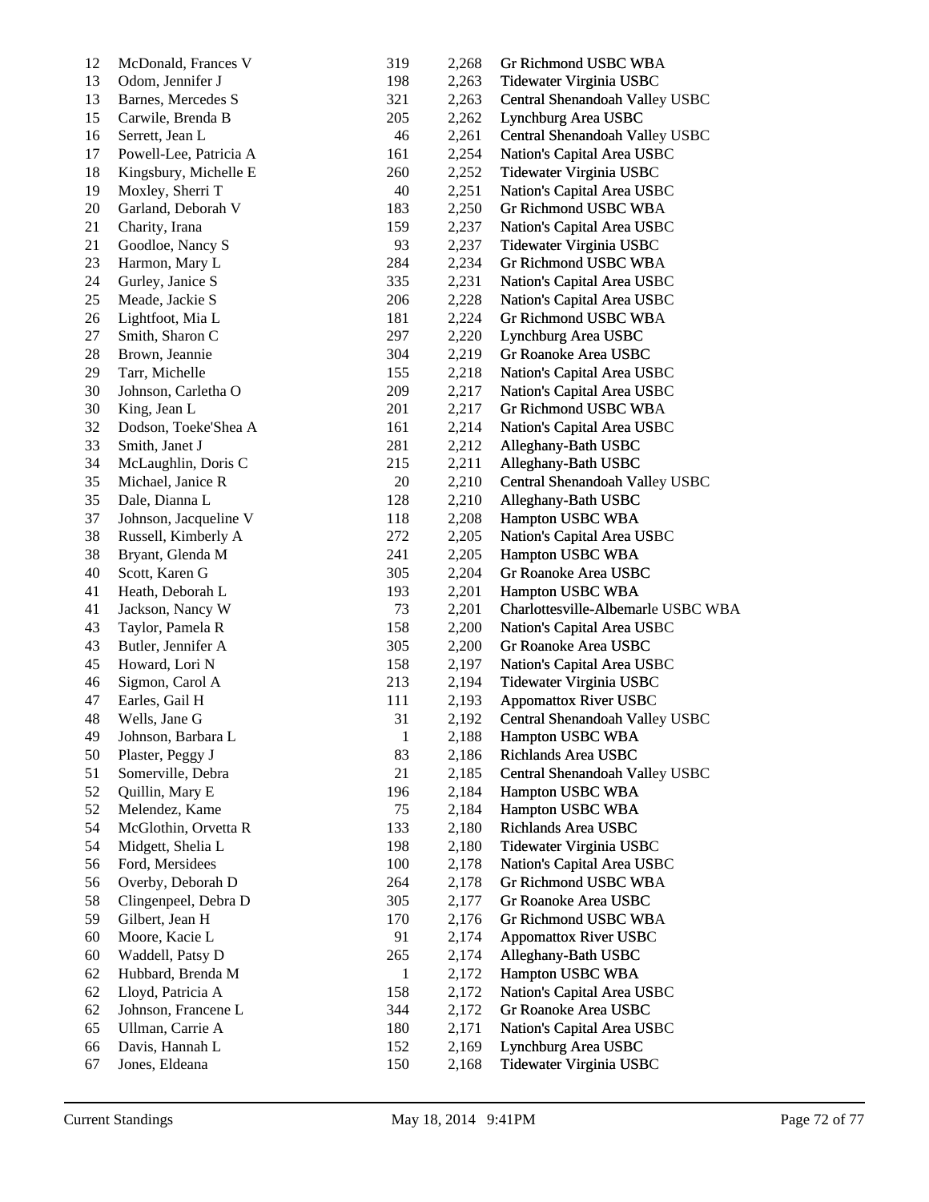| | | | | |
|---|---|---|---|---|
| 12 | McDonald, Frances V | 319 | 2,268 | Gr Richmond USBC WBA |
| 13 | Odom, Jennifer J | 198 | 2,263 | Tidewater Virginia USBC |
| 13 | Barnes, Mercedes S | 321 | 2,263 | Central Shenandoah Valley USBC |
| 15 | Carwile, Brenda B | 205 | 2,262 | Lynchburg Area USBC |
| 16 | Serrett, Jean L | 46 | 2,261 | Central Shenandoah Valley USBC |
| 17 | Powell-Lee, Patricia A | 161 | 2,254 | Nation's Capital Area USBC |
| 18 | Kingsbury, Michelle E | 260 | 2,252 | Tidewater Virginia USBC |
| 19 | Moxley, Sherri T | 40 | 2,251 | Nation's Capital Area USBC |
| 20 | Garland, Deborah V | 183 | 2,250 | Gr Richmond USBC WBA |
| 21 | Charity, Irana | 159 | 2,237 | Nation's Capital Area USBC |
| 21 | Goodloe, Nancy S | 93 | 2,237 | Tidewater Virginia USBC |
| 23 | Harmon, Mary L | 284 | 2,234 | Gr Richmond USBC WBA |
| 24 | Gurley, Janice S | 335 | 2,231 | Nation's Capital Area USBC |
| 25 | Meade, Jackie S | 206 | 2,228 | Nation's Capital Area USBC |
| 26 | Lightfoot, Mia L | 181 | 2,224 | Gr Richmond USBC WBA |
| 27 | Smith, Sharon C | 297 | 2,220 | Lynchburg Area USBC |
| 28 | Brown, Jeannie | 304 | 2,219 | Gr Roanoke Area USBC |
| 29 | Tarr, Michelle | 155 | 2,218 | Nation's Capital Area USBC |
| 30 | Johnson, Carletha O | 209 | 2,217 | Nation's Capital Area USBC |
| 30 | King, Jean L | 201 | 2,217 | Gr Richmond USBC WBA |
| 32 | Dodson, Toeke'Shea A | 161 | 2,214 | Nation's Capital Area USBC |
| 33 | Smith, Janet J | 281 | 2,212 | Alleghany-Bath USBC |
| 34 | McLaughlin, Doris C | 215 | 2,211 | Alleghany-Bath USBC |
| 35 | Michael, Janice R | 20 | 2,210 | Central Shenandoah Valley USBC |
| 35 | Dale, Dianna L | 128 | 2,210 | Alleghany-Bath USBC |
| 37 | Johnson, Jacqueline V | 118 | 2,208 | Hampton USBC WBA |
| 38 | Russell, Kimberly A | 272 | 2,205 | Nation's Capital Area USBC |
| 38 | Bryant, Glenda M | 241 | 2,205 | Hampton USBC WBA |
| 40 | Scott, Karen G | 305 | 2,204 | Gr Roanoke Area USBC |
| 41 | Heath, Deborah L | 193 | 2,201 | Hampton USBC WBA |
| 41 | Jackson, Nancy W | 73 | 2,201 | Charlottesville-Albemarle USBC WBA |
| 43 | Taylor, Pamela R | 158 | 2,200 | Nation's Capital Area USBC |
| 43 | Butler, Jennifer A | 305 | 2,200 | Gr Roanoke Area USBC |
| 45 | Howard, Lori N | 158 | 2,197 | Nation's Capital Area USBC |
| 46 | Sigmon, Carol A | 213 | 2,194 | Tidewater Virginia USBC |
| 47 | Earles, Gail H | 111 | 2,193 | Appomattox River USBC |
| 48 | Wells, Jane G | 31 | 2,192 | Central Shenandoah Valley USBC |
| 49 | Johnson, Barbara L | 1 | 2,188 | Hampton USBC WBA |
| 50 | Plaster, Peggy J | 83 | 2,186 | Richlands Area USBC |
| 51 | Somerville, Debra | 21 | 2,185 | Central Shenandoah Valley USBC |
| 52 | Quillin, Mary E | 196 | 2,184 | Hampton USBC WBA |
| 52 | Melendez, Kame | 75 | 2,184 | Hampton USBC WBA |
| 54 | McGlothin, Orvetta R | 133 | 2,180 | Richlands Area USBC |
| 54 | Midgett, Shelia L | 198 | 2,180 | Tidewater Virginia USBC |
| 56 | Ford, Mersidees | 100 | 2,178 | Nation's Capital Area USBC |
| 56 | Overby, Deborah D | 264 | 2,178 | Gr Richmond USBC WBA |
| 58 | Clingenpeel, Debra D | 305 | 2,177 | Gr Roanoke Area USBC |
| 59 | Gilbert, Jean H | 170 | 2,176 | Gr Richmond USBC WBA |
| 60 | Moore, Kacie L | 91 | 2,174 | Appomattox River USBC |
| 60 | Waddell, Patsy D | 265 | 2,174 | Alleghany-Bath USBC |
| 62 | Hubbard, Brenda M | 1 | 2,172 | Hampton USBC WBA |
| 62 | Lloyd, Patricia A | 158 | 2,172 | Nation's Capital Area USBC |
| 62 | Johnson, Francene L | 344 | 2,172 | Gr Roanoke Area USBC |
| 65 | Ullman, Carrie A | 180 | 2,171 | Nation's Capital Area USBC |
| 66 | Davis, Hannah L | 152 | 2,169 | Lynchburg Area USBC |
| 67 | Jones, Eldeana | 150 | 2,168 | Tidewater Virginia USBC |

Current Standings May 18, 2014 9:41PM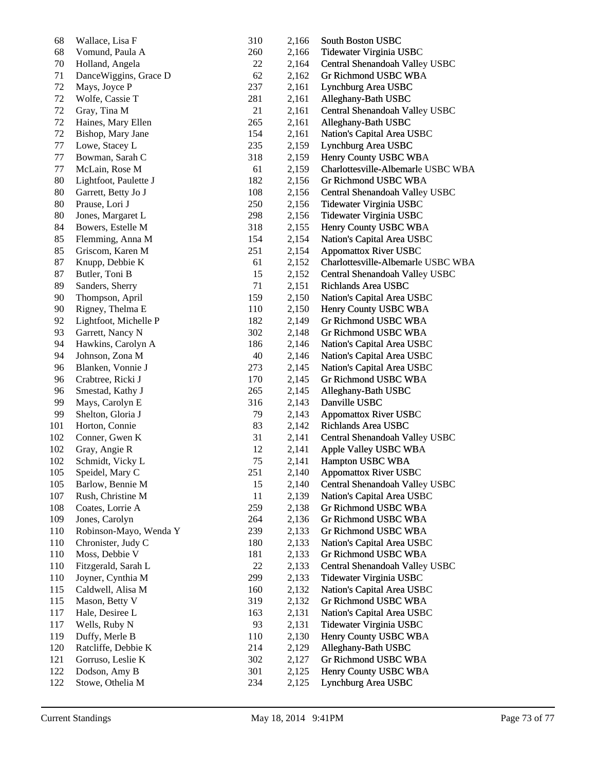| | | | | |
|---|---|---|---|---|
| 68 | Wallace, Lisa F | 310 | 2,166 | South Boston USBC |
| 68 | Vomund, Paula A | 260 | 2,166 | Tidewater Virginia USBC |
| 70 | Holland, Angela | 22 | 2,164 | Central Shenandoah Valley USBC |
| 71 | DanceWiggins, Grace D | 62 | 2,162 | Gr Richmond USBC WBA |
| 72 | Mays, Joyce P | 237 | 2,161 | Lynchburg Area USBC |
| 72 | Wolfe, Cassie T | 281 | 2,161 | Alleghany-Bath USBC |
| 72 | Gray, Tina M | 21 | 2,161 | Central Shenandoah Valley USBC |
| 72 | Haines, Mary Ellen | 265 | 2,161 | Alleghany-Bath USBC |
| 72 | Bishop, Mary Jane | 154 | 2,161 | Nation's Capital Area USBC |
| 77 | Lowe, Stacey L | 235 | 2,159 | Lynchburg Area USBC |
| 77 | Bowman, Sarah C | 318 | 2,159 | Henry County USBC WBA |
| 77 | McLain, Rose M | 61 | 2,159 | Charlottesville-Albemarle USBC WBA |
| 80 | Lightfoot, Paulette J | 182 | 2,156 | Gr Richmond USBC WBA |
| 80 | Garrett, Betty Jo J | 108 | 2,156 | Central Shenandoah Valley USBC |
| 80 | Prause, Lori J | 250 | 2,156 | Tidewater Virginia USBC |
| 80 | Jones, Margaret L | 298 | 2,156 | Tidewater Virginia USBC |
| 84 | Bowers, Estelle M | 318 | 2,155 | Henry County USBC WBA |
| 85 | Flemming, Anna M | 154 | 2,154 | Nation's Capital Area USBC |
| 85 | Griscom, Karen M | 251 | 2,154 | Appomattox River USBC |
| 87 | Knupp, Debbie K | 61 | 2,152 | Charlottesville-Albemarle USBC WBA |
| 87 | Butler, Toni B | 15 | 2,152 | Central Shenandoah Valley USBC |
| 89 | Sanders, Sherry | 71 | 2,151 | Richlands Area USBC |
| 90 | Thompson, April | 159 | 2,150 | Nation's Capital Area USBC |
| 90 | Rigney, Thelma E | 110 | 2,150 | Henry County USBC WBA |
| 92 | Lightfoot, Michelle P | 182 | 2,149 | Gr Richmond USBC WBA |
| 93 | Garrett, Nancy N | 302 | 2,148 | Gr Richmond USBC WBA |
| 94 | Hawkins, Carolyn A | 186 | 2,146 | Nation's Capital Area USBC |
| 94 | Johnson, Zona M | 40 | 2,146 | Nation's Capital Area USBC |
| 96 | Blanken, Vonnie J | 273 | 2,145 | Nation's Capital Area USBC |
| 96 | Crabtree, Ricki J | 170 | 2,145 | Gr Richmond USBC WBA |
| 96 | Smestad, Kathy J | 265 | 2,145 | Alleghany-Bath USBC |
| 99 | Mays, Carolyn E | 316 | 2,143 | Danville USBC |
| 99 | Shelton, Gloria J | 79 | 2,143 | Appomattox River USBC |
| 101 | Horton, Connie | 83 | 2,142 | Richlands Area USBC |
| 102 | Conner, Gwen K | 31 | 2,141 | Central Shenandoah Valley USBC |
| 102 | Gray, Angie R | 12 | 2,141 | Apple Valley USBC WBA |
| 102 | Schmidt, Vicky L | 75 | 2,141 | Hampton USBC WBA |
| 105 | Speidel, Mary C | 251 | 2,140 | Appomattox River USBC |
| 105 | Barlow, Bennie M | 15 | 2,140 | Central Shenandoah Valley USBC |
| 107 | Rush, Christine M | 11 | 2,139 | Nation's Capital Area USBC |
| 108 | Coates, Lorrie A | 259 | 2,138 | Gr Richmond USBC WBA |
| 109 | Jones, Carolyn | 264 | 2,136 | Gr Richmond USBC WBA |
| 110 | Robinson-Mayo, Wenda Y | 239 | 2,133 | Gr Richmond USBC WBA |
| 110 | Chronister, Judy C | 180 | 2,133 | Nation's Capital Area USBC |
| 110 | Moss, Debbie V | 181 | 2,133 | Gr Richmond USBC WBA |
| 110 | Fitzgerald, Sarah L | 22 | 2,133 | Central Shenandoah Valley USBC |
| 110 | Joyner, Cynthia M | 299 | 2,133 | Tidewater Virginia USBC |
| 115 | Caldwell, Alisa M | 160 | 2,132 | Nation's Capital Area USBC |
| 115 | Mason, Betty V | 319 | 2,132 | Gr Richmond USBC WBA |
| 117 | Hale, Desiree L | 163 | 2,131 | Nation's Capital Area USBC |
| 117 | Wells, Ruby N | 93 | 2,131 | Tidewater Virginia USBC |
| 119 | Duffy, Merle B | 110 | 2,130 | Henry County USBC WBA |
| 120 | Ratcliffe, Debbie K | 214 | 2,129 | Alleghany-Bath USBC |
| 121 | Gorruso, Leslie K | 302 | 2,127 | Gr Richmond USBC WBA |
| 122 | Dodson, Amy B | 301 | 2,125 | Henry County USBC WBA |
| 122 | Stowe, Othelia M | 234 | 2,125 | Lynchburg Area USBC |

Current Standings May 18, 2014 9:41PM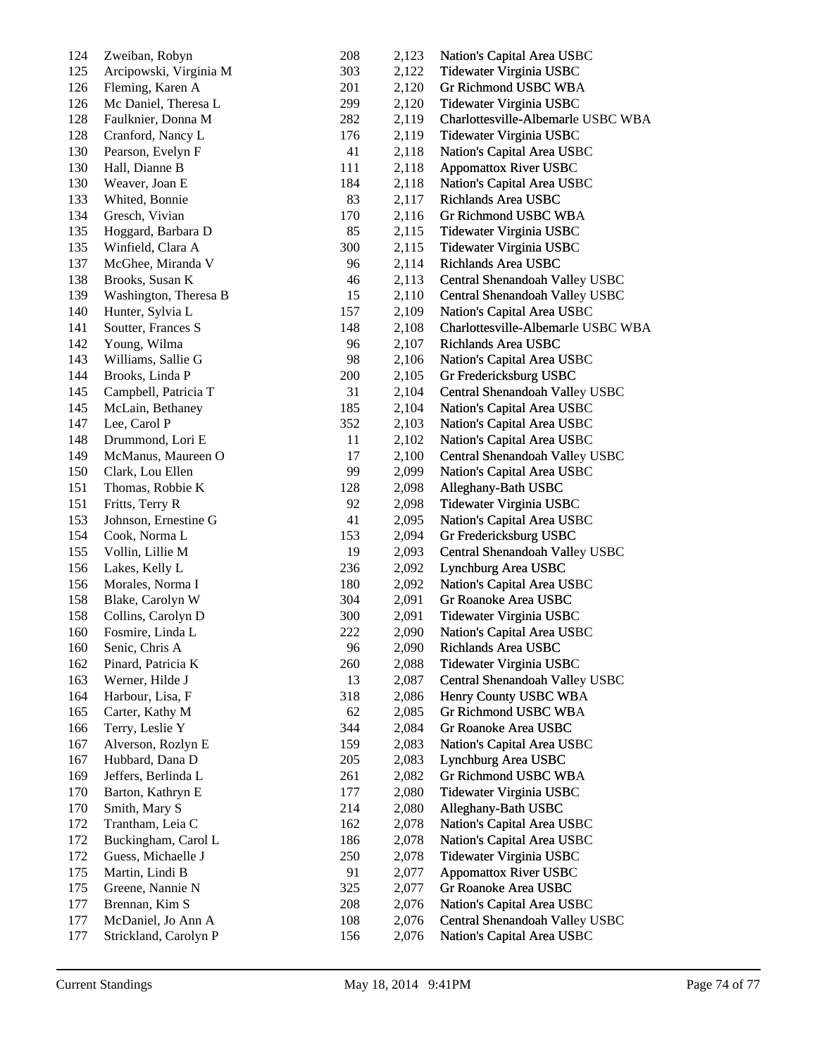| | | | | |
|---|---|---|---|---|
| 124 | Zweiban, Robyn | 208 | 2,123 | Nation's Capital Area USBC |
| 125 | Arcipowski, Virginia M | 303 | 2,122 | Tidewater Virginia USBC |
| 126 | Fleming, Karen A | 201 | 2,120 | Gr Richmond USBC WBA |
| 126 | Mc Daniel, Theresa L | 299 | 2,120 | Tidewater Virginia USBC |
| 128 | Faulknier, Donna M | 282 | 2,119 | Charlottesville-Albemarle USBC WBA |
| 128 | Cranford, Nancy L | 176 | 2,119 | Tidewater Virginia USBC |
| 130 | Pearson, Evelyn F | 41 | 2,118 | Nation's Capital Area USBC |
| 130 | Hall, Dianne B | 111 | 2,118 | Appomattox River USBC |
| 130 | Weaver, Joan E | 184 | 2,118 | Nation's Capital Area USBC |
| 133 | Whited, Bonnie | 83 | 2,117 | Richlands Area USBC |
| 134 | Gresch, Vivian | 170 | 2,116 | Gr Richmond USBC WBA |
| 135 | Hoggard, Barbara D | 85 | 2,115 | Tidewater Virginia USBC |
| 135 | Winfield, Clara A | 300 | 2,115 | Tidewater Virginia USBC |
| 137 | McGhee, Miranda V | 96 | 2,114 | Richlands Area USBC |
| 138 | Brooks, Susan K | 46 | 2,113 | Central Shenandoah Valley USBC |
| 139 | Washington, Theresa B | 15 | 2,110 | Central Shenandoah Valley USBC |
| 140 | Hunter, Sylvia L | 157 | 2,109 | Nation's Capital Area USBC |
| 141 | Soutter, Frances S | 148 | 2,108 | Charlottesville-Albemarle USBC WBA |
| 142 | Young, Wilma | 96 | 2,107 | Richlands Area USBC |
| 143 | Williams, Sallie G | 98 | 2,106 | Nation's Capital Area USBC |
| 144 | Brooks, Linda P | 200 | 2,105 | Gr Fredericksburg USBC |
| 145 | Campbell, Patricia T | 31 | 2,104 | Central Shenandoah Valley USBC |
| 145 | McLain, Bethaney | 185 | 2,104 | Nation's Capital Area USBC |
| 147 | Lee, Carol P | 352 | 2,103 | Nation's Capital Area USBC |
| 148 | Drummond, Lori E | 11 | 2,102 | Nation's Capital Area USBC |
| 149 | McManus, Maureen O | 17 | 2,100 | Central Shenandoah Valley USBC |
| 150 | Clark, Lou Ellen | 99 | 2,099 | Nation's Capital Area USBC |
| 151 | Thomas, Robbie K | 128 | 2,098 | Alleghany-Bath USBC |
| 151 | Fritts, Terry R | 92 | 2,098 | Tidewater Virginia USBC |
| 153 | Johnson, Ernestine G | 41 | 2,095 | Nation's Capital Area USBC |
| 154 | Cook, Norma L | 153 | 2,094 | Gr Fredericksburg USBC |
| 155 | Vollin, Lillie M | 19 | 2,093 | Central Shenandoah Valley USBC |
| 156 | Lakes, Kelly L | 236 | 2,092 | Lynchburg Area USBC |
| 156 | Morales, Norma I | 180 | 2,092 | Nation's Capital Area USBC |
| 158 | Blake, Carolyn W | 304 | 2,091 | Gr Roanoke Area USBC |
| 158 | Collins, Carolyn D | 300 | 2,091 | Tidewater Virginia USBC |
| 160 | Fosmire, Linda L | 222 | 2,090 | Nation's Capital Area USBC |
| 160 | Senic, Chris A | 96 | 2,090 | Richlands Area USBC |
| 162 | Pinard, Patricia K | 260 | 2,088 | Tidewater Virginia USBC |
| 163 | Werner, Hilde J | 13 | 2,087 | Central Shenandoah Valley USBC |
| 164 | Harbour, Lisa, F | 318 | 2,086 | Henry County USBC WBA |
| 165 | Carter, Kathy M | 62 | 2,085 | Gr Richmond USBC WBA |
| 166 | Terry, Leslie Y | 344 | 2,084 | Gr Roanoke Area USBC |
| 167 | Alverson, Rozlyn E | 159 | 2,083 | Nation's Capital Area USBC |
| 167 | Hubbard, Dana D | 205 | 2,083 | Lynchburg Area USBC |
| 169 | Jeffers, Berlinda L | 261 | 2,082 | Gr Richmond USBC WBA |
| 170 | Barton, Kathryn E | 177 | 2,080 | Tidewater Virginia USBC |
| 170 | Smith, Mary S | 214 | 2,080 | Alleghany-Bath USBC |
| 172 | Trantham, Leia C | 162 | 2,078 | Nation's Capital Area USBC |
| 172 | Buckingham, Carol L | 186 | 2,078 | Nation's Capital Area USBC |
| 172 | Guess, Michaelle J | 250 | 2,078 | Tidewater Virginia USBC |
| 175 | Martin, Lindi B | 91 | 2,077 | Appomattox River USBC |
| 175 | Greene, Nannie N | 325 | 2,077 | Gr Roanoke Area USBC |
| 177 | Brennan, Kim S | 208 | 2,076 | Nation's Capital Area USBC |
| 177 | McDaniel, Jo Ann A | 108 | 2,076 | Central Shenandoah Valley USBC |
| 177 | Strickland, Carolyn P | 156 | 2,076 | Nation's Capital Area USBC |

Current Standings May 18, 2014 9:41PM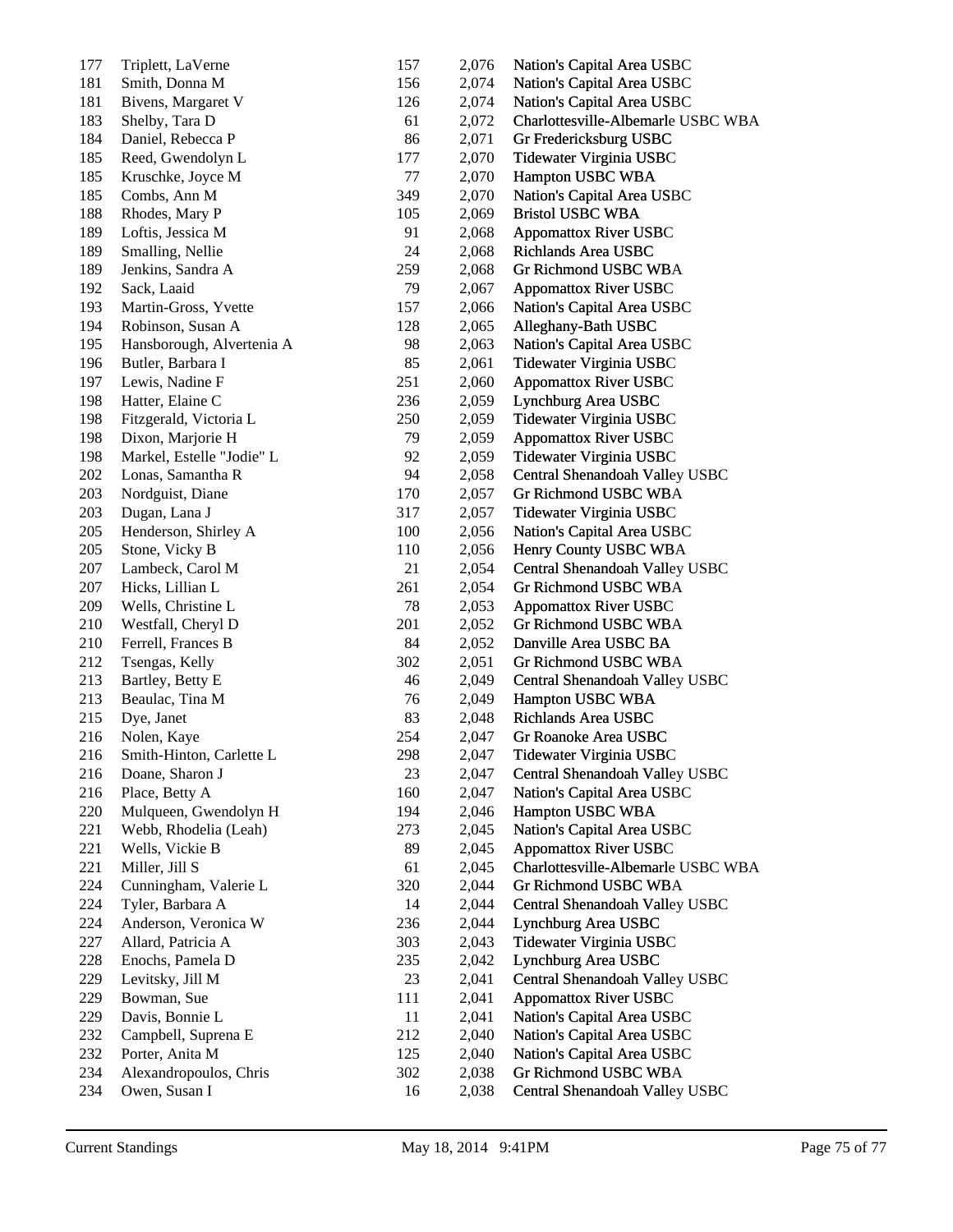| | | | | |
|---|---|---|---|---|
| 177 | Triplett, LaVerne | 157 | 2,076 | Nation's Capital Area USBC |
| 181 | Smith, Donna M | 156 | 2,074 | Nation's Capital Area USBC |
| 181 | Bivens, Margaret V | 126 | 2,074 | Nation's Capital Area USBC |
| 183 | Shelby, Tara D | 61 | 2,072 | Charlottesville-Albemarle USBC WBA |
| 184 | Daniel, Rebecca P | 86 | 2,071 | Gr Fredericksburg USBC |
| 185 | Reed, Gwendolyn L | 177 | 2,070 | Tidewater Virginia USBC |
| 185 | Kruschke, Joyce M | 77 | 2,070 | Hampton USBC WBA |
| 185 | Combs, Ann M | 349 | 2,070 | Nation's Capital Area USBC |
| 188 | Rhodes, Mary P | 105 | 2,069 | Bristol USBC WBA |
| 189 | Loftis, Jessica M | 91 | 2,068 | Appomattox River USBC |
| 189 | Smalling, Nellie | 24 | 2,068 | Richlands Area USBC |
| 189 | Jenkins, Sandra A | 259 | 2,068 | Gr Richmond USBC WBA |
| 192 | Sack, Laaid | 79 | 2,067 | Appomattox River USBC |
| 193 | Martin-Gross, Yvette | 157 | 2,066 | Nation's Capital Area USBC |
| 194 | Robinson, Susan A | 128 | 2,065 | Alleghany-Bath USBC |
| 195 | Hansborough, Alvertenia A | 98 | 2,063 | Nation's Capital Area USBC |
| 196 | Butler, Barbara I | 85 | 2,061 | Tidewater Virginia USBC |
| 197 | Lewis, Nadine F | 251 | 2,060 | Appomattox River USBC |
| 198 | Hatter, Elaine C | 236 | 2,059 | Lynchburg Area USBC |
| 198 | Fitzgerald, Victoria L | 250 | 2,059 | Tidewater Virginia USBC |
| 198 | Dixon, Marjorie H | 79 | 2,059 | Appomattox River USBC |
| 198 | Markel, Estelle "Jodie" L | 92 | 2,059 | Tidewater Virginia USBC |
| 202 | Lonas, Samantha R | 94 | 2,058 | Central Shenandoah Valley USBC |
| 203 | Nordguist, Diane | 170 | 2,057 | Gr Richmond USBC WBA |
| 203 | Dugan, Lana J | 317 | 2,057 | Tidewater Virginia USBC |
| 205 | Henderson, Shirley A | 100 | 2,056 | Nation's Capital Area USBC |
| 205 | Stone, Vicky B | 110 | 2,056 | Henry County USBC WBA |
| 207 | Lambeck, Carol M | 21 | 2,054 | Central Shenandoah Valley USBC |
| 207 | Hicks, Lillian L | 261 | 2,054 | Gr Richmond USBC WBA |
| 209 | Wells, Christine L | 78 | 2,053 | Appomattox River USBC |
| 210 | Westfall, Cheryl D | 201 | 2,052 | Gr Richmond USBC WBA |
| 210 | Ferrell, Frances B | 84 | 2,052 | Danville Area USBC BA |
| 212 | Tsengas, Kelly | 302 | 2,051 | Gr Richmond USBC WBA |
| 213 | Bartley, Betty E | 46 | 2,049 | Central Shenandoah Valley USBC |
| 213 | Beaulac, Tina M | 76 | 2,049 | Hampton USBC WBA |
| 215 | Dye, Janet | 83 | 2,048 | Richlands Area USBC |
| 216 | Nolen, Kaye | 254 | 2,047 | Gr Roanoke Area USBC |
| 216 | Smith-Hinton, Carlette L | 298 | 2,047 | Tidewater Virginia USBC |
| 216 | Doane, Sharon J | 23 | 2,047 | Central Shenandoah Valley USBC |
| 216 | Place, Betty A | 160 | 2,047 | Nation's Capital Area USBC |
| 220 | Mulqueen, Gwendolyn H | 194 | 2,046 | Hampton USBC WBA |
| 221 | Webb, Rhodelia (Leah) | 273 | 2,045 | Nation's Capital Area USBC |
| 221 | Wells, Vickie B | 89 | 2,045 | Appomattox River USBC |
| 221 | Miller, Jill S | 61 | 2,045 | Charlottesville-Albemarle USBC WBA |
| 224 | Cunningham, Valerie L | 320 | 2,044 | Gr Richmond USBC WBA |
| 224 | Tyler, Barbara A | 14 | 2,044 | Central Shenandoah Valley USBC |
| 224 | Anderson, Veronica W | 236 | 2,044 | Lynchburg Area USBC |
| 227 | Allard, Patricia A | 303 | 2,043 | Tidewater Virginia USBC |
| 228 | Enochs, Pamela D | 235 | 2,042 | Lynchburg Area USBC |
| 229 | Levitsky, Jill M | 23 | 2,041 | Central Shenandoah Valley USBC |
| 229 | Bowman, Sue | 111 | 2,041 | Appomattox River USBC |
| 229 | Davis, Bonnie L | 11 | 2,041 | Nation's Capital Area USBC |
| 232 | Campbell, Suprena E | 212 | 2,040 | Nation's Capital Area USBC |
| 232 | Porter, Anita M | 125 | 2,040 | Nation's Capital Area USBC |
| 234 | Alexandropoulos, Chris | 302 | 2,038 | Gr Richmond USBC WBA |
| 234 | Owen, Susan I | 16 | 2,038 | Central Shenandoah Valley USBC |

Current Standings May 18, 2014 9:41PM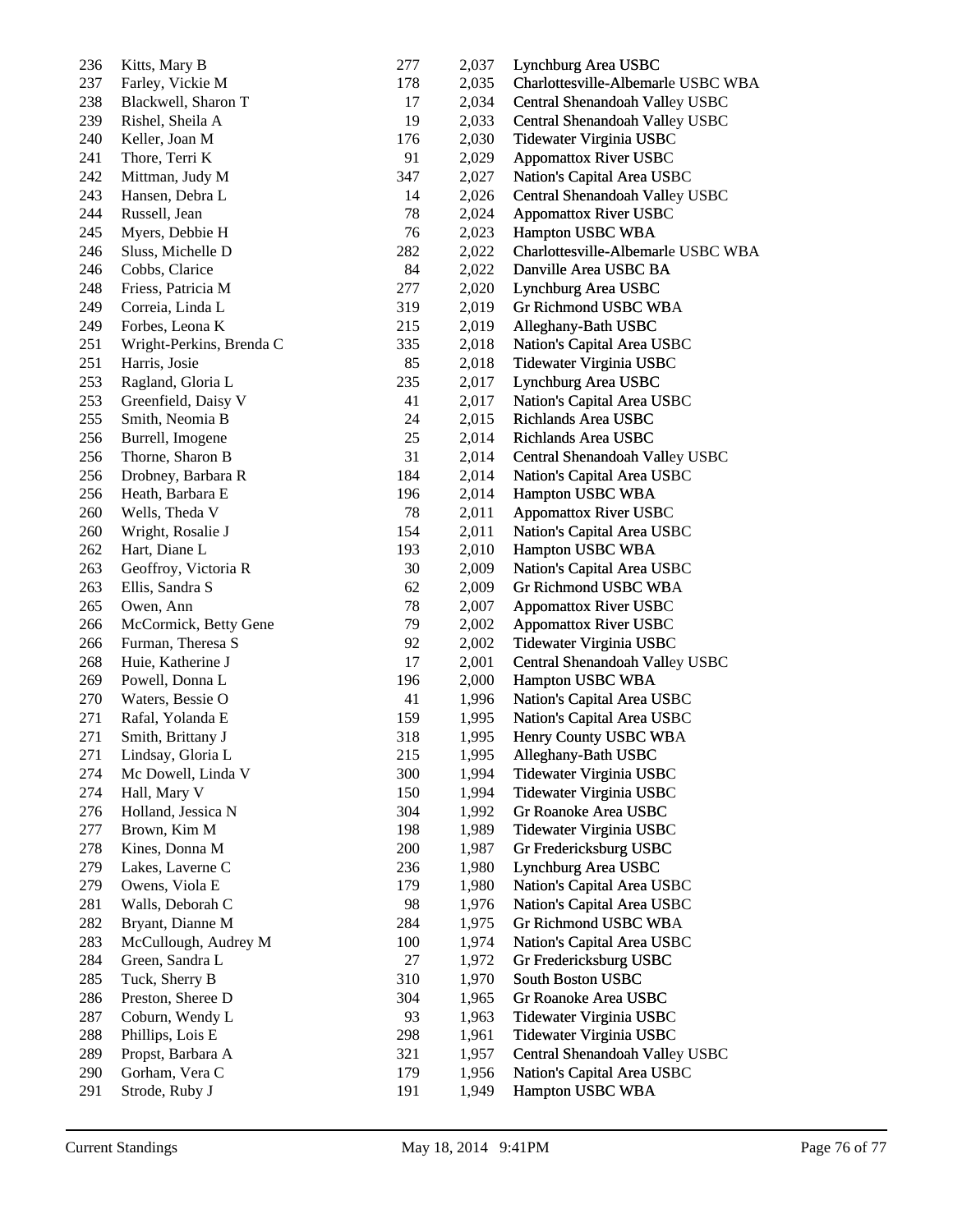| | | | | |
|---|---|---|---|---|
| 236 | Kitts, Mary B | 277 | 2,037 | Lynchburg Area USBC |
| 237 | Farley, Vickie M | 178 | 2,035 | Charlottesville-Albemarle USBC WBA |
| 238 | Blackwell, Sharon T | 17 | 2,034 | Central Shenandoah Valley USBC |
| 239 | Rishel, Sheila A | 19 | 2,033 | Central Shenandoah Valley USBC |
| 240 | Keller, Joan M | 176 | 2,030 | Tidewater Virginia USBC |
| 241 | Thore, Terri K | 91 | 2,029 | Appomattox River USBC |
| 242 | Mittman, Judy M | 347 | 2,027 | Nation's Capital Area USBC |
| 243 | Hansen, Debra L | 14 | 2,026 | Central Shenandoah Valley USBC |
| 244 | Russell, Jean | 78 | 2,024 | Appomattox River USBC |
| 245 | Myers, Debbie H | 76 | 2,023 | Hampton USBC WBA |
| 246 | Sluss, Michelle D | 282 | 2,022 | Charlottesville-Albemarle USBC WBA |
| 246 | Cobbs, Clarice | 84 | 2,022 | Danville Area USBC BA |
| 248 | Friess, Patricia M | 277 | 2,020 | Lynchburg Area USBC |
| 249 | Correia, Linda L | 319 | 2,019 | Gr Richmond USBC WBA |
| 249 | Forbes, Leona K | 215 | 2,019 | Alleghany-Bath USBC |
| 251 | Wright-Perkins, Brenda C | 335 | 2,018 | Nation's Capital Area USBC |
| 251 | Harris, Josie | 85 | 2,018 | Tidewater Virginia USBC |
| 253 | Ragland, Gloria L | 235 | 2,017 | Lynchburg Area USBC |
| 253 | Greenfield, Daisy V | 41 | 2,017 | Nation's Capital Area USBC |
| 255 | Smith, Neomia B | 24 | 2,015 | Richlands Area USBC |
| 256 | Burrell, Imogene | 25 | 2,014 | Richlands Area USBC |
| 256 | Thorne, Sharon B | 31 | 2,014 | Central Shenandoah Valley USBC |
| 256 | Drobney, Barbara R | 184 | 2,014 | Nation's Capital Area USBC |
| 256 | Heath, Barbara E | 196 | 2,014 | Hampton USBC WBA |
| 260 | Wells, Theda V | 78 | 2,011 | Appomattox River USBC |
| 260 | Wright, Rosalie J | 154 | 2,011 | Nation's Capital Area USBC |
| 262 | Hart, Diane L | 193 | 2,010 | Hampton USBC WBA |
| 263 | Geoffroy, Victoria R | 30 | 2,009 | Nation's Capital Area USBC |
| 263 | Ellis, Sandra S | 62 | 2,009 | Gr Richmond USBC WBA |
| 265 | Owen, Ann | 78 | 2,007 | Appomattox River USBC |
| 266 | McCormick, Betty Gene | 79 | 2,002 | Appomattox River USBC |
| 266 | Furman, Theresa S | 92 | 2,002 | Tidewater Virginia USBC |
| 268 | Huie, Katherine J | 17 | 2,001 | Central Shenandoah Valley USBC |
| 269 | Powell, Donna L | 196 | 2,000 | Hampton USBC WBA |
| 270 | Waters, Bessie O | 41 | 1,996 | Nation's Capital Area USBC |
| 271 | Rafal, Yolanda E | 159 | 1,995 | Nation's Capital Area USBC |
| 271 | Smith, Brittany J | 318 | 1,995 | Henry County USBC WBA |
| 271 | Lindsay, Gloria L | 215 | 1,995 | Alleghany-Bath USBC |
| 274 | Mc Dowell, Linda V | 300 | 1,994 | Tidewater Virginia USBC |
| 274 | Hall, Mary V | 150 | 1,994 | Tidewater Virginia USBC |
| 276 | Holland, Jessica N | 304 | 1,992 | Gr Roanoke Area USBC |
| 277 | Brown, Kim M | 198 | 1,989 | Tidewater Virginia USBC |
| 278 | Kines, Donna M | 200 | 1,987 | Gr Fredericksburg USBC |
| 279 | Lakes, Laverne C | 236 | 1,980 | Lynchburg Area USBC |
| 279 | Owens, Viola E | 179 | 1,980 | Nation's Capital Area USBC |
| 281 | Walls, Deborah C | 98 | 1,976 | Nation's Capital Area USBC |
| 282 | Bryant, Dianne M | 284 | 1,975 | Gr Richmond USBC WBA |
| 283 | McCullough, Audrey M | 100 | 1,974 | Nation's Capital Area USBC |
| 284 | Green, Sandra L | 27 | 1,972 | Gr Fredericksburg USBC |
| 285 | Tuck, Sherry B | 310 | 1,970 | South Boston USBC |
| 286 | Preston, Sheree D | 304 | 1,965 | Gr Roanoke Area USBC |
| 287 | Coburn, Wendy L | 93 | 1,963 | Tidewater Virginia USBC |
| 288 | Phillips, Lois E | 298 | 1,961 | Tidewater Virginia USBC |
| 289 | Propst, Barbara A | 321 | 1,957 | Central Shenandoah Valley USBC |
| 290 | Gorham, Vera C | 179 | 1,956 | Nation's Capital Area USBC |
| 291 | Strode, Ruby J | 191 | 1,949 | Hampton USBC WBA |

Current Standings May 18, 2014 9:41PM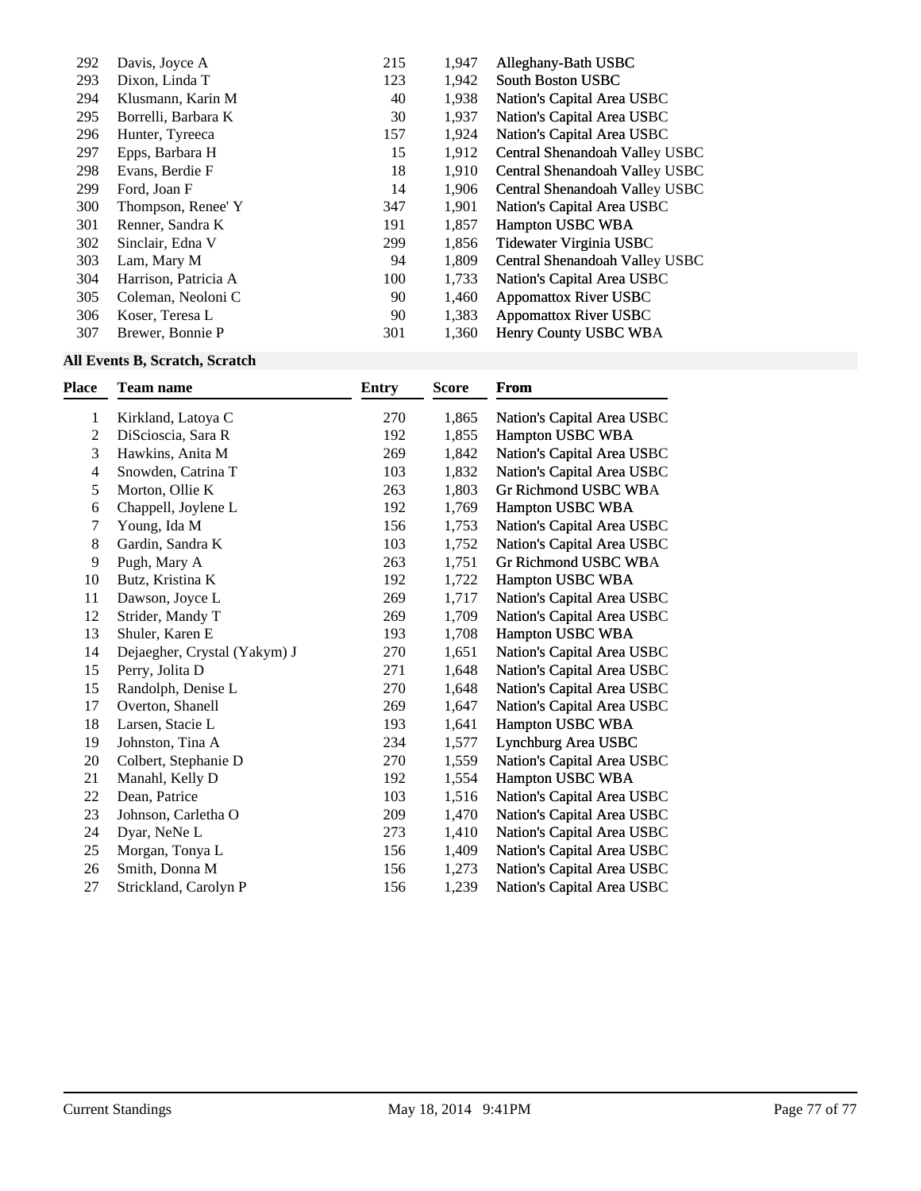| | | | | |
|---|---|---|---|---|
| 292 | Davis, Joyce A | 215 | 1,947 | Alleghany-Bath USBC |
| 293 | Dixon, Linda T | 123 | 1,942 | South Boston USBC |
| 294 | Klusmann, Karin M | 40 | 1,938 | Nation's Capital Area USBC |
| 295 | Borrelli, Barbara K | 30 | 1,937 | Nation's Capital Area USBC |
| 296 | Hunter, Tyreeca | 157 | 1,924 | Nation's Capital Area USBC |
| 297 | Epps, Barbara H | 15 | 1,912 | Central Shenandoah Valley USBC |
| 298 | Evans, Berdie F | 18 | 1,910 | Central Shenandoah Valley USBC |
| 299 | Ford, Joan F | 14 | 1,906 | Central Shenandoah Valley USBC |
| 300 | Thompson, Renee' Y | 347 | 1,901 | Nation's Capital Area USBC |
| 301 | Renner, Sandra K | 191 | 1,857 | Hampton USBC WBA |
| 302 | Sinclair, Edna V | 299 | 1,856 | Tidewater Virginia USBC |
| 303 | Lam, Mary M | 94 | 1,809 | Central Shenandoah Valley USBC |
| 304 | Harrison, Patricia A | 100 | 1,733 | Nation's Capital Area USBC |
| 305 | Coleman, Neoloni C | 90 | 1,460 | Appomattox River USBC |
| 306 | Koser, Teresa L | 90 | 1,383 | Appomattox River USBC |
| 307 | Brewer, Bonnie P | 301 | 1,360 | Henry County USBC WBA |

**All Events B, Scratch, Scratch**

| Place | Team name | Entry | Score | From |
|---|---|---|---|---|
| 1 | Kirkland, Latoya C | 270 | 1,865 | Nation's Capital Area USBC |
| 2 | DiScioscia, Sara R | 192 | 1,855 | Hampton USBC WBA |
| 3 | Hawkins, Anita M | 269 | 1,842 | Nation's Capital Area USBC |
| 4 | Snowden, Catrina T | 103 | 1,832 | Nation's Capital Area USBC |
| 5 | Morton, Ollie K | 263 | 1,803 | Gr Richmond USBC WBA |
| 6 | Chappell, Joylene L | 192 | 1,769 | Hampton USBC WBA |
| 7 | Young, Ida M | 156 | 1,753 | Nation's Capital Area USBC |
| 8 | Gardin, Sandra K | 103 | 1,752 | Nation's Capital Area USBC |
| 9 | Pugh, Mary A | 263 | 1,751 | Gr Richmond USBC WBA |
| 10 | Butz, Kristina K | 192 | 1,722 | Hampton USBC WBA |
| 11 | Dawson, Joyce L | 269 | 1,717 | Nation's Capital Area USBC |
| 12 | Strider, Mandy T | 269 | 1,709 | Nation's Capital Area USBC |
| 13 | Shuler, Karen E | 193 | 1,708 | Hampton USBC WBA |
| 14 | Dejaegher, Crystal (Yakym) J | 270 | 1,651 | Nation's Capital Area USBC |
| 15 | Perry, Jolita D | 271 | 1,648 | Nation's Capital Area USBC |
| 15 | Randolph, Denise L | 270 | 1,648 | Nation's Capital Area USBC |
| 17 | Overton, Shanell | 269 | 1,647 | Nation's Capital Area USBC |
| 18 | Larsen, Stacie L | 193 | 1,641 | Hampton USBC WBA |
| 19 | Johnston, Tina A | 234 | 1,577 | Lynchburg Area USBC |
| 20 | Colbert, Stephanie D | 270 | 1,559 | Nation's Capital Area USBC |
| 21 | Manahl, Kelly D | 192 | 1,554 | Hampton USBC WBA |
| 22 | Dean, Patrice | 103 | 1,516 | Nation's Capital Area USBC |
| 23 | Johnson, Carletha O | 209 | 1,470 | Nation's Capital Area USBC |
| 24 | Dyar, NeNe L | 273 | 1,410 | Nation's Capital Area USBC |
| 25 | Morgan, Tonya L | 156 | 1,409 | Nation's Capital Area USBC |
| 26 | Smith, Donna M | 156 | 1,273 | Nation's Capital Area USBC |
| 27 | Strickland, Carolyn P | 156 | 1,239 | Nation's Capital Area USBC |